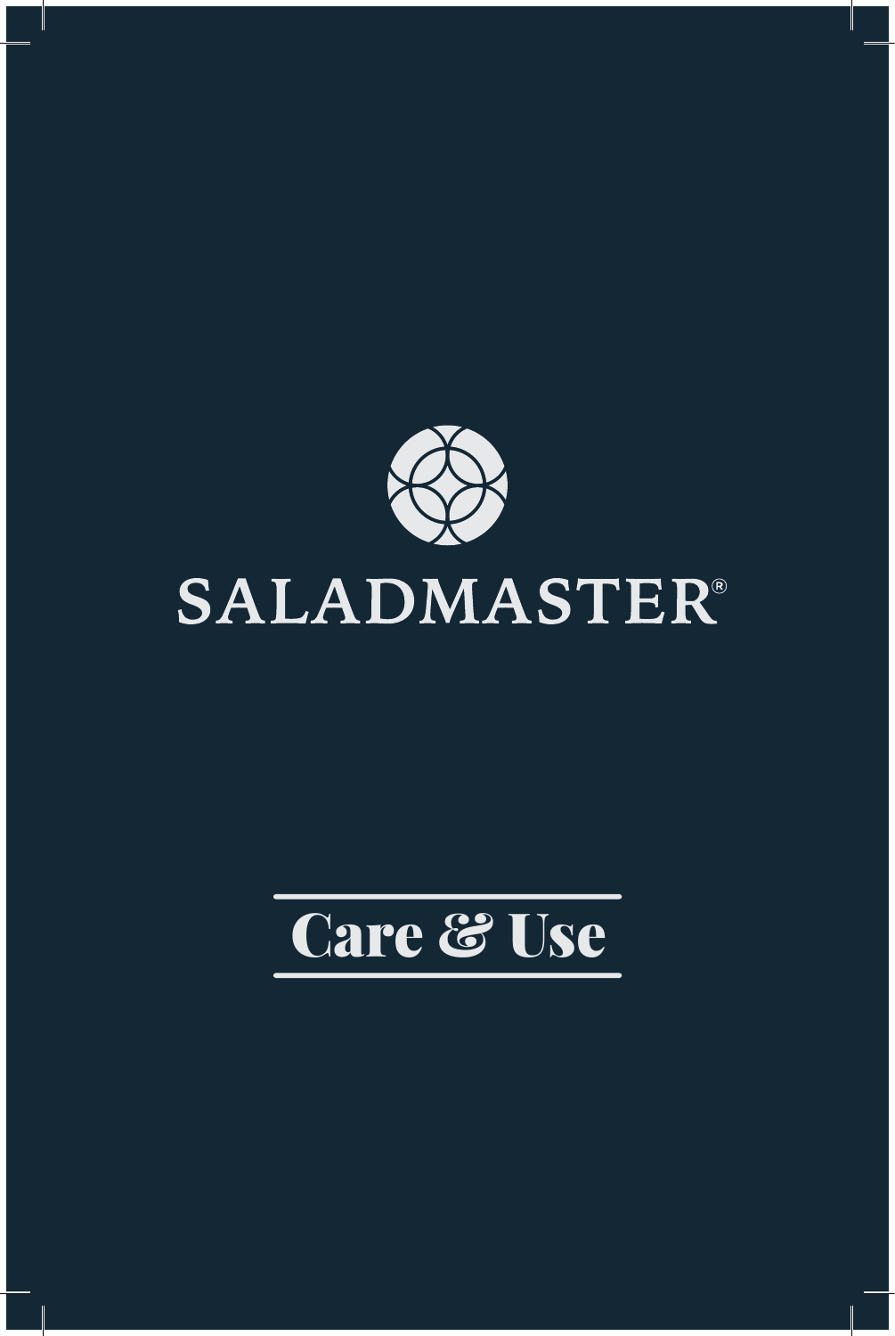# SALADMASTER®

## Care & Use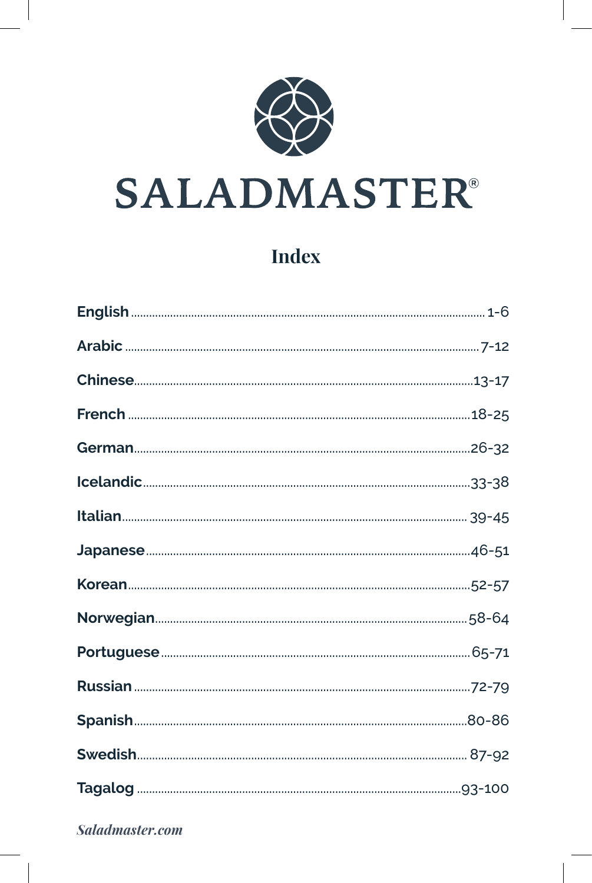# SALADMASTER®

## Index

| | |
|---|---|
| **English** | 1-6 |
| **Arabic** | 7-12 |
| **Chinese** | 13-17 |
| **French** | 18-25 |
| **German** | 26-32 |
| **Icelandic** | 33-38 |
| **Italian** | 39-45 |
| **Japanese** | 46-51 |
| **Korean** | 52-57 |
| **Norwegian** | 58-64 |
| **Portuguese** | 65-71 |
| **Russian** | 72-79 |
| **Spanish** | 80-86 |
| **Swedish** | 87-92 |
| **Tagalog** | 93-100 |

*Saladmaster.com*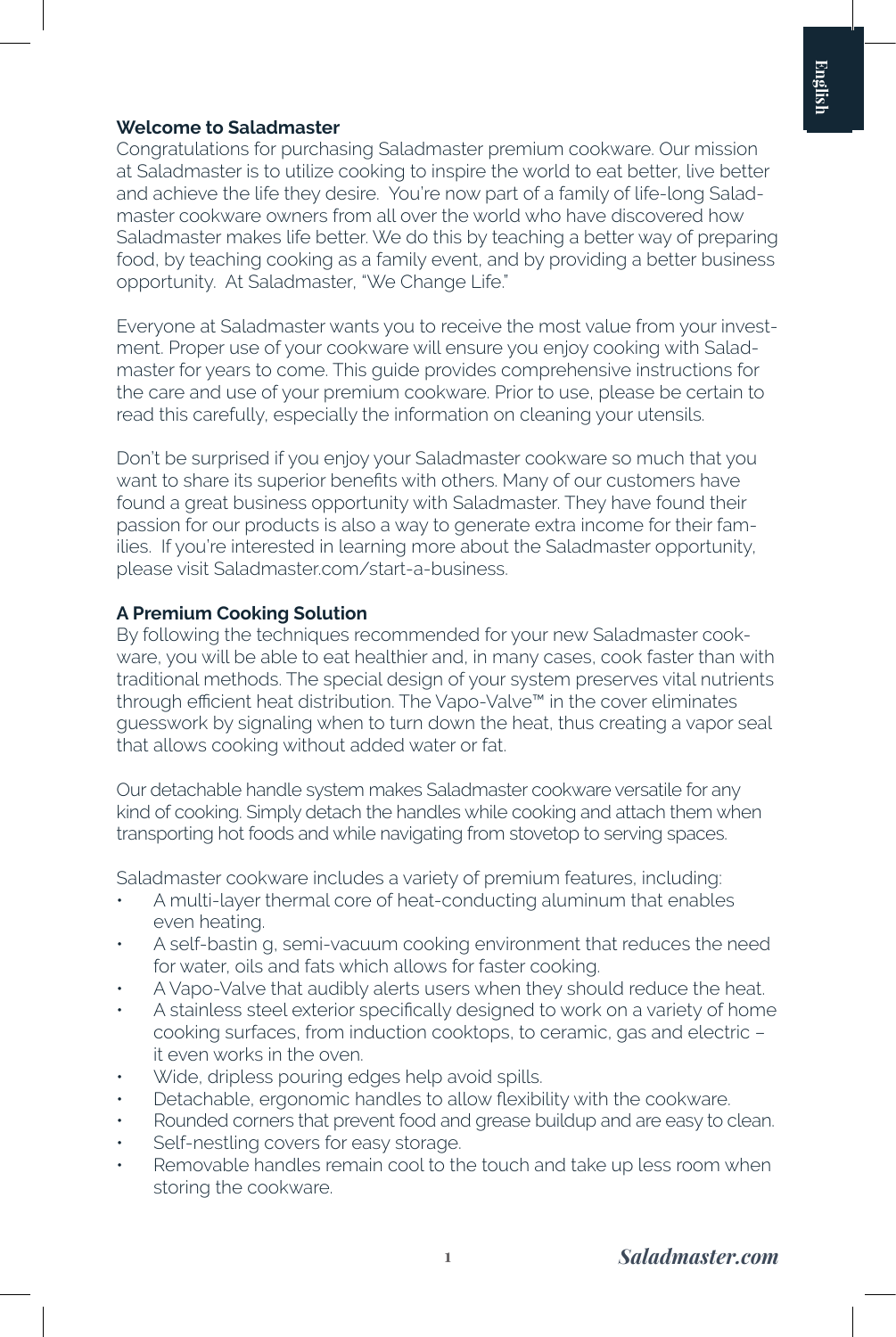## Welcome to Saladmaster

Congratulations for purchasing Saladmaster premium cookware. Our mission at Saladmaster is to utilize cooking to inspire the world to eat better, live better and achieve the life they desire. You're now part of a family of life-long Saladmaster cookware owners from all over the world who have discovered how Saladmaster makes life better. We do this by teaching a better way of preparing food, by teaching cooking as a family event, and by providing a better business opportunity. At Saladmaster, "We Change Life."

Everyone at Saladmaster wants you to receive the most value from your investment. Proper use of your cookware will ensure you enjoy cooking with Saladmaster for years to come. This guide provides comprehensive instructions for the care and use of your premium cookware. Prior to use, please be certain to read this carefully, especially the information on cleaning your utensils.

Don't be surprised if you enjoy your Saladmaster cookware so much that you want to share its superior benefits with others. Many of our customers have found a great business opportunity with Saladmaster. They have found their passion for our products is also a way to generate extra income for their families. If you're interested in learning more about the Saladmaster opportunity, please visit Saladmaster.com/start-a-business.

## A Premium Cooking Solution

By following the techniques recommended for your new Saladmaster cookware, you will be able to eat healthier and, in many cases, cook faster than with traditional methods. The special design of your system preserves vital nutrients through efficient heat distribution. The Vapo-Valve™ in the cover eliminates guesswork by signaling when to turn down the heat, thus creating a vapor seal that allows cooking without added water or fat.

Our detachable handle system makes Saladmaster cookware versatile for any kind of cooking. Simply detach the handles while cooking and attach them when transporting hot foods and while navigating from stovetop to serving spaces.

Saladmaster cookware includes a variety of premium features, including:

- A multi-layer thermal core of heat-conducting aluminum that enables even heating.
- A self-bastin g, semi-vacuum cooking environment that reduces the need for water, oils and fats which allows for faster cooking.
- A Vapo-Valve that audibly alerts users when they should reduce the heat.
- A stainless steel exterior specifically designed to work on a variety of home cooking surfaces, from induction cooktops, to ceramic, gas and electric – it even works in the oven.
- Wide, dripless pouring edges help avoid spills.
- Detachable, ergonomic handles to allow flexibility with the cookware.
- Rounded corners that prevent food and grease buildup and are easy to clean.
- Self-nestling covers for easy storage.
- Removable handles remain cool to the touch and take up less room when storing the cookware.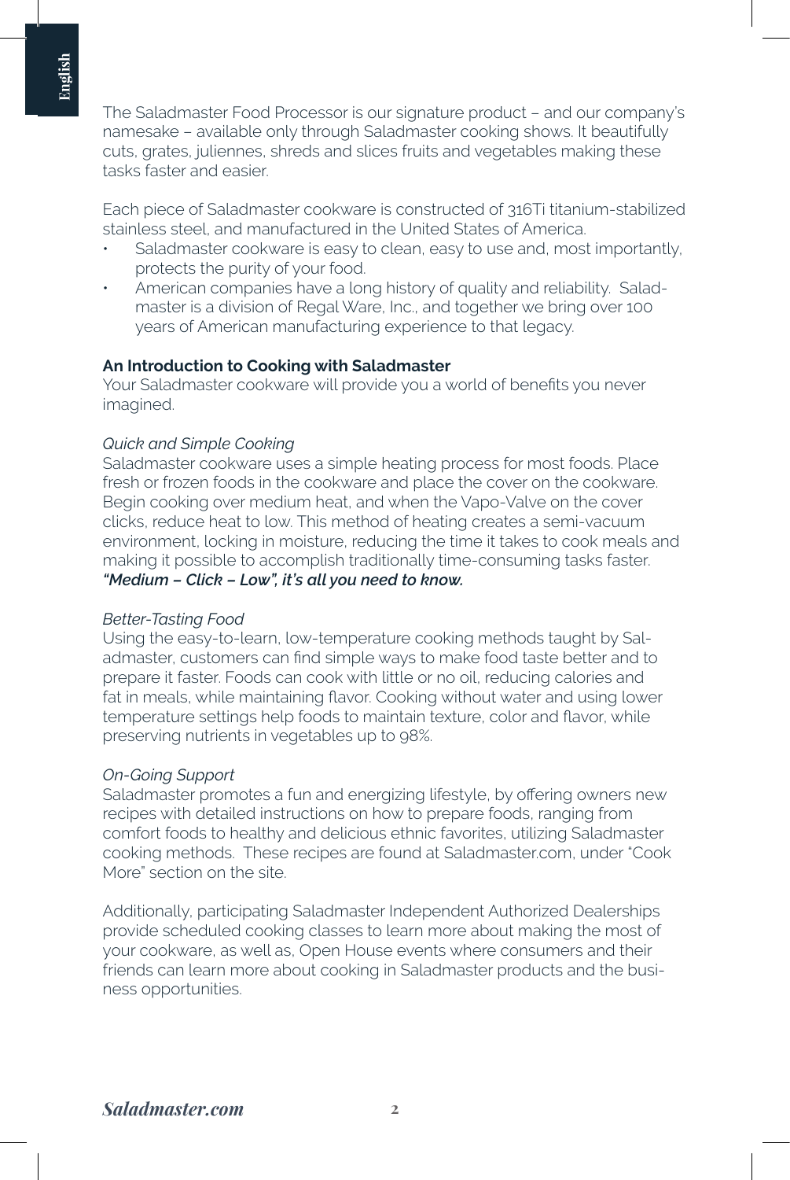The Saladmaster Food Processor is our signature product – and our company's namesake – available only through Saladmaster cooking shows. It beautifully cuts, grates, juliennes, shreds and slices fruits and vegetables making these tasks faster and easier.

Each piece of Saladmaster cookware is constructed of 316Ti titanium-stabilized stainless steel, and manufactured in the United States of America.

- Saladmaster cookware is easy to clean, easy to use and, most importantly, protects the purity of your food.
- American companies have a long history of quality and reliability. Saladmaster is a division of Regal Ware, Inc., and together we bring over 100 years of American manufacturing experience to that legacy.

**An Introduction to Cooking with Saladmaster**

Your Saladmaster cookware will provide you a world of benefits you never imagined.

*Quick and Simple Cooking*

Saladmaster cookware uses a simple heating process for most foods. Place fresh or frozen foods in the cookware and place the cover on the cookware. Begin cooking over medium heat, and when the Vapo-Valve on the cover clicks, reduce heat to low. This method of heating creates a semi-vacuum environment, locking in moisture, reducing the time it takes to cook meals and making it possible to accomplish traditionally time-consuming tasks faster.
***"Medium – Click – Low", it's all you need to know.***

*Better-Tasting Food*

Using the easy-to-learn, low-temperature cooking methods taught by Saladmaster, customers can find simple ways to make food taste better and to prepare it faster. Foods can cook with little or no oil, reducing calories and fat in meals, while maintaining flavor. Cooking without water and using lower temperature settings help foods to maintain texture, color and flavor, while preserving nutrients in vegetables up to 98%.

*On-Going Support*

Saladmaster promotes a fun and energizing lifestyle, by offering owners new recipes with detailed instructions on how to prepare foods, ranging from comfort foods to healthy and delicious ethnic favorites, utilizing Saladmaster cooking methods. These recipes are found at Saladmaster.com, under "Cook More" section on the site.

Additionally, participating Saladmaster Independent Authorized Dealerships provide scheduled cooking classes to learn more about making the most of your cookware, as well as, Open House events where consumers and their friends can learn more about cooking in Saladmaster products and the business opportunities.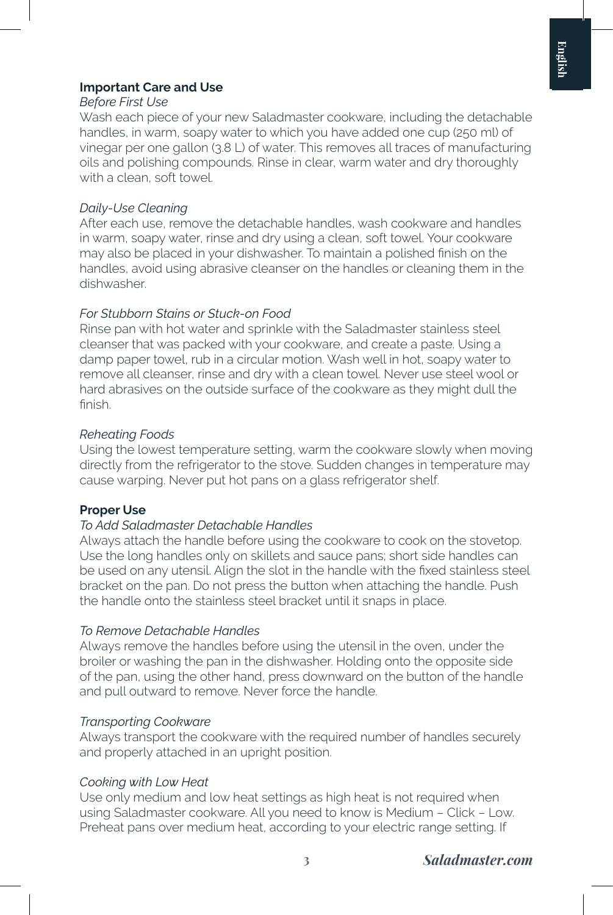## Important Care and Use

*Before First Use*

Wash each piece of your new Saladmaster cookware, including the detachable handles, in warm, soapy water to which you have added one cup (250 ml) of vinegar per one gallon (3.8 L) of water. This removes all traces of manufacturing oils and polishing compounds. Rinse in clear, warm water and dry thoroughly with a clean, soft towel.

*Daily-Use Cleaning*

After each use, remove the detachable handles, wash cookware and handles in warm, soapy water, rinse and dry using a clean, soft towel. Your cookware may also be placed in your dishwasher. To maintain a polished finish on the handles, avoid using abrasive cleanser on the handles or cleaning them in the dishwasher.

*For Stubborn Stains or Stuck-on Food*

Rinse pan with hot water and sprinkle with the Saladmaster stainless steel cleanser that was packed with your cookware, and create a paste. Using a damp paper towel, rub in a circular motion. Wash well in hot, soapy water to remove all cleanser, rinse and dry with a clean towel. Never use steel wool or hard abrasives on the outside surface of the cookware as they might dull the finish.

*Reheating Foods*

Using the lowest temperature setting, warm the cookware slowly when moving directly from the refrigerator to the stove. Sudden changes in temperature may cause warping. Never put hot pans on a glass refrigerator shelf.

## Proper Use

*To Add Saladmaster Detachable Handles*

Always attach the handle before using the cookware to cook on the stovetop. Use the long handles only on skillets and sauce pans; short side handles can be used on any utensil. Align the slot in the handle with the fixed stainless steel bracket on the pan. Do not press the button when attaching the handle. Push the handle onto the stainless steel bracket until it snaps in place.

*To Remove Detachable Handles*

Always remove the handles before using the utensil in the oven, under the broiler or washing the pan in the dishwasher. Holding onto the opposite side of the pan, using the other hand, press downward on the button of the handle and pull outward to remove. Never force the handle.

*Transporting Cookware*

Always transport the cookware with the required number of handles securely and properly attached in an upright position.

*Cooking with Low Heat*

Use only medium and low heat settings as high heat is not required when using Saladmaster cookware. All you need to know is Medium – Click – Low. Preheat pans over medium heat, according to your electric range setting. If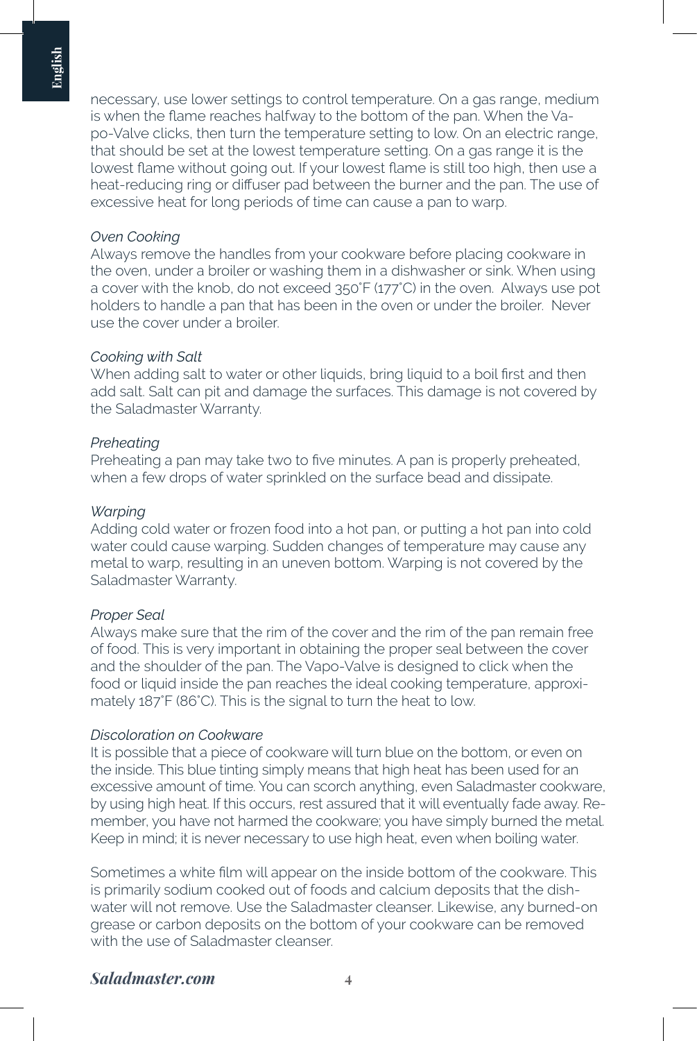necessary, use lower settings to control temperature. On a gas range, medium is when the flame reaches halfway to the bottom of the pan. When the Vapo-Valve clicks, then turn the temperature setting to low. On an electric range, that should be set at the lowest temperature setting. On a gas range it is the lowest flame without going out. If your lowest flame is still too high, then use a heat-reducing ring or diffuser pad between the burner and the pan. The use of excessive heat for long periods of time can cause a pan to warp.

*Oven Cooking*

Always remove the handles from your cookware before placing cookware in the oven, under a broiler or washing them in a dishwasher or sink. When using a cover with the knob, do not exceed 350˚F (177˚C) in the oven. Always use pot holders to handle a pan that has been in the oven or under the broiler. Never use the cover under a broiler.

*Cooking with Salt*

When adding salt to water or other liquids, bring liquid to a boil first and then add salt. Salt can pit and damage the surfaces. This damage is not covered by the Saladmaster Warranty.

*Preheating*

Preheating a pan may take two to five minutes. A pan is properly preheated, when a few drops of water sprinkled on the surface bead and dissipate.

*Warping*

Adding cold water or frozen food into a hot pan, or putting a hot pan into cold water could cause warping. Sudden changes of temperature may cause any metal to warp, resulting in an uneven bottom. Warping is not covered by the Saladmaster Warranty.

*Proper Seal*

Always make sure that the rim of the cover and the rim of the pan remain free of food. This is very important in obtaining the proper seal between the cover and the shoulder of the pan. The Vapo-Valve is designed to click when the food or liquid inside the pan reaches the ideal cooking temperature, approximately 187˚F (86˚C). This is the signal to turn the heat to low.

*Discoloration on Cookware*

It is possible that a piece of cookware will turn blue on the bottom, or even on the inside. This blue tinting simply means that high heat has been used for an excessive amount of time. You can scorch anything, even Saladmaster cookware, by using high heat. If this occurs, rest assured that it will eventually fade away. Remember, you have not harmed the cookware; you have simply burned the metal. Keep in mind; it is never necessary to use high heat, even when boiling water.

Sometimes a white film will appear on the inside bottom of the cookware. This is primarily sodium cooked out of foods and calcium deposits that the dishwater will not remove. Use the Saladmaster cleanser. Likewise, any burned-on grease or carbon deposits on the bottom of your cookware can be removed with the use of Saladmaster cleanser.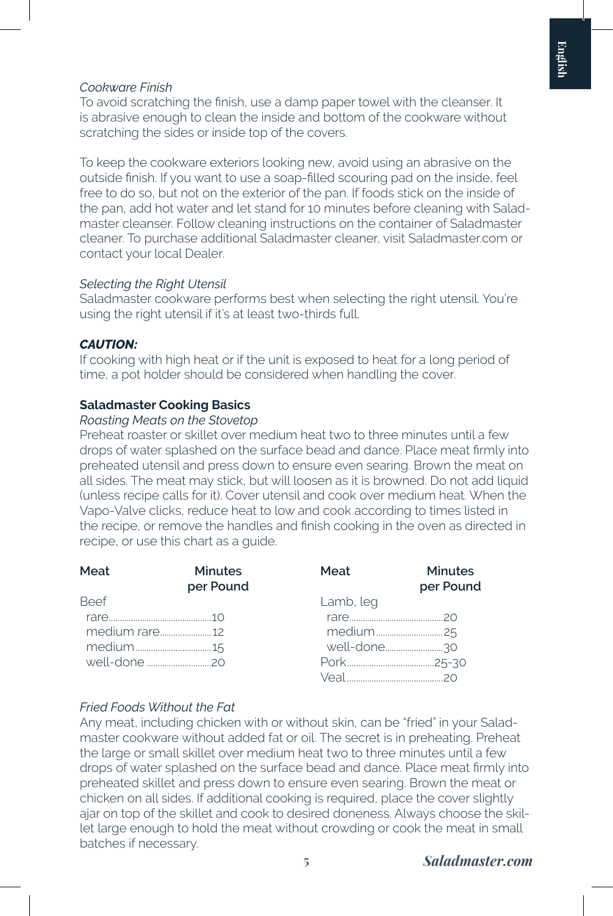*Cookware Finish*

To avoid scratching the finish, use a damp paper towel with the cleanser. It is abrasive enough to clean the inside and bottom of the cookware without scratching the sides or inside top of the covers.

To keep the cookware exteriors looking new, avoid using an abrasive on the outside finish. If you want to use a soap-filled scouring pad on the inside, feel free to do so, but not on the exterior of the pan. If foods stick on the inside of the pan, add hot water and let stand for 10 minutes before cleaning with Saladmaster cleanser. Follow cleaning instructions on the container of Saladmaster cleaner. To purchase additional Saladmaster cleaner, visit Saladmaster.com or contact your local Dealer.

*Selecting the Right Utensil*

Saladmaster cookware performs best when selecting the right utensil. You're using the right utensil if it's at least two-thirds full.

***CAUTION:***

If cooking with high heat or if the unit is exposed to heat for a long period of time, a pot holder should be considered when handling the cover.

**Saladmaster Cooking Basics**

*Roasting Meats on the Stovetop*

Preheat roaster or skillet over medium heat two to three minutes until a few drops of water splashed on the surface bead and dance. Place meat firmly into preheated utensil and press down to ensure even searing. Brown the meat on all sides. The meat may stick, but will loosen as it is browned. Do not add liquid (unless recipe calls for it). Cover utensil and cook over medium heat. When the Vapo-Valve clicks, reduce heat to low and cook according to times listed in the recipe, or remove the handles and finish cooking in the oven as directed in recipe, or use this chart as a guide.

| Meat | Minutes per Pound |
|---|---|
| Beef | |
| rare | 10 |
| medium rare | 12 |
| medium | 15 |
| well-done | 20 |
| Lamb, leg | |
| rare | 20 |
| medium | 25 |
| well-done | 30 |
| Pork | 25-30 |
| Veal | 20 |

*Fried Foods Without the Fat*

Any meat, including chicken with or without skin, can be "fried" in your Saladmaster cookware without added fat or oil. The secret is in preheating. Preheat the large or small skillet over medium heat two to three minutes until a few drops of water splashed on the surface bead and dance. Place meat firmly into preheated skillet and press down to ensure even searing. Brown the meat or chicken on all sides. If additional cooking is required, place the cover slightly ajar on top of the skillet and cook to desired doneness. Always choose the skillet large enough to hold the meat without crowding or cook the meat in small batches if necessary.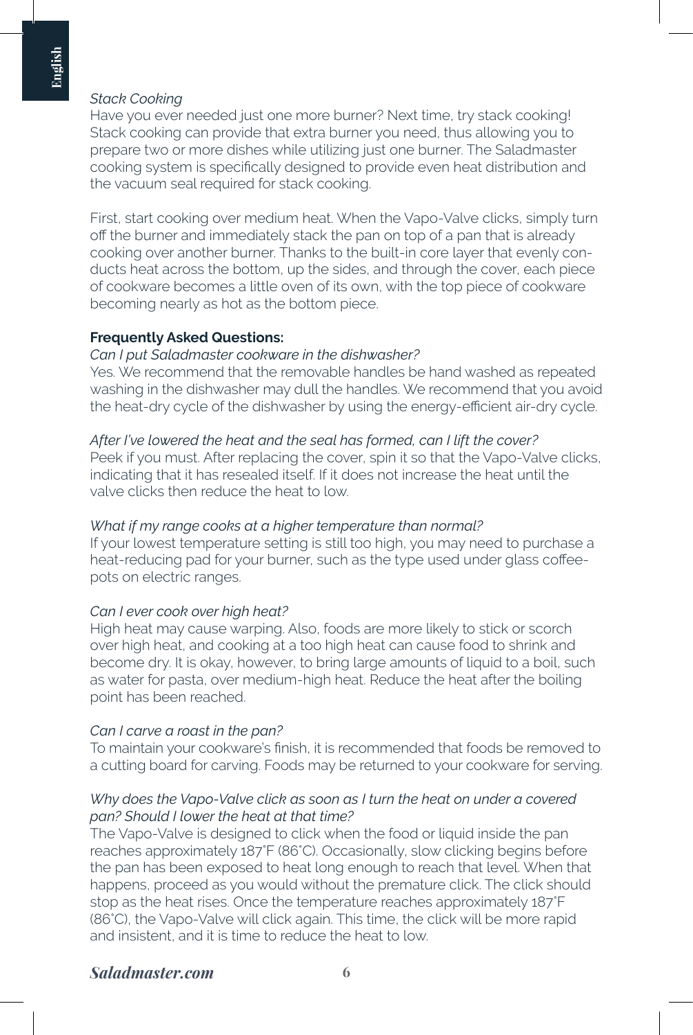*Stack Cooking*

Have you ever needed just one more burner? Next time, try stack cooking! Stack cooking can provide that extra burner you need, thus allowing you to prepare two or more dishes while utilizing just one burner. The Saladmaster cooking system is specifically designed to provide even heat distribution and the vacuum seal required for stack cooking.

First, start cooking over medium heat. When the Vapo-Valve clicks, simply turn off the burner and immediately stack the pan on top of a pan that is already cooking over another burner. Thanks to the built-in core layer that evenly conducts heat across the bottom, up the sides, and through the cover, each piece of cookware becomes a little oven of its own, with the top piece of cookware becoming nearly as hot as the bottom piece.

**Frequently Asked Questions:**

*Can I put Saladmaster cookware in the dishwasher?*

Yes. We recommend that the removable handles be hand washed as repeated washing in the dishwasher may dull the handles. We recommend that you avoid the heat-dry cycle of the dishwasher by using the energy-efficient air-dry cycle.

*After I've lowered the heat and the seal has formed, can I lift the cover?*

Peek if you must. After replacing the cover, spin it so that the Vapo-Valve clicks, indicating that it has resealed itself. If it does not increase the heat until the valve clicks then reduce the heat to low.

*What if my range cooks at a higher temperature than normal?*

If your lowest temperature setting is still too high, you may need to purchase a heat-reducing pad for your burner, such as the type used under glass coffeepots on electric ranges.

*Can I ever cook over high heat?*

High heat may cause warping. Also, foods are more likely to stick or scorch over high heat, and cooking at a too high heat can cause food to shrink and become dry. It is okay, however, to bring large amounts of liquid to a boil, such as water for pasta, over medium-high heat. Reduce the heat after the boiling point has been reached.

*Can I carve a roast in the pan?*

To maintain your cookware's finish, it is recommended that foods be removed to a cutting board for carving. Foods may be returned to your cookware for serving.

*Why does the Vapo-Valve click as soon as I turn the heat on under a covered pan? Should I lower the heat at that time?*

The Vapo-Valve is designed to click when the food or liquid inside the pan reaches approximately 187˚F (86˚C). Occasionally, slow clicking begins before the pan has been exposed to heat long enough to reach that level. When that happens, proceed as you would without the premature click. The click should stop as the heat rises. Once the temperature reaches approximately 187˚F (86˚C), the Vapo-Valve will click again. This time, the click will be more rapid and insistent, and it is time to reduce the heat to low.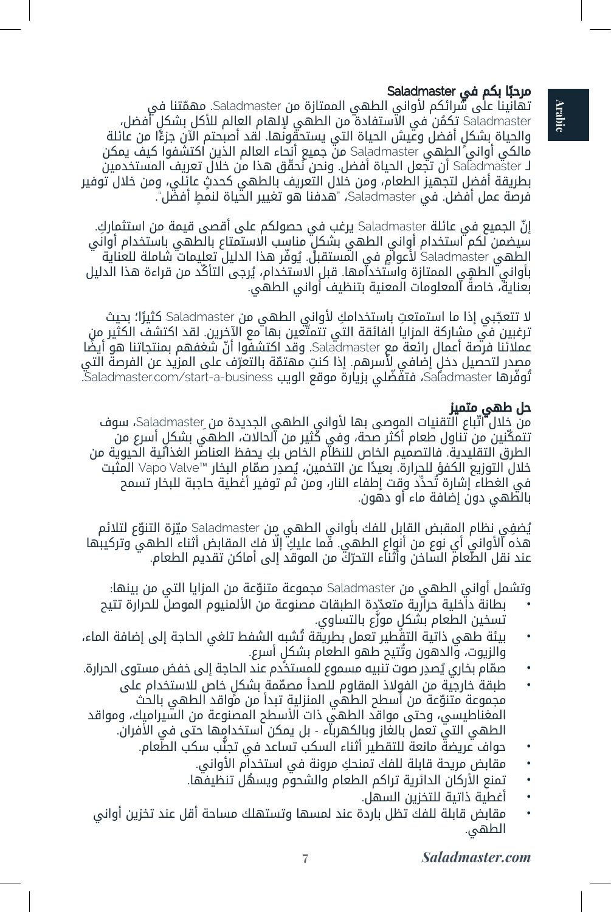## مرحبًا بكم في Saladmaster

تهانينا على شرائكم لأواني الطهي الممتازة من Saladmaster. مهمّتنا في Saladmaster تكمُن في الاستفادة من الطهي لإلهام العالم للأكل بشكل أفضل، والحياة بشكلٍ أفضل وعيش الحياة التي يستحقّونها. لقد أصبحتم الآن جزءًا من عائلة مالكي أواني الطهي Saladmaster من جميع أنحاء العالم الذين اكتشفوا كيف يمكن لـ Saladmaster أن تجعل الحياة أفضل. ونحن نُحقّق هذا من خلال تعريف المستخدمين بطريقة أفضل لتجهيز الطعام، ومن خلال التعريف بالطهي كحدثٍ عائلي، ومن خلال توفير فرصة عمل أفضل. في Saladmaster، "هدفنا هو تغيير الحياة لنمطٍ أفضل".

إنّ الجميع في عائلة Saladmaster يرغب في حصولكم على أقصى قيمة من استثماركِ. سيضمن لكم استخدام أواني الطهي بشكل مناسب الاستمتاع بالطهي باستخدام أواني الطهي Saladmaster لأعوامٍ في المستقبل. يُوفّر هذا الدليل تعليمات شاملة للعناية بأواني الطهي الممتازة واستخدامها. قبل الاستخدام، يُرجى التأكّد من قراءة هذا الدليل بعناية، خاصةً المعلومات المعنية بتنظيف أواني الطهي.

لا تتعجّبي إذا ما استمتعتِ باستخداملِ لأواني الطهي من Saladmaster كثيرًا؛ بحيث ترغبين في مشاركة المزايا الفائقة التي تتمتّعين بها مع الآخرين. لقد اكتشف الكثير من عملائنا فرصة أعمال رائعة مع Saladmaster. وقد اكتشفوا أنّ شغفهم بمنتجاتنا هو أيضًا مصدر لتحصيل دخل إضافي لأسرهم. إذا كنتِ مهتمّة بالتعرّف على المزيد عن الفرصة التي تُوفّرها Saladmaster، فتفضّلي بزيارة موقع الويب Saladmaster.com/start-a-business.

## حل طهي متميز

من خلال اتّباع التقنيات الموصى بها لأواني الطهي الجديدة من Saladmaster، سوف تتمكّنين من تناول طعام أكثر صحة، وفي كثير من الحالات، الطهي بشكل أسرع من الطرق التقليدية. فالتصميم الخاص للنظام الخاص بكِ يحفظ العناصر الغذائية الحيوية من خلال التوزيع الكفؤ للحرارة. بعيدًا عن التخمين، يُصدِر صمّام البخار ™Vapo Valve المثبت في الغطاء إشارة تُحدِّد وقت إطفاء النار، ومن ثم توفير أغطية حاجبة للبخار تسمح بالطهي دون إضافة ماء أو دهون.

يُضفِي نظام المقبض القابل للفك بأواني الطهي من Saladmaster ميّزة التنوّع لتلائم هذه الأواني أي نوع من أنواع الطهي. فما عليكِ إلّا فك المقابض أثناء الطهي وتركيبها عند نقل الطعام الساخن وأثناء التحرّك من الموقد إلى أماكن تقديم الطعام.

وتشمل أواني الطهي من Saladmaster مجموعة متنوّعة من المزايا التي من بينها:

- بطانة داخلية حرارية متعدّدة الطبقات مصنوعة من الألمنيوم الموصل للحرارة تتيح تسخين الطعام بشكلٍ موزّع بالتساوي.
- بيئة طهي ذاتية التقطير تعمل بطريقة تُشبه الشفط تلغي الحاجة إلى إضافة الماء، والزيوت، والدهون وتُتيح طهو الطعام بشكلٍ أسرع.
- صمّام بخاري يُصدِر صوت تنبيه مسموع للمستخدِم عند الحاجة إلى خفض مستوى الحرارة.
- طبقة خارجية من الفولاذ المقاوم للصدأ مصمّمة بشكلٍ خاص للاستخدام على مجموعة متنوّعة من أسطح الطهي المنزلية تبدأ من مواقد الطهي بالحث المغناطيسي، وحتى مواقد الطهي ذات الأسطح المصنوعة من السيراميك، ومواقد الطهي التي تعمل بالغاز وبالكهرباء - بل يمكن استخدامها حتى في الأفران.
- حواف عريضة مانعة للتقطير أثناء السكب تساعد في تجنُّب سكب الطعام.
- مقابض مريحة قابلة للفك تمنحكِ مرونة في استخدام الأواني.
- تمنع الأركان الدائرية تراكم الطعام والشحوم ويسهُل تنظيفها.
- أغطية ذاتية للتخزين السهل.
- مقابض قابلة للفك تظل باردة عند لمسها وتستهلك مساحة أقل عند تخزين أواني الطهي.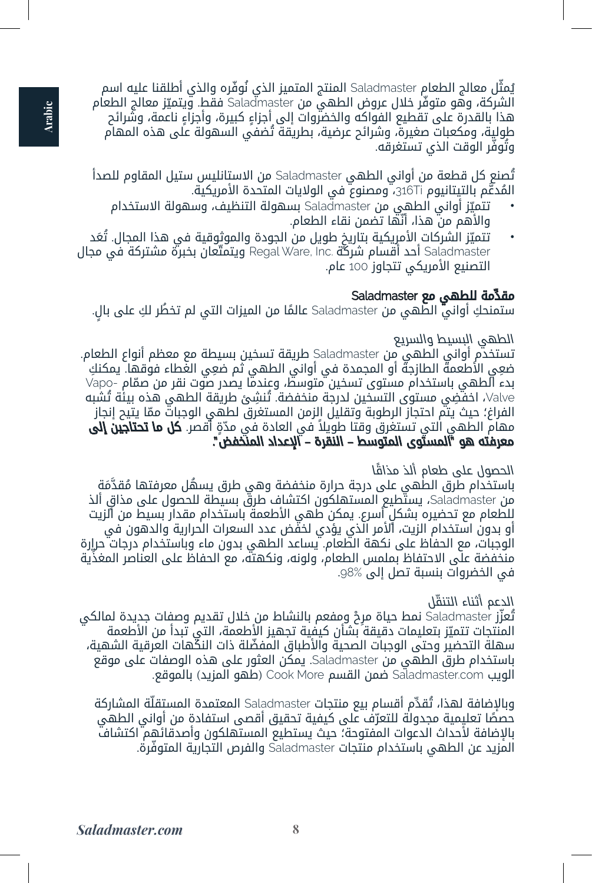يُمثّل معالج الطعام Saladmaster المنتج المتميز الذي نُوفّره والذي أطلقنا عليه اسم الشركة، وهو متوفّر خلال عروض الطهي من Saladmaster فقط. ويتميّز معالج الطعام هذا بالقدرة على تقطيع الفواكه والخضروات إلى أجزاءٍ كبيرة، وأجزاءٍ ناعمة، وشرائح طولية، ومكعبات صغيرة، وشرائح عرضية، بطريقة تُضفي السهولة على هذه المهام وتُوفّر الوقت الذي تستغرقه.

تُصنع كل قطعة من أواني الطهي Saladmaster من الاستانليس ستيل المقاوم للصدأ المُدعّم بالتيتانيوم 316Ti، ومصنوع في الولايات المتحدة الأمريكية.

- تتميّز أواني الطهي من Saladmaster بسهولة التنظيف، وسهولة الاستخدام والأهم من هذا، أنّها تضمن نقاء الطعام.
- تتميّز الشركات الأمريكية بتاريخ طويل من الجودة والموثوقية في هذا المجال. تُعَد Saladmaster أحد أقسام شركة .Regal Ware, Inc ويتمتّعان بخبرة مشتركة في مجال التصنيع الأمريكي تتجاوز 100 عام.

## مقدّمة للطهي مع Saladmaster

ستمنحكِ أواني الطهي من Saladmaster عالمًا من الميزات التي لم تخطُر لكِ على بالٍ.

الطهي البسيط والسريع

تستخدم أواني الطهي من Saladmaster طريقة تسخين بسيطة مع معظم أنواع الطعام. ضعِي الأطعمة الطازجة أو المجمدة في أواني الطهي ثم ضعِي الغطاء فوقها. يمكنكِ بدء الطهي باستخدام مستوى تسخين متوسط، وعندما يصدر صوت نقر من صمّام Vapo-Valve، اخفضِي مستوى التسخين لدرجة منخفضة. تُنشئ طريقة الطهي هذه بيئة تُشبه الفراغ؛ حيث يتم احتجاز الرطوبة وتقليل الزمن المستغرق لطهي الوجبات ممّا يتيح إنجاز مهام الطهي التي تستغرق وقتا طويلاً في العادة في مدّةٍ أقصر. **كل ما تحتاجين إلى معرفته هو "المستوى المتوسط – النقرة – الإعداد المنخفض".**

الحصول على طعام ألذ مذاقًا

باستخدام طرق الطهي على درجة حرارة منخفضة وهي طرق يسهُل معرفتها مُقدَّمة من Saladmaster، يستطيع المستهلكون اكتشاف طرق بسيطة للحصول على مذاق ألذ للطعام مع تحضيره بشكل أسرع. يمكن طهي الأطعمة باستخدام مقدار بسيط من الزيت أو بدون استخدام الزيت، الأمر الذي يؤدي لخفض عدد السعرات الحرارية والدهون في الوجبات، مع الحفاظ على نكهة الطعام. يساعد الطهي بدون ماء وباستخدام درجات حرارة منخفضة على الاحتفاظ بملمس الطعام، ولونه، ونكهته، مع الحفاظ على العناصر المغذّية في الخضروات بنسبة تصل إلى 98%.

الدعم أثناء التنقّل

تُعزّز Saladmaster نمط حياة مرحٍ ومفعم بالنشاط من خلال تقديم وصفات جديدة لمالكي المنتجات تتميّز بتعليمات دقيقة بشأن كيفية تجهيز الأطعمة، التي تبدأ من الأطعمة سهلة التحضير وحتى الوجبات الصحية والأطباق المفضّلة ذات النكهات العرقية الشهية، باستخدام طرق الطهي من Saladmaster. يمكن العثور على هذه الوصفات على موقع الويب Saladmaster.com ضمن القسم Cook More (طهو المزيد) بالموقع.

وبالإضافة لهذا، تُقدّم أقسام بيع منتجات Saladmaster المعتمدة المستقلّة المشاركة حصصًا تعليمية مجدولة للتعرّف على كيفية تحقيق أقصى استفادة من أواني الطهي بالإضافة لأحداث الدعوات المفتوحة؛ حيث يستطيع المستهلكون وأصدقائهم اكتشاف المزيد عن الطهي باستخدام منتجات Saladmaster والفرص التجارية المتوفّرة.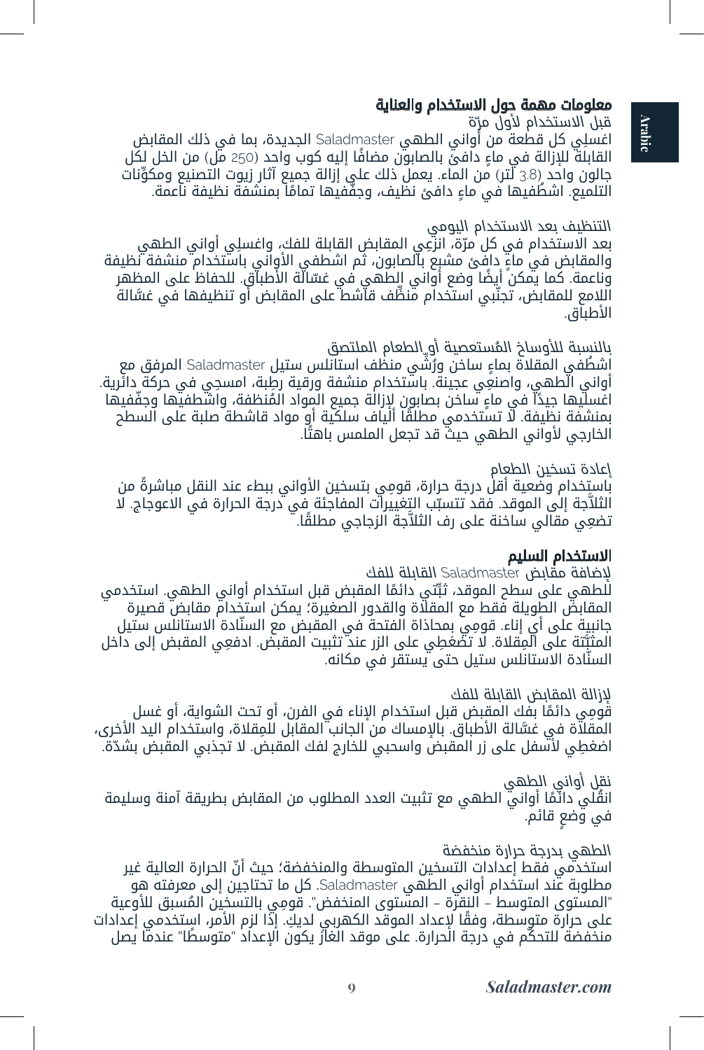## معلومات مهمة حول الاستخدام والعناية

قبل الاستخدام لأول مرّة

اغسلِي كل قطعة من أواني الطهي Saladmaster الجديدة، بما في ذلك المقابض القابلة للإزالة في ماءٍ دافئ بالصابون مضافًا إليه كوب واحد (250 مل) من الخل لكل جالون واحد (3.8 لتر) من الماء. يعمل ذلك على إزالة جميع آثار زيوت التصنيع ومكوِّنات التلميع. اشطُفيها في ماءٍ دافئ نظيف، وجفّفيها تمامًا بمنشفة نظيفة ناعمة.

التنظيف بعد الاستخدام اليومي

بعد الاستخدام في كل مرّة، انزِعِي المقابض القابلة للفك، واغسلِي أواني الطهي والمقابض في ماءٍ دافئ مشبع بالصابون، ثم اشطفي الأواني باستخدام منشفة نظيفة وناعمة. كما يمكن أيضًا وضع أواني الطهي في غسّالة الأطباق. للحفاظ على المظهر اللامع للمقابض، تجنّبي استخدام منظِّف قاشط على المقابض أو تنظيفها في غسَّالة الأطباق.

بالنسبة للأوساخ المُستعصية أو الطعام الملتصق

اشطُفي المقلاة بماءٍ ساخن ورُشّي منظف استانلس ستيل Saladmaster المرفق مع أواني الطهي، واصنعِي عجينة. باستخدام منشفة ورقية رطبة، امسحِي في حركة دائرية. اغسليها جيدًا في ماءٍ ساخن بصابون لإزالة جميع المواد المُنظفة، واشطفيها وجفّفيها بمنشفة نظيفة. لا تستخدمي مطلقًا ألياف سلكية أو مواد قاشطة صلبة على السطح الخارجي لأواني الطهي حيث قد تجعل الملمس باهتًا.

إعادة تسخين الطعام

باستخدام وضعية أقل درجة حرارة، قومِي بتسخين الأواني ببطء عند النقل مباشرةً من الثلاَّجة إلى الموقد. فقد تتسبّب التغييرات المفاجئة في درجة الحرارة في الاعوجاج. لا تضعِي مقالي ساخنة على رف الثلاَّجة الزجاجي مطلقًا.

## الاستخدام السليم

لإضافة مقابض Saladmaster القابلة للفك

للطهي على سطح الموقد، ثبِّتي دائمًا المقبض قبل استخدام أواني الطهي. استخدمي المقابض الطويلة فقط مع المقلاة والقدور الصغيرة؛ يمكن استخدام مقابض قصيرة جانبية على أي إناء. قومِي بمحاذاة الفتحة في المقبض مع السنّادة الاستانلس ستيل المثبّتة على المِقلاة. لا تضغطِي على الزر عند تثبيت المقبض. ادفعِي المقبض إلى داخل السنّادة الاستانلس ستيل حتى يستقر في مكانه.

لإزالة المقابض القابلة للفك

قومِي دائمًا بفك المقبض قبل استخدام الإناء في الفرن، أو تحت الشواية، أو غسل المقلاة في غسَّالة الأطباق. بالإمساك من الجانب المقابل للمِقلاة، واستخدام اليد الأخرى، اضغطِي لأسفل على زر المقبض واسحبي للخارج لفك المقبض. لا تجذبي المقبض بشدّة.

نقل أواني الطهي

انقُلي دائمًا أواني الطهي مع تثبيت العدد المطلوب من المقابض بطريقة آمنة وسليمة في وَضعٍ قائم.

الطهي بدرجة حرارة منخفضة

استخدمي فقط إعدادات التسخين المتوسطة والمنخفضة؛ حيث أنّ الحرارة العالية غير مطلوبة عند استخدام أواني الطهي Saladmaster. كل ما تحتاجين إلى معرفته هو "المستوى المتوسط - النقرة - المستوى المنخفض". قومِي بالتسخين المُسبق للأوعية على حرارة متوسطة، وفقًا لإعداد الموقد الكهربي لديكِ. إذا لزم الأمر، استخدمي إعدادات منخفضة للتحكّم في درجة الحرارة. على موقد الغاز يكون الإعداد "متوسطًا" عندما يصل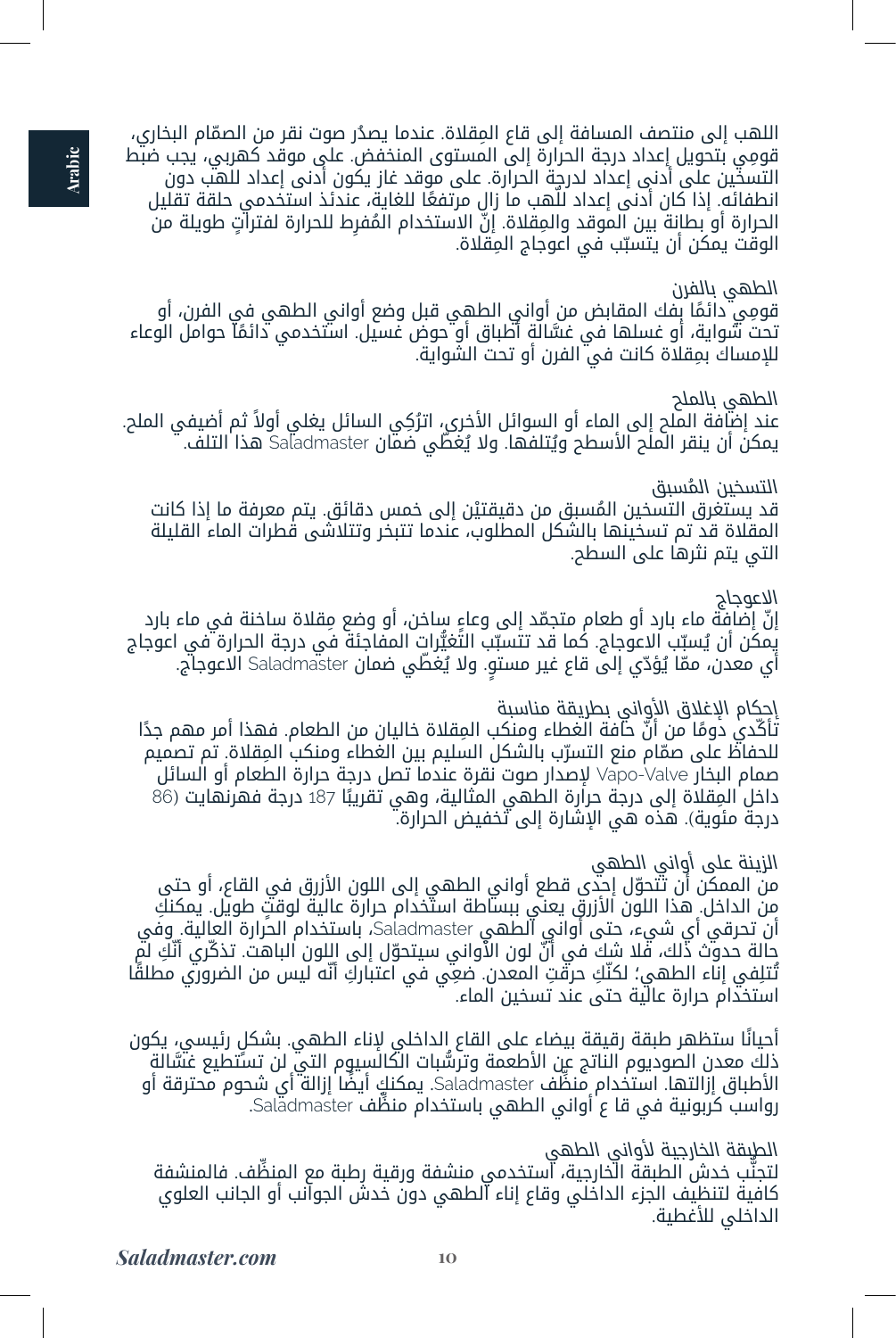اللهب إلى منتصف المسافة إلى قاع المِقلاة. عندما يصدُر صوت نقر من الصمّام البخاري، قومِي بتحويل إعداد درجة الحرارة إلى المستوى المنخفض. على موقد كهربي، يجب ضبط التسخين على أدنى إعداد لدرجة الحرارة. على موقد غاز يكون أدنى إعداد للهب دون انطفائه. إذا كان أدنى إعداد للّهب ما زال مرتفعًا للغاية، عندئذ استخدمي حلقة تقليل الحرارة أو بطانة بين الموقد والمِقلاة. إنّ الاستخدام المُفرِط للحرارة لفتراتٍ طويلة من الوقت يمكن أن يتسبّب في اعوجاج المِقلاة.

## الطهي بالفرن

قومِي دائمًا بفك المقابض من أواني الطهي قبل وضع أواني الطهي في الفرن، أو تحت شواية، أو غسلها في غسّالة أطباق أو حوض غسيل. استخدمي دائمًا حوامل الوعاء للإمساك بمِقلاة كانت في الفرن أو تحت الشواية.

## الطهي بالملح

عند إضافة الملح إلى الماء أو السوائل الأخرى، اترُكِي السائل يغلي أولاً ثم أضيفي الملح. يمكن أن ينقر الملح الأسطح ويُتلفها. ولا يُغطّي ضمان Saladmaster هذا التلف.

## التسخين المُسبق

قد يستغرق التسخين المُسبق من دقيقتيْن إلى خمس دقائق. يتم معرفة ما إذا كانت المقلاة قد تم تسخينها بالشكل المطلوب، عندما تتبخر وتتلاشى قطرات الماء القليلة التي يتم نثرها على السطح.

## الاعوجاج

إنّ إضافة ماء بارد أو طعام متجمّد إلى وعاءٍ ساخن، أو وضع مِقلاة ساخنة في ماء بارد يمكن أن يُسبّب الاعوجاج. كما قد تتسبّب التغيُّرات المفاجئة في درجة الحرارة في اعوجاج أي معدن، ممّا يُؤدّي إلى قاع غير مستوٍ. ولا يُغطّي ضمان Saladmaster الاعوجاج.

## إحكام الإغلاق الأواني بطريقة مناسبة

تأكّدي دومًا من أنّ حافة الغطاء ومنكب المِقلاة خاليان من الطعام. فهذا أمر مهم جدًا للحفاظ على صمّام منع التسرّب بالشكل السليم بين الغطاء ومنكب المِقلاة. تم تصميم صمام البخار Vapo-Valve لإصدار صوت نقرة عندما تصل درجة حرارة الطعام أو السائل داخل المِقلاة إلى درجة حرارة الطهي المثالية، وهي تقريبًا 187 درجة فهرنهايت (86 درجة مئوية). هذه هي الإشارة إلى تخفيض الحرارة.

## الزينة على أواني الطهي

من الممكن أن تتحوّل إحدى قطع أواني الطهي إلى اللون الأزرق في القاع، أو حتى من الداخل. هذا اللون الأزرق يعني ببساطة استخدام حرارة عالية لوقتٍ طويل. يمكنكِ أن تحرقي أي شيء، حتى أواني الطهي Saladmaster، باستخدام الحرارة العالية. وفي حالة حدوث ذلك، فلا شك في أنّ لون الأواني سيتحوّل إلى اللون الباهت. تذكّري أنّكِ لم تُتلِفي إناء الطهي؛ لكنّكِ حرقتِ المعدن. ضعِي في اعتباركِ أنّه ليس من الضروري مطلقًا استخدام حرارة عالية حتى عند تسخين الماء.

أحيانًا ستظهر طبقة رقيقة بيضاء على القاع الداخلي لإناء الطهي. بشكلٍ رئيسي، يكون ذلك معدن الصوديوم الناتج عن الأطعمة وترسُّبات الكالسيوم التي لن تستطيع غسّالة الأطباق إزالتها. استخدام منظّف Saladmaster. يمكنكِ أيضًا إزالة أي شحوم محترقة أو رواسب كربونية في قا ع أواني الطهي باستخدام منظّف Saladmaster.

## الطبقة الخارجية لأواني الطهي

لتجنُّب خدش الطبقة الخارجية، استخدمي منشفة ورقية رطبة مع المنظّف. فالمنشفة كافية لتنظيف الجزء الداخلي وقاع إناء الطهي دون خدش الجوانب أو الجانب العلوي الداخلي للأغطية.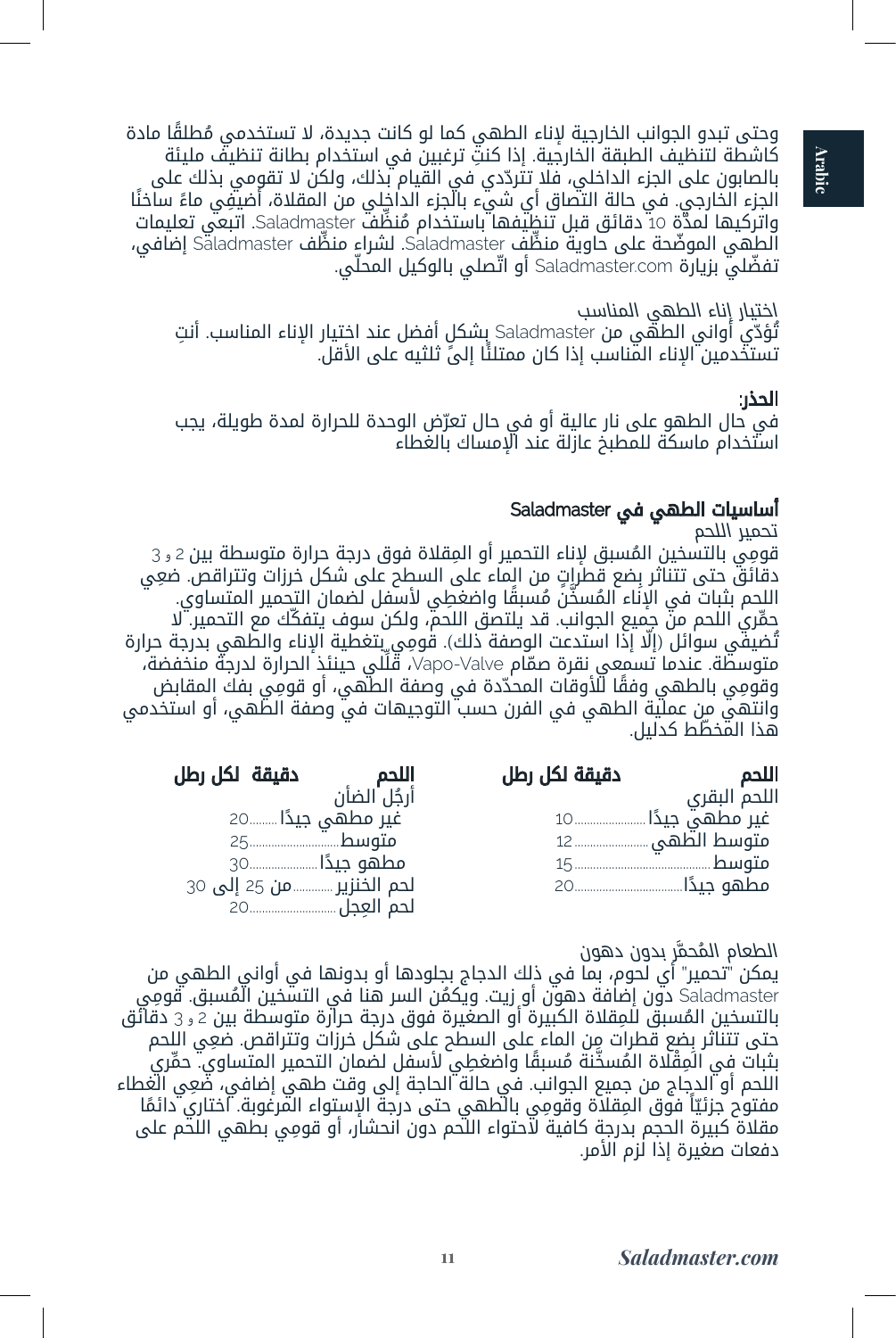وحتى تبدو الجوانب الخارجية لإناء الطهي كما لو كانت جديدة، لا تستخدمي مُطلقًا مادة كاشطة لتنظيف الطبقة الخارجية. إذا كنتِ ترغبين في استخدام بطانة تنظيف مليئة بالصابون على الجزء الداخلي، فلا تتردّدي في القيام بذلك، ولكن لا تقومي بذلك على الجزء الخارجي. في حالة التصاق أي شيء بالجزء الداخلي من المقلاة، أضيفي ماءً ساخنًا واتركيها لمدّة 10 دقائق قبل تنظيفها باستخدام مُنظّف Saladmaster. اتبعي تعليمات الطهي الموضّحة على حاوية منظّف Saladmaster. لشراء منظّف Saladmaster إضافي، تفضّلي بزيارة Saladmaster.com أو اتّصلي بالوكيل المحلّي.

اختيار إناء الطهي المناسب
تُؤدّي أواني الطهي من Saladmaster بشكل أفضل عند اختيار الإناء المناسب. أنتِ تستخدمين الإناء المناسب إذا كان ممتلئًا إلى ثلثيه على الأقل.

**الحذر:**
في حال الطهو على نار عالية أو في حال تعرّض الوحدة للحرارة لمدة طويلة، يجب استخدام ماسكة للمطبخ عازلة عند الإمساك بالغطاء

## أساسيات الطهي في Saladmaster

تحمير اللحم
قومِي بالتسخين المُسبق لإناء التحمير أو المِقلاة فوق درجة حرارة متوسطة بين 2 و 3 دقائق حتى تتناثر بضع قطراتٍ من الماء على السطح على شكل خرزات وتتراقص. ضعِي اللحم بثبات في الإناء المُسخّن مُسبقًا واضغطِي لأسفل لضمان التحمير المتساوي. حمّري اللحم من جميع الجوانب. قد يلتصق اللحم، ولكن سوف يتفكّك مع التحمير. لا تُضيفي سوائل (إلّا إذا استدعت الوصفة ذلك). قومِي بتغطية الإناء والطهي بدرجة حرارة متوسطة. عندما تسمعي نقرة صمّام Vapo-Valve، قلّلي حينئذ الحرارة لدرجة منخفضة، وقومِي بالطهي وفقًا للأوقات المحدّدة في وصفة الطهي، أو قومِي بفك المقابض وانتهي من عملية الطهي في الفرن حسب التوجيهات في وصفة الطهي، أو استخدمي هذا المخطّط كدليل.

| اللحم | دقيقة لكل رطل |
|---|---|
| اللحم البقري | |
| غير مطهي جيدًا | 10 |
| متوسط الطهي | 12 |
| متوسط | 15 |
| مطهو جيدًا | 20 |
| أرجُل الضأن | |
| غير مطهي جيدًا | 20 |
| متوسط | 25 |
| مطهو جيدًا | 30 |
| لحم الخنزير | من 25 إلى 30 |
| لحم العِجل | 20 |

الطعام المُحمَّر بدون دهون
يمكن "تحمير" أي لحوم، بما في ذلك الدجاج بجلودها أو بدونها في أواني الطهي من Saladmaster دون إضافة دهون أو زيت. ويكمُن السر هنا في التسخين المُسبق. قومِي بالتسخين المُسبق للمِقلاة الكبيرة أو الصغيرة فوق درجة حرارة متوسطة بين 2 و 3 دقائق حتى تتناثر بضع قطرات من الماء على السطح على شكل خرزات وتتراقص. ضعِي اللحم بثبات في المِقْلاة المُسخّنة مُسبقًا واضغطِي لأسفل لضمان التحمير المتساوي. حمّري اللحم أو الدجاج من جميع الجوانب. في حالة الحاجة إلى وقت طهي إضافي، ضعِي الغطاء مفتوح جزئيًا فوق المِقلاة وقومِي بالطهي حتى درجة الإستواء المرغوبة. اختاري دائمًا مقلاة كبيرة الحجم بدرجة كافية لاحتواء اللحم دون انحشار، أو قومِي بطهي اللحم على دفعات صغيرة إذا لزم الأمر.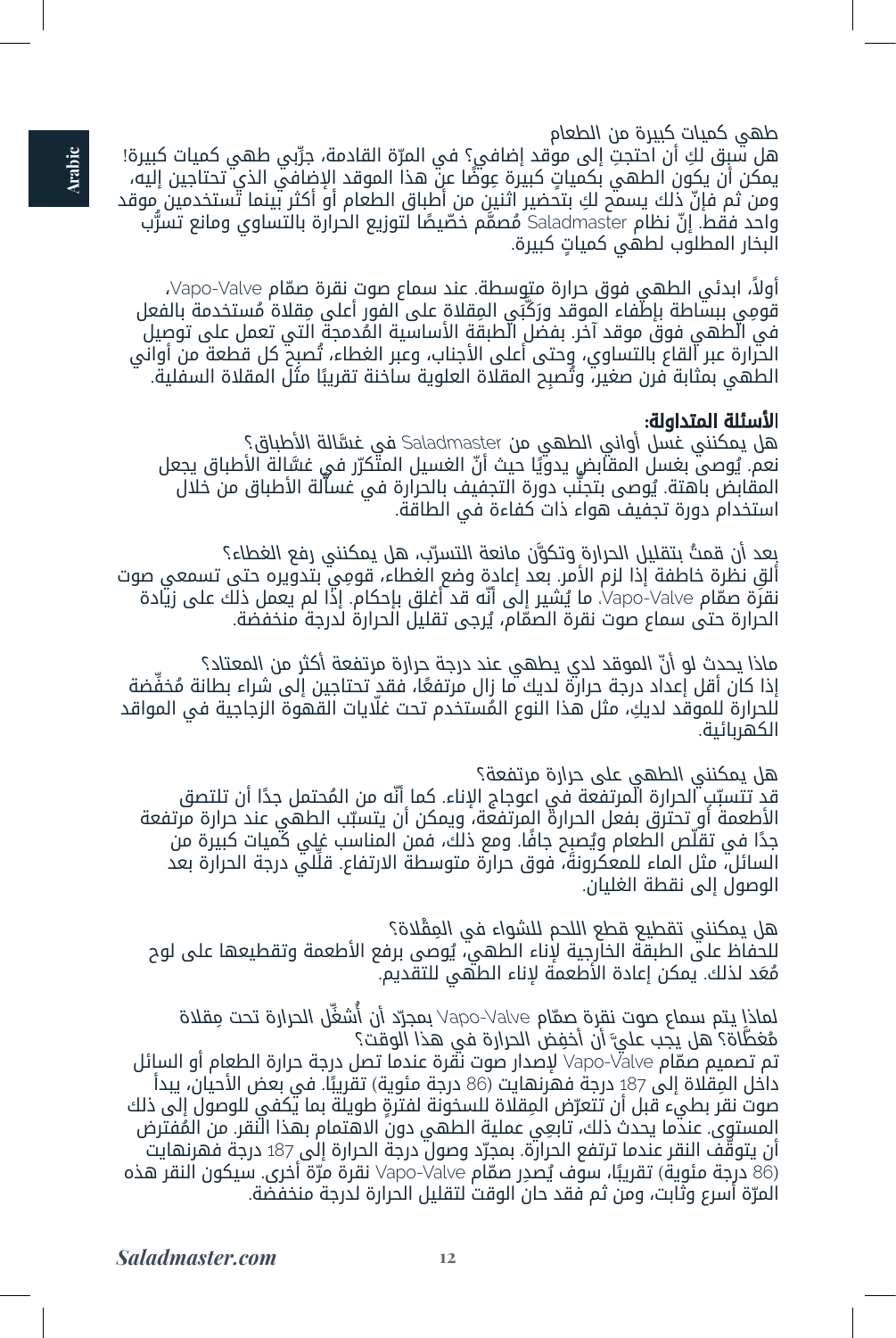طهي كميات كبيرة من الطعام

هل سبق لكِ أن احتجتِ إلى موقد إضافي؟ في المرّة القادمة، جرِّبي طهي كميات كبيرة! يمكن أن يكون الطهي بكمياتٍ كبيرة عِوضًا عن هذا الموقد الإضافي الذي تحتاجين إليه، ومن ثم فإنّ ذلك يسمح لكِ بتحضير اثنين من أطباق الطعام أو أكثر بينما تستخدمين موقد واحد فقط. إنّ نظام Saladmaster مُصمَّم خصّيصًا لتوزيع الحرارة بالتساوي ومانع تسرُّب البخار المطلوب لطهي كمياتٍ كبيرة.

أولاً، ابدئي الطهي فوق حرارة متوسطة. عند سماع صوت نقرة صمّام Vapo-Valve، قومِي ببساطة بإطفاء الموقد ورَكِّبي المِقلاة على الفور أعلى مِقلاة مُستخدمة بالفعل في الطهي فوق موقد آخر. بفضل الطبقة الأساسية المُدمجة التي تعمل على توصيل الحرارة عبر القاع بالتساوي، وحتى أعلى الأجناب، وعبر الغطاء، تُصبح كل قطعة من أواني الطهي بمثابة فرن صغير، وتُصبِح المقلاة العلوية ساخنة تقريبًا مثل المقلاة السفلية.

## الأسئلة المتداولة:

هل يمكنني غسل أواني الطهي من Saladmaster في غسّالة الأطباق؟
نعم. يُوصى بغسل المقابض يدويًا حيث أنّ الغسيل المتكرّر في غسّالة الأطباق يجعل المقابض باهتة. يُوصى بتجنُّب دورة التجفيف بالحرارة في غسّالة الأطباق من خلال استخدام دورة تجفيف هواء ذات كفاءة في الطاقة.

بعد أن قمتُ بتقليل الحرارة وتكوَّن مانعة التسرّب، هل يمكنني رفع الغطاء؟
ألق نظرة خاطفة إذا لزم الأمر. بعد إعادة وضع الغطاء، قومِي بتدويره حتى تسمعي صوت نقرة صمّام Vapo-Valve. ما يُشير إلى أنّه قد أغلق بإحكام. إذا لم يعمل ذلك على زيادة الحرارة حتى سماع صوت نقرة الصمّام، يُرجى تقليل الحرارة لدرجة منخفضة.

ماذا يحدث لو أنّ الموقد لدي يطهي عند درجة حرارة مرتفعة أكثر من المعتاد؟
إذا كان أقل إعداد درجة حرارة لديك ما زال مرتفعًا، فقد تحتاجين إلى شراء بطانة مُخفِّضة للحرارة للموقد لديكِ، مثل هذا النوع المُستخدم تحت غلّايات القهوة الزجاجية في المواقد الكهربائية.

هل يمكنني الطهي على حرارة مرتفعة؟
قد تتسبّب الحرارة المرتفعة في اعوجاج الإناء. كما أنّه من المُحتمل جدًا أن تلتصق الأطعمة أو تحترق بفعل الحرارة المرتفعة، ويمكن أن يتسبّب الطهي عند حرارة مرتفعة جدًا في تقلّص الطعام ويُصبح جافًا. ومع ذلك، فمن المناسب غلي كميات كبيرة من السائل، مثل الماء للمعكرونة، فوق حرارة متوسطة الارتفاع. قلّلي درجة الحرارة بعد الوصول إلى نقطة الغليان.

هل يمكنني تقطيع قطع اللحم للشواء في المِقْلاة؟
للحفاظ على الطبقة الخارجية لإناء الطهي، يُوصى برفع الأطعمة وتقطيعها على لوح مُعَد لذلك. يمكن إعادة الأطعمة لإناء الطهي للتقديم.

لماذا يتم سماع صوت نقرة صمّام Vapo-Valve بمجرّد أن أُشغِّل الحرارة تحت مِقلاة مُغطّاة؟ هل يجب عليّ أن أخفض الحرارة في هذا الوقت؟
تم تصميم صمّام Vapo-Valve لإصدار صوت نقرة عندما تصل درجة حرارة الطعام أو السائل داخل المِقلاة إلى 187 درجة فهرنهايت (86 درجة مئوية) تقريبًا. في بعض الأحيان، يبدأ صوت نقر بطيء قبل أن تتعرّض المِقلاة للسخونة لفترةٍ طويلة بما يكفي للوصول إلى ذلك المستوى. عندما يحدث ذلك، تابعي عملية الطهي دون الاهتمام بهذا النقر. من المُفترض أن يتوقّف النقر عندما ترتفع الحرارة. بمجرّد وصول درجة الحرارة إلى 187 درجة فهرنهايت (86 درجة مئوية) تقريبًا، سوف يُصدِر صمّام Vapo-Valve نقرة مرّة أخرى. سيكون النقر هذه المرّة أسرع وثابت، ومن ثم فقد حان الوقت لتقليل الحرارة لدرجة منخفضة.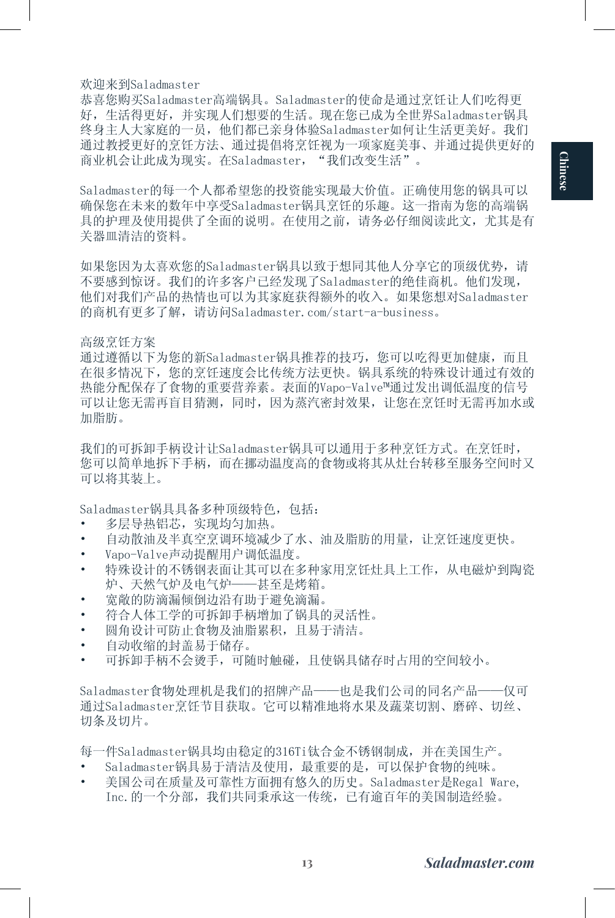## 欢迎来到Saladmaster

恭喜您购买Saladmaster高端锅具。Saladmaster的使命是通过烹饪让人们吃得更好，生活得更好，并实现人们想要的生活。现在您已成为全世界Saladmaster锅具终身主人大家庭的一员，他们都已亲身体验Saladmaster如何让生活更美好。我们通过教授更好的烹饪方法、通过提倡将烹饪视为一项家庭美事、并通过提供更好的商业机会让此成为现实。在Saladmaster，“我们改变生活”。

Saladmaster的每一个人都希望您的投资能实现最大价值。正确使用您的锅具可以确保您在未来的数年中享受Saladmaster锅具烹饪的乐趣。这一指南为您的高端锅具的护理及使用提供了全面的说明。在使用之前，请务必仔细阅读此文，尤其是有关器皿清洁的资料。

如果您因为太喜欢您的Saladmaster锅具以致于想同其他人分享它的顶级优势，请不要感到惊讶。我们的许多客户已经发现了Saladmaster的绝佳商机。他们发现，他们对我们产品的热情也可以为其家庭获得额外的收入。如果您想对Saladmaster的商机有更多了解，请访问Saladmaster.com/start-a-business。

## 高级烹饪方案

通过遵循以下为您的新Saladmaster锅具推荐的技巧，您可以吃得更加健康，而且在很多情况下，您的烹饪速度会比传统方法更快。锅具系统的特殊设计通过有效的热能分配保存了食物的重要营养素。表面的Vapo-Valve™通过发出调低温度的信号可以让您无需再盲目猜测，同时，因为蒸汽密封效果，让您在烹饪时无需再加水或加脂肪。

我们的可拆卸手柄设计让Saladmaster锅具可以通用于多种烹饪方式。在烹饪时，您可以简单地拆下手柄，而在挪动温度高的食物或将其从灶台转移至服务空间时又可以将其装上。

Saladmaster锅具具备多种顶级特色，包括：

- 多层导热铝芯，实现均匀加热。
- 自动散油及半真空烹调环境减少了水、油及脂肪的用量，让烹饪速度更快。
- Vapo-Valve声动提醒用户调低温度。
- 特殊设计的不锈钢表面让其可以在多种家用烹饪灶具上工作，从电磁炉到陶瓷炉、天然气炉及电气炉——甚至是烤箱。
- 宽敞的防滴漏倾倒边沿有助于避免滴漏。
- 符合人体工学的可拆卸手柄增加了锅具的灵活性。
- 圆角设计可防止食物及油脂累积，且易于清洁。
- 自动收缩的封盖易于储存。
- 可拆卸手柄不会烫手，可随时触碰，且使锅具储存时占用的空间较小。

Saladmaster食物处理机是我们的招牌产品——也是我们公司的同名产品——仅可通过Saladmaster烹饪节目获取。它可以精准地将水果及蔬菜切割、磨碎、切丝、切条及切片。

每一件Saladmaster锅具均由稳定的316Ti钛合金不锈钢制成，并在美国生产。

- Saladmaster锅具易于清洁及使用，最重要的是，可以保护食物的纯味。
- 美国公司在质量及可靠性方面拥有悠久的历史。Saladmaster是Regal Ware, Inc.的一个分部，我们共同秉承这一传统，已有逾百年的美国制造经验。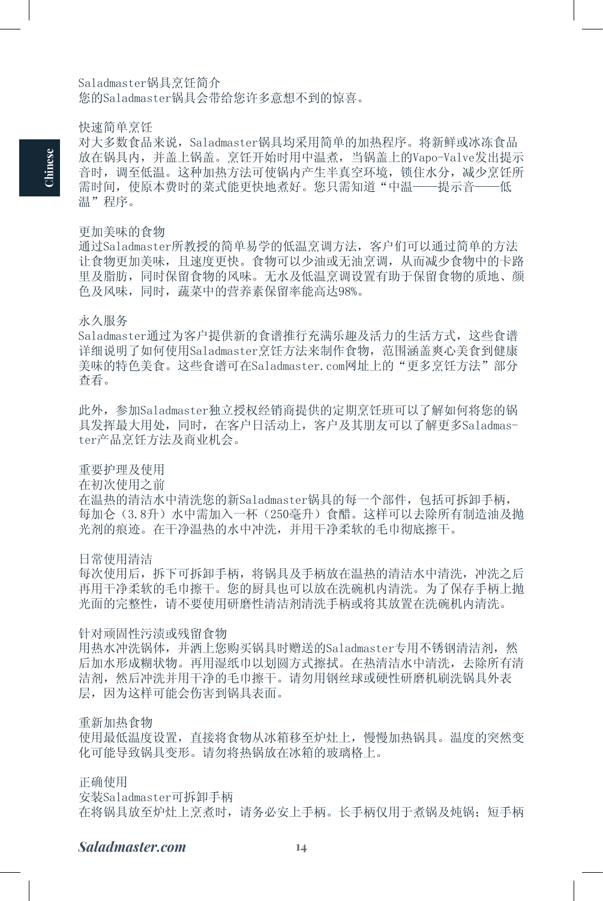## Saladmaster锅具烹饪简介

您的Saladmaster锅具会带给您许多意想不到的惊喜。

### 快速简单烹饪

对大多数食品来说，Saladmaster锅具均采用简单的加热程序。将新鲜或冰冻食品放在锅具内，并盖上锅盖。烹饪开始时用中温煮，当锅盖上的Vapo-Valve发出提示音时，调至低温。这种加热方法可使锅内产生半真空环境，锁住水分，减少烹饪所需时间，使原本费时的菜式能更快地煮好。您只需知道“中温——提示音——低温”程序。

### 更加美味的食物

通过Saladmaster所教授的简单易学的低温烹调方法，客户们可以通过简单的方法让食物更加美味，且速度更快。食物可以少油或无油烹调，从而减少食物中的卡路里及脂肪，同时保留食物的风味。无水及低温烹调设置有助于保留食物的质地、颜色及风味，同时，蔬菜中的营养素保留率能高达98%。

### 永久服务

Saladmaster通过为客户提供新的食谱推行充满乐趣及活力的生活方式，这些食谱详细说明了如何使用Saladmaster烹饪方法来制作食物，范围涵盖爽心美食到健康美味的特色美食。这些食谱可在Saladmaster.com网址上的“更多烹饪方法”部分查看。

此外，参加Saladmaster独立授权经销商提供的定期烹饪班可以了解如何将您的锅具发挥最大用处，同时，在客户日活动上，客户及其朋友可以了解更多Saladmaster产品烹饪方法及商业机会。

## 重要护理及使用

### 在初次使用之前

在温热的清洁水中清洗您的新Saladmaster锅具的每一个部件，包括可拆卸手柄，每加仑（3.8升）水中需加入一杯（250毫升）食醋。这样可以去除所有制造油及抛光剂的痕迹。在干净温热的水中冲洗，并用干净柔软的毛巾彻底擦干。

### 日常使用清洁

每次使用后，拆下可拆卸手柄，将锅具及手柄放在温热的清洁水中清洗，冲洗之后再用干净柔软的毛巾擦干。您的厨具也可以放在洗碗机内清洗。为了保存手柄上抛光面的完整性，请不要使用研磨性清洁剂清洗手柄或将其放置在洗碗机内清洗。

### 针对顽固性污渍或残留食物

用热水冲洗锅体，并洒上您购买锅具时赠送的Saladmaster专用不锈钢清洁剂，然后加水形成糊状物。再用湿纸巾以划圆方式擦拭。在热清洁水中清洗，去除所有清洁剂，然后冲洗并用干净的毛巾擦干。请勿用钢丝球或硬性研磨机刷洗锅具外表层，因为这样可能会伤害到锅具表面。

### 重新加热食物

使用最低温度设置，直接将食物从冰箱移至炉灶上，慢慢加热锅具。温度的突然变化可能导致锅具变形。请勿将热锅放在冰箱的玻璃格上。

## 正确使用

### 安装Saladmaster可拆卸手柄

在将锅具放至炉灶上烹煮时，请务必安上手柄。长手柄仅用于煮锅及炖锅；短手柄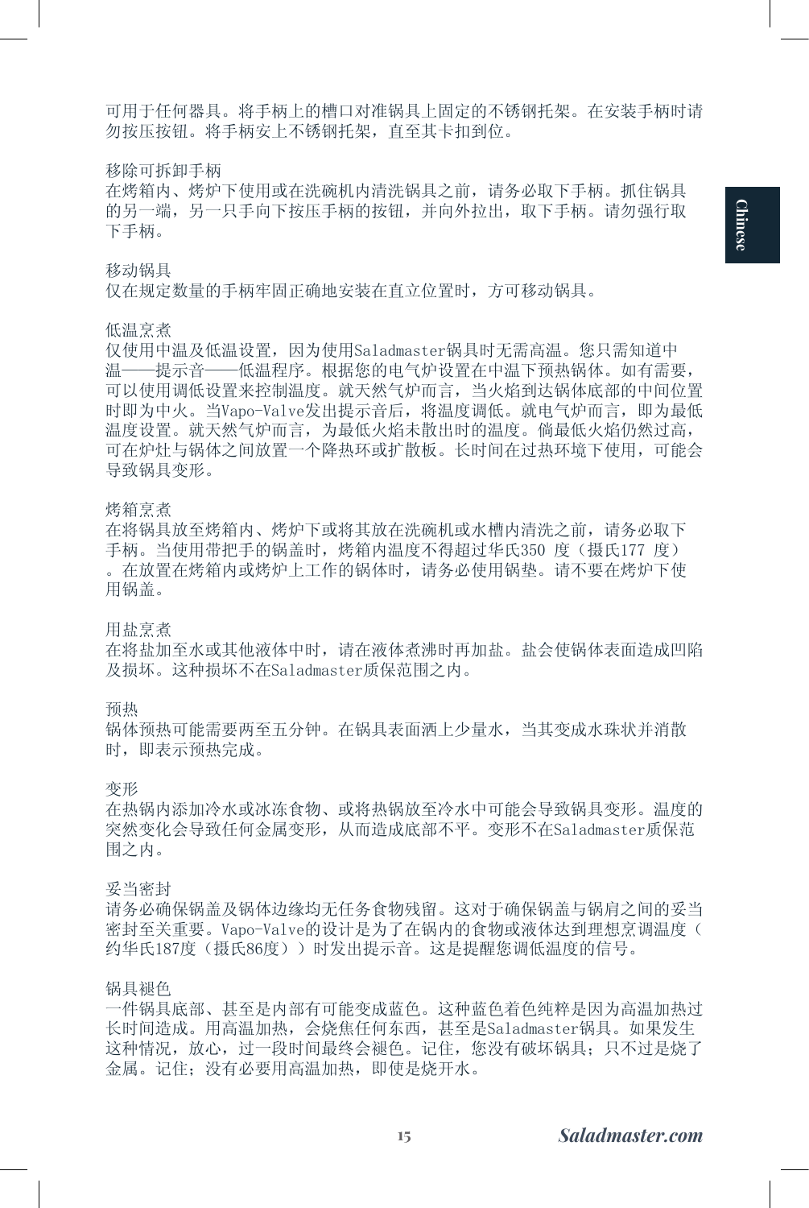可用于任何器具。将手柄上的槽口对准锅具上固定的不锈钢托架。在安装手柄时请勿按压按钮。将手柄安上不锈钢托架，直至其卡扣到位。

## 移除可拆卸手柄

在烤箱内、烤炉下使用或在洗碗机内清洗锅具之前，请务必取下手柄。抓住锅具的另一端，另一只手向下按压手柄的按钮，并向外拉出，取下手柄。请勿强行取下手柄。

## 移动锅具

仅在规定数量的手柄牢固正确地安装在直立位置时，方可移动锅具。

## 低温烹煮

仅使用中温及低温设置，因为使用Saladmaster锅具时无需高温。您只需知道中温——提示音——低温程序。根据您的电气炉设置在中温下预热锅体。如有需要，可以使用调低设置来控制温度。就天然气炉而言，当火焰到达锅体底部的中间位置时即为中火。当Vapo-Valve发出提示音后，将温度调低。就电气炉而言，即为最低温度设置。就天然气炉而言，为最低火焰未散出时的温度。倘最低火焰仍然过高，可在炉灶与锅体之间放置一个降热环或扩散板。长时间在过热环境下使用，可能会导致锅具变形。

## 烤箱烹煮

在将锅具放至烤箱内、烤炉下或将其放在洗碗机或水槽内清洗之前，请务必取下手柄。当使用带把手的锅盖时，烤箱内温度不得超过华氏350 度（摄氏177 度）。在放置在烤箱内或烤炉上工作的锅体时，请务必使用锅垫。请不要在烤炉下使用锅盖。

## 用盐烹煮

在将盐加至水或其他液体中时，请在液体煮沸时再加盐。盐会使锅体表面造成凹陷及损坏。这种损坏不在Saladmaster质保范围之内。

## 预热

锅体预热可能需要两至五分钟。在锅具表面洒上少量水，当其变成水珠状并消散时，即表示预热完成。

## 变形

在热锅内添加冷水或冰冻食物、或将热锅放至冷水中可能会导致锅具变形。温度的突然变化会导致任何金属变形，从而造成底部不平。变形不在Saladmaster质保范围之内。

## 妥当密封

请务必确保锅盖及锅体边缘均无任务食物残留。这对于确保锅盖与锅肩之间的妥当密封至关重要。Vapo-Valve的设计是为了在锅内的食物或液体达到理想烹调温度（约华氏187度（摄氏86度））时发出提示音。这是提醒您调低温度的信号。

## 锅具褪色

一件锅具底部、甚至是内部有可能变成蓝色。这种蓝色着色纯粹是因为高温加热过长时间造成。用高温加热，会烧焦任何东西，甚至是Saladmaster锅具。如果发生这种情况，放心，过一段时间最终会褪色。记住，您没有破坏锅具；只不过是烧了金属。记住；没有必要用高温加热，即使是烧开水。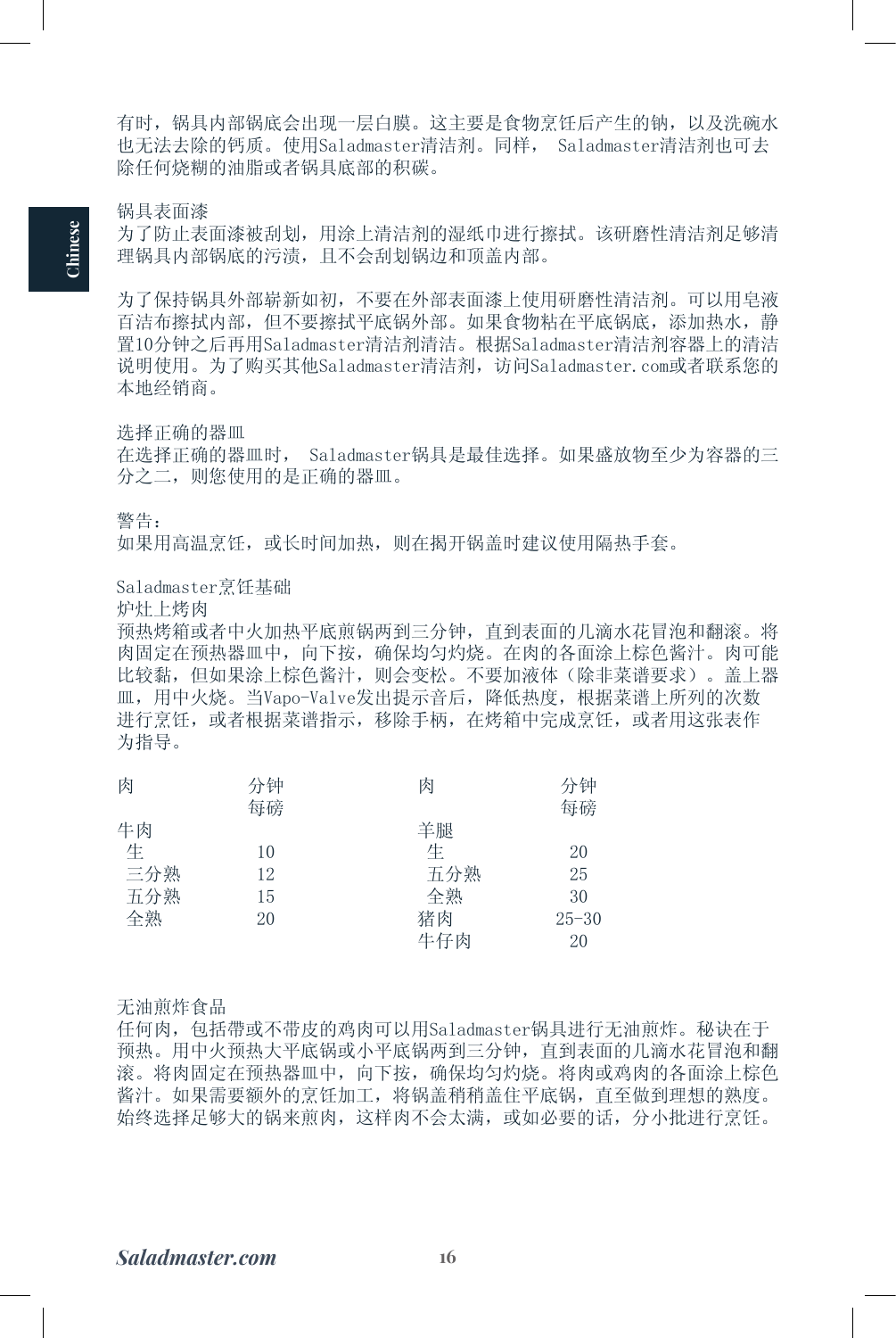有时，锅具内部锅底会出现一层白膜。这主要是食物烹饪后产生的钠，以及洗碗水也无法去除的钙质。使用Saladmaster清洁剂。同样， Saladmaster清洁剂也可去除任何烧糊的油脂或者锅具底部的积碳。

### 锅具表面漆

为了防止表面漆被刮划，用涂上清洁剂的湿纸巾进行擦拭。该研磨性清洁剂足够清理锅具内部锅底的污渍，且不会刮划锅边和顶盖内部。

为了保持锅具外部崭新如初，不要在外部表面漆上使用研磨性清洁剂。可以用皂液百洁布擦拭内部，但不要擦拭平底锅外部。如果食物粘在平底锅底，添加热水，静置10分钟之后再用Saladmaster清洁剂清洁。根据Saladmaster清洁剂容器上的清洁说明使用。为了购买其他Saladmaster清洁剂，访问Saladmaster.com或者联系您的本地经销商。

### 选择正确的器皿

在选择正确的器皿时， Saladmaster锅具是最佳选择。如果盛放物至少为容器的三分之二，则您使用的是正确的器皿。

### 警告：

如果用高温烹饪，或长时间加热，则在揭开锅盖时建议使用隔热手套。

## Saladmaster烹饪基础

### 炉灶上烤肉

预热烤箱或者中火加热平底煎锅两到三分钟，直到表面的几滴水花冒泡和翻滚。将肉固定在预热器皿中，向下按，确保均匀灼烧。在肉的各面涂上棕色酱汁。肉可能比较黏，但如果涂上棕色酱汁，则会变松。不要加液体（除非菜谱要求）。盖上器皿，用中火烧。当Vapo-Valve发出提示音后，降低热度，根据菜谱上所列的次数进行烹饪，或者根据菜谱指示，移除手柄，在烤箱中完成烹饪，或者用这张表作为指导。

| 肉 | 分钟每磅 | 肉 | 分钟每磅 |
|---|---|---|---|
| 牛肉 | | 羊腿 | |
| 生 | 10 | 生 | 20 |
| 三分熟 | 12 | 五分熟 | 25 |
| 五分熟 | 15 | 全熟 | 30 |
| 全熟 | 20 | 猪肉 | 25-30 |
| | | 牛仔肉 | 20 |

### 无油煎炸食品

任何肉，包括带或不带皮的鸡肉可以用Saladmaster锅具进行无油煎炸。秘诀在于预热。用中火预热大平底锅或小平底锅两到三分钟，直到表面的几滴水花冒泡和翻滚。将肉固定在预热器皿中，向下按，确保均匀灼烧。将肉或鸡肉的各面涂上棕色酱汁。如果需要额外的烹饪加工，将锅盖稍稍盖住平底锅，直至做到理想的熟度。始终选择足够大的锅来煎肉，这样肉不会太满，或如必要的话，分小批进行烹饪。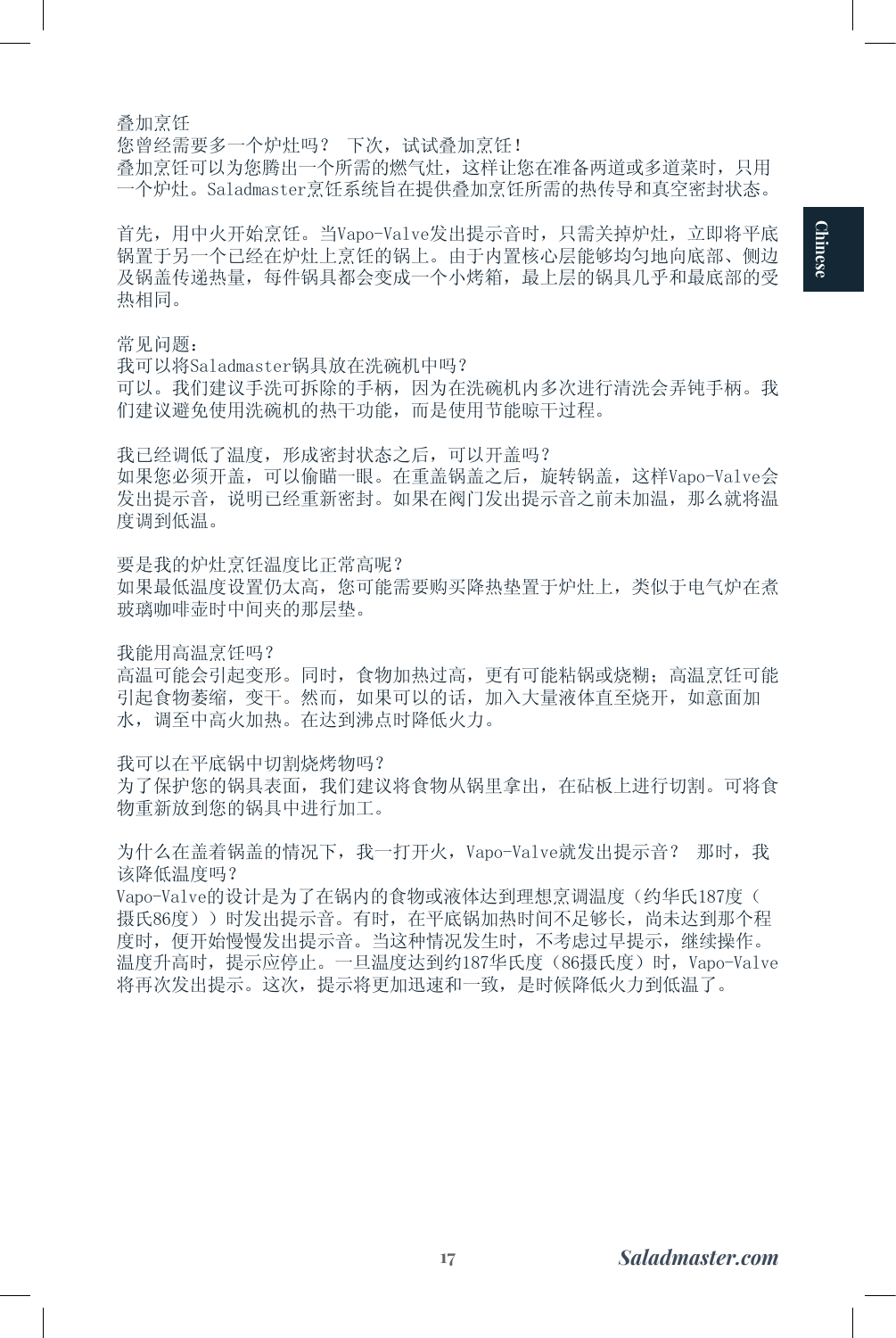## 叠加烹饪

您曾经需要多一个炉灶吗？ 下次，试试叠加烹饪！

叠加烹饪可以为您腾出一个所需的燃气灶，这样让您在准备两道或多道菜时，只用一个炉灶。Saladmaster烹饪系统旨在提供叠加烹饪所需的热传导和真空密封状态。

首先，用中火开始烹饪。当Vapo-Valve发出提示音时，只需关掉炉灶，立即将平底锅置于另一个已经在炉灶上烹饪的锅上。由于内置核心层能够均匀地向底部、侧边及锅盖传递热量，每件锅具都会变成一个小烤箱，最上层的锅具几乎和最底部的受热相同。

## 常见问题：

**我可以将Saladmaster锅具放在洗碗机中吗？**

可以。我们建议手洗可拆除的手柄，因为在洗碗机内多次进行清洗会弄钝手柄。我们建议避免使用洗碗机的热干功能，而是使用节能晾干过程。

**我已经调低了温度，形成密封状态之后，可以开盖吗？**

如果您必须开盖，可以偷瞄一眼。在重盖锅盖之后，旋转锅盖，这样Vapo-Valve会发出提示音，说明已经重新密封。如果在阀门发出提示音之前未加温，那么就将温度调到低温。

**要是我的炉灶烹饪温度比正常高呢？**

如果最低温度设置仍太高，您可能需要购买降热垫置于炉灶上，类似于电气炉在煮玻璃咖啡壶时中间夹的那层垫。

**我能用高温烹饪吗？**

高温可能会引起变形。同时，食物加热过高，更有可能粘锅或烧糊；高温烹饪可能引起食物萎缩，变干。然而，如果可以的话，加入大量液体直至烧开，如意面加水，调至中高火加热。在达到沸点时降低火力。

**我可以在平底锅中切割烧烤物吗？**

为了保护您的锅具表面，我们建议将食物从锅里拿出，在砧板上进行切割。可将食物重新放到您的锅具中进行加工。

**为什么在盖着锅盖的情况下，我一打开火，Vapo-Valve就发出提示音？ 那时，我该降低温度吗？**

Vapo-Valve的设计是为了在锅内的食物或液体达到理想烹调温度（约华氏187度（摄氏86度））时发出提示音。有时，在平底锅加热时间不足够长，尚未达到那个程度时，便开始慢慢发出提示音。当这种情况发生时，不考虑过早提示，继续操作。温度升高时，提示应停止。一旦温度达到约187华氏度（86摄氏度）时，Vapo-Valve将再次发出提示。这次，提示将更加迅速和一致，是时候降低火力到低温了。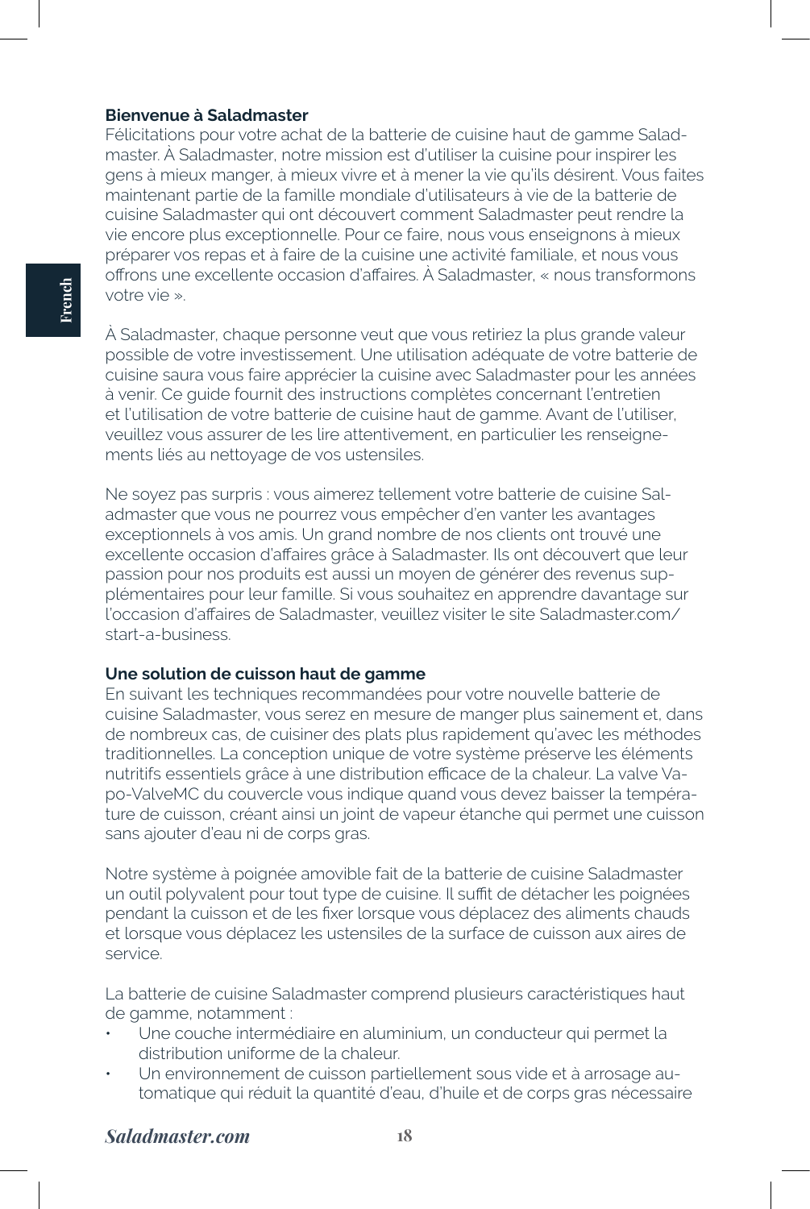**Bienvenue à Saladmaster**

Félicitations pour votre achat de la batterie de cuisine haut de gamme Saladmaster. À Saladmaster, notre mission est d'utiliser la cuisine pour inspirer les gens à mieux manger, à mieux vivre et à mener la vie qu'ils désirent. Vous faites maintenant partie de la famille mondiale d'utilisateurs à vie de la batterie de cuisine Saladmaster qui ont découvert comment Saladmaster peut rendre la vie encore plus exceptionnelle. Pour ce faire, nous vous enseignons à mieux préparer vos repas et à faire de la cuisine une activité familiale, et nous vous offrons une excellente occasion d'affaires. À Saladmaster, « nous transformons votre vie ».

À Saladmaster, chaque personne veut que vous retiriez la plus grande valeur possible de votre investissement. Une utilisation adéquate de votre batterie de cuisine saura vous faire apprécier la cuisine avec Saladmaster pour les années à venir. Ce guide fournit des instructions complètes concernant l'entretien et l'utilisation de votre batterie de cuisine haut de gamme. Avant de l'utiliser, veuillez vous assurer de les lire attentivement, en particulier les renseignements liés au nettoyage de vos ustensiles.

Ne soyez pas surpris : vous aimerez tellement votre batterie de cuisine Saladmaster que vous ne pourrez vous empêcher d'en vanter les avantages exceptionnels à vos amis. Un grand nombre de nos clients ont trouvé une excellente occasion d'affaires grâce à Saladmaster. Ils ont découvert que leur passion pour nos produits est aussi un moyen de générer des revenus supplémentaires pour leur famille. Si vous souhaitez en apprendre davantage sur l'occasion d'affaires de Saladmaster, veuillez visiter le site Saladmaster.com/start-a-business.

**Une solution de cuisson haut de gamme**

En suivant les techniques recommandées pour votre nouvelle batterie de cuisine Saladmaster, vous serez en mesure de manger plus sainement et, dans de nombreux cas, de cuisiner des plats plus rapidement qu'avec les méthodes traditionnelles. La conception unique de votre système préserve les éléments nutritifs essentiels grâce à une distribution efficace de la chaleur. La valve Vapo-ValveMC du couvercle vous indique quand vous devez baisser la température de cuisson, créant ainsi un joint de vapeur étanche qui permet une cuisson sans ajouter d'eau ni de corps gras.

Notre système à poignée amovible fait de la batterie de cuisine Saladmaster un outil polyvalent pour tout type de cuisine. Il suffit de détacher les poignées pendant la cuisson et de les fixer lorsque vous déplacez des aliments chauds et lorsque vous déplacez les ustensiles de la surface de cuisson aux aires de service.

La batterie de cuisine Saladmaster comprend plusieurs caractéristiques haut de gamme, notamment :

- Une couche intermédiaire en aluminium, un conducteur qui permet la distribution uniforme de la chaleur.
- Un environnement de cuisson partiellement sous vide et à arrosage automatique qui réduit la quantité d'eau, d'huile et de corps gras nécessaire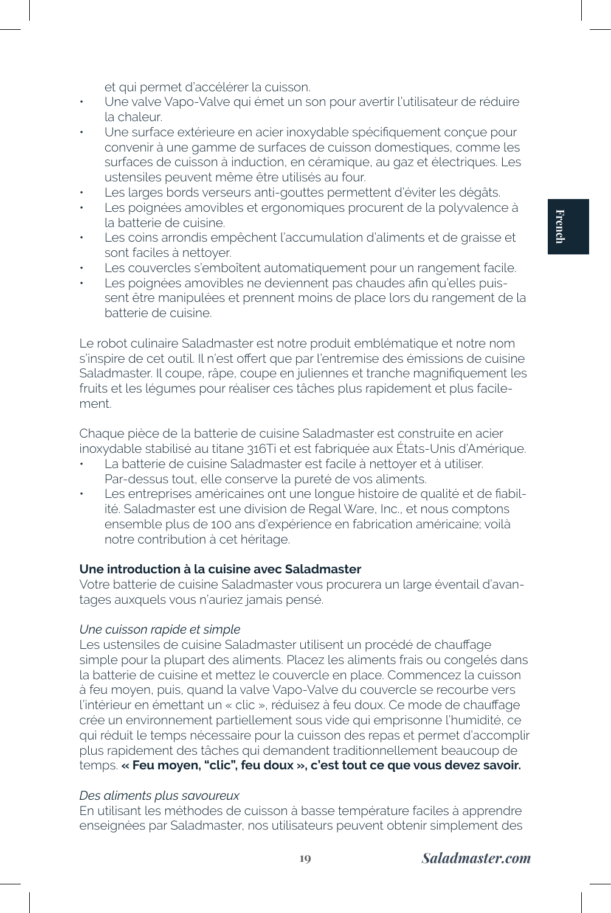et qui permet d'accélérer la cuisson.

- Une valve Vapo-Valve qui émet un son pour avertir l'utilisateur de réduire la chaleur.
- Une surface extérieure en acier inoxydable spécifiquement conçue pour convenir à une gamme de surfaces de cuisson domestiques, comme les surfaces de cuisson à induction, en céramique, au gaz et électriques. Les ustensiles peuvent même être utilisés au four.
- Les larges bords verseurs anti-gouttes permettent d'éviter les dégâts.
- Les poignées amovibles et ergonomiques procurent de la polyvalence à la batterie de cuisine.
- Les coins arrondis empêchent l'accumulation d'aliments et de graisse et sont faciles à nettoyer.
- Les couvercles s'emboîtent automatiquement pour un rangement facile.
- Les poignées amovibles ne deviennent pas chaudes afin qu'elles puissent être manipulées et prennent moins de place lors du rangement de la batterie de cuisine.

Le robot culinaire Saladmaster est notre produit emblématique et notre nom s'inspire de cet outil. Il n'est offert que par l'entremise des émissions de cuisine Saladmaster. Il coupe, râpe, coupe en juliennes et tranche magnifiquement les fruits et les légumes pour réaliser ces tâches plus rapidement et plus facilement.

Chaque pièce de la batterie de cuisine Saladmaster est construite en acier inoxydable stabilisé au titane 316Ti et est fabriquée aux États-Unis d'Amérique.

- La batterie de cuisine Saladmaster est facile à nettoyer et à utiliser. Par-dessus tout, elle conserve la pureté de vos aliments.
- Les entreprises américaines ont une longue histoire de qualité et de fiabilité. Saladmaster est une division de Regal Ware, Inc., et nous comptons ensemble plus de 100 ans d'expérience en fabrication américaine; voilà notre contribution à cet héritage.

**Une introduction à la cuisine avec Saladmaster**

Votre batterie de cuisine Saladmaster vous procurera un large éventail d'avantages auxquels vous n'auriez jamais pensé.

*Une cuisson rapide et simple*

Les ustensiles de cuisine Saladmaster utilisent un procédé de chauffage simple pour la plupart des aliments. Placez les aliments frais ou congelés dans la batterie de cuisine et mettez le couvercle en place. Commencez la cuisson à feu moyen, puis, quand la valve Vapo-Valve du couvercle se recourbe vers l'intérieur en émettant un « clic », réduisez à feu doux. Ce mode de chauffage crée un environnement partiellement sous vide qui emprisonne l'humidité, ce qui réduit le temps nécessaire pour la cuisson des repas et permet d'accomplir plus rapidement des tâches qui demandent traditionnellement beaucoup de temps. **« Feu moyen, "clic", feu doux », c'est tout ce que vous devez savoir.**

*Des aliments plus savoureux*

En utilisant les méthodes de cuisson à basse température faciles à apprendre enseignées par Saladmaster, nos utilisateurs peuvent obtenir simplement des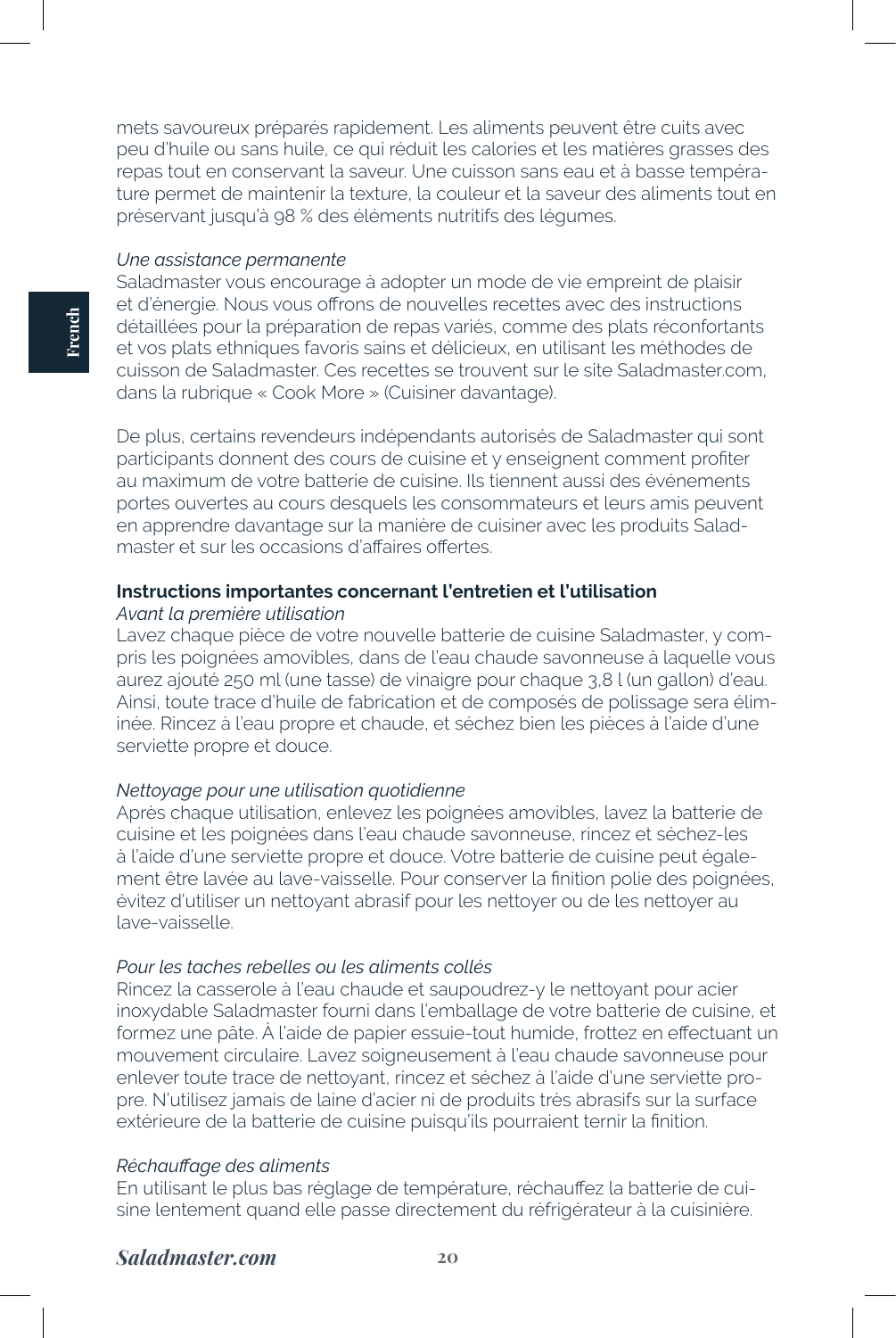mets savoureux préparés rapidement. Les aliments peuvent être cuits avec peu d'huile ou sans huile, ce qui réduit les calories et les matières grasses des repas tout en conservant la saveur. Une cuisson sans eau et à basse température permet de maintenir la texture, la couleur et la saveur des aliments tout en préservant jusqu'à 98 % des éléments nutritifs des légumes.

*Une assistance permanente*
Saladmaster vous encourage à adopter un mode de vie empreint de plaisir et d'énergie. Nous vous offrons de nouvelles recettes avec des instructions détaillées pour la préparation de repas variés, comme des plats réconfortants et vos plats ethniques favoris sains et délicieux, en utilisant les méthodes de cuisson de Saladmaster. Ces recettes se trouvent sur le site Saladmaster.com, dans la rubrique « Cook More » (Cuisiner davantage).

De plus, certains revendeurs indépendants autorisés de Saladmaster qui sont participants donnent des cours de cuisine et y enseignent comment profiter au maximum de votre batterie de cuisine. Ils tiennent aussi des événements portes ouvertes au cours desquels les consommateurs et leurs amis peuvent en apprendre davantage sur la manière de cuisiner avec les produits Saladmaster et sur les occasions d'affaires offertes.

**Instructions importantes concernant l'entretien et l'utilisation**
*Avant la première utilisation*
Lavez chaque pièce de votre nouvelle batterie de cuisine Saladmaster, y compris les poignées amovibles, dans de l'eau chaude savonneuse à laquelle vous aurez ajouté 250 ml (une tasse) de vinaigre pour chaque 3,8 l (un gallon) d'eau. Ainsi, toute trace d'huile de fabrication et de composés de polissage sera éliminée. Rincez à l'eau propre et chaude, et séchez bien les pièces à l'aide d'une serviette propre et douce.

*Nettoyage pour une utilisation quotidienne*
Après chaque utilisation, enlevez les poignées amovibles, lavez la batterie de cuisine et les poignées dans l'eau chaude savonneuse, rincez et séchez-les à l'aide d'une serviette propre et douce. Votre batterie de cuisine peut également être lavée au lave-vaisselle. Pour conserver la finition polie des poignées, évitez d'utiliser un nettoyant abrasif pour les nettoyer ou de les nettoyer au lave-vaisselle.

*Pour les taches rebelles ou les aliments collés*
Rincez la casserole à l'eau chaude et saupoudrez-y le nettoyant pour acier inoxydable Saladmaster fourni dans l'emballage de votre batterie de cuisine, et formez une pâte. À l'aide de papier essuie-tout humide, frottez en effectuant un mouvement circulaire. Lavez soigneusement à l'eau chaude savonneuse pour enlever toute trace de nettoyant, rincez et séchez à l'aide d'une serviette propre. N'utilisez jamais de laine d'acier ni de produits très abrasifs sur la surface extérieure de la batterie de cuisine puisqu'ils pourraient ternir la finition.

*Réchauffage des aliments*
En utilisant le plus bas réglage de température, réchauffez la batterie de cuisine lentement quand elle passe directement du réfrigérateur à la cuisinière.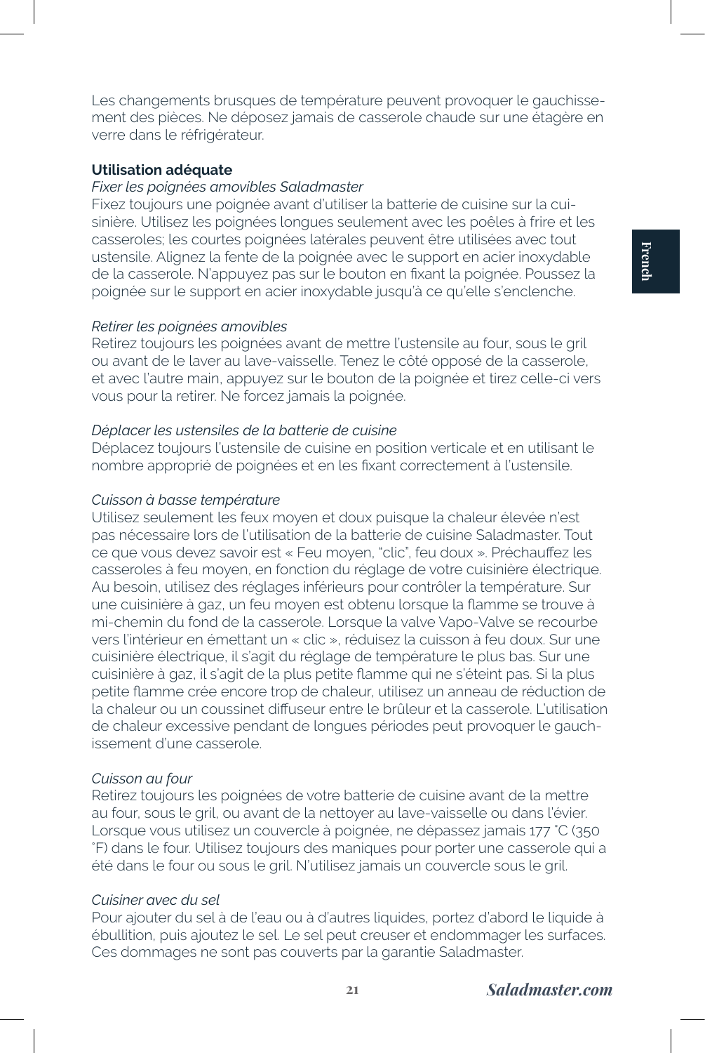Les changements brusques de température peuvent provoquer le gauchissement des pièces. Ne déposez jamais de casserole chaude sur une étagère en verre dans le réfrigérateur.

**Utilisation adéquate**

*Fixer les poignées amovibles Saladmaster*

Fixez toujours une poignée avant d'utiliser la batterie de cuisine sur la cuisinière. Utilisez les poignées longues seulement avec les poêles à frire et les casseroles; les courtes poignées latérales peuvent être utilisées avec tout ustensile. Alignez la fente de la poignée avec le support en acier inoxydable de la casserole. N'appuyez pas sur le bouton en fixant la poignée. Poussez la poignée sur le support en acier inoxydable jusqu'à ce qu'elle s'enclenche.

*Retirer les poignées amovibles*

Retirez toujours les poignées avant de mettre l'ustensile au four, sous le gril ou avant de le laver au lave-vaisselle. Tenez le côté opposé de la casserole, et avec l'autre main, appuyez sur le bouton de la poignée et tirez celle-ci vers vous pour la retirer. Ne forcez jamais la poignée.

*Déplacer les ustensiles de la batterie de cuisine*

Déplacez toujours l'ustensile de cuisine en position verticale et en utilisant le nombre approprié de poignées et en les fixant correctement à l'ustensile.

*Cuisson à basse température*

Utilisez seulement les feux moyen et doux puisque la chaleur élevée n'est pas nécessaire lors de l'utilisation de la batterie de cuisine Saladmaster. Tout ce que vous devez savoir est « Feu moyen, "clic", feu doux ». Préchauffez les casseroles à feu moyen, en fonction du réglage de votre cuisinière électrique. Au besoin, utilisez des réglages inférieurs pour contrôler la température. Sur une cuisinière à gaz, un feu moyen est obtenu lorsque la flamme se trouve à mi-chemin du fond de la casserole. Lorsque la valve Vapo-Valve se recourbe vers l'intérieur en émettant un « clic », réduisez la cuisson à feu doux. Sur une cuisinière électrique, il s'agit du réglage de température le plus bas. Sur une cuisinière à gaz, il s'agit de la plus petite flamme qui ne s'éteint pas. Si la plus petite flamme crée encore trop de chaleur, utilisez un anneau de réduction de la chaleur ou un coussinet diffuseur entre le brûleur et la casserole. L'utilisation de chaleur excessive pendant de longues périodes peut provoquer le gauchissement d'une casserole.

*Cuisson au four*

Retirez toujours les poignées de votre batterie de cuisine avant de la mettre au four, sous le gril, ou avant de la nettoyer au lave-vaisselle ou dans l'évier. Lorsque vous utilisez un couvercle à poignée, ne dépassez jamais 177 ˚C (350 ˚F) dans le four. Utilisez toujours des maniques pour porter une casserole qui a été dans le four ou sous le gril. N'utilisez jamais un couvercle sous le gril.

*Cuisiner avec du sel*

Pour ajouter du sel à de l'eau ou à d'autres liquides, portez d'abord le liquide à ébullition, puis ajoutez le sel. Le sel peut creuser et endommager les surfaces. Ces dommages ne sont pas couverts par la garantie Saladmaster.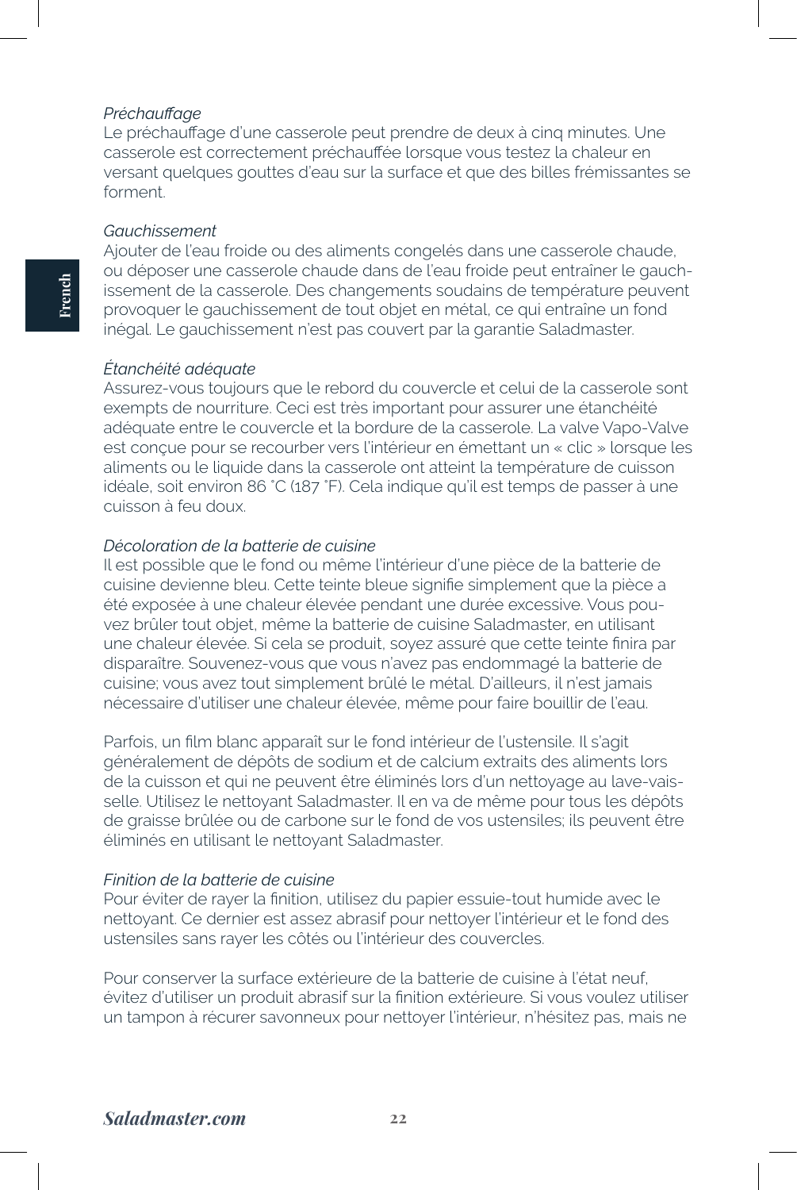*Préchauffage*

Le préchauffage d'une casserole peut prendre de deux à cinq minutes. Une casserole est correctement préchauffée lorsque vous testez la chaleur en versant quelques gouttes d'eau sur la surface et que des billes frémissantes se forment.

*Gauchissement*

Ajouter de l'eau froide ou des aliments congelés dans une casserole chaude, ou déposer une casserole chaude dans de l'eau froide peut entraîner le gauchissement de la casserole. Des changements soudains de température peuvent provoquer le gauchissement de tout objet en métal, ce qui entraîne un fond inégal. Le gauchissement n'est pas couvert par la garantie Saladmaster.

*Étanchéité adéquate*

Assurez-vous toujours que le rebord du couvercle et celui de la casserole sont exempts de nourriture. Ceci est très important pour assurer une étanchéité adéquate entre le couvercle et la bordure de la casserole. La valve Vapo-Valve est conçue pour se recourber vers l'intérieur en émettant un « clic » lorsque les aliments ou le liquide dans la casserole ont atteint la température de cuisson idéale, soit environ 86 °C (187 °F). Cela indique qu'il est temps de passer à une cuisson à feu doux.

*Décoloration de la batterie de cuisine*

Il est possible que le fond ou même l'intérieur d'une pièce de la batterie de cuisine devienne bleu. Cette teinte bleue signifie simplement que la pièce a été exposée à une chaleur élevée pendant une durée excessive. Vous pouvez brûler tout objet, même la batterie de cuisine Saladmaster, en utilisant une chaleur élevée. Si cela se produit, soyez assuré que cette teinte finira par disparaître. Souvenez-vous que vous n'avez pas endommagé la batterie de cuisine; vous avez tout simplement brûlé le métal. D'ailleurs, il n'est jamais nécessaire d'utiliser une chaleur élevée, même pour faire bouillir de l'eau.

Parfois, un film blanc apparaît sur le fond intérieur de l'ustensile. Il s'agit généralement de dépôts de sodium et de calcium extraits des aliments lors de la cuisson et qui ne peuvent être éliminés lors d'un nettoyage au lave-vaisselle. Utilisez le nettoyant Saladmaster. Il en va de même pour tous les dépôts de graisse brûlée ou de carbone sur le fond de vos ustensiles; ils peuvent être éliminés en utilisant le nettoyant Saladmaster.

*Finition de la batterie de cuisine*

Pour éviter de rayer la finition, utilisez du papier essuie-tout humide avec le nettoyant. Ce dernier est assez abrasif pour nettoyer l'intérieur et le fond des ustensiles sans rayer les côtés ou l'intérieur des couvercles.

Pour conserver la surface extérieure de la batterie de cuisine à l'état neuf, évitez d'utiliser un produit abrasif sur la finition extérieure. Si vous voulez utiliser un tampon à récurer savonneux pour nettoyer l'intérieur, n'hésitez pas, mais ne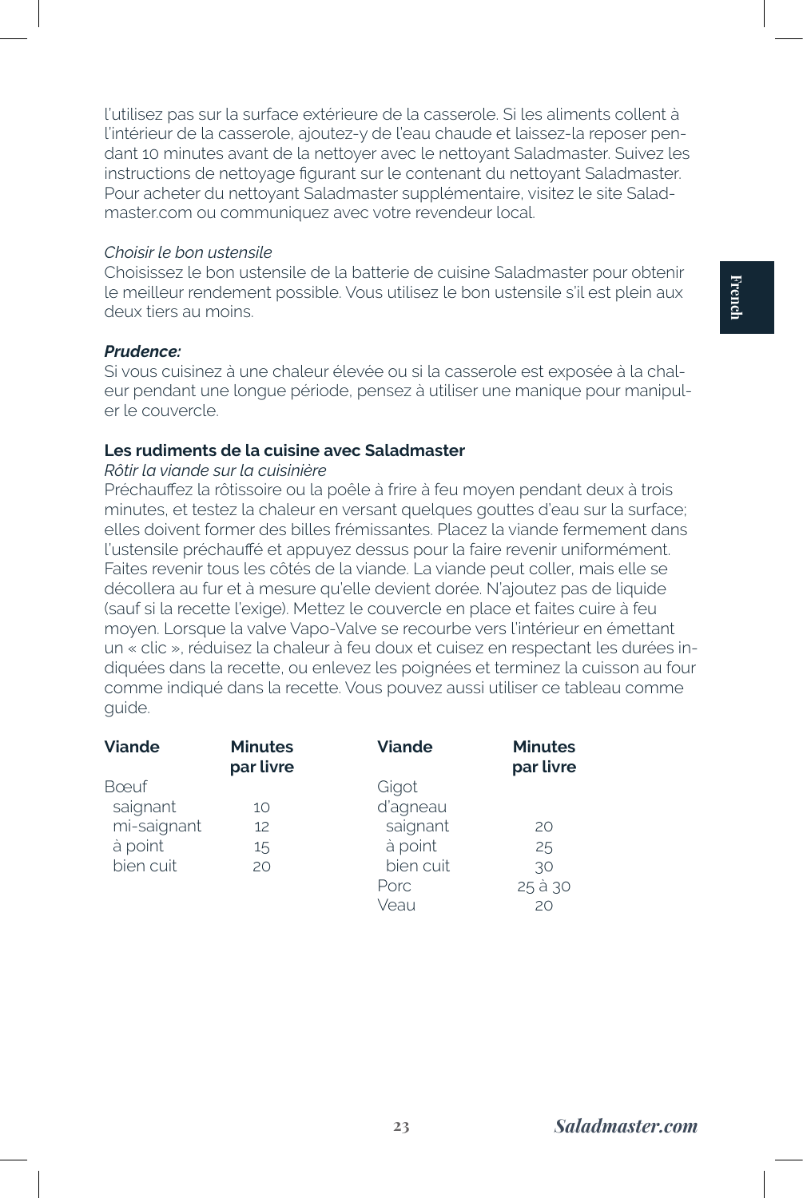l'utilisez pas sur la surface extérieure de la casserole. Si les aliments collent à l'intérieur de la casserole, ajoutez-y de l'eau chaude et laissez-la reposer pendant 10 minutes avant de la nettoyer avec le nettoyant Saladmaster. Suivez les instructions de nettoyage figurant sur le contenant du nettoyant Saladmaster. Pour acheter du nettoyant Saladmaster supplémentaire, visitez le site Saladmaster.com ou communiquez avec votre revendeur local.

*Choisir le bon ustensile*

Choisissez le bon ustensile de la batterie de cuisine Saladmaster pour obtenir le meilleur rendement possible. Vous utilisez le bon ustensile s'il est plein aux deux tiers au moins.

***Prudence:***

Si vous cuisinez à une chaleur élevée ou si la casserole est exposée à la chaleur pendant une longue période, pensez à utiliser une manique pour manipuler le couvercle.

**Les rudiments de la cuisine avec Saladmaster**

*Rôtir la viande sur la cuisinière*

Préchauffez la rôtissoire ou la poêle à frire à feu moyen pendant deux à trois minutes, et testez la chaleur en versant quelques gouttes d'eau sur la surface; elles doivent former des billes frémissantes. Placez la viande fermement dans l'ustensile préchauffé et appuyez dessus pour la faire revenir uniformément. Faites revenir tous les côtés de la viande. La viande peut coller, mais elle se décollera au fur et à mesure qu'elle devient dorée. N'ajoutez pas de liquide (sauf si la recette l'exige). Mettez le couvercle en place et faites cuire à feu moyen. Lorsque la valve Vapo-Valve se recourbe vers l'intérieur en émettant un « clic », réduisez la chaleur à feu doux et cuisez en respectant les durées indiquées dans la recette, ou enlevez les poignées et terminez la cuisson au four comme indiqué dans la recette. Vous pouvez aussi utiliser ce tableau comme guide.

| Viande | Minutes par livre | Viande | Minutes par livre |
|---|---|---|---|
| Bœuf | | Gigot d'agneau | |
| saignant | 10 | saignant | 20 |
| mi-saignant | 12 | à point | 25 |
| à point | 15 | bien cuit | 30 |
| bien cuit | 20 | Porc | 25 à 30 |
| | | Veau | 20 |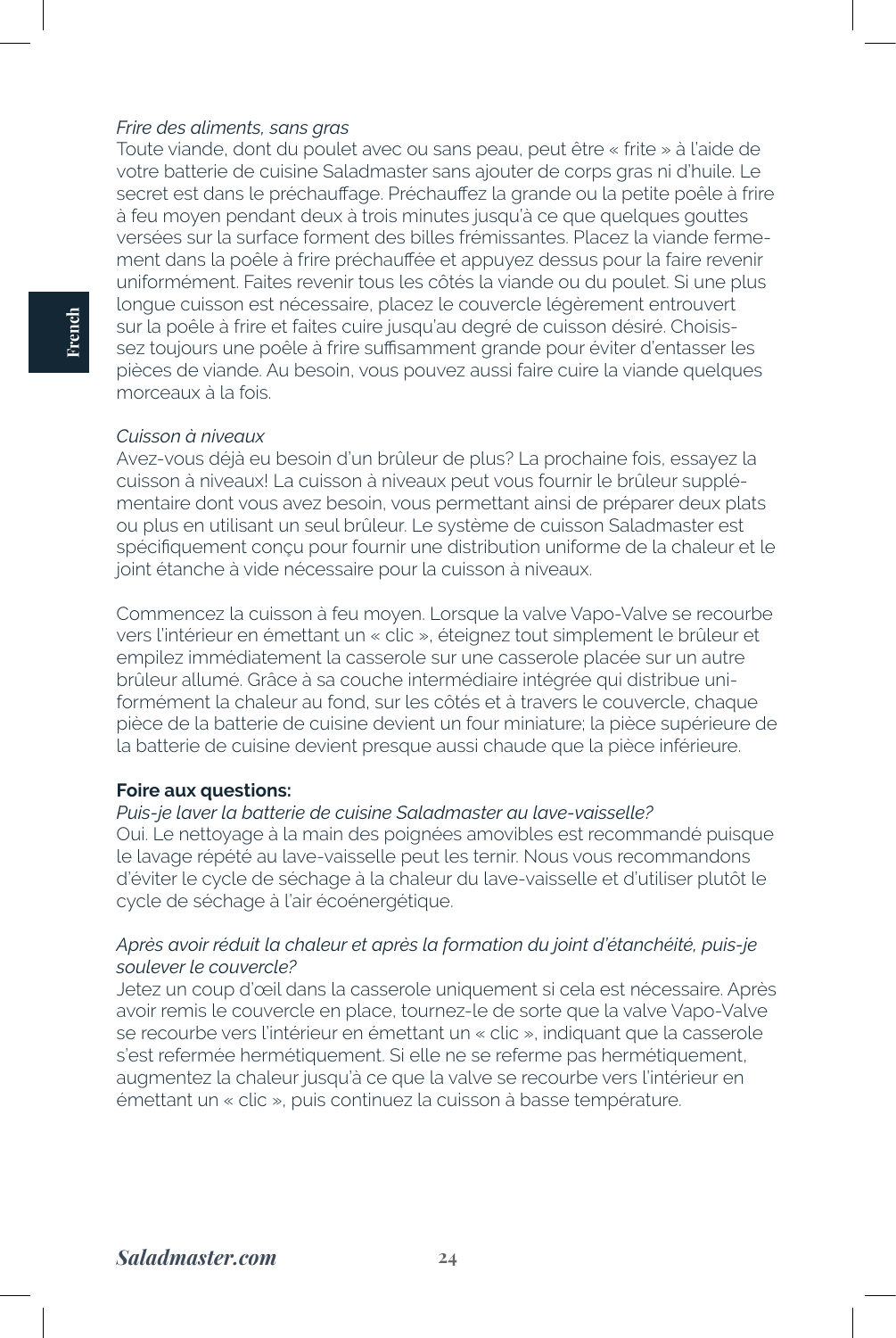*Frire des aliments, sans gras*

Toute viande, dont du poulet avec ou sans peau, peut être « frite » à l'aide de votre batterie de cuisine Saladmaster sans ajouter de corps gras ni d'huile. Le secret est dans le préchauffage. Préchauffez la grande ou la petite poêle à frire à feu moyen pendant deux à trois minutes jusqu'à ce que quelques gouttes versées sur la surface forment des billes frémissantes. Placez la viande fermement dans la poêle à frire préchauffée et appuyez dessus pour la faire revenir uniformément. Faites revenir tous les côtés la viande ou du poulet. Si une plus longue cuisson est nécessaire, placez le couvercle légèrement entrouvert sur la poêle à frire et faites cuire jusqu'au degré de cuisson désiré. Choisissez toujours une poêle à frire suffisamment grande pour éviter d'entasser les pièces de viande. Au besoin, vous pouvez aussi faire cuire la viande quelques morceaux à la fois.

*Cuisson à niveaux*

Avez-vous déjà eu besoin d'un brûleur de plus? La prochaine fois, essayez la cuisson à niveaux! La cuisson à niveaux peut vous fournir le brûleur supplémentaire dont vous avez besoin, vous permettant ainsi de préparer deux plats ou plus en utilisant un seul brûleur. Le système de cuisson Saladmaster est spécifiquement conçu pour fournir une distribution uniforme de la chaleur et le joint étanche à vide nécessaire pour la cuisson à niveaux.

Commencez la cuisson à feu moyen. Lorsque la valve Vapo-Valve se recourbe vers l'intérieur en émettant un « clic », éteignez tout simplement le brûleur et empilez immédiatement la casserole sur une casserole placée sur un autre brûleur allumé. Grâce à sa couche intermédiaire intégrée qui distribue uniformément la chaleur au fond, sur les côtés et à travers le couvercle, chaque pièce de la batterie de cuisine devient un four miniature; la pièce supérieure de la batterie de cuisine devient presque aussi chaude que la pièce inférieure.

**Foire aux questions:**

*Puis-je laver la batterie de cuisine Saladmaster au lave-vaisselle?*

Oui. Le nettoyage à la main des poignées amovibles est recommandé puisque le lavage répété au lave-vaisselle peut les ternir. Nous vous recommandons d'éviter le cycle de séchage à la chaleur du lave-vaisselle et d'utiliser plutôt le cycle de séchage à l'air écoénergétique.

*Après avoir réduit la chaleur et après la formation du joint d'étanchéité, puis-je soulever le couvercle?*

Jetez un coup d'œil dans la casserole uniquement si cela est nécessaire. Après avoir remis le couvercle en place, tournez-le de sorte que la valve Vapo-Valve se recourbe vers l'intérieur en émettant un « clic », indiquant que la casserole s'est refermée hermétiquement. Si elle ne se referme pas hermétiquement, augmentez la chaleur jusqu'à ce que la valve se recourbe vers l'intérieur en émettant un « clic », puis continuez la cuisson à basse température.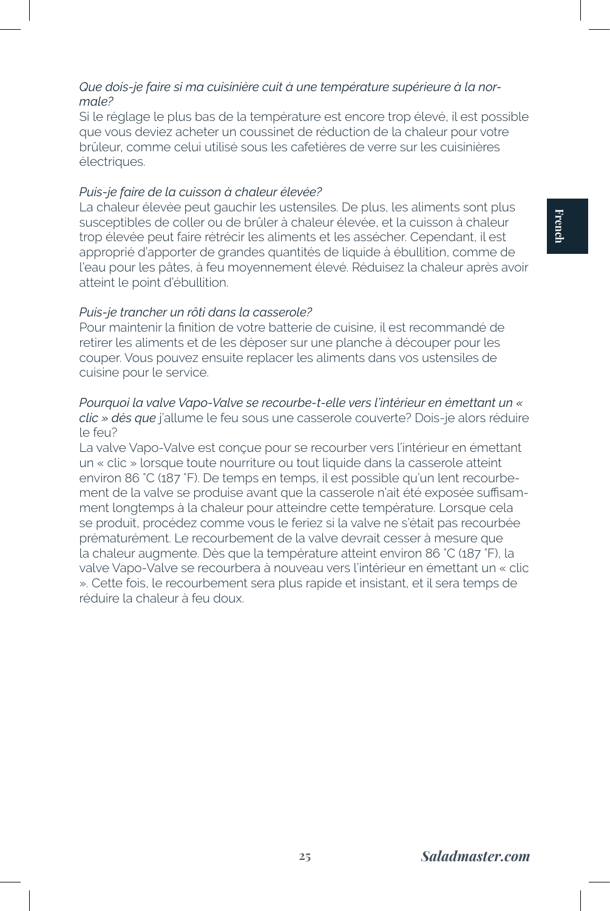*Que dois-je faire si ma cuisinière cuit à une température supérieure à la normale?*
Si le réglage le plus bas de la température est encore trop élevé, il est possible que vous deviez acheter un coussinet de réduction de la chaleur pour votre brûleur, comme celui utilisé sous les cafetières de verre sur les cuisinières électriques.

*Puis-je faire de la cuisson à chaleur élevée?*
La chaleur élevée peut gauchir les ustensiles. De plus, les aliments sont plus susceptibles de coller ou de brûler à chaleur élevée, et la cuisson à chaleur trop élevée peut faire rétrécir les aliments et les assécher. Cependant, il est approprié d'apporter de grandes quantités de liquide à ébullition, comme de l'eau pour les pâtes, à feu moyennement élevé. Réduisez la chaleur après avoir atteint le point d'ébullition.

*Puis-je trancher un rôti dans la casserole?*
Pour maintenir la finition de votre batterie de cuisine, il est recommandé de retirer les aliments et de les déposer sur une planche à découper pour les couper. Vous pouvez ensuite replacer les aliments dans vos ustensiles de cuisine pour le service.

*Pourquoi la valve Vapo-Valve se recourbe-t-elle vers l'intérieur en émettant un « clic » dès que* j'allume le feu sous une casserole couverte? Dois-je alors réduire le feu?
La valve Vapo-Valve est conçue pour se recourber vers l'intérieur en émettant un « clic » lorsque toute nourriture ou tout liquide dans la casserole atteint environ 86 ˚C (187 ˚F). De temps en temps, il est possible qu'un lent recourbement de la valve se produise avant que la casserole n'ait été exposée suffisamment longtemps à la chaleur pour atteindre cette température. Lorsque cela se produit, procédez comme vous le feriez si la valve ne s'était pas recourbée prématurément. Le recourbement de la valve devrait cesser à mesure que la chaleur augmente. Dès que la température atteint environ 86 ˚C (187 ˚F), la valve Vapo-Valve se recourbera à nouveau vers l'intérieur en émettant un « clic ». Cette fois, le recourbement sera plus rapide et insistant, et il sera temps de réduire la chaleur à feu doux.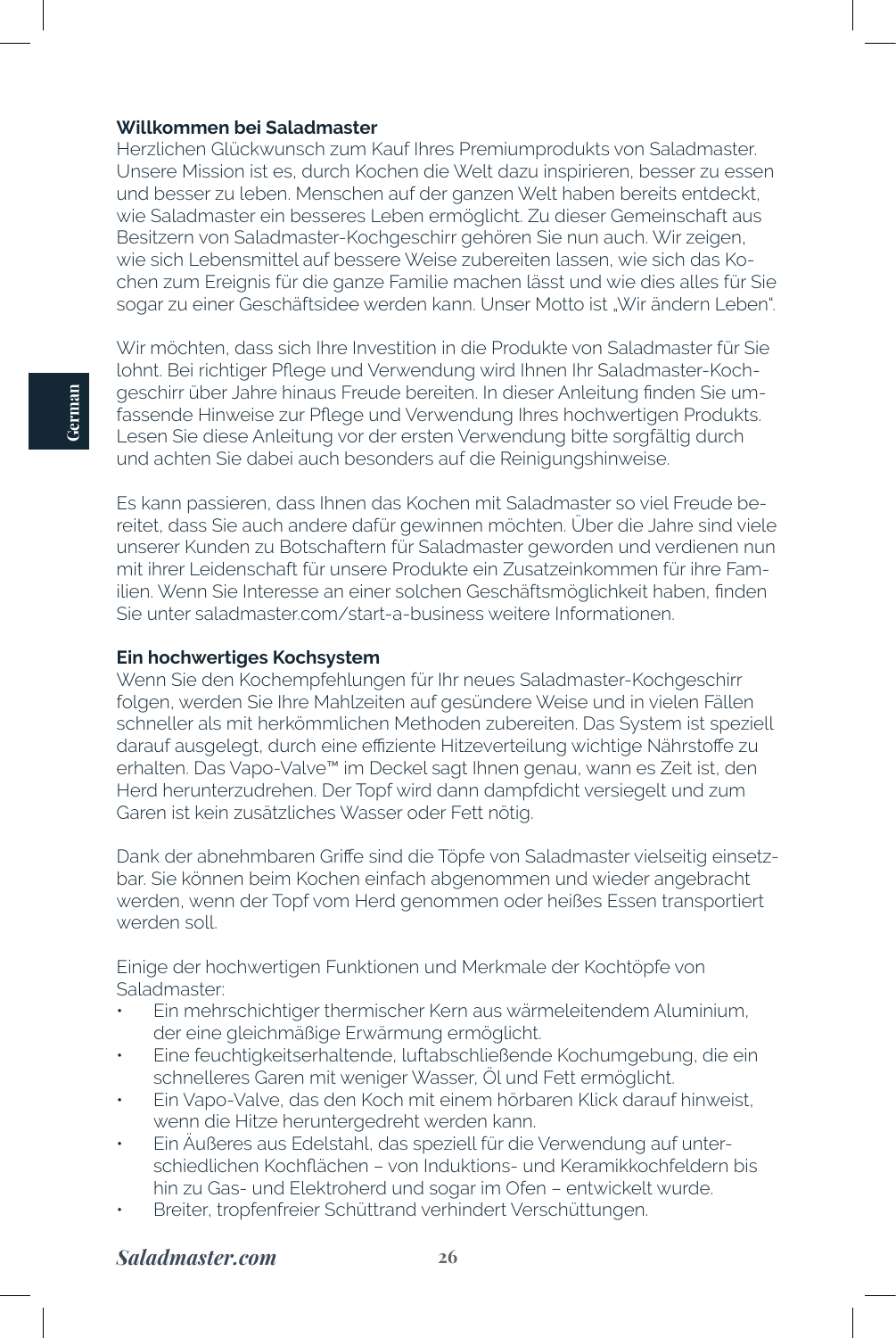**Willkommen bei Saladmaster**

Herzlichen Glückwunsch zum Kauf Ihres Premiumprodukts von Saladmaster. Unsere Mission ist es, durch Kochen die Welt dazu inspirieren, besser zu essen und besser zu leben. Menschen auf der ganzen Welt haben bereits entdeckt, wie Saladmaster ein besseres Leben ermöglicht. Zu dieser Gemeinschaft aus Besitzern von Saladmaster-Kochgeschirr gehören Sie nun auch. Wir zeigen, wie sich Lebensmittel auf bessere Weise zubereiten lassen, wie sich das Kochen zum Ereignis für die ganze Familie machen lässt und wie dies alles für Sie sogar zu einer Geschäftsidee werden kann. Unser Motto ist „Wir ändern Leben".

Wir möchten, dass sich Ihre Investition in die Produkte von Saladmaster für Sie lohnt. Bei richtiger Pflege und Verwendung wird Ihnen Ihr Saladmaster-Kochgeschirr über Jahre hinaus Freude bereiten. In dieser Anleitung finden Sie umfassende Hinweise zur Pflege und Verwendung Ihres hochwertigen Produkts. Lesen Sie diese Anleitung vor der ersten Verwendung bitte sorgfältig durch und achten Sie dabei auch besonders auf die Reinigungshinweise.

Es kann passieren, dass Ihnen das Kochen mit Saladmaster so viel Freude bereitet, dass Sie auch andere dafür gewinnen möchten. Über die Jahre sind viele unserer Kunden zu Botschaftern für Saladmaster geworden und verdienen nun mit ihrer Leidenschaft für unsere Produkte ein Zusatzeinkommen für ihre Familien. Wenn Sie Interesse an einer solchen Geschäftsmöglichkeit haben, finden Sie unter saladmaster.com/start-a-business weitere Informationen.

**Ein hochwertiges Kochsystem**

Wenn Sie den Kochempfehlungen für Ihr neues Saladmaster-Kochgeschirr folgen, werden Sie Ihre Mahlzeiten auf gesündere Weise und in vielen Fällen schneller als mit herkömmlichen Methoden zubereiten. Das System ist speziell darauf ausgelegt, durch eine effiziente Hitzeverteilung wichtige Nährstoffe zu erhalten. Das Vapo-Valve™ im Deckel sagt Ihnen genau, wann es Zeit ist, den Herd herunterzudrehen. Der Topf wird dann dampfdicht versiegelt und zum Garen ist kein zusätzliches Wasser oder Fett nötig.

Dank der abnehmbaren Griffe sind die Töpfe von Saladmaster vielseitig einsetzbar. Sie können beim Kochen einfach abgenommen und wieder angebracht werden, wenn der Topf vom Herd genommen oder heißes Essen transportiert werden soll.

Einige der hochwertigen Funktionen und Merkmale der Kochtöpfe von Saladmaster:

- Ein mehrschichtiger thermischer Kern aus wärmeleitendem Aluminium, der eine gleichmäßige Erwärmung ermöglicht.
- Eine feuchtigkeitserhaltende, luftabschließende Kochumgebung, die ein schnelleres Garen mit weniger Wasser, Öl und Fett ermöglicht.
- Ein Vapo-Valve, das den Koch mit einem hörbaren Klick darauf hinweist, wenn die Hitze heruntergedreht werden kann.
- Ein Äußeres aus Edelstahl, das speziell für die Verwendung auf unterschiedlichen Kochflächen – von Induktions- und Keramikkochfeldern bis hin zu Gas- und Elektroherd und sogar im Ofen – entwickelt wurde.
- Breiter, tropfenfreier Schüttrand verhindert Verschüttungen.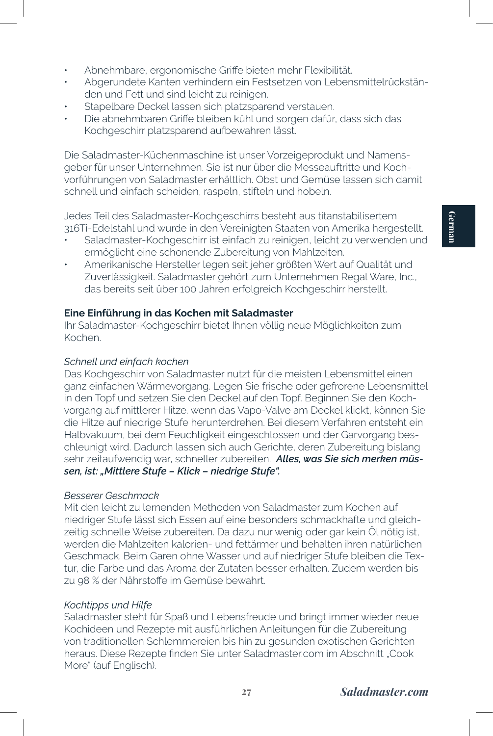- Abnehmbare, ergonomische Griffe bieten mehr Flexibilität.
- Abgerundete Kanten verhindern ein Festsetzen von Lebensmittelrückständen und Fett und sind leicht zu reinigen.
- Stapelbare Deckel lassen sich platzsparend verstauen.
- Die abnehmbaren Griffe bleiben kühl und sorgen dafür, dass sich das Kochgeschirr platzsparend aufbewahren lässt.

Die Saladmaster-Küchenmaschine ist unser Vorzeigeprodukt und Namensgeber für unser Unternehmen. Sie ist nur über die Messeauftritte und Kochvorführungen von Saladmaster erhältlich. Obst und Gemüse lassen sich damit schnell und einfach scheiden, raspeln, stifteln und hobeln.

Jedes Teil des Saladmaster-Kochgeschirrs besteht aus titanstabilisertem 316Ti-Edelstahl und wurde in den Vereinigten Staaten von Amerika hergestellt.

- Saladmaster-Kochgeschirr ist einfach zu reinigen, leicht zu verwenden und ermöglicht eine schonende Zubereitung von Mahlzeiten.
- Amerikanische Hersteller legen seit jeher größten Wert auf Qualität und Zuverlässigkeit. Saladmaster gehört zum Unternehmen Regal Ware, Inc., das bereits seit über 100 Jahren erfolgreich Kochgeschirr herstellt.

**Eine Einführung in das Kochen mit Saladmaster**

Ihr Saladmaster-Kochgeschirr bietet Ihnen völlig neue Möglichkeiten zum Kochen.

*Schnell und einfach kochen*

Das Kochgeschirr von Saladmaster nutzt für die meisten Lebensmittel einen ganz einfachen Wärmevorgang. Legen Sie frische oder gefrorene Lebensmittel in den Topf und setzen Sie den Deckel auf den Topf. Beginnen Sie den Kochvorgang auf mittlerer Hitze. wenn das Vapo-Valve am Deckel klickt, können Sie die Hitze auf niedrige Stufe herunterdrehen. Bei diesem Verfahren entsteht ein Halbvakuum, bei dem Feuchtigkeit eingeschlossen und der Garvorgang beschleunigt wird. Dadurch lassen sich auch Gerichte, deren Zubereitung bislang sehr zeitaufwendig war, schneller zubereiten. ***Alles, was Sie sich merken müssen, ist: „Mittlere Stufe – Klick – niedrige Stufe".***

*Besserer Geschmack*

Mit den leicht zu lernenden Methoden von Saladmaster zum Kochen auf niedriger Stufe lässt sich Essen auf eine besonders schmackhafte und gleichzeitig schnelle Weise zubereiten. Da dazu nur wenig oder gar kein Öl nötig ist, werden die Mahlzeiten kalorien- und fettärmer und behalten ihren natürlichen Geschmack. Beim Garen ohne Wasser und auf niedriger Stufe bleiben die Textur, die Farbe und das Aroma der Zutaten besser erhalten. Zudem werden bis zu 98 % der Nährstoffe im Gemüse bewahrt.

*Kochtipps und Hilfe*

Saladmaster steht für Spaß und Lebensfreude und bringt immer wieder neue Kochideen und Rezepte mit ausführlichen Anleitungen für die Zubereitung von traditionellen Schlemmereien bis hin zu gesunden exotischen Gerichten heraus. Diese Rezepte finden Sie unter Saladmaster.com im Abschnitt „Cook More" (auf Englisch).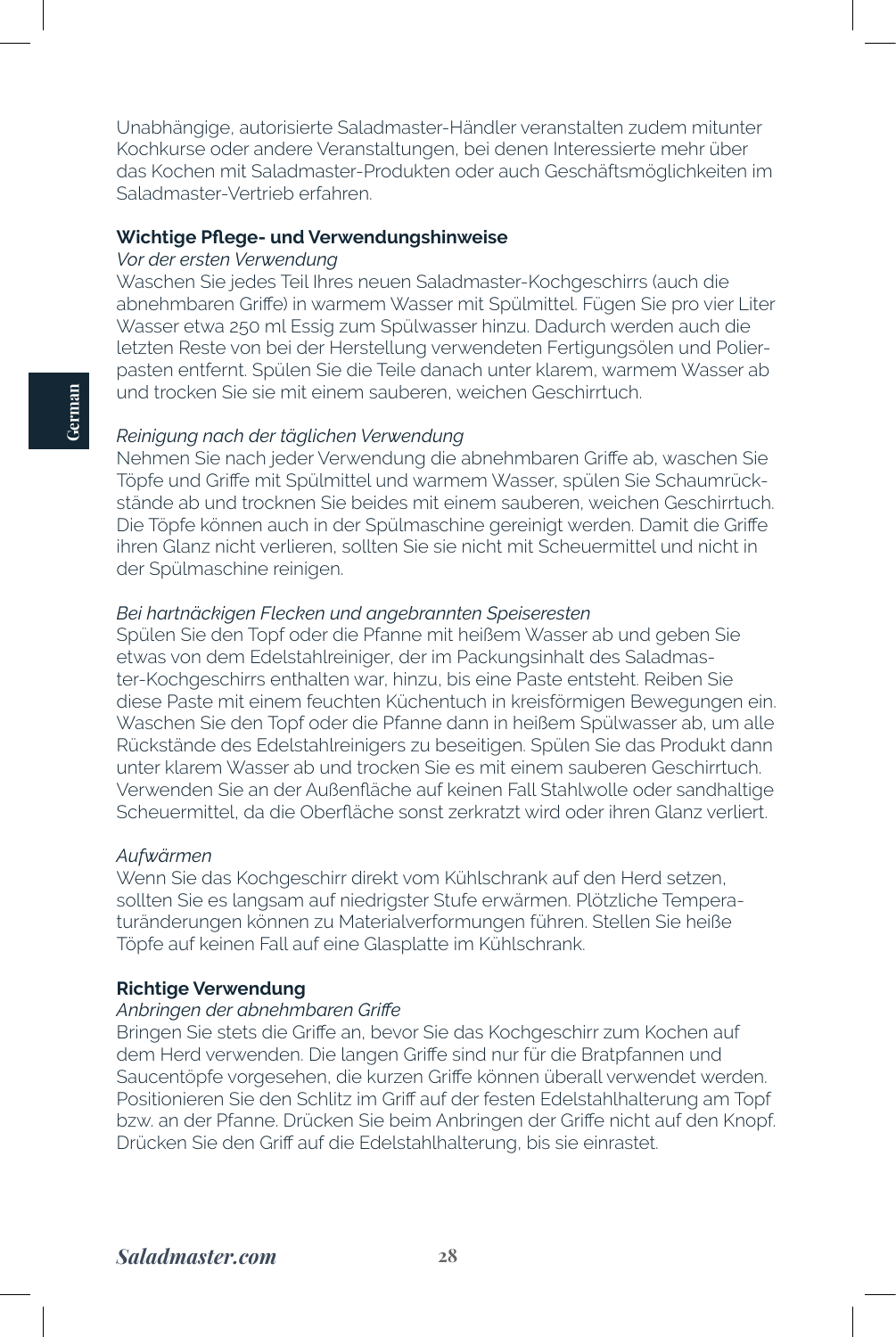Unabhängige, autorisierte Saladmaster-Händler veranstalten zudem mitunter Kochkurse oder andere Veranstaltungen, bei denen Interessierte mehr über das Kochen mit Saladmaster-Produkten oder auch Geschäftsmöglichkeiten im Saladmaster-Vertrieb erfahren.

**Wichtige Pflege- und Verwendungshinweise**

*Vor der ersten Verwendung*

Waschen Sie jedes Teil Ihres neuen Saladmaster-Kochgeschirrs (auch die abnehmbaren Griffe) in warmem Wasser mit Spülmittel. Fügen Sie pro vier Liter Wasser etwa 250 ml Essig zum Spülwasser hinzu. Dadurch werden auch die letzten Reste von bei der Herstellung verwendeten Fertigungsölen und Polierpasten entfernt. Spülen Sie die Teile danach unter klarem, warmem Wasser ab und trocken Sie sie mit einem sauberen, weichen Geschirrtuch.

*Reinigung nach der täglichen Verwendung*

Nehmen Sie nach jeder Verwendung die abnehmbaren Griffe ab, waschen Sie Töpfe und Griffe mit Spülmittel und warmem Wasser, spülen Sie Schaumrückstände ab und trocknen Sie beides mit einem sauberen, weichen Geschirrtuch. Die Töpfe können auch in der Spülmaschine gereinigt werden. Damit die Griffe ihren Glanz nicht verlieren, sollten Sie sie nicht mit Scheuermittel und nicht in der Spülmaschine reinigen.

*Bei hartnäckigen Flecken und angebrannten Speiseresten*

Spülen Sie den Topf oder die Pfanne mit heißem Wasser ab und geben Sie etwas von dem Edelstahlreiniger, der im Packungsinhalt des Saladmaster-Kochgeschirrs enthalten war, hinzu, bis eine Paste entsteht. Reiben Sie diese Paste mit einem feuchten Küchentuch in kreisförmigen Bewegungen ein. Waschen Sie den Topf oder die Pfanne dann in heißem Spülwasser ab, um alle Rückstände des Edelstahlreinigers zu beseitigen. Spülen Sie das Produkt dann unter klarem Wasser ab und trocken Sie es mit einem sauberen Geschirrtuch. Verwenden Sie an der Außenfläche auf keinen Fall Stahlwolle oder sandhaltige Scheuermittel, da die Oberfläche sonst zerkratzt wird oder ihren Glanz verliert.

*Aufwärmen*

Wenn Sie das Kochgeschirr direkt vom Kühlschrank auf den Herd setzen, sollten Sie es langsam auf niedrigster Stufe erwärmen. Plötzliche Temperaturänderungen können zu Materialverformungen führen. Stellen Sie heiße Töpfe auf keinen Fall auf eine Glasplatte im Kühlschrank.

**Richtige Verwendung**

*Anbringen der abnehmbaren Griffe*

Bringen Sie stets die Griffe an, bevor Sie das Kochgeschirr zum Kochen auf dem Herd verwenden. Die langen Griffe sind nur für die Bratpfannen und Saucentöpfe vorgesehen, die kurzen Griffe können überall verwendet werden. Positionieren Sie den Schlitz im Griff auf der festen Edelstahlhalterung am Topf bzw. an der Pfanne. Drücken Sie beim Anbringen der Griffe nicht auf den Knopf. Drücken Sie den Griff auf die Edelstahlhalterung, bis sie einrastet.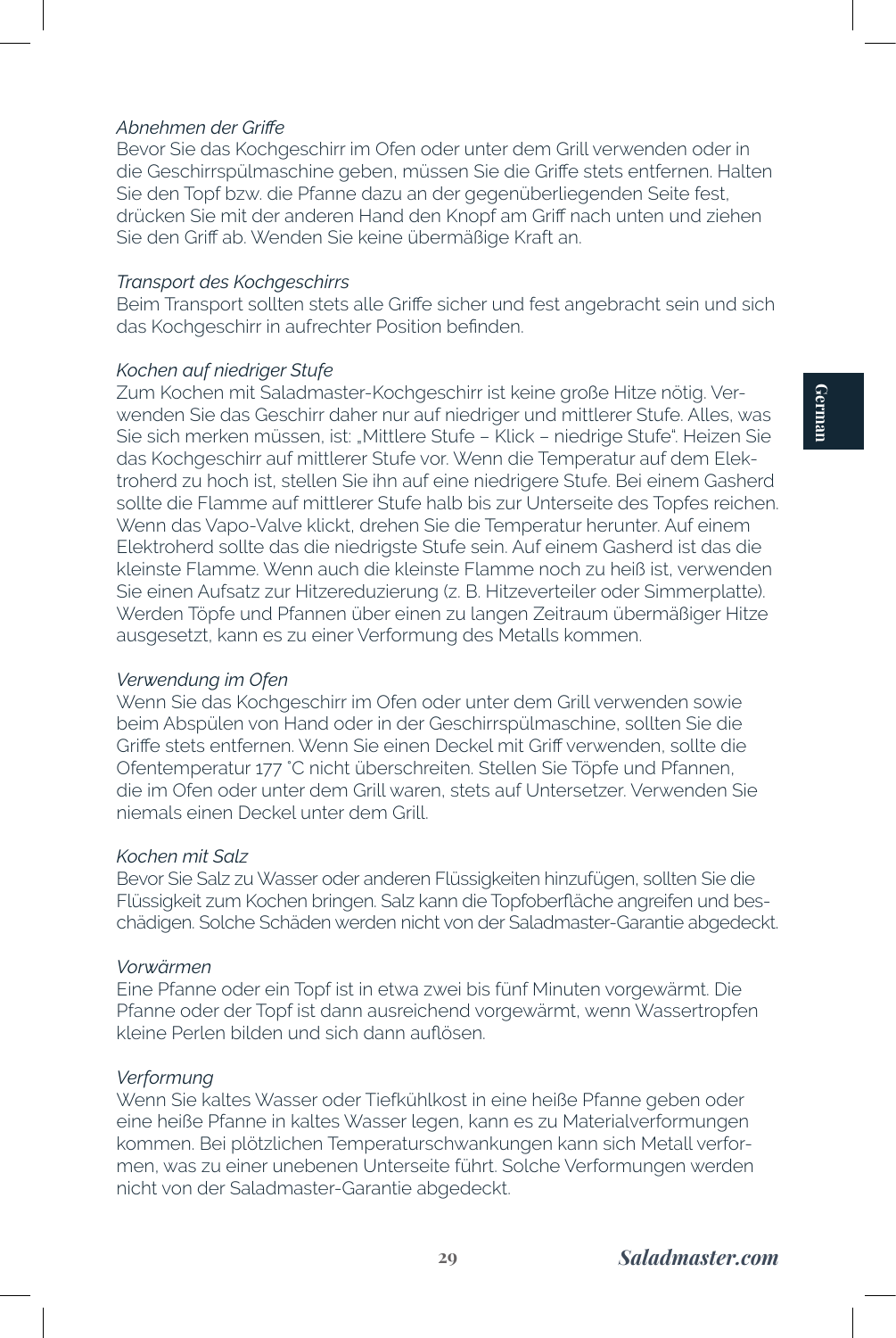*Abnehmen der Griffe*

Bevor Sie das Kochgeschirr im Ofen oder unter dem Grill verwenden oder in die Geschirrspülmaschine geben, müssen Sie die Griffe stets entfernen. Halten Sie den Topf bzw. die Pfanne dazu an der gegenüberliegenden Seite fest, drücken Sie mit der anderen Hand den Knopf am Griff nach unten und ziehen Sie den Griff ab. Wenden Sie keine übermäßige Kraft an.

*Transport des Kochgeschirrs*

Beim Transport sollten stets alle Griffe sicher und fest angebracht sein und sich das Kochgeschirr in aufrechter Position befinden.

*Kochen auf niedriger Stufe*

Zum Kochen mit Saladmaster-Kochgeschirr ist keine große Hitze nötig. Verwenden Sie das Geschirr daher nur auf niedriger und mittlerer Stufe. Alles, was Sie sich merken müssen, ist: „Mittlere Stufe – Klick – niedrige Stufe". Heizen Sie das Kochgeschirr auf mittlerer Stufe vor. Wenn die Temperatur auf dem Elektroherd zu hoch ist, stellen Sie ihn auf eine niedrigere Stufe. Bei einem Gasherd sollte die Flamme auf mittlerer Stufe halb bis zur Unterseite des Topfes reichen. Wenn das Vapo-Valve klickt, drehen Sie die Temperatur herunter. Auf einem Elektroherd sollte das die niedrigste Stufe sein. Auf einem Gasherd ist das die kleinste Flamme. Wenn auch die kleinste Flamme noch zu heiß ist, verwenden Sie einen Aufsatz zur Hitzereduzierung (z. B. Hitzeverteiler oder Simmerplatte). Werden Töpfe und Pfannen über einen zu langen Zeitraum übermäßiger Hitze ausgesetzt, kann es zu einer Verformung des Metalls kommen.

*Verwendung im Ofen*

Wenn Sie das Kochgeschirr im Ofen oder unter dem Grill verwenden sowie beim Abspülen von Hand oder in der Geschirrspülmaschine, sollten Sie die Griffe stets entfernen. Wenn Sie einen Deckel mit Griff verwenden, sollte die Ofentemperatur 177 °C nicht überschreiten. Stellen Sie Töpfe und Pfannen, die im Ofen oder unter dem Grill waren, stets auf Untersetzer. Verwenden Sie niemals einen Deckel unter dem Grill.

*Kochen mit Salz*

Bevor Sie Salz zu Wasser oder anderen Flüssigkeiten hinzufügen, sollten Sie die Flüssigkeit zum Kochen bringen. Salz kann die Topfoberfläche angreifen und beschädigen. Solche Schäden werden nicht von der Saladmaster-Garantie abgedeckt.

*Vorwärmen*

Eine Pfanne oder ein Topf ist in etwa zwei bis fünf Minuten vorgewärmt. Die Pfanne oder der Topf ist dann ausreichend vorgewärmt, wenn Wassertropfen kleine Perlen bilden und sich dann auflösen.

*Verformung*

Wenn Sie kaltes Wasser oder Tiefkühlkost in eine heiße Pfanne geben oder eine heiße Pfanne in kaltes Wasser legen, kann es zu Materialverformungen kommen. Bei plötzlichen Temperaturschwankungen kann sich Metall verformen, was zu einer unebenen Unterseite führt. Solche Verformungen werden nicht von der Saladmaster-Garantie abgedeckt.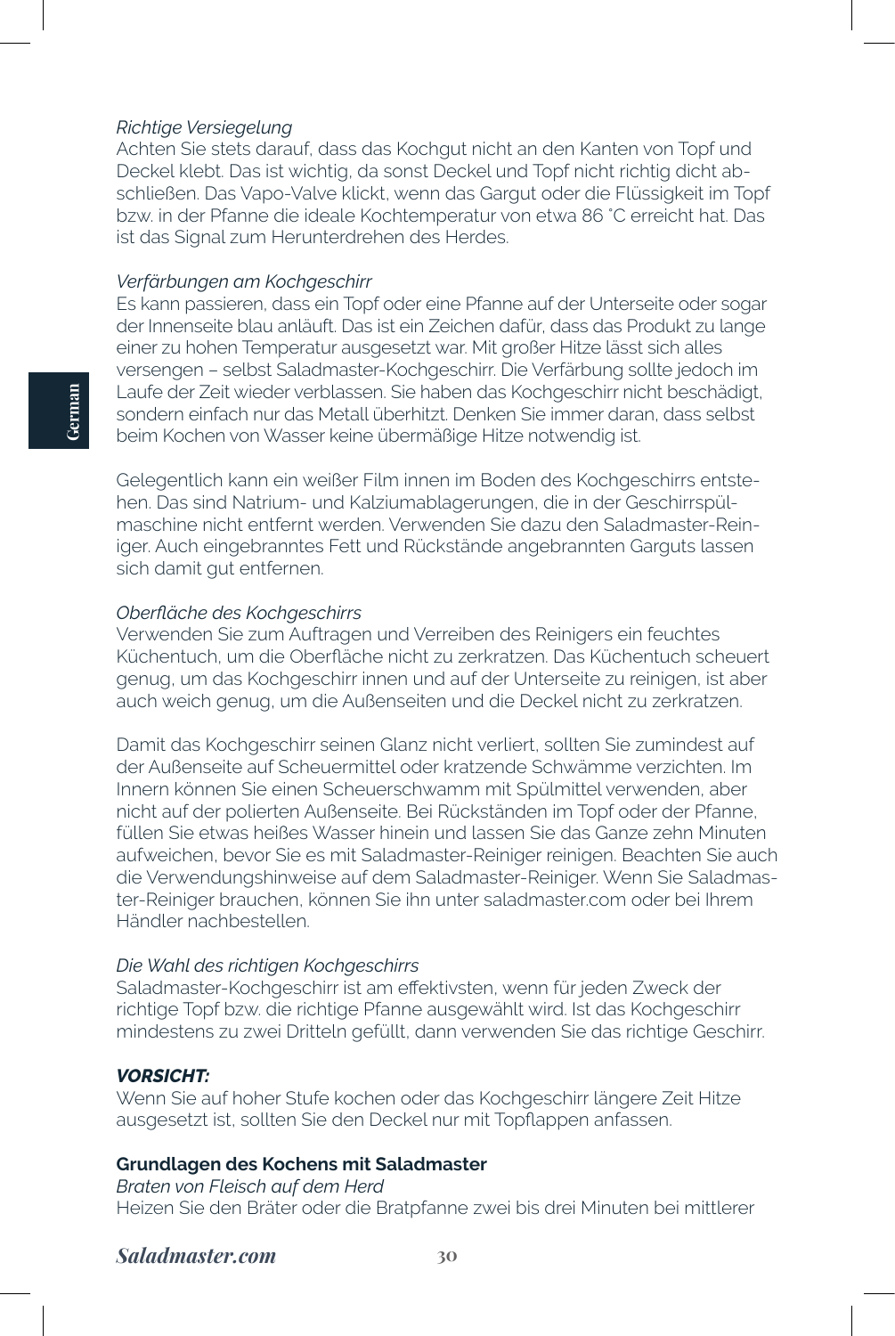*Richtige Versiegelung*
Achten Sie stets darauf, dass das Kochgut nicht an den Kanten von Topf und Deckel klebt. Das ist wichtig, da sonst Deckel und Topf nicht richtig dicht abschließen. Das Vapo-Valve klickt, wenn das Gargut oder die Flüssigkeit im Topf bzw. in der Pfanne die ideale Kochtemperatur von etwa 86 °C erreicht hat. Das ist das Signal zum Herunterdrehen des Herdes.

*Verfärbungen am Kochgeschirr*
Es kann passieren, dass ein Topf oder eine Pfanne auf der Unterseite oder sogar der Innenseite blau anläuft. Das ist ein Zeichen dafür, dass das Produkt zu lange einer zu hohen Temperatur ausgesetzt war. Mit großer Hitze lässt sich alles versengen – selbst Saladmaster-Kochgeschirr. Die Verfärbung sollte jedoch im Laufe der Zeit wieder verblassen. Sie haben das Kochgeschirr nicht beschädigt, sondern einfach nur das Metall überhitzt. Denken Sie immer daran, dass selbst beim Kochen von Wasser keine übermäßige Hitze notwendig ist.

Gelegentlich kann ein weißer Film innen im Boden des Kochgeschirrs entstehen. Das sind Natrium- und Kalziumablagerungen, die in der Geschirrspülmaschine nicht entfernt werden. Verwenden Sie dazu den Saladmaster-Reiniger. Auch eingebranntes Fett und Rückstände angebrannten Garguts lassen sich damit gut entfernen.

*Oberfläche des Kochgeschirrs*
Verwenden Sie zum Auftragen und Verreiben des Reinigers ein feuchtes Küchentuch, um die Oberfläche nicht zu zerkratzen. Das Küchentuch scheuert genug, um das Kochgeschirr innen und auf der Unterseite zu reinigen, ist aber auch weich genug, um die Außenseiten und die Deckel nicht zu zerkratzen.

Damit das Kochgeschirr seinen Glanz nicht verliert, sollten Sie zumindest auf der Außenseite auf Scheuermittel oder kratzende Schwämme verzichten. Im Innern können Sie einen Scheuerschwamm mit Spülmittel verwenden, aber nicht auf der polierten Außenseite. Bei Rückständen im Topf oder der Pfanne, füllen Sie etwas heißes Wasser hinein und lassen Sie das Ganze zehn Minuten aufweichen, bevor Sie es mit Saladmaster-Reiniger reinigen. Beachten Sie auch die Verwendungshinweise auf dem Saladmaster-Reiniger. Wenn Sie Saladmaster-Reiniger brauchen, können Sie ihn unter saladmaster.com oder bei Ihrem Händler nachbestellen.

*Die Wahl des richtigen Kochgeschirrs*
Saladmaster-Kochgeschirr ist am effektivsten, wenn für jeden Zweck der richtige Topf bzw. die richtige Pfanne ausgewählt wird. Ist das Kochgeschirr mindestens zu zwei Dritteln gefüllt, dann verwenden Sie das richtige Geschirr.

***VORSICHT:***
Wenn Sie auf hoher Stufe kochen oder das Kochgeschirr längere Zeit Hitze ausgesetzt ist, sollten Sie den Deckel nur mit Topflappen anfassen.

**Grundlagen des Kochens mit Saladmaster**
*Braten von Fleisch auf dem Herd*
Heizen Sie den Bräter oder die Bratpfanne zwei bis drei Minuten bei mittlerer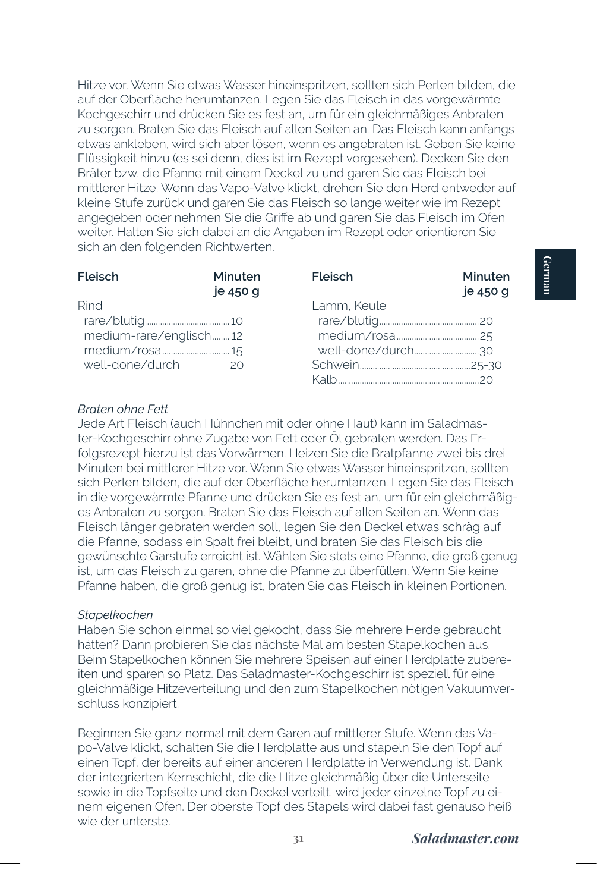Hitze vor. Wenn Sie etwas Wasser hineinspritzen, sollten sich Perlen bilden, die auf der Oberfläche herumtanzen. Legen Sie das Fleisch in das vorgewärmte Kochgeschirr und drücken Sie es fest an, um für ein gleichmäßiges Anbraten zu sorgen. Braten Sie das Fleisch auf allen Seiten an. Das Fleisch kann anfangs etwas ankleben, wird sich aber lösen, wenn es angebraten ist. Geben Sie keine Flüssigkeit hinzu (es sei denn, dies ist im Rezept vorgesehen). Decken Sie den Bräter bzw. die Pfanne mit einem Deckel zu und garen Sie das Fleisch bei mittlerer Hitze. Wenn das Vapo-Valve klickt, drehen Sie den Herd entweder auf kleine Stufe zurück und garen Sie das Fleisch so lange weiter wie im Rezept angegeben oder nehmen Sie die Griffe ab und garen Sie das Fleisch im Ofen weiter. Halten Sie sich dabei an die Angaben im Rezept oder orientieren Sie sich an den folgenden Richtwerten.

| Fleisch | Minuten je 450 g |
|---|---|
| Rind | |
| rare/blutig | 10 |
| medium-rare/englisch | 12 |
| medium/rosa | 15 |
| well-done/durch | 20 |
| Lamm, Keule | |
| rare/blutig | 20 |
| medium/rosa | 25 |
| well-done/durch | 30 |
| Schwein | 25-30 |
| Kalb | 20 |

*Braten ohne Fett*

Jede Art Fleisch (auch Hühnchen mit oder ohne Haut) kann im Saladmaster-Kochgeschirr ohne Zugabe von Fett oder Öl gebraten werden. Das Erfolgsrezept hierzu ist das Vorwärmen. Heizen Sie die Bratpfanne zwei bis drei Minuten bei mittlerer Hitze vor. Wenn Sie etwas Wasser hineinspritzen, sollten sich Perlen bilden, die auf der Oberfläche herumtanzen. Legen Sie das Fleisch in die vorgewärmte Pfanne und drücken Sie es fest an, um für ein gleichmäßiges Anbraten zu sorgen. Braten Sie das Fleisch auf allen Seiten an. Wenn das Fleisch länger gebraten werden soll, legen Sie den Deckel etwas schräg auf die Pfanne, sodass ein Spalt frei bleibt, und braten Sie das Fleisch bis die gewünschte Garstufe erreicht ist. Wählen Sie stets eine Pfanne, die groß genug ist, um das Fleisch zu garen, ohne die Pfanne zu überfüllen. Wenn Sie keine Pfanne haben, die groß genug ist, braten Sie das Fleisch in kleinen Portionen.

*Stapelkochen*

Haben Sie schon einmal so viel gekocht, dass Sie mehrere Herde gebraucht hätten? Dann probieren Sie das nächste Mal am besten Stapelkochen aus. Beim Stapelkochen können Sie mehrere Speisen auf einer Herdplatte zubereiten und sparen so Platz. Das Saladmaster-Kochgeschirr ist speziell für eine gleichmäßige Hitzeverteilung und den zum Stapelkochen nötigen Vakuumverschluss konzipiert.

Beginnen Sie ganz normal mit dem Garen auf mittlerer Stufe. Wenn das Vapo-Valve klickt, schalten Sie die Herdplatte aus und stapeln Sie den Topf auf einen Topf, der bereits auf einer anderen Herdplatte in Verwendung ist. Dank der integrierten Kernschicht, die die Hitze gleichmäßig über die Unterseite sowie in die Topfseite und den Deckel verteilt, wird jeder einzelne Topf zu einem eigenen Ofen. Der oberste Topf des Stapels wird dabei fast genauso heiß wie der unterste.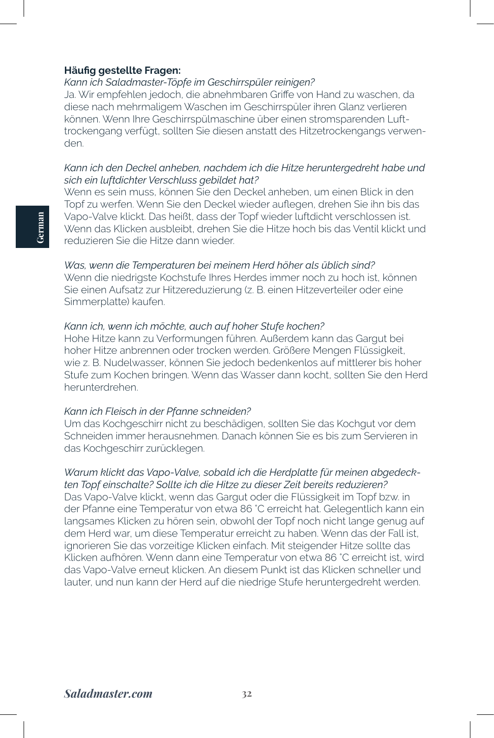**Häufig gestellte Fragen:**

*Kann ich Saladmaster-Töpfe im Geschirrspüler reinigen?*

Ja. Wir empfehlen jedoch, die abnehmbaren Griffe von Hand zu waschen, da diese nach mehrmaligem Waschen im Geschirrspüler ihren Glanz verlieren können. Wenn Ihre Geschirrspülmaschine über einen stromsparenden Lufttrockengang verfügt, sollten Sie diesen anstatt des Hitzetrockengangs verwenden.

*Kann ich den Deckel anheben, nachdem ich die Hitze heruntergedreht habe und sich ein luftdichter Verschluss gebildet hat?*

Wenn es sein muss, können Sie den Deckel anheben, um einen Blick in den Topf zu werfen. Wenn Sie den Deckel wieder auflegen, drehen Sie ihn bis das Vapo-Valve klickt. Das heißt, dass der Topf wieder luftdicht verschlossen ist. Wenn das Klicken ausbleibt, drehen Sie die Hitze hoch bis das Ventil klickt und reduzieren Sie die Hitze dann wieder.

*Was, wenn die Temperaturen bei meinem Herd höher als üblich sind?*

Wenn die niedrigste Kochstufe Ihres Herdes immer noch zu hoch ist, können Sie einen Aufsatz zur Hitzereduzierung (z. B. einen Hitzeverteiler oder eine Simmerplatte) kaufen.

*Kann ich, wenn ich möchte, auch auf hoher Stufe kochen?*

Hohe Hitze kann zu Verformungen führen. Außerdem kann das Gargut bei hoher Hitze anbrennen oder trocken werden. Größere Mengen Flüssigkeit, wie z. B. Nudelwasser, können Sie jedoch bedenkenlos auf mittlerer bis hoher Stufe zum Kochen bringen. Wenn das Wasser dann kocht, sollten Sie den Herd herunterdrehen.

*Kann ich Fleisch in der Pfanne schneiden?*

Um das Kochgeschirr nicht zu beschädigen, sollten Sie das Kochgut vor dem Schneiden immer herausnehmen. Danach können Sie es bis zum Servieren in das Kochgeschirr zurücklegen.

*Warum klickt das Vapo-Valve, sobald ich die Herdplatte für meinen abgedeckten Topf einschalte? Sollte ich die Hitze zu dieser Zeit bereits reduzieren?*

Das Vapo-Valve klickt, wenn das Gargut oder die Flüssigkeit im Topf bzw. in der Pfanne eine Temperatur von etwa 86 °C erreicht hat. Gelegentlich kann ein langsames Klicken zu hören sein, obwohl der Topf noch nicht lange genug auf dem Herd war, um diese Temperatur erreicht zu haben. Wenn das der Fall ist, ignorieren Sie das vorzeitige Klicken einfach. Mit steigender Hitze sollte das Klicken aufhören. Wenn dann eine Temperatur von etwa 86 °C erreicht ist, wird das Vapo-Valve erneut klicken. An diesem Punkt ist das Klicken schneller und lauter, und nun kann der Herd auf die niedrige Stufe heruntergedreht werden.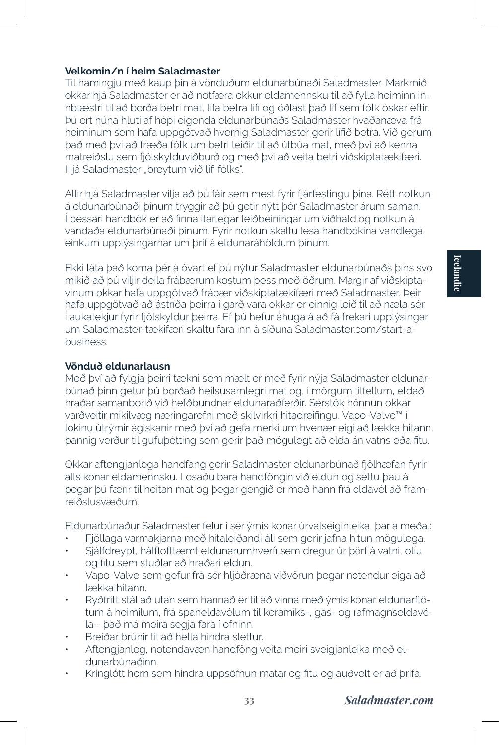**Velkomin/n í heim Saladmaster**

Til hamingju með kaup þín á vönduðum eldunarbúnaði Saladmaster. Markmið okkar hjá Saladmaster er að notfæra okkur eldamennsku til að fylla heiminn innblæstri til að borða betri mat, lifa betra lífi og öðlast það líf sem fólk óskar eftir. Þú ert núna hluti af hópi eigenda eldunarbúnaðs Saladmaster hvaðanæva frá heiminum sem hafa uppgötvað hvernig Saladmaster gerir lífið betra. Við gerum það með því að fræða fólk um betri leiðir til að útbúa mat, með því að kenna matreiðslu sem fjölskylduviðburð og með því að veita betri viðskiptatækifæri. Hjá Saladmaster „breytum við lífi fólks".

Allir hjá Saladmaster vilja að þú fáir sem mest fyrir fjárfestingu þína. Rétt notkun á eldunarbúnaði þínum tryggir að þú getir nýtt þér Saladmaster árum saman. Í þessari handbók er að finna ítarlegar leiðbeiningar um viðhald og notkun á vandaða eldunarbúnaði þínum. Fyrir notkun skaltu lesa handbókina vandlega, einkum upplýsingarnar um þrif á eldunaráhöldum þínum.

Ekki láta það koma þér á óvart ef þú nýtur Saladmaster eldunarbúnaðs þíns svo mikið að þú viljir deila frábærum kostum þess með öðrum. Margir af viðskiptavinum okkar hafa uppgötvað frábær viðskiptatækifæri með Saladmaster. Þeir hafa uppgötvað að ástríða þeirra í garð vara okkar er einnig leið til að næla sér í aukatekjur fyrir fjölskyldur þeirra. Ef þú hefur áhuga á að fá frekari upplýsingar um Saladmaster-tækifæri skaltu fara inn á síðuna Saladmaster.com/start-a-business.

**Vönduð eldunarlausn**

Með því að fylgja þeirri tækni sem mælt er með fyrir nýja Saladmaster eldunarbúnað þinn getur þú borðað heilsusamlegri mat og, í mörgum tilfellum, eldað hraðar samanborið við hefðbundnar eldunaraðferðir. Sérstök hönnun okkar varðveitir mikilvæg næringarefni með skilvirkri hitadreifingu. Vapo-Valve™ í lokinu útrýmir ágiskanir með því að gefa merki um hvenær eigi að lækka hitann, þannig verður til gufuþétting sem gerir það mögulegt að elda án vatns eða fitu.

Okkar aftengjanlega handfang gerir Saladmaster eldunarbúnað fjölhæfan fyrir alls konar eldamennsku. Losaðu bara handföngin við eldun og settu þau á þegar þú færir til heitan mat og þegar gengið er með hann frá eldavél að framreiðslusvæðum.

Eldunarbúnaður Saladmaster felur í sér ýmis konar úrvalseiginleika, þar á meðal:

- Fjöllaga varmakjarna með hitaleiðandi áli sem gerir jafna hitun mögulega.
- Sjálfdreypt, hálflofttæmt eldunarumhverfi sem dregur úr þörf á vatni, olíu og fitu sem stuðlar að hraðari eldun.
- Vapo-Valve sem gefur frá sér hljóðræna viðvörun þegar notendur eiga að lækka hitann.
- Ryðfrítt stál að utan sem hannað er til að vinna með ýmis konar eldunarflötum á heimilum, frá spaneldavélum til keramíks-, gas- og rafmagnseldavéla - það má meira segja fara í ofninn.
- Breiðar brúnir til að hella hindra slettur.
- Aftengjanleg, notendavæn handföng veita meiri sveigjanleika með eldunarbúnaðinn.
- Kringlótt horn sem hindra uppsöfnun matar og fitu og auðvelt er að þrífa.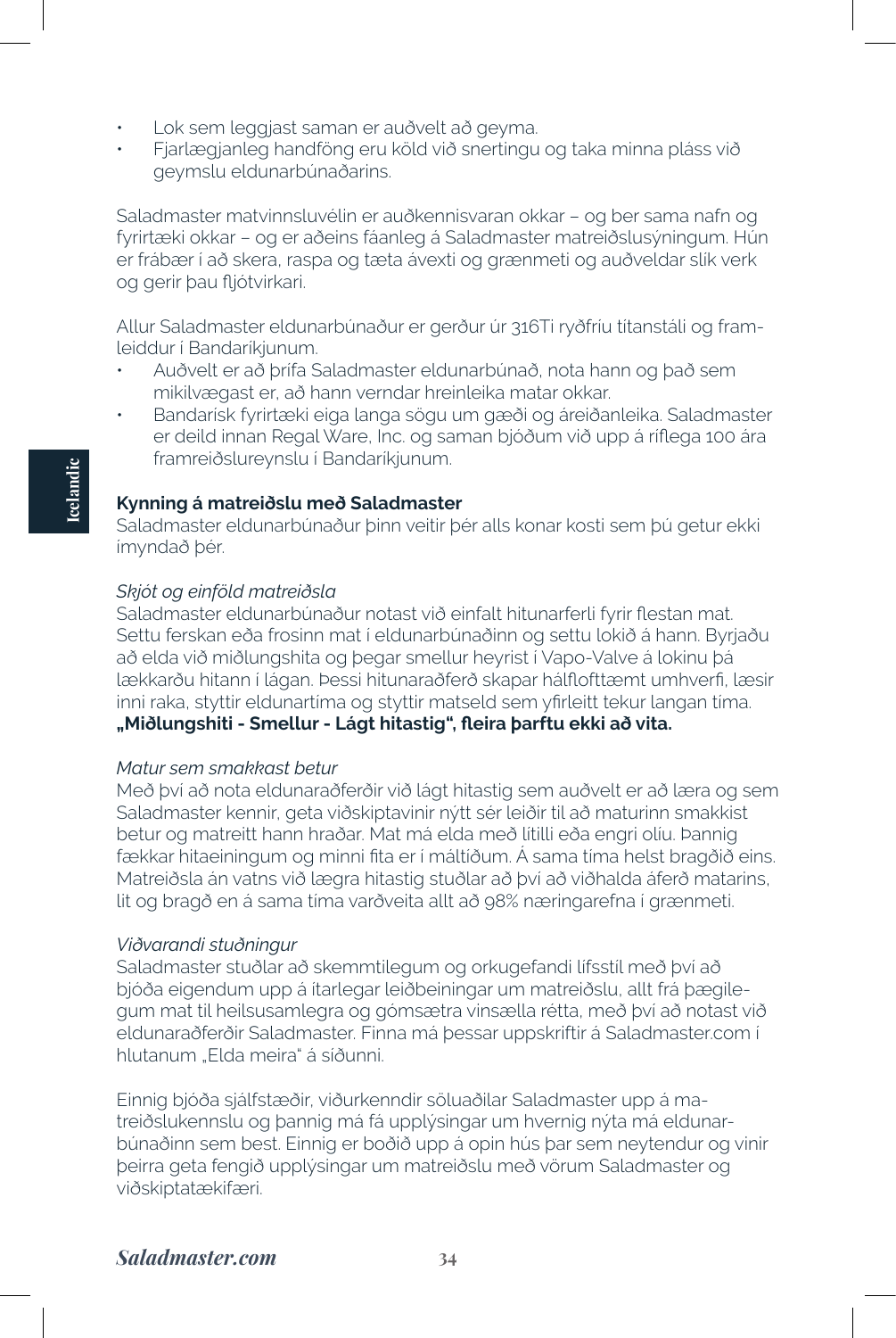- Lok sem leggjast saman er auðvelt að geyma.
- Fjarlægjanleg handföng eru köld við snertingu og taka minna pláss við geymslu eldunarbúnaðarins.

Saladmaster matvinnsluvélin er auðkennisvaran okkar – og ber sama nafn og fyrirtæki okkar – og er aðeins fáanleg á Saladmaster matreiðslusýningum. Hún er frábær í að skera, raspa og tæta ávexti og grænmeti og auðveldar slík verk og gerir þau fljótvirkari.

Allur Saladmaster eldunarbúnaður er gerður úr 316Ti ryðfríu títanstáli og framleiddur í Bandaríkjunum.

- Auðvelt er að þrífa Saladmaster eldunarbúnað, nota hann og það sem mikilvægast er, að hann verndar hreinleika matar okkar.
- Bandarísk fyrirtæki eiga langa sögu um gæði og áreiðanleika. Saladmaster er deild innan Regal Ware, Inc. og saman bjóðum við upp á ríflega 100 ára framreiðslureynslu í Bandaríkjunum.

**Kynning á matreiðslu með Saladmaster**

Saladmaster eldunarbúnaður þinn veitir þér alls konar kosti sem þú getur ekki ímyndað þér.

*Skjót og einföld matreiðsla*

Saladmaster eldunarbúnaður notast við einfalt hitunarferli fyrir flestan mat. Settu ferskan eða frosinn mat í eldunarbúnaðinn og settu lokið á hann. Byrjaðu að elda við miðlungshita og þegar smellur heyrist í Vapo-Valve á lokinu þá lækkarðu hitann í lágan. Þessi hitunaraðferð skapar hálfloftæmt umhverfi, læsir inni raka, styttir eldunartíma og styttir matseld sem yfirleitt tekur langan tíma. **„Miðlungshiti - Smellur - Lágt hitastig", fleira þarftu ekki að vita.**

*Matur sem smakkast betur*

Með því að nota eldunaraðferðir við lágt hitastig sem auðvelt er að læra og sem Saladmaster kennir, geta viðskiptavinir nýtt sér leiðir til að maturinn smakkist betur og matreitt hann hraðar. Mat má elda með lítilli eða engri olíu. Þannig fækkar hitaeiningum og minni fita er í máltíðum. Á sama tíma helst bragðið eins. Matreiðsla án vatns við lægra hitastig stuðlar að því að viðhalda áferð matarins, lit og bragð en á sama tíma varðveita allt að 98% næringarefna í grænmeti.

*Viðvarandi stuðningur*

Saladmaster stuðlar að skemmtilegum og orkugefandi lífsstíl með því að bjóða eigendum upp á ítarlegar leiðbeiningar um matreiðslu, allt frá þægilegum mat til heilsusamlegra og gómsætra vinsælla rétta, með því að notast við eldunaraðferðir Saladmaster. Finna má þessar uppskriftir á Saladmaster.com í hlutanum „Elda meira" á síðunni.

Einnig bjóða sjálfstæðir, viðurkenndir söluaðilar Saladmaster upp á matreiðslukennslu og þannig má fá upplýsingar um hvernig nýta má eldunarbúnaðinn sem best. Einnig er boðið upp á opin hús þar sem neytendur og vinir þeirra geta fengið upplýsingar um matreiðslu með vörum Saladmaster og viðskiptatækifæri.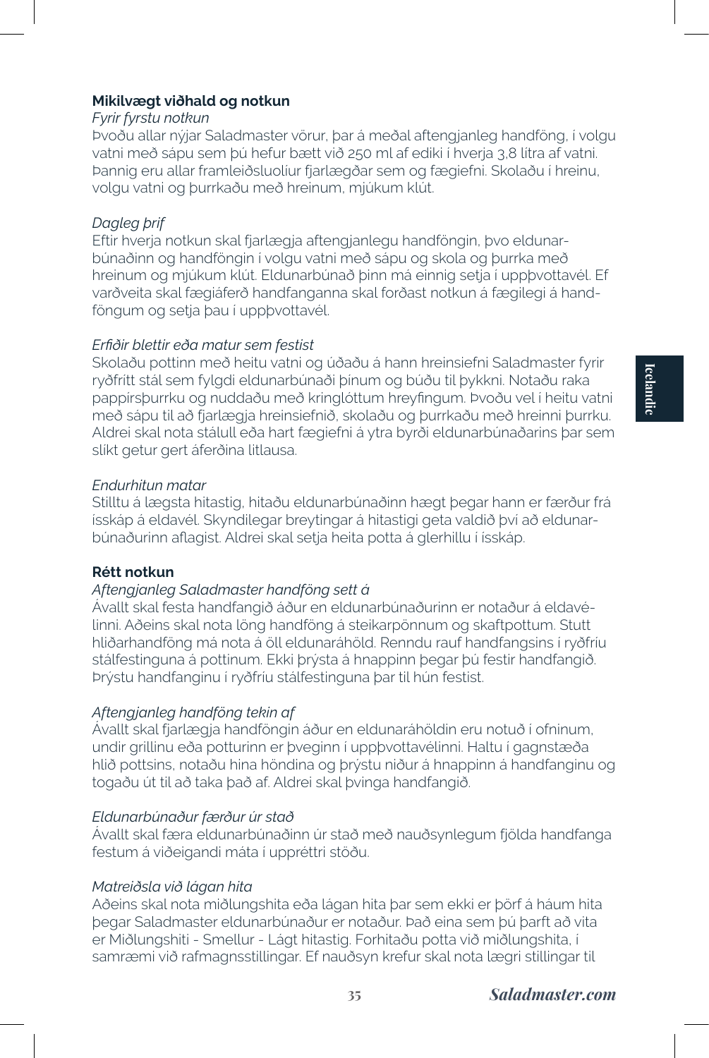**Mikilvægt viðhald og notkun**

*Fyrir fyrstu notkun*

Þvoðu allar nýjar Saladmaster vörur, þar á meðal aftengjanleg handföng, í volgu vatni með sápu sem þú hefur bætt við 250 ml af ediki í hverja 3,8 lítra af vatni. Þannig eru allar framleiðsluolíur fjarlægðar sem og fægiefni. Skolaðu í hreinu, volgu vatni og þurrkaðu með hreinum, mjúkum klút.

*Dagleg þrif*

Eftir hverja notkun skal fjarlægja aftengjanlegu handföngin, þvo eldunarbúnaðinn og handföngin í volgu vatni með sápu og skola og þurrka með hreinum og mjúkum klút. Eldunarbúnað þinn má einnig setja í uppþvottavél. Ef varðveita skal fægiáferð handfanganna skal forðast notkun á fægilegi á handföngum og setja þau í uppþvottavél.

*Erfiðir blettir eða matur sem festist*

Skolaðu pottinn með heitu vatni og úðaðu á hann hreinsiefni Saladmaster fyrir ryðfrítt stál sem fylgdi eldunarbúnaði þínum og búðu til þykkni. Notaðu raka pappírsþurrku og nuddaðu með kringlóttum hreyfingum. Þvoðu vel í heitu vatni með sápu til að fjarlægja hreinsiefnið, skolaðu og þurrkaðu með hreinni þurrku. Aldrei skal nota stálull eða hart fægiefni á ytra byrði eldunarbúnaðarins þar sem slíkt getur gert áferðina litlausa.

*Endurhitun matar*

Stilltu á lægsta hitastig, hitaðu eldunarbúnaðinn hægt þegar hann er færður frá ísskáp á eldavél. Skyndilegar breytingar á hitastigi geta valdið því að eldunarbúnaðurinn aflagist. Aldrei skal setja heita potta á glerhillu í ísskáp.

**Rétt notkun**

*Aftengjanleg Saladmaster handföng sett á*

Ávallt skal festa handfangið áður en eldunarbúnaðurinn er notaður á eldavélinni. Aðeins skal nota löng handföng á steikarpönnum og skaftpottum. Stutt hliðarhandföng má nota á öll eldunaráhöld. Renndu rauf handfangsins í ryðfríu stálfestinguna á pottinum. Ekki þrýsta á hnappinn þegar þú festir handfangið. Þrýstu handfanginu í ryðfríu stálfestinguna þar til hún festist.

*Aftengjanleg handföng tekin af*

Ávallt skal fjarlægja handföngin áður en eldunaráhöldin eru notuð í ofninum, undir grillinu eða potturinn er þveginn í uppþvottavélinni. Haltu í gagnstæða hlið pottsins, notaðu hina höndina og þrýstu niður á hnappinn á handfanginu og togaðu út til að taka það af. Aldrei skal þvinga handfangið.

*Eldunarbúnaður færður úr stað*

Ávallt skal færa eldunarbúnaðinn úr stað með nauðsynlegum fjölda handfanga festum á viðeigandi máta í uppréttri stöðu.

*Matreiðsla við lágan hita*

Aðeins skal nota miðlungshita eða lágan hita þar sem ekki er þörf á háum hita þegar Saladmaster eldunarbúnaður er notaður. Það eina sem þú þarft að vita er Miðlungshiti - Smellur - Lágt hitastig. Forhitaðu potta við miðlungshita, í samræmi við rafmagnsstillingar. Ef nauðsyn krefur skal nota lægri stillingar til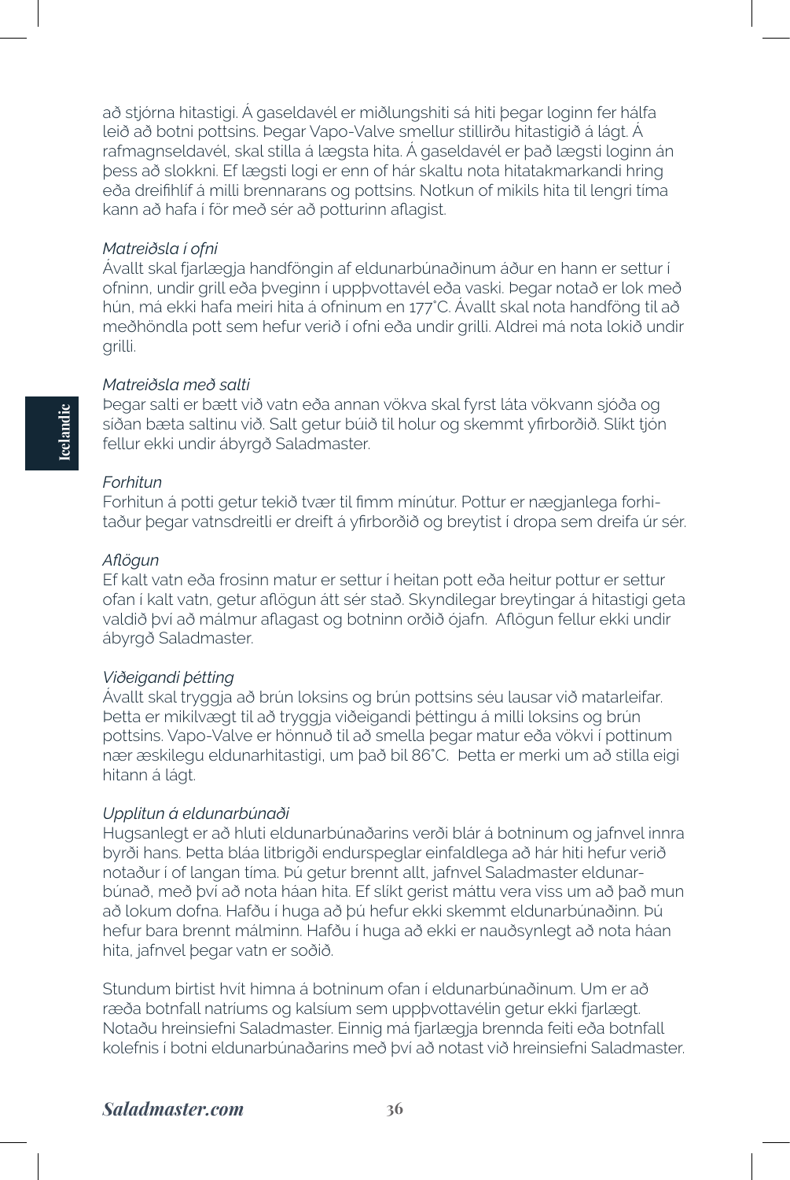að stjórna hitastigi. Á gaseldavél er miðlungshiti sá hiti þegar loginn fer hálfa leið að botni pottsins. Þegar Vapo-Valve smellur stillirðu hitastigið á lágt. Á rafmagnseldavél, skal stilla á lægsta hita. Á gaseldavél er það lægsti loginn án þess að slokkni. Ef lægsti logi er enn of hár skaltu nota hitatakmarkandi hring eða dreifihlíf á milli brennarans og pottsins. Notkun of mikils hita til lengri tíma kann að hafa í för með sér að potturinn aflagist.

*Matreiðsla í ofni*
Ávallt skal fjarlægja handföngin af eldunarbúnaðinum áður en hann er settur í ofninn, undir grill eða þveginn í uppþvottavél eða vaski. Þegar notað er lok með hún, má ekki hafa meiri hita á ofninum en 177°C. Ávallt skal nota handföng til að meðhöndla pott sem hefur verið í ofni eða undir grilli. Aldrei má nota lokið undir grilli.

*Matreiðsla með salti*
Þegar salti er bætt við vatn eða annan vökva skal fyrst láta vökvann sjóða og síðan bæta saltinu við. Salt getur búið til holur og skemmt yfirborðið. Slíkt tjón fellur ekki undir ábyrgð Saladmaster.

*Forhitun*
Forhitun á potti getur tekið tvær til fimm mínútur. Pottur er nægjanlega forhitaður þegar vatnsdreitli er dreift á yfirborðið og breytist í dropa sem dreifa úr sér.

*Aflögun*
Ef kalt vatn eða frosinn matur er settur í heitan pott eða heitur pottur er settur ofan í kalt vatn, getur aflögun átt sér stað. Skyndilegar breytingar á hitastigi geta valdið því að málmur aflagast og botninn orðið ójafn. Aflögun fellur ekki undir ábyrgð Saladmaster.

*Viðeigandi þétting*
Ávallt skal tryggja að brún loksins og brún pottsins séu lausar við matarleifar. Þetta er mikilvægt til að tryggja viðeigandi þéttingu á milli loksins og brún pottsins. Vapo-Valve er hönnuð til að smella þegar matur eða vökvi í pottinum nær æskilegu eldunarhitastigi, um það bil 86°C. Þetta er merki um að stilla eigi hitann á lágt.

*Upplitun á eldunarbúnaði*
Hugsanlegt er að hluti eldunarbúnaðarins verði blár á botninum og jafnvel innra byrði hans. Þetta bláa litbrigði endurspeglar einfaldlega að hár hiti hefur verið notaður í of langan tíma. Þú getur brennt allt, jafnvel Saladmaster eldunarbúnað, með því að nota háan hita. Ef slíkt gerist máttu vera viss um að það mun að lokum dofna. Hafðu í huga að þú hefur ekki skemmt eldunarbúnaðinn. Þú hefur bara brennt málminn. Hafðu í huga að ekki er nauðsynlegt að nota háan hita, jafnvel þegar vatn er soðið.

Stundum birtist hvít himna á botninum ofan í eldunarbúnaðinum. Um er að ræða botnfall natríums og kalsíum sem uppþvottavélin getur ekki fjarlægt. Notaðu hreinsiefni Saladmaster. Einnig má fjarlægja brennda feiti eða botnfall kolefnis í botni eldunarbúnaðarins með því að notast við hreinsiefni Saladmaster.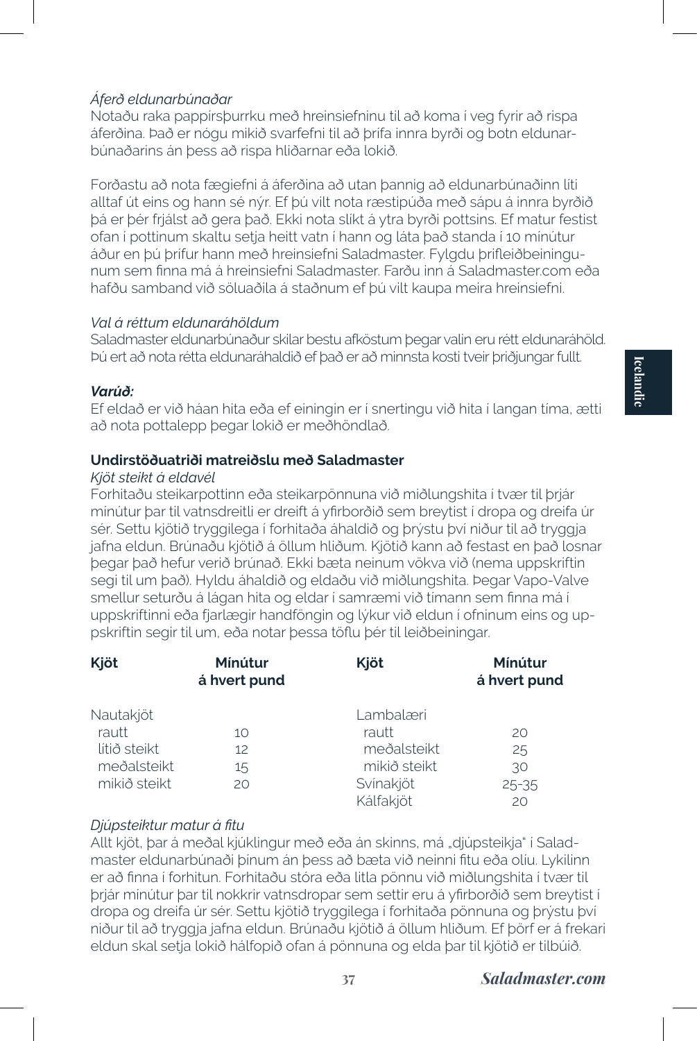*Áferð eldunarbúnaðar*
Notaðu raka pappírsþurrku með hreinsiefninu til að koma í veg fyrir að rispa áferðina. Það er nógu mikið svarfefni til að þrífa innra byrði og botn eldunarbúnaðarins án þess að rispa hliðarnar eða lokið.

Forðastu að nota fægiefni á áferðina að utan þannig að eldunarbúnaðinn líti alltaf út eins og hann sé nýr. Ef þú vilt nota ræstipúða með sápu á innra byrðið þá er þér frjálst að gera það. Ekki nota slíkt á ytra byrði pottsins. Ef matur festist ofan í pottinum skaltu setja heitt vatn í hann og láta það standa í 10 mínútur áður en þú þrífur hann með hreinsiefni Saladmaster. Fylgdu þrifleiðbeiningunum sem finna má á hreinsiefni Saladmaster. Farðu inn á Saladmaster.com eða hafðu samband við söluaðila á staðnum ef þú vilt kaupa meira hreinsiefni.

*Val á réttum eldunaráhöldum*
Saladmaster eldunarbúnaður skilar bestu afköstum þegar valin eru rétt eldunaráhöld. Þú ert að nota rétta eldunaráhaldið ef það er að minnsta kosti tveir þriðjungar fullt.

***Varúð:***
Ef eldað er við háan hita eða ef einingin er í snertingu við hita í langan tíma, ætti að nota pottalepp þegar lokið er meðhöndlað.

**Undirstöðuatriði matreiðslu með Saladmaster**
*Kjöt steikt á eldavél*
Forhitaðu steikarpottinn eða steikarpönnuna við miðlungshita í tvær til þrjár mínútur þar til vatnsdreitli er dreift á yfirborðið sem breytist í dropa og dreifa úr sér. Settu kjötið tryggilega í forhitaða áhaldið og þrýstu því niður til að tryggja jafna eldun. Brúnaðu kjötið á öllum hliðum. Kjötið kann að festast en það losnar þegar það hefur verið brúnað. Ekki bæta neinum vökva við (nema uppskriftin segi til um það). Hyldu áhaldið og eldaðu við miðlungshita. Þegar Vapo-Valve smellur seturðu á lágan hita og eldar í samræmi við tímann sem finna má í uppskriftinni eða fjarlægir handföngin og lýkur við eldun í ofninum eins og uppskriftin segir til um, eða notar þessa töflu þér til leiðbeiningar.

| Kjöt | Mínútur á hvert pund | Kjöt | Mínútur á hvert pund |
|---|---|---|---|
| Nautakjöt | | Lambalæri | |
| rautt | 10 | rautt | 20 |
| lítið steikt | 12 | meðalsteikt | 25 |
| meðalsteikt | 15 | mikið steikt | 30 |
| mikið steikt | 20 | Svínakjöt | 25-35 |
| | | Kálfakjöt | 20 |

*Djúpsteiktur matur á fitu*
Allt kjöt, þar á meðal kjúklingur með eða án skinns, má „djúpsteikja" í Saladmaster eldunarbúnaði þínum án þess að bæta við neinni fitu eða olíu. Lykilinn er að finna í forhitun. Forhitaðu stóra eða litla pönnu við miðlungshita í tvær til þrjár mínútur þar til nokkrir vatnsdropar sem settir eru á yfirborðið sem breytist í dropa og dreifa úr sér. Settu kjötið tryggilega í forhitaða pönnuna og þrýstu því niður til að tryggja jafna eldun. Brúnaðu kjötið á öllum hliðum. Ef þörf er á frekari eldun skal setja lokið hálfopið ofan á pönnuna og elda þar til kjötið er tilbúið.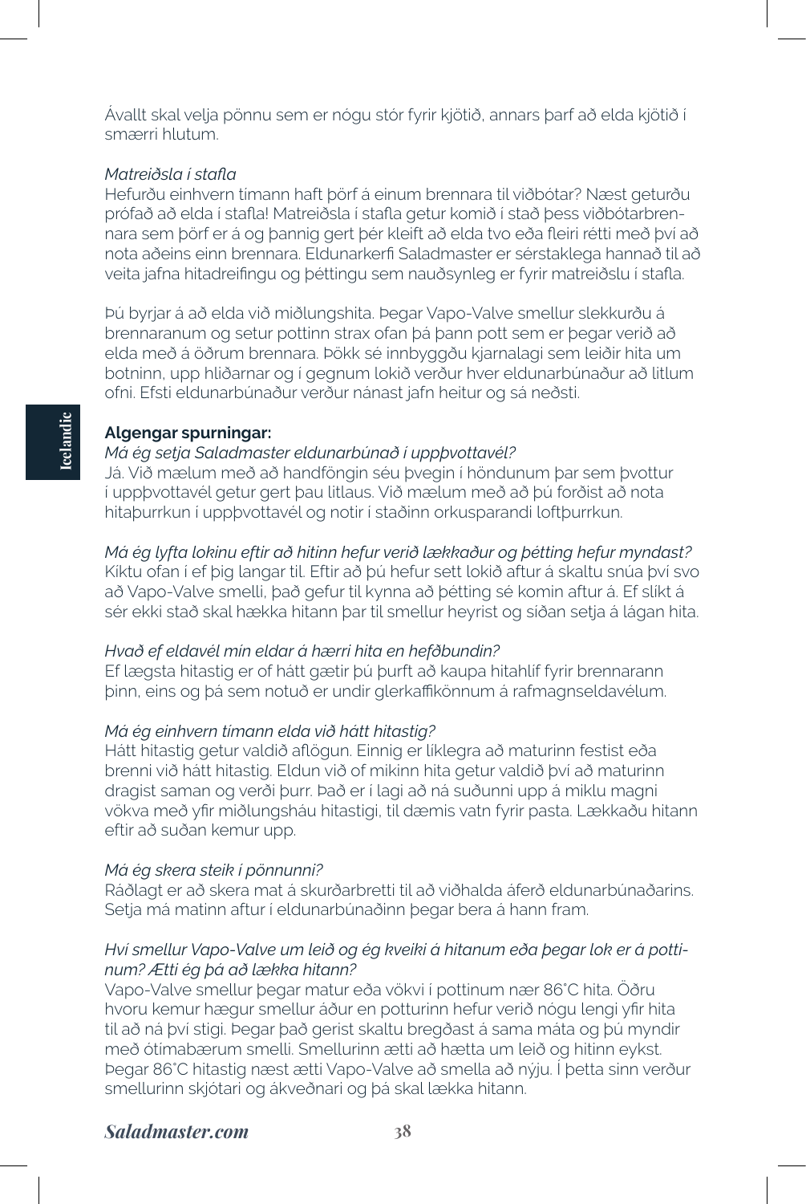Ávallt skal velja pönnu sem er nógu stór fyrir kjötið, annars þarf að elda kjötið í smærri hlutum.

*Matreiðsla í stafla*

Hefurðu einhvern tímann haft þörf á einum brennara til viðbótar? Næst geturðu prófað að elda í stafla! Matreiðsla í stafla getur komið í stað þess viðbótarbrennara sem þörf er á og þannig gert þér kleift að elda tvo eða fleiri rétti með því að nota aðeins einn brennara. Eldunarkerfi Saladmaster er sérstaklega hannað til að veita jafna hitadreifingu og þéttingu sem nauðsynleg er fyrir matreiðslu í stafla.

Þú byrjar á að elda við miðlungshita. Þegar Vapo-Valve smellur slekkurðu á brennaranum og setur pottinn strax ofan þá þann pott sem er þegar verið að elda með á öðrum brennara. Þökk sé innbyggðu kjarnalagi sem leiðir hita um botninn, upp hliðarnar og í gegnum lokið verður hver eldunarbúnaður að litlum ofni. Efsti eldunarbúnaður verður nánast jafn heitur og sá neðsti.

**Algengar spurningar:**

*Má ég setja Saladmaster eldunarbúnað í uppþvottavél?*

Já. Við mælum með að handföngin séu þvegin í höndunum þar sem þvottur í uppþvottavél getur gert þau litlaus. Við mælum með að þú forðist að nota hitaþurrkun í uppþvottavél og notir í staðinn orkusparandi loftþurrkun.

*Má ég lyfta lokinu eftir að hitinn hefur verið lækkaður og þétting hefur myndast?*

Kíktu ofan í ef þig langar til. Eftir að þú hefur sett lokið aftur á skaltu snúa því svo að Vapo-Valve smelli, það gefur til kynna að þétting sé komin aftur á. Ef slíkt á sér ekki stað skal hækka hitann þar til smellur heyrist og síðan setja á lágan hita.

*Hvað ef eldavél mín eldar á hærri hita en hefðbundin?*

Ef lægsta hitastig er of hátt gætir þú þurft að kaupa hitahlíf fyrir brennarann þinn, eins og þá sem notuð er undir glerkaffikönnum á rafmagnseldavélum.

*Má ég einhvern tímann elda við hátt hitastig?*

Hátt hitastig getur valdið aflögun. Einnig er líklegra að maturinn festist eða brenni við hátt hitastig. Eldun við of mikinn hita getur valdið því að maturinn dragist saman og verði þurr. Það er í lagi að ná suðunni upp á miklu magni vökva með yfir miðlungsháu hitastigi, til dæmis vatn fyrir pasta. Lækkaðu hitann eftir að suðan kemur upp.

*Má ég skera steik í pönnunni?*

Ráðlagt er að skera mat á skurðarbretti til að viðhalda áferð eldunarbúnaðarins. Setja má matinn aftur í eldunarbúnaðinn þegar bera á hann fram.

*Hví smellur Vapo-Valve um leið og ég kveiki á hitanum eða þegar lok er á pottinum? Ætti ég þá að lækka hitann?*

Vapo-Valve smellur þegar matur eða vökvi í pottinum nær 86˚C hita. Öðru hvoru kemur hægur smellur áður en potturinn hefur verið nógu lengi yfir hita til að ná því stigi. Þegar það gerist skaltu bregðast á sama máta og þú myndir með ótímabærum smelli. Smellurinn ætti að hætta um leið og hitinn eykst. Þegar 86˚C hitastig næst ætti Vapo-Valve að smella að nýju. Í þetta sinn verður smellurinn skjótari og ákveðnari og þá skal lækka hitann.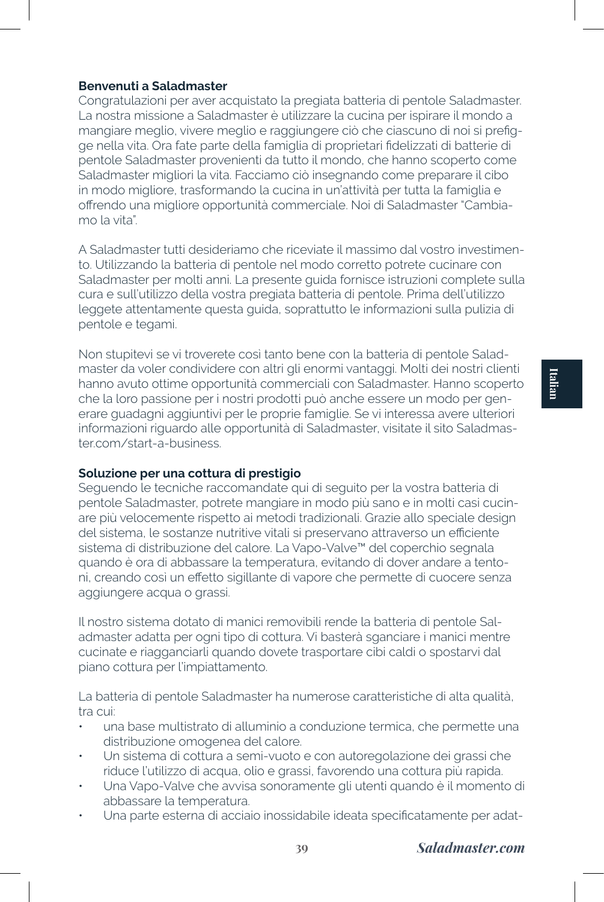**Benvenuti a Saladmaster**

Congratulazioni per aver acquistato la pregiata batteria di pentole Saladmaster. La nostra missione a Saladmaster è utilizzare la cucina per ispirare il mondo a mangiare meglio, vivere meglio e raggiungere ciò che ciascuno di noi si prefigge nella vita. Ora fate parte della famiglia di proprietari fidelizzati di batterie di pentole Saladmaster provenienti da tutto il mondo, che hanno scoperto come Saladmaster migliori la vita. Facciamo ciò insegnando come preparare il cibo in modo migliore, trasformando la cucina in un'attività per tutta la famiglia e offrendo una migliore opportunità commerciale. Noi di Saladmaster "Cambiamo la vita".

A Saladmaster tutti desideriamo che riceviate il massimo dal vostro investimento. Utilizzando la batteria di pentole nel modo corretto potrete cucinare con Saladmaster per molti anni. La presente guida fornisce istruzioni complete sulla cura e sull'utilizzo della vostra pregiata batteria di pentole. Prima dell'utilizzo leggete attentamente questa guida, soprattutto le informazioni sulla pulizia di pentole e tegami.

Non stupitevi se vi troverete così tanto bene con la batteria di pentole Saladmaster da voler condividere con altri gli enormi vantaggi. Molti dei nostri clienti hanno avuto ottime opportunità commerciali con Saladmaster. Hanno scoperto che la loro passione per i nostri prodotti può anche essere un modo per generare guadagni aggiuntivi per le proprie famiglie. Se vi interessa avere ulteriori informazioni riguardo alle opportunità di Saladmaster, visitate il sito Saladmaster.com/start-a-business.

**Soluzione per una cottura di prestigio**

Seguendo le tecniche raccomandate qui di seguito per la vostra batteria di pentole Saladmaster, potrete mangiare in modo più sano e in molti casi cucinare più velocemente rispetto ai metodi tradizionali. Grazie allo speciale design del sistema, le sostanze nutritive vitali si preservano attraverso un efficiente sistema di distribuzione del calore. La Vapo-Valve™ del coperchio segnala quando è ora di abbassare la temperatura, evitando di dover andare a tentoni, creando così un effetto sigillante di vapore che permette di cuocere senza aggiungere acqua o grassi.

Il nostro sistema dotato di manici removibili rende la batteria di pentole Saladmaster adatta per ogni tipo di cottura. Vi basterà sganciare i manici mentre cucinate e riagganciarli quando dovete trasportare cibi caldi o spostarvi dal piano cottura per l'impiattamento.

La batteria di pentole Saladmaster ha numerose caratteristiche di alta qualità, tra cui:

- una base multistrato di alluminio a conduzione termica, che permette una distribuzione omogenea del calore.
- Un sistema di cottura a semi-vuoto e con autoregolazione dei grassi che riduce l'utilizzo di acqua, olio e grassi, favorendo una cottura più rapida.
- Una Vapo-Valve che avvisa sonoramente gli utenti quando è il momento di abbassare la temperatura.
- Una parte esterna di acciaio inossidabile ideata specificatamente per adat-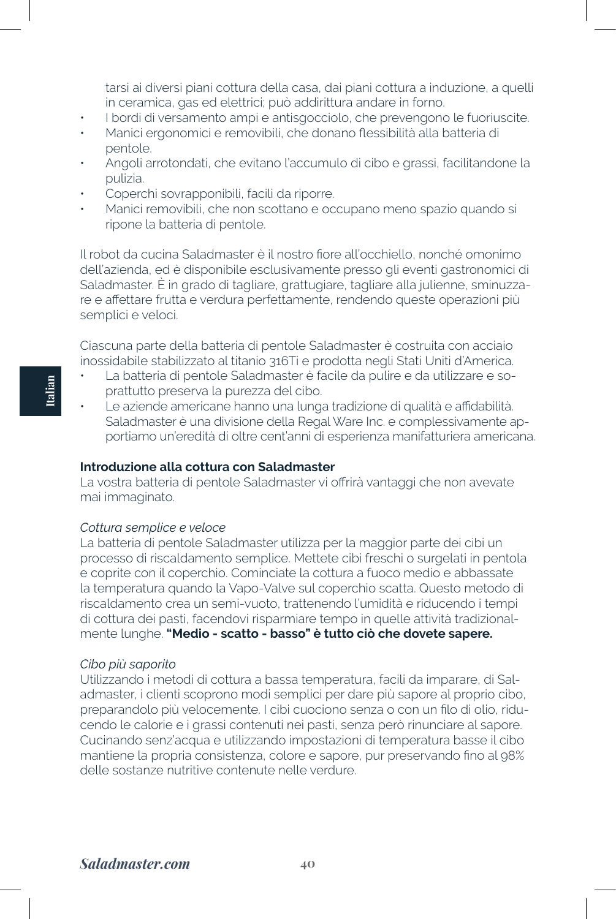tarsi ai diversi piani cottura della casa, dai piani cottura a induzione, a quelli in ceramica, gas ed elettrici; può addirittura andare in forno.

- I bordi di versamento ampi e antisgocciolo, che prevengono le fuoriuscite.
- Manici ergonomici e removibili, che donano flessibilità alla batteria di pentole.
- Angoli arrotondati, che evitano l'accumulo di cibo e grassi, facilitandone la pulizia.
- Coperchi sovrapponibili, facili da riporre.
- Manici removibili, che non scottano e occupano meno spazio quando si ripone la batteria di pentole.

Il robot da cucina Saladmaster è il nostro fiore all'occhiello, nonché omonimo dell'azienda, ed è disponibile esclusivamente presso gli eventi gastronomici di Saladmaster. È in grado di tagliare, grattugiare, tagliare alla julienne, sminuzzare e affettare frutta e verdura perfettamente, rendendo queste operazioni più semplici e veloci.

Ciascuna parte della batteria di pentole Saladmaster è costruita con acciaio inossidabile stabilizzato al titanio 316Ti e prodotta negli Stati Uniti d'America.

- La batteria di pentole Saladmaster è facile da pulire e da utilizzare e soprattutto preserva la purezza del cibo.
- Le aziende americane hanno una lunga tradizione di qualità e affidabilità. Saladmaster è una divisione della Regal Ware Inc. e complessivamente apportiamo un'eredità di oltre cent'anni di esperienza manifatturiera americana.

**Introduzione alla cottura con Saladmaster**

La vostra batteria di pentole Saladmaster vi offrirà vantaggi che non avevate mai immaginato.

*Cottura semplice e veloce*

La batteria di pentole Saladmaster utilizza per la maggior parte dei cibi un processo di riscaldamento semplice. Mettete cibi freschi o surgelati in pentola e coprite con il coperchio. Cominciate la cottura a fuoco medio e abbassate la temperatura quando la Vapo-Valve sul coperchio scatta. Questo metodo di riscaldamento crea un semi-vuoto, trattenendo l'umidità e riducendo i tempi di cottura dei pasti, facendovi risparmiare tempo in quelle attività tradizionalmente lunghe. **"Medio - scatto - basso" è tutto ciò che dovete sapere.**

*Cibo più saporito*

Utilizzando i metodi di cottura a bassa temperatura, facili da imparare, di Saladmaster, i clienti scoprono modi semplici per dare più sapore al proprio cibo, preparandolo più velocemente. I cibi cuociono senza o con un filo di olio, riducendo le calorie e i grassi contenuti nei pasti, senza però rinunciare al sapore. Cucinando senz'acqua e utilizzando impostazioni di temperatura basse il cibo mantiene la propria consistenza, colore e sapore, pur preservando fino al 98% delle sostanze nutritive contenute nelle verdure.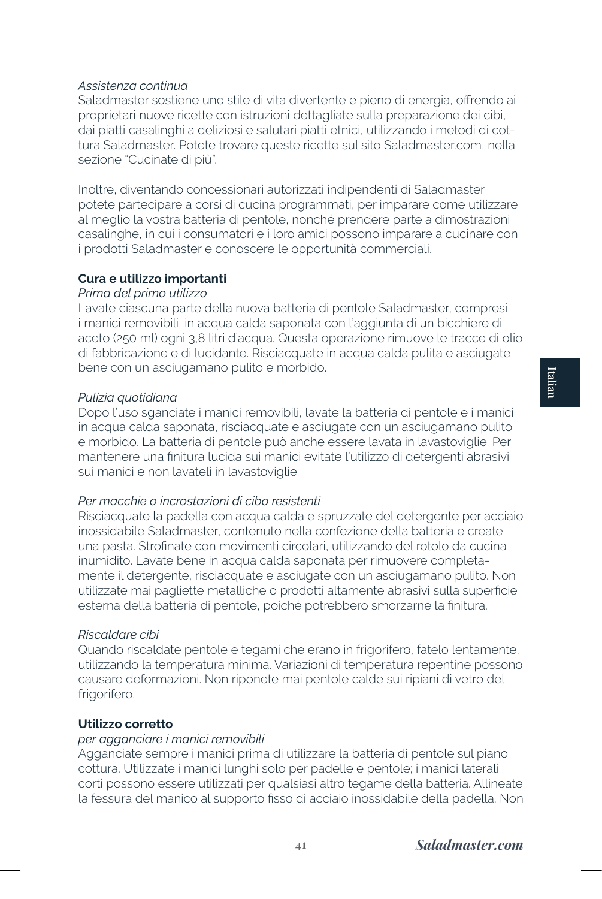*Assistenza continua*

Saladmaster sostiene uno stile di vita divertente e pieno di energia, offrendo ai proprietari nuove ricette con istruzioni dettagliate sulla preparazione dei cibi, dai piatti casalinghi a deliziosi e salutari piatti etnici, utilizzando i metodi di cottura Saladmaster. Potete trovare queste ricette sul sito Saladmaster.com, nella sezione "Cucinate di più".

Inoltre, diventando concessionari autorizzati indipendenti di Saladmaster potete partecipare a corsi di cucina programmati, per imparare come utilizzare al meglio la vostra batteria di pentole, nonché prendere parte a dimostrazioni casalinghe, in cui i consumatori e i loro amici possono imparare a cucinare con i prodotti Saladmaster e conoscere le opportunità commerciali.

## Cura e utilizzo importanti

*Prima del primo utilizzo*

Lavate ciascuna parte della nuova batteria di pentole Saladmaster, compresi i manici removibili, in acqua calda saponata con l'aggiunta di un bicchiere di aceto (250 ml) ogni 3,8 litri d'acqua. Questa operazione rimuove le tracce di olio di fabbricazione e di lucidante. Risciacquate in acqua calda pulita e asciugate bene con un asciugamano pulito e morbido.

*Pulizia quotidiana*

Dopo l'uso sganciate i manici removibili, lavate la batteria di pentole e i manici in acqua calda saponata, risciacquate e asciugate con un asciugamano pulito e morbido. La batteria di pentole può anche essere lavata in lavastoviglie. Per mantenere una finitura lucida sui manici evitate l'utilizzo di detergenti abrasivi sui manici e non lavateli in lavastoviglie.

*Per macchie o incrostazioni di cibo resistenti*

Risciacquate la padella con acqua calda e spruzzate del detergente per acciaio inossidabile Saladmaster, contenuto nella confezione della batteria e create una pasta. Strofinate con movimenti circolari, utilizzando del rotolo da cucina inumidito. Lavate bene in acqua calda saponata per rimuovere completamente il detergente, risciacquate e asciugate con un asciugamano pulito. Non utilizzate mai pagliette metalliche o prodotti altamente abrasivi sulla superficie esterna della batteria di pentole, poiché potrebbero smorzarne la finitura.

*Riscaldare cibi*

Quando riscaldate pentole e tegami che erano in frigorifero, fatelo lentamente, utilizzando la temperatura minima. Variazioni di temperatura repentine possono causare deformazioni. Non riponete mai pentole calde sui ripiani di vetro del frigorifero.

## Utilizzo corretto

*per agganciare i manici removibili*

Agganciate sempre i manici prima di utilizzare la batteria di pentole sul piano cottura. Utilizzate i manici lunghi solo per padelle e pentole; i manici laterali corti possono essere utilizzati per qualsiasi altro tegame della batteria. Allineate la fessura del manico al supporto fisso di acciaio inossidabile della padella. Non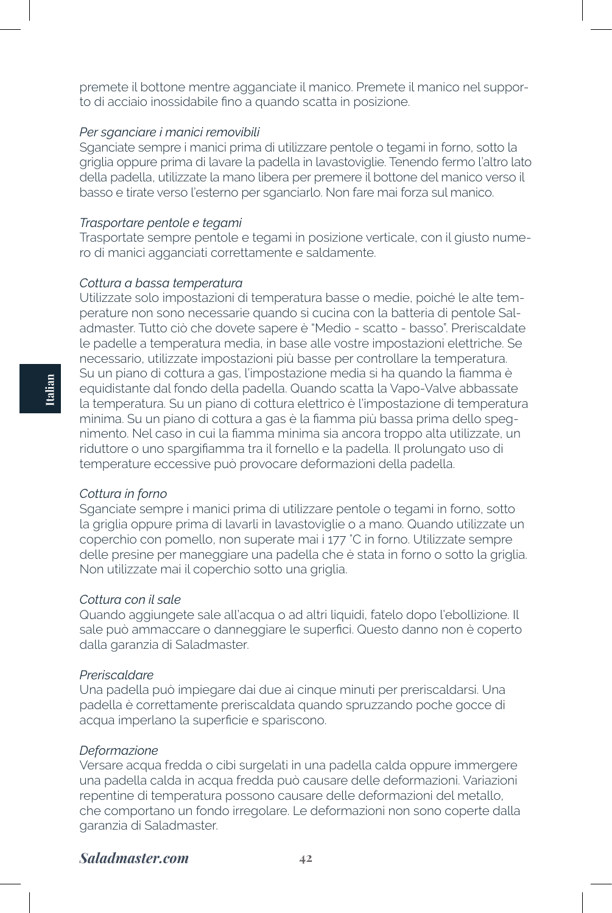premete il bottone mentre agganciate il manico. Premete il manico nel supporto di acciaio inossidabile fino a quando scatta in posizione.

*Per sganciare i manici removibili*

Sganciate sempre i manici prima di utilizzare pentole o tegami in forno, sotto la griglia oppure prima di lavare la padella in lavastoviglie. Tenendo fermo l'altro lato della padella, utilizzate la mano libera per premere il bottone del manico verso il basso e tirate verso l'esterno per sganciarlo. Non fare mai forza sul manico.

*Trasportare pentole e tegami*

Trasportate sempre pentole e tegami in posizione verticale, con il giusto numero di manici agganciati correttamente e saldamente.

*Cottura a bassa temperatura*

Utilizzate solo impostazioni di temperatura basse o medie, poiché le alte temperature non sono necessarie quando si cucina con la batteria di pentole Saladmaster. Tutto ciò che dovete sapere è "Medio - scatto - basso". Preriscaldate le padelle a temperatura media, in base alle vostre impostazioni elettriche. Se necessario, utilizzate impostazioni più basse per controllare la temperatura. Su un piano di cottura a gas, l'impostazione media si ha quando la fiamma è equidistante dal fondo della padella. Quando scatta la Vapo-Valve abbassate la temperatura. Su un piano di cottura elettrico è l'impostazione di temperatura minima. Su un piano di cottura a gas è la fiamma più bassa prima dello spegnimento. Nel caso in cui la fiamma minima sia ancora troppo alta utilizzate, un riduttore o uno spargifiamma tra il fornello e la padella. Il prolungato uso di temperature eccessive può provocare deformazioni della padella.

*Cottura in forno*

Sganciate sempre i manici prima di utilizzare pentole o tegami in forno, sotto la griglia oppure prima di lavarli in lavastoviglie o a mano. Quando utilizzate un coperchio con pomello, non superate mai i 177 °C in forno. Utilizzate sempre delle presine per maneggiare una padella che è stata in forno o sotto la griglia. Non utilizzate mai il coperchio sotto una griglia.

*Cottura con il sale*

Quando aggiungete sale all'acqua o ad altri liquidi, fatelo dopo l'ebollizione. Il sale può ammaccare o danneggiare le superfici. Questo danno non è coperto dalla garanzia di Saladmaster.

*Preriscaldare*

Una padella può impiegare dai due ai cinque minuti per preriscaldarsi. Una padella è correttamente preriscaldata quando spruzzando poche gocce di acqua imperlano la superficie e spariscono.

*Deformazione*

Versare acqua fredda o cibi surgelati in una padella calda oppure immergere una padella calda in acqua fredda può causare delle deformazioni. Variazioni repentine di temperatura possono causare delle deformazioni del metallo, che comportano un fondo irregolare. Le deformazioni non sono coperte dalla garanzia di Saladmaster.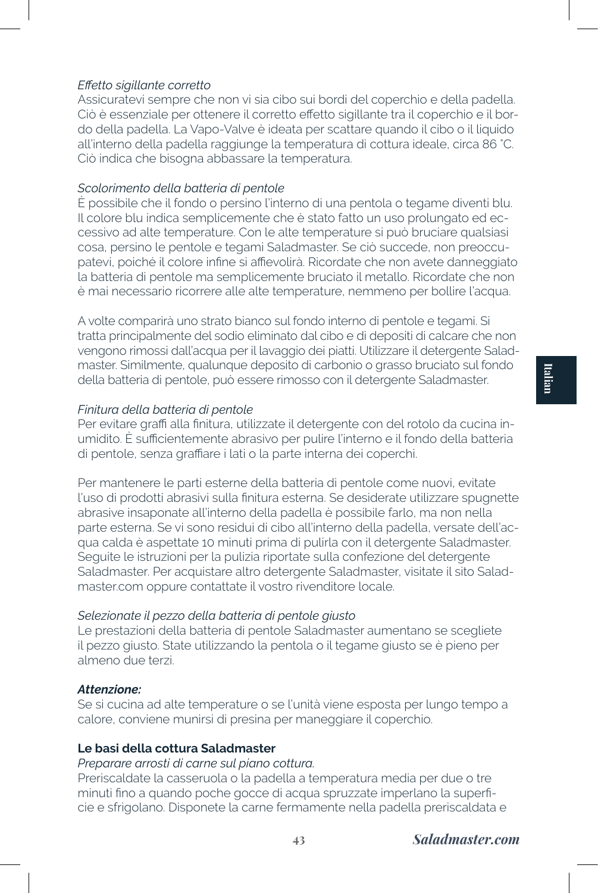*Effetto sigillante corretto*
Assicuratevi sempre che non vi sia cibo sui bordi del coperchio e della padella. Ciò è essenziale per ottenere il corretto effetto sigillante tra il coperchio e il bordo della padella. La Vapo-Valve è ideata per scattare quando il cibo o il liquido all'interno della padella raggiunge la temperatura di cottura ideale, circa 86 °C. Ciò indica che bisogna abbassare la temperatura.

*Scolorimento della batteria di pentole*
È possibile che il fondo o persino l'interno di una pentola o tegame diventi blu. Il colore blu indica semplicemente che è stato fatto un uso prolungato ed eccessivo ad alte temperature. Con le alte temperature si può bruciare qualsiasi cosa, persino le pentole e tegami Saladmaster. Se ciò succede, non preoccupatevi, poiché il colore infine si affievolirà. Ricordate che non avete danneggiato la batteria di pentole ma semplicemente bruciato il metallo. Ricordate che non è mai necessario ricorrere alle alte temperature, nemmeno per bollire l'acqua.

A volte comparirà uno strato bianco sul fondo interno di pentole e tegami. Si tratta principalmente del sodio eliminato dal cibo e di depositi di calcare che non vengono rimossi dall'acqua per il lavaggio dei piatti. Utilizzare il detergente Saladmaster. Similmente, qualunque deposito di carbonio o grasso bruciato sul fondo della batteria di pentole, può essere rimosso con il detergente Saladmaster.

*Finitura della batteria di pentole*
Per evitare graffi alla finitura, utilizzate il detergente con del rotolo da cucina inumidito. È sufficientemente abrasivo per pulire l'interno e il fondo della batteria di pentole, senza graffiare i lati o la parte interna dei coperchi.

Per mantenere le parti esterne della batteria di pentole come nuovi, evitate l'uso di prodotti abrasivi sulla finitura esterna. Se desiderate utilizzare spugnette abrasive insaponate all'interno della padella è possibile farlo, ma non nella parte esterna. Se vi sono residui di cibo all'interno della padella, versate dell'acqua calda è aspettate 10 minuti prima di pulirla con il detergente Saladmaster. Seguite le istruzioni per la pulizia riportate sulla confezione del detergente Saladmaster. Per acquistare altro detergente Saladmaster, visitate il sito Saladmaster.com oppure contattate il vostro rivenditore locale.

*Selezionate il pezzo della batteria di pentole giusto*
Le prestazioni della batteria di pentole Saladmaster aumentano se scegliete il pezzo giusto. State utilizzando la pentola o il tegame giusto se è pieno per almeno due terzi.

***Attenzione:***
Se si cucina ad alte temperature o se l'unità viene esposta per lungo tempo a calore, conviene munirsi di presina per maneggiare il coperchio.

**Le basi della cottura Saladmaster**
*Preparare arrosti di carne sul piano cottura.*
Preriscaldate la casseruola o la padella a temperatura media per due o tre minuti fino a quando poche gocce di acqua spruzzate imperlano la superficie e sfrigolano. Disponete la carne fermamente nella padella preriscaldata e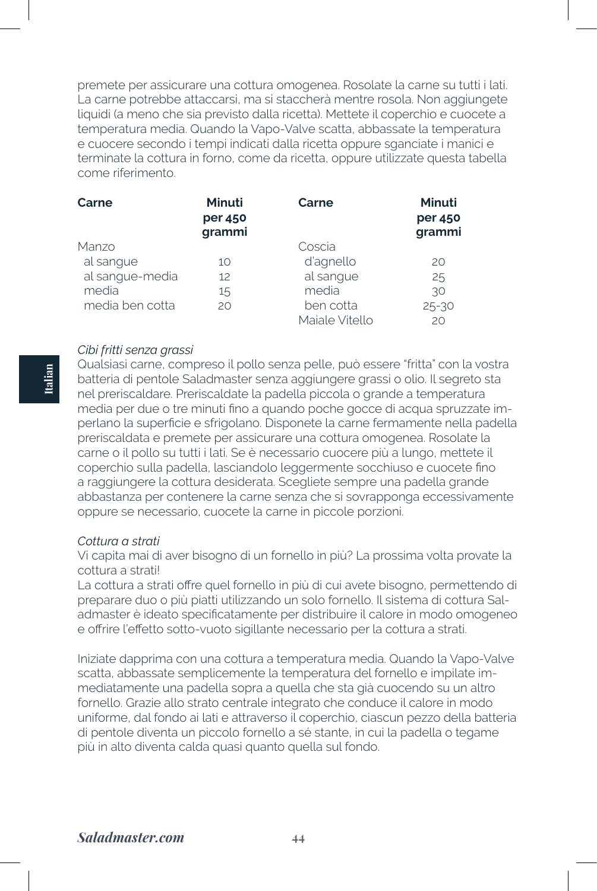premete per assicurare una cottura omogenea. Rosolate la carne su tutti i lati. La carne potrebbe attaccarsi, ma si staccherà mentre rosola. Non aggiungete liquidi (a meno che sia previsto dalla ricetta). Mettete il coperchio e cuocete a temperatura media. Quando la Vapo-Valve scatta, abbassate la temperatura e cuocere secondo i tempi indicati dalla ricetta oppure sganciate i manici e terminate la cottura in forno, come da ricetta, oppure utilizzate questa tabella come riferimento.

| Carne | Minuti per 450 grammi | Carne | Minuti per 450 grammi |
|---|---|---|---|
| Manzo | | Coscia | |
| al sangue | 10 | d'agnello | 20 |
| al sangue-media | 12 | al sangue | 25 |
| media | 15 | media | 30 |
| media ben cotta | 20 | ben cotta | 25-30 |
| | | Maiale Vitello | 20 |

*Cibi fritti senza grassi*

Qualsiasi carne, compreso il pollo senza pelle, può essere "fritta" con la vostra batteria di pentole Saladmaster senza aggiungere grassi o olio. Il segreto sta nel preriscaldare. Preriscaldate la padella piccola o grande a temperatura media per due o tre minuti fino a quando poche gocce di acqua spruzzate imperlano la superficie e sfrigolano. Disponete la carne fermamente nella padella preriscaldata e premete per assicurare una cottura omogenea. Rosolate la carne o il pollo su tutti i lati. Se è necessario cuocere più a lungo, mettete il coperchio sulla padella, lasciandolo leggermente socchiuso e cuocete fino a raggiungere la cottura desiderata. Scegliete sempre una padella grande abbastanza per contenere la carne senza che si sovrapponga eccessivamente oppure se necessario, cuocete la carne in piccole porzioni.

*Cottura a strati*

Vi capita mai di aver bisogno di un fornello in più? La prossima volta provate la cottura a strati!

La cottura a strati offre quel fornello in più di cui avete bisogno, permettendo di preparare duo o più piatti utilizzando un solo fornello. Il sistema di cottura Saladmaster è ideato specificatamente per distribuire il calore in modo omogeneo e offrire l'effetto sotto-vuoto sigillante necessario per la cottura a strati.

Iniziate dapprima con una cottura a temperatura media. Quando la Vapo-Valve scatta, abbassate semplicemente la temperatura del fornello e impilate immediatamente una padella sopra a quella che sta già cuocendo su un altro fornello. Grazie allo strato centrale integrato che conduce il calore in modo uniforme, dal fondo ai lati e attraverso il coperchio, ciascun pezzo della batteria di pentole diventa un piccolo fornello a sé stante, in cui la padella o tegame più in alto diventa calda quasi quanto quella sul fondo.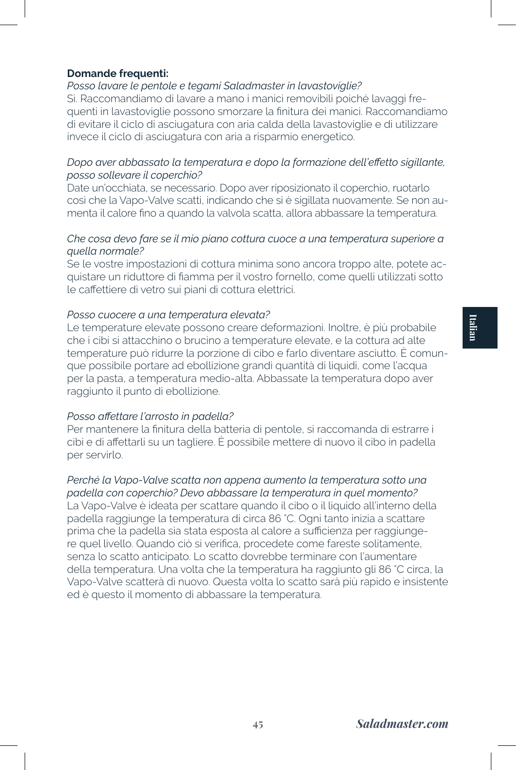**Domande frequenti:**

*Posso lavare le pentole e tegami Saladmaster in lavastoviglie?*

Sì. Raccomandiamo di lavare a mano i manici removibili poiché lavaggi frequenti in lavastoviglie possono smorzare la finitura dei manici. Raccomandiamo di evitare il ciclo di asciugatura con aria calda della lavastoviglie e di utilizzare invece il ciclo di asciugatura con aria a risparmio energetico.

*Dopo aver abbassato la temperatura e dopo la formazione dell'effetto sigillante, posso sollevare il coperchio?*

Date un'occhiata, se necessario. Dopo aver riposizionato il coperchio, ruotarlo così che la Vapo-Valve scatti, indicando che si è sigillata nuovamente. Se non aumenta il calore fino a quando la valvola scatta, allora abbassare la temperatura.

*Che cosa devo fare se il mio piano cottura cuoce a una temperatura superiore a quella normale?*

Se le vostre impostazioni di cottura minima sono ancora troppo alte, potete acquistare un riduttore di fiamma per il vostro fornello, come quelli utilizzati sotto le caffettiere di vetro sui piani di cottura elettrici.

*Posso cuocere a una temperatura elevata?*

Le temperature elevate possono creare deformazioni. Inoltre, è più probabile che i cibi si attacchino o brucino a temperature elevate, e la cottura ad alte temperature può ridurre la porzione di cibo e farlo diventare asciutto. È comunque possibile portare ad ebollizione grandi quantità di liquidi, come l'acqua per la pasta, a temperatura medio-alta. Abbassate la temperatura dopo aver raggiunto il punto di ebollizione.

*Posso affettare l'arrosto in padella?*

Per mantenere la finitura della batteria di pentole, si raccomanda di estrarre i cibi e di affettarli su un tagliere. È possibile mettere di nuovo il cibo in padella per servirlo.

*Perché la Vapo-Valve scatta non appena aumento la temperatura sotto una padella con coperchio? Devo abbassare la temperatura in quel momento?*

La Vapo-Valve è ideata per scattare quando il cibo o il liquido all'interno della padella raggiunge la temperatura di circa 86 °C. Ogni tanto inizia a scattare prima che la padella sia stata esposta al calore a sufficienza per raggiungere quel livello. Quando ciò si verifica, procedete come fareste solitamente, senza lo scatto anticipato. Lo scatto dovrebbe terminare con l'aumentare della temperatura. Una volta che la temperatura ha raggiunto gli 86 °C circa, la Vapo-Valve scatterà di nuovo. Questa volta lo scatto sarà più rapido e insistente ed è questo il momento di abbassare la temperatura.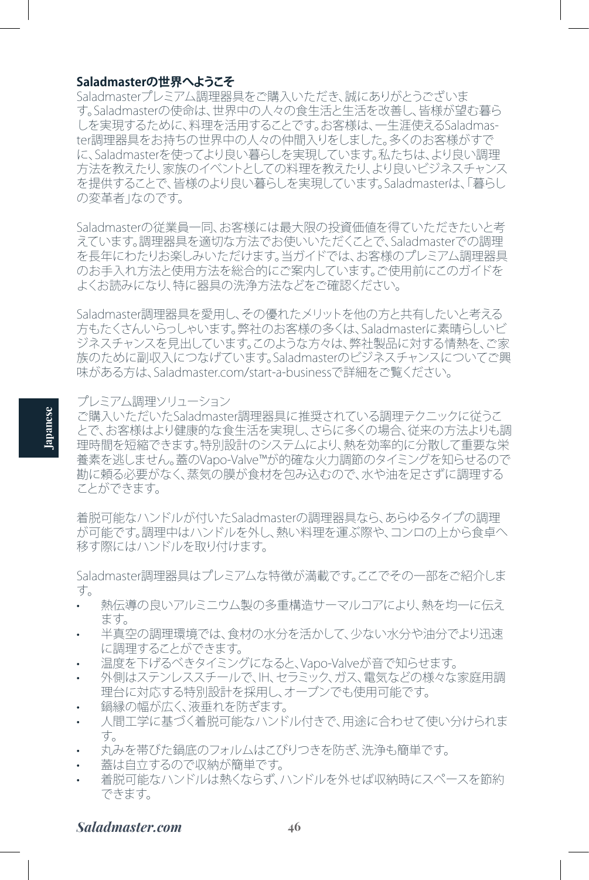## Saladmasterの世界へようこそ

Saladmasterプレミアム調理器具をご購入いただき、誠にありがとうございます。Saladmasterの使命は、世界中の人々の食生活と生活を改善し、皆様が望む暮らしを実現するために、料理を活用することです。お客様は、一生涯使えるSaladmaster調理器具をお持ちの世界中の人々の仲間入りをしました。多くのお客様がすでに、Saladmasterを使ってより良い暮らしを実現しています。私たちは、より良い調理方法を教えたり、家族のイベントとしての料理を教えたり、より良いビジネスチャンスを提供することで、皆様のより良い暮らしを実現しています。Saladmasterは、「暮らしの変革者」なのです。

Saladmasterの従業員一同、お客様には最大限の投資価値を得ていただきたいと考えています。調理器具を適切な方法でお使いいただくことで、Saladmasterでの調理を長年にわたりお楽しみいただけます。当ガイドでは、お客様のプレミアム調理器具のお手入れ方法と使用方法を総合的にご案内しています。ご使用前にこのガイドをよくお読みになり、特に器具の洗浄方法などをご確認ください。

Saladmaster調理器具を愛用し、その優れたメリットを他の方と共有したいと考える方もたくさんいらっしゃいます。弊社のお客様の多くは、Saladmasterに素晴らしいビジネスチャンスを見出しています。このような方々は、弊社製品に対する情熱を、ご家族のために副収入につなげています。Saladmasterのビジネスチャンスについてご興味がある方は、Saladmaster.com/start-a-businessで詳細をご覧ください。

プレミアム調理ソリューション

ご購入いただいたSaladmaster調理器具に推奨されている調理テクニックに従うことで、お客様はより健康的な食生活を実現し、さらに多くの場合、従来の方法よりも調理時間を短縮できます。特別設計のシステムにより、熱を効率的に分散して重要な栄養素を逃しません。蓋のVapo-Valve™が的確な火力調節のタイミングを知らせるので勘に頼る必要がなく、蒸気の膜が食材を包み込むので、水や油を足さずに調理することができます。

着脱可能なハンドルが付いたSaladmasterの調理器具なら、あらゆるタイプの調理が可能です。調理中はハンドルを外し、熱い料理を運ぶ際や、コンロの上から食卓へ移す際にはハンドルを取り付けます。

Saladmaster調理器具はプレミアムな特徴が満載です。ここでその一部をご紹介します。

- 熱伝導の良いアルミニウム製の多重構造サーマルコアにより、熱を均一に伝えます。
- 半真空の調理環境では、食材の水分を活かして、少ない水分や油分でより迅速に調理することができます。
- 温度を下げるべきタイミングになると、Vapo-Valveが音で知らせます。
- 外側はステンレススチールで、IH、セラミック、ガス、電気などの様々な家庭用調理台に対応する特別設計を採用し、オーブンでも使用可能です。
- 鍋縁の幅が広く、液垂れを防ぎます。
- 人間工学に基づく着脱可能なハンドル付きで、用途に合わせて使い分けられます。
- 丸みを帯びた鍋底のフォルムはこびりつきを防ぎ、洗浄も簡単です。
- 蓋は自立するので収納が簡単です。
- 着脱可能なハンドルは熱くならず、ハンドルを外せば収納時にスペースを節約できます。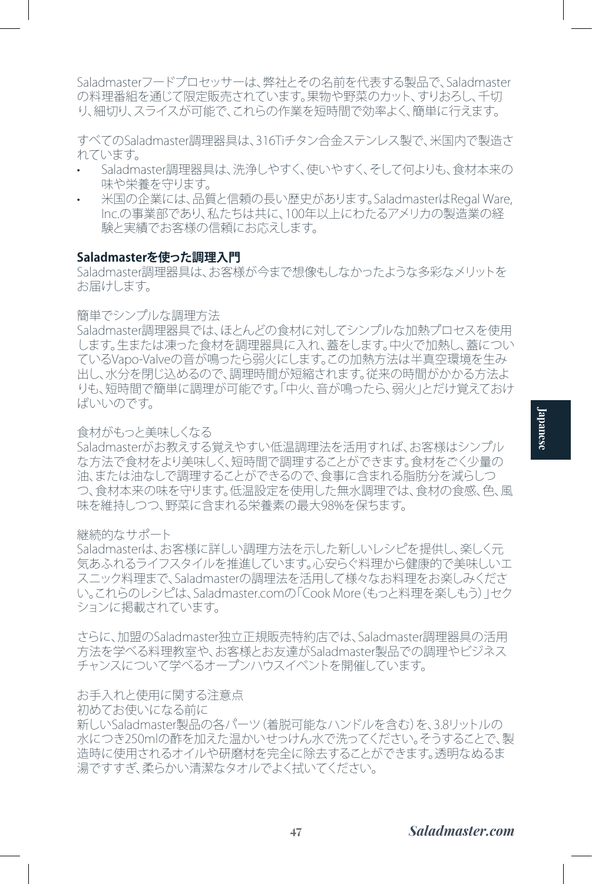Saladmasterフードプロセッサーは、弊社とその名前を代表する製品で、Saladmasterの料理番組を通じて限定販売されています。果物や野菜のカット、すりおろし、千切り、細切り、スライスが可能で、これらの作業を短時間で効率よく、簡単に行えます。

すべてのSaladmaster調理器具は、316Tiチタン合金ステンレス製で、米国内で製造されています。

- Saladmaster調理器具は、洗浄しやすく、使いやすく、そして何よりも、食材本来の味や栄養を守ります。
- 米国の企業には、品質と信頼の長い歴史があります。SaladmasterはRegal Ware, Inc.の事業部であり、私たちは共に、100年以上にわたるアメリカの製造業の経験と実績でお客様の信頼にお応えします。

**Saladmasterを使った調理入門**

Saladmaster調理器具は、お客様が今まで想像もしなかったような多彩なメリットをお届けします。

簡単でシンプルな調理方法

Saladmaster調理器具では、ほとんどの食材に対してシンプルな加熱プロセスを使用します。生または凍った食材を調理器具に入れ、蓋をします。中火で加熱し、蓋についているVapo-Valveの音が鳴ったら弱火にします。この加熱方法は半真空環境を生み出し、水分を閉じ込めるので、調理時間が短縮されます。従来の時間がかかる方法よりも、短時間で簡単に調理が可能です。「中火、音が鳴ったら、弱火」とだけ覚えておけばいいのです。

食材がもっと美味しくなる

Saladmasterがお教えする覚えやすい低温調理法を活用すれば、お客様はシンプルな方法で食材をより美味しく、短時間で調理することができます。食材をごく少量の油、または油なしで調理することができるので、食事に含まれる脂肪分を減らしつつ、食材本来の味を守ります。低温設定を使用した無水調理では、食材の食感、色、風味を維持しつつ、野菜に含まれる栄養素の最大98%を保ちます。

継続的なサポート

Saladmasterは、お客様に詳しい調理方法を示した新しいレシピを提供し、楽しく元気あふれるライフスタイルを推進しています。心安らぐ料理から健康的で美味しいエスニック料理まで、Saladmasterの調理法を活用して様々なお料理をお楽しみください。これらのレシピは、Saladmaster.comの「Cook More（もっと料理を楽しもう）」セクションに掲載されています。

さらに、加盟のSaladmaster独立正規販売特約店では、Saladmaster調理器具の活用方法を学べる料理教室や、お客様とお友達がSaladmaster製品での調理やビジネスチャンスについて学べるオープンハウスイベントを開催しています。

お手入れと使用に関する注意点

初めてお使いになる前に

新しいSaladmaster製品の各パーツ（着脱可能なハンドルを含む）を、3.8リットルの水につき250mlの酢を加えた温かいせっけん水で洗ってください。そうすることで、製造時に使用されるオイルや研磨材を完全に除去することができます。透明なぬるま湯ですすぎ、柔らかい清潔なタオルでよく拭いてください。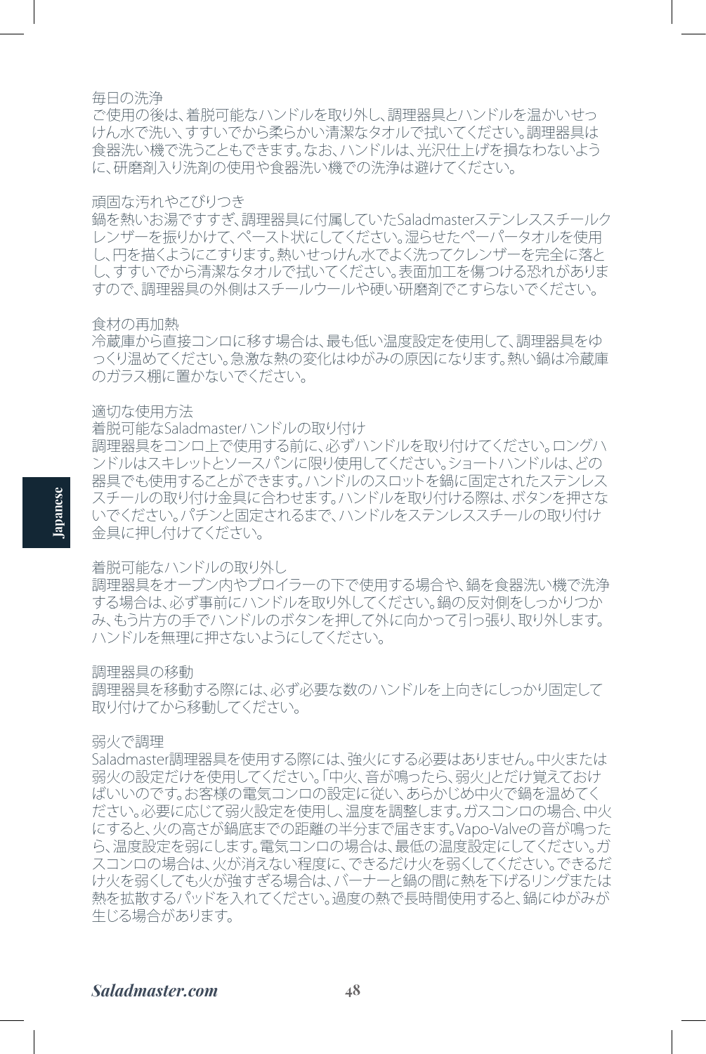### 毎日の洗浄

ご使用の後は、着脱可能なハンドルを取り外し、調理器具とハンドルを温かいせっけん水で洗い、すすいでから柔らかい清潔なタオルで拭いてください。調理器具は食器洗い機で洗うこともできます。なお、ハンドルは、光沢仕上げを損なわないように、研磨剤入り洗剤の使用や食器洗い機での洗浄は避けてください。

### 頑固な汚れやこびりつき

鍋を熱いお湯ですすぎ、調理器具に付属していたSaladmasterステンレススチールクレンザーを振りかけて、ペースト状にしてください。湿らせたペーパータオルを使用し、円を描くようにこすります。熱いせっけん水でよく洗ってクレンザーを完全に落とし、すすいでから清潔なタオルで拭いてください。表面加工を傷つける恐れがありますので、調理器具の外側はスチールウールや硬い研磨剤でこすらないでください。

### 食材の再加熱

冷蔵庫から直接コンロに移す場合は、最も低い温度設定を使用して、調理器具をゆっくり温めてください。急激な熱の変化はゆがみの原因になります。熱い鍋は冷蔵庫のガラス棚に置かないでください。

## 適切な使用方法

### 着脱可能なSaladmasterハンドルの取り付け

調理器具をコンロ上で使用する前に、必ずハンドルを取り付けてください。ロングハンドルはスキレットとソースパンに限り使用してください。ショートハンドルは、どの器具でも使用することができます。ハンドルのスロットを鍋に固定されたステンレススチールの取り付け金具に合わせます。ハンドルを取り付ける際は、ボタンを押さないでください。パチンと固定されるまで、ハンドルをステンレススチールの取り付け金具に押し付けてください。

### 着脱可能なハンドルの取り外し

調理器具をオーブン内やブロイラーの下で使用する場合や、鍋を食器洗い機で洗浄する場合は、必ず事前にハンドルを取り外してください。鍋の反対側をしっかりつかみ、もう片方の手でハンドルのボタンを押して外に向かって引っ張り、取り外します。ハンドルを無理に押さないようにしてください。

### 調理器具の移動

調理器具を移動する際には、必ず必要な数のハンドルを上向きにしっかり固定して取り付けてから移動してください。

### 弱火で調理

Saladmaster調理器具を使用する際には、強火にする必要はありません。中火または弱火の設定だけを使用してください。「中火、音が鳴ったら、弱火」とだけ覚えておけばいいのです。お客様の電気コンロの設定に従い、あらかじめ中火で鍋を温めてください。必要に応じて弱火設定を使用し、温度を調整します。ガスコンロの場合、中火にすると、火の高さが鍋底までの距離の半分まで届きます。Vapo-Valveの音が鳴ったら、温度設定を弱にします。電気コンロの場合は、最低の温度設定にしてください。ガスコンロの場合は、火が消えない程度に、できるだけ火を弱くしてください。できるだけ火を弱くしても火が強すぎる場合は、バーナーと鍋の間に熱を下げるリングまたは熱を拡散するパッドを入れてください。過度の熱で長時間使用すると、鍋にゆがみが生じる場合があります。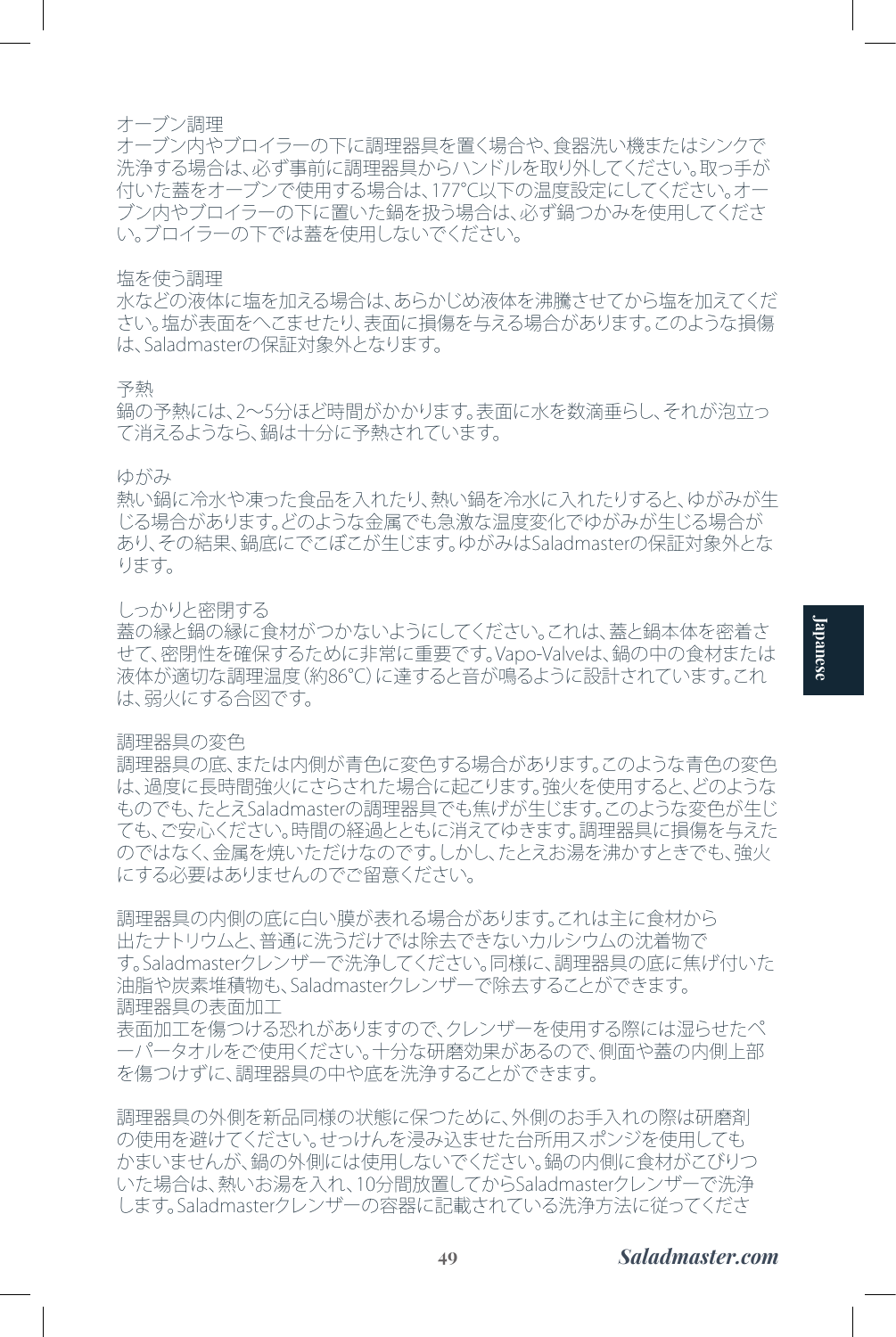## オーブン調理

オーブン内やブロイラーの下に調理器具を置く場合や、食器洗い機またはシンクで洗浄する場合は、必ず事前に調理器具からハンドルを取り外してください。取っ手が付いた蓋をオーブンで使用する場合は、177°C以下の温度設定にしてください。オーブン内やブロイラーの下に置いた鍋を扱う場合は、必ず鍋つかみを使用してください。ブロイラーの下では蓋を使用しないでください。

## 塩を使う調理

水などの液体に塩を加える場合は、あらかじめ液体を沸騰させてから塩を加えてください。塩が表面をへこませたり、表面に損傷を与える場合があります。このような損傷は、Saladmasterの保証対象外となります。

## 予熱

鍋の予熱には、2〜5分ほど時間がかかります。表面に水を数滴垂らし、それが泡立って消えるようなら、鍋は十分に予熱されています。

## ゆがみ

熱い鍋に冷水や凍った食品を入れたり、熱い鍋を冷水に入れたりすると、ゆがみが生じる場合があります。どのような金属でも急激な温度変化でゆがみが生じる場合があり、その結果、鍋底にでこぼこが生じます。ゆがみはSaladmasterの保証対象外となります。

## しっかりと密閉する

蓋の縁と鍋の縁に食材がつかないようにしてください。これは、蓋と鍋本体を密着させて、密閉性を確保するために非常に重要です。Vapo-Valveは、鍋の中の食材または液体が適切な調理温度（約86°C）に達すると音が鳴るように設計されています。これは、弱火にする合図です。

## 調理器具の変色

調理器具の底、または内側が青色に変色する場合があります。このような青色の変色は、過度に長時間強火にさらされた場合に起こります。強火を使用すると、どのようなものでも、たとえSaladmasterの調理器具でも焦げが生じます。このような変色が生じても、ご安心ください。時間の経過とともに消えてゆきます。調理器具に損傷を与えたのではなく、金属を焼いただけなのです。しかし、たとえお湯を沸かすときでも、強火にする必要はありませんのでご留意ください。

調理器具の内側の底に白い膜が表れる場合があります。これは主に食材から出たナトリウムと、普通に洗うだけでは除去できないカルシウムの沈着物です。Saladmasterクレンザーで洗浄してください。同様に、調理器具の底に焦げ付いた油脂や炭素堆積物も、Saladmasterクレンザーで除去することができます。

## 調理器具の表面加工

表面加工を傷つける恐れがありますので、クレンザーを使用する際には湿らせたペーパータオルをご使用ください。十分な研磨効果があるので、側面や蓋の内側上部を傷つけずに、調理器具の中や底を洗浄することができます。

調理器具の外側を新品同様の状態に保つために、外側のお手入れの際は研磨剤の使用を避けてください。せっけんを浸み込ませた台所用スポンジを使用してもかまいませんが、鍋の外側には使用しないでください。鍋の内側に食材がこびりついた場合は、熱いお湯を入れ、10分間放置してからSaladmasterクレンザーで洗浄します。Saladmasterクレンザーの容器に記載されている洗浄方法に従ってくださ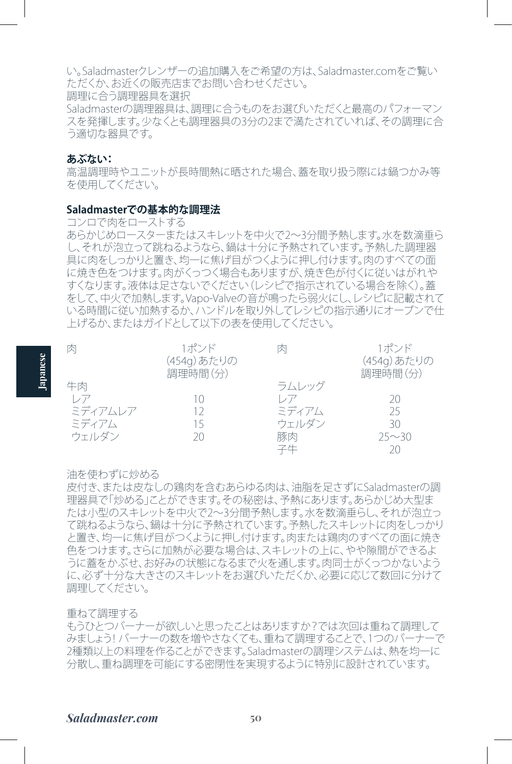い。Saladmasterクレンザーの追加購入をご希望の方は、Saladmaster.comをご覧いただくか、お近くの販売店までお問い合わせください。

調理に合う調理器具を選択

Saladmasterの調理器具は、調理に合うものをお選びいただくと最高のパフォーマンスを発揮します。少なくとも調理器具の3分の2まで満たされていれば、その調理に合う適切な器具です。

**あぶない：**

高温調理時やユニットが長時間熱に晒された場合、蓋を取り扱う際には鍋つかみ等を使用してください。

**Saladmasterでの基本的な調理法**

コンロで肉をローストする

あらかじめロースターまたはスキレットを中火で2〜3分間予熱します。水を数滴垂らし、それが泡立って跳ねるようなら、鍋は十分に予熱されています。予熱した調理器具に肉をしっかりと置き、均一に焦げ目がつくように押し付けます。肉のすべての面に焼き色をつけます。肉がくっつく場合もありますが、焼き色が付くに従いはがれやすくなります。液体は足さないでください（レシピで指示されている場合を除く）。蓋をして、中火で加熱します。Vapo-Valveの音が鳴ったら弱火にし、レシピに記載されている時間に従い加熱するか、ハンドルを取り外してレシピの指示通りにオーブンで仕上げるか、またはガイドとして以下の表を使用してください。

| 肉 | 1ポンド（454g）あたりの調理時間（分） | 肉 | 1ポンド（454g）あたりの調理時間（分） |
|---|---|---|---|
| 牛肉 | | ラムレッグ | |
| レア | 10 | レア | 20 |
| ミディアムレア | 12 | ミディアム | 25 |
| ミディアム | 15 | ウェルダン | 30 |
| ウェルダン | 20 | 豚肉 | 25〜30 |
| | | 子牛 | 20 |

油を使わずに炒める

皮付き、または皮なしの鶏肉を含むあらゆる肉は、油脂を足さずにSaladmasterの調理器具で「炒める」ことができます。その秘密は、予熱にあります。あらかじめ大型または小型のスキレットを中火で2〜3分間予熱します。水を数滴垂らし、それが泡立って跳ねるようなら、鍋は十分に予熱されています。予熱したスキレットに肉をしっかりと置き、均一に焦げ目がつくように押し付けます。肉または鶏肉のすべての面に焼き色をつけます。さらに加熱が必要な場合は、スキレットの上に、やや隙間ができるように蓋をかぶせ、お好みの状態になるまで火を通します。肉同士がくっつかないように、必ず十分な大きさのスキレットをお選びいただくか、必要に応じて数回に分けて調理してください。

重ねて調理する

もうひとつバーナーが欲しいと思ったことはありますか？では次回は重ねて調理してみましょう！バーナーの数を増やさなくても、重ねて調理することで、1つのバーナーで2種類以上の料理を作ることができます。Saladmasterの調理システムは、熱を均一に分散し、重ね調理を可能にする密閉性を実現するように特別に設計されています。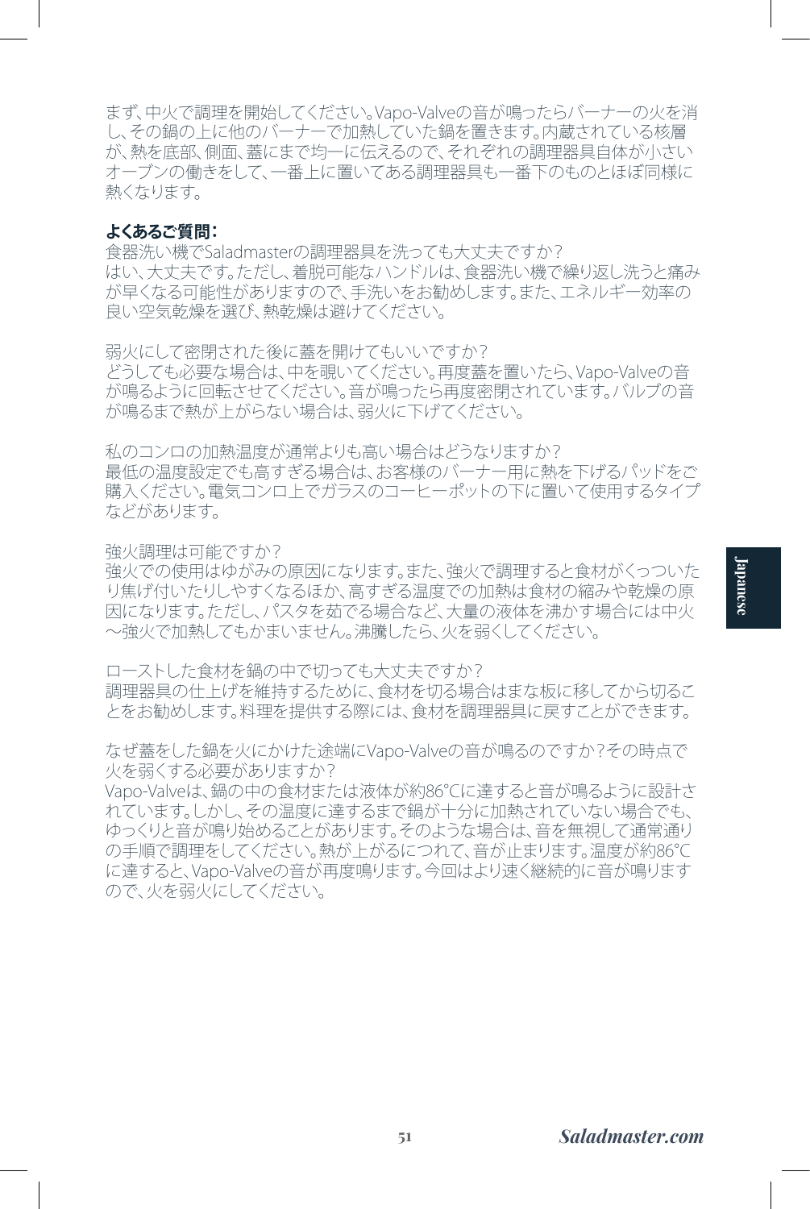まず、中火で調理を開始してください。Vapo-Valveの音が鳴ったらバーナーの火を消し、その鍋の上に他のバーナーで加熱していた鍋を置きます。内蔵されている核層が、熱を底部、側面、蓋にまで均一に伝えるので、それぞれの調理器具自体が小さいオーブンの働きをして、一番上に置いてある調理器具も一番下のものとほぼ同様に熱くなります。

**よくあるご質問：**

食器洗い機でSaladmasterの調理器具を洗っても大丈夫ですか？
はい、大丈夫です。ただし、着脱可能なハンドルは、食器洗い機で繰り返し洗うと痛みが早くなる可能性がありますので、手洗いをお勧めします。また、エネルギー効率の良い空気乾燥を選び、熱乾燥は避けてください。

弱火にして密閉された後に蓋を開けてもいいですか？
どうしても必要な場合は、中を覗いてください。再度蓋を置いたら、Vapo-Valveの音が鳴るように回転させてください。音が鳴ったら再度密閉されています。バルブの音が鳴るまで熱が上がらない場合は、弱火に下げてください。

私のコンロの加熱温度が通常よりも高い場合はどうなりますか？
最低の温度設定でも高すぎる場合は、お客様のバーナー用に熱を下げるパッドをご購入ください。電気コンロ上でガラスのコーヒーポットの下に置いて使用するタイプなどがあります。

強火調理は可能ですか？
強火での使用はゆがみの原因になります。また、強火で調理すると食材がくっついたり焦げ付いたりしやすくなるほか、高すぎる温度での加熱は食材の縮みや乾燥の原因になります。ただし、パスタを茹でる場合など、大量の液体を沸かす場合には中火〜強火で加熱してもかまいません。沸騰したら、火を弱くしてください。

ローストした食材を鍋の中で切っても大丈夫ですか？
調理器具の仕上げを維持するために、食材を切る場合はまな板に移してから切ることをお勧めします。料理を提供する際には、食材を調理器具に戻すことができます。

なぜ蓋をした鍋を火にかけた途端にVapo-Valveの音が鳴るのですか？その時点で火を弱くする必要がありますか？
Vapo-Valveは、鍋の中の食材または液体が約86°Cに達すると音が鳴るように設計されています。しかし、その温度に達するまで鍋が十分に加熱されていない場合でも、ゆっくりと音が鳴り始めることがあります。そのような場合は、音を無視して通常通りの手順で調理をしてください。熱が上がるにつれて、音が止まります。温度が約86°Cに達すると、Vapo-Valveの音が再度鳴ります。今回はより速く継続的に音が鳴りますので、火を弱火にしてください。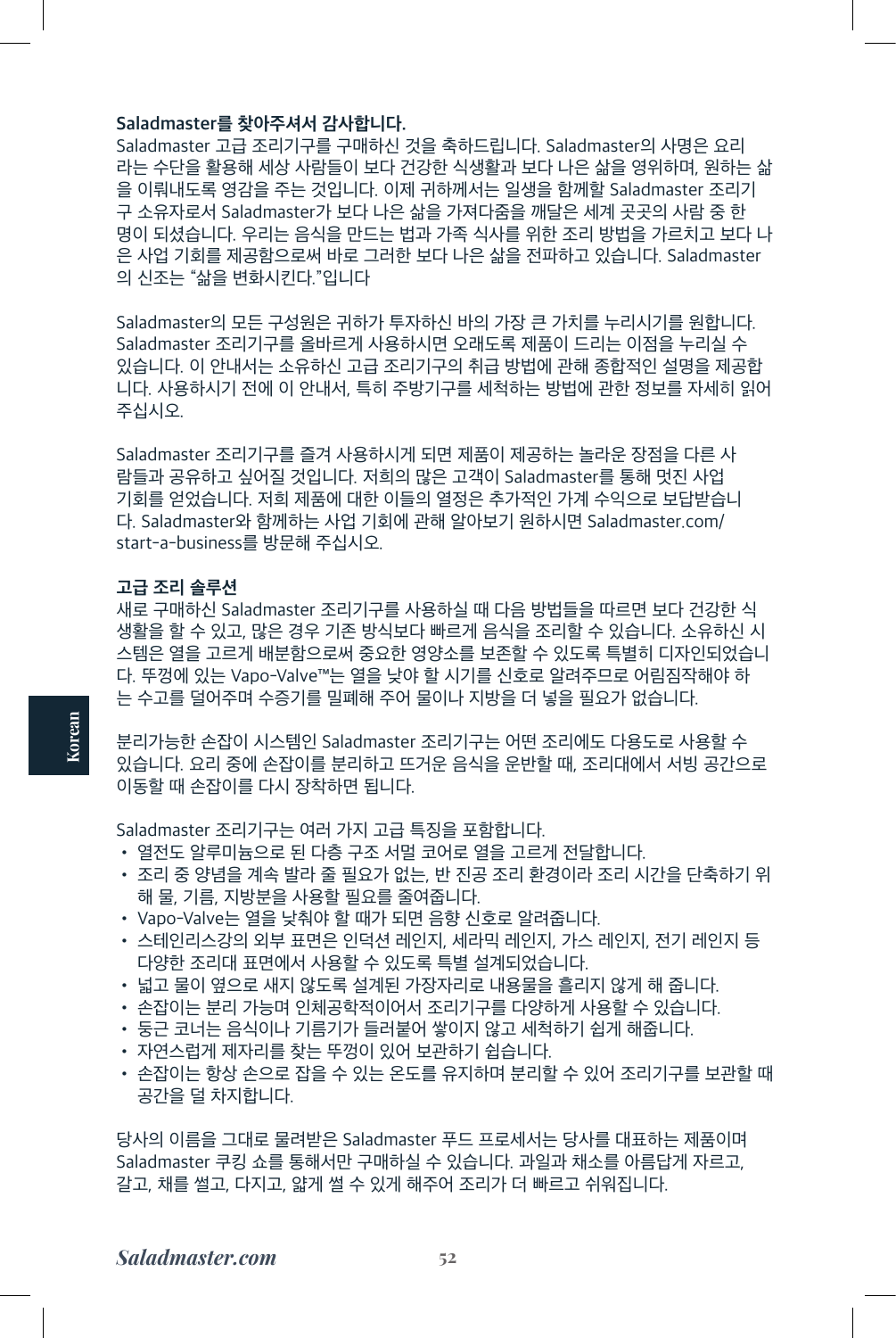**Saladmaster를 찾아주셔서 감사합니다.**

Saladmaster 고급 조리기구를 구매하신 것을 축하드립니다. Saladmaster의 사명은 요리라는 수단을 활용해 세상 사람들이 보다 건강한 식생활과 보다 나은 삶을 영위하며, 원하는 삶을 이뤄내도록 영감을 주는 것입니다. 이제 귀하께서는 일생을 함께할 Saladmaster 조리기구 소유자로서 Saladmaster가 보다 나은 삶을 가져다줌을 깨달은 세계 곳곳의 사람 중 한 명이 되셨습니다. 우리는 음식을 만드는 법과 가족 식사를 위한 조리 방법을 가르치고 보다 나은 사업 기회를 제공함으로써 바로 그러한 보다 나은 삶을 전파하고 있습니다. Saladmaster의 신조는 "삶을 변화시킨다."입니다

Saladmaster의 모든 구성원은 귀하가 투자하신 바의 가장 큰 가치를 누리시기를 원합니다. Saladmaster 조리기구를 올바르게 사용하시면 오래도록 제품이 드리는 이점을 누리실 수 있습니다. 이 안내서는 소유하신 고급 조리기구의 취급 방법에 관해 종합적인 설명을 제공합니다. 사용하시기 전에 이 안내서, 특히 주방기구를 세척하는 방법에 관한 정보를 자세히 읽어 주십시오.

Saladmaster 조리기구를 즐겨 사용하시게 되면 제품이 제공하는 놀라운 장점을 다른 사람들과 공유하고 싶어질 것입니다. 저희의 많은 고객이 Saladmaster를 통해 멋진 사업 기회를 얻었습니다. 저희 제품에 대한 이들의 열정은 추가적인 가계 수익으로 보답받습니다. Saladmaster와 함께하는 사업 기회에 관해 알아보기 원하시면 Saladmaster.com/start-a-business를 방문해 주십시오.

**고급 조리 솔루션**

새로 구매하신 Saladmaster 조리기구를 사용하실 때 다음 방법들을 따르면 보다 건강한 식생활을 할 수 있고, 많은 경우 기존 방식보다 빠르게 음식을 조리할 수 있습니다. 소유하신 시스템은 열을 고르게 배분함으로써 중요한 영양소를 보존할 수 있도록 특별히 디자인되었습니다. 뚜껑에 있는 Vapo-Valve™는 열을 낮야 할 시기를 신호로 알려주므로 어림짐작해야 하는 수고를 덜어주며 수증기를 밀폐해 주어 물이나 지방을 더 넣을 필요가 없습니다.

분리가능한 손잡이 시스템인 Saladmaster 조리기구는 어떤 조리에도 다용도로 사용할 수 있습니다. 요리 중에 손잡이를 분리하고 뜨거운 음식을 운반할 때, 조리대에서 서빙 공간으로 이동할 때 손잡이를 다시 장착하면 됩니다.

Saladmaster 조리기구는 여러 가지 고급 특징을 포함합니다.

- 열전도 알루미늄으로 된 다층 구조 서멀 코어로 열을 고르게 전달합니다.
- 조리 중 양념을 계속 발라 줄 필요가 없는, 반 진공 조리 환경이라 조리 시간을 단축하기 위해 물, 기름, 지방분을 사용할 필요를 줄여줍니다.
- Vapo-Valve는 열을 낮춰야 할 때가 되면 음향 신호로 알려줍니다.
- 스테인리스강의 외부 표면은 인덕션 레인지, 세라믹 레인지, 가스 레인지, 전기 레인지 등 다양한 조리대 표면에서 사용할 수 있도록 특별 설계되었습니다.
- 넓고 물이 옆으로 새지 않도록 설계된 가장자리로 내용물을 흘리지 않게 해 줍니다.
- 손잡이는 분리 가능하며 인체공학적이어서 조리기구를 다양하게 사용할 수 있습니다.
- 둥근 코너는 음식이나 기름기가 들러붙어 쌓이지 않고 세척하기 쉽게 해줍니다.
- 자연스럽게 제자리를 찾는 뚜껑이 있어 보관하기 쉽습니다.
- 손잡이는 항상 손으로 잡을 수 있는 온도를 유지하며 분리할 수 있어 조리기구를 보관할 때 공간을 덜 차지합니다.

당사의 이름을 그대로 물려받은 Saladmaster 푸드 프로세서는 당사를 대표하는 제품이며 Saladmaster 쿠킹 쇼를 통해서만 구매하실 수 있습니다. 과일과 채소를 아름답게 자르고, 갈고, 채를 썰고, 다지고, 얇게 썰 수 있게 해주어 조리가 더 빠르고 쉬워집니다.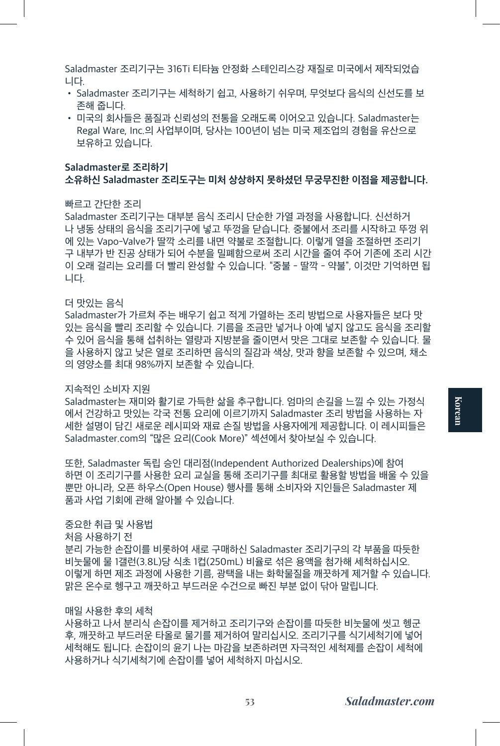Saladmaster 조리기구는 316Ti 티타늄 안정화 스테인리스강 재질로 미국에서 제작되었습니다.

- Saladmaster 조리기구는 세척하기 쉽고, 사용하기 쉬우며, 무엇보다 음식의 신선도를 보존해 줍니다.
- 미국의 회사들은 품질과 신뢰성의 전통을 오래도록 이어오고 있습니다. Saladmaster는 Regal Ware, Inc.의 사업부이며, 당사는 100년이 넘는 미국 제조업의 경험을 유산으로 보유하고 있습니다.

**Saladmaster로 조리하기**
**소유하신 Saladmaster 조리도구는 미처 상상하지 못하셨던 무궁무진한 이점을 제공합니다.**

빠르고 간단한 조리
Saladmaster 조리기구는 대부분 음식 조리시 단순한 가열 과정을 사용합니다. 신선하거나 냉동 상태의 음식을 조리기구에 넣고 뚜껑을 닫습니다. 중불에서 조리를 시작하고 뚜껑 위에 있는 Vapo-Valve가 딸깍 소리를 내면 약불로 조절합니다. 이렇게 열을 조절하면 조리기구 내부가 반 진공 상태가 되어 수분을 밀폐함으로써 조리 시간을 줄여 주어 기존에 조리 시간이 오래 걸리는 요리를 더 빨리 완성할 수 있습니다. "중불 - 딸깍 - 약불", 이것만 기억하면 됩니다.

더 맛있는 음식
Saladmaster가 가르쳐 주는 배우기 쉽고 적게 가열하는 조리 방법으로 사용자들은 보다 맛있는 음식을 빨리 조리할 수 있습니다. 기름을 조금만 넣거나 아예 넣지 않고도 음식을 조리할 수 있어 음식을 통해 섭취하는 열량과 지방분을 줄이면서 맛은 그대로 보존할 수 있습니다. 물을 사용하지 않고 낮은 열로 조리하면 음식의 질감과 색상, 맛과 향을 보존할 수 있으며, 채소의 영양소를 최대 98%까지 보존할 수 있습니다.

지속적인 소비자 지원
Saladmaster는 재미와 활기로 가득한 삶을 추구합니다. 엄마의 손길을 느낄 수 있는 가정식에서 건강하고 맛있는 각국 전통 요리에 이르기까지 Saladmaster 조리 방법을 사용하는 자세한 설명이 담긴 새로운 레시피와 재료 손질 방법을 사용자에게 제공합니다. 이 레시피들은 Saladmaster.com의 "많은 요리(Cook More)" 섹션에서 찾아보실 수 있습니다.

또한, Saladmaster 독립 승인 대리점(Independent Authorized Dealerships)에 참여하면 이 조리기구를 사용한 요리 교실을 통해 조리기구를 최대로 활용할 방법을 배울 수 있을 뿐만 아니라, 오픈 하우스(Open House) 행사를 통해 소비자와 지인들은 Saladmaster 제품과 사업 기회에 관해 알아볼 수 있습니다.

중요한 취급 및 사용법
처음 사용하기 전
분리 가능한 손잡이를 비롯하여 새로 구매하신 Saladmaster 조리기구의 각 부품을 따듯한 비눗물에 물 1갤런(3.8L)당 식초 1컵(250mL) 비율로 섞은 용액을 첨가해 세척하십시오. 이렇게 하면 제조 과정에 사용한 기름, 광택을 내는 화학물질을 깨끗하게 제거할 수 있습니다. 맑은 온수로 헹구고 깨끗하고 부드러운 수건으로 빠진 부분 없이 닦아 말립니다.

매일 사용한 후의 세척
사용하고 나서 분리식 손잡이를 제거하고 조리기구와 손잡이를 따듯한 비눗물에 씻고 헹군 후, 깨끗하고 부드러운 타올로 물기를 제거하여 말리십시오. 조리기구를 식기세척기에 넣어 세척해도 됩니다. 손잡이의 윤기 나는 마감을 보존하려면 자극적인 세척제를 손잡이 세척에 사용하거나 식기세척기에 손잡이를 넣어 세척하지 마십시오.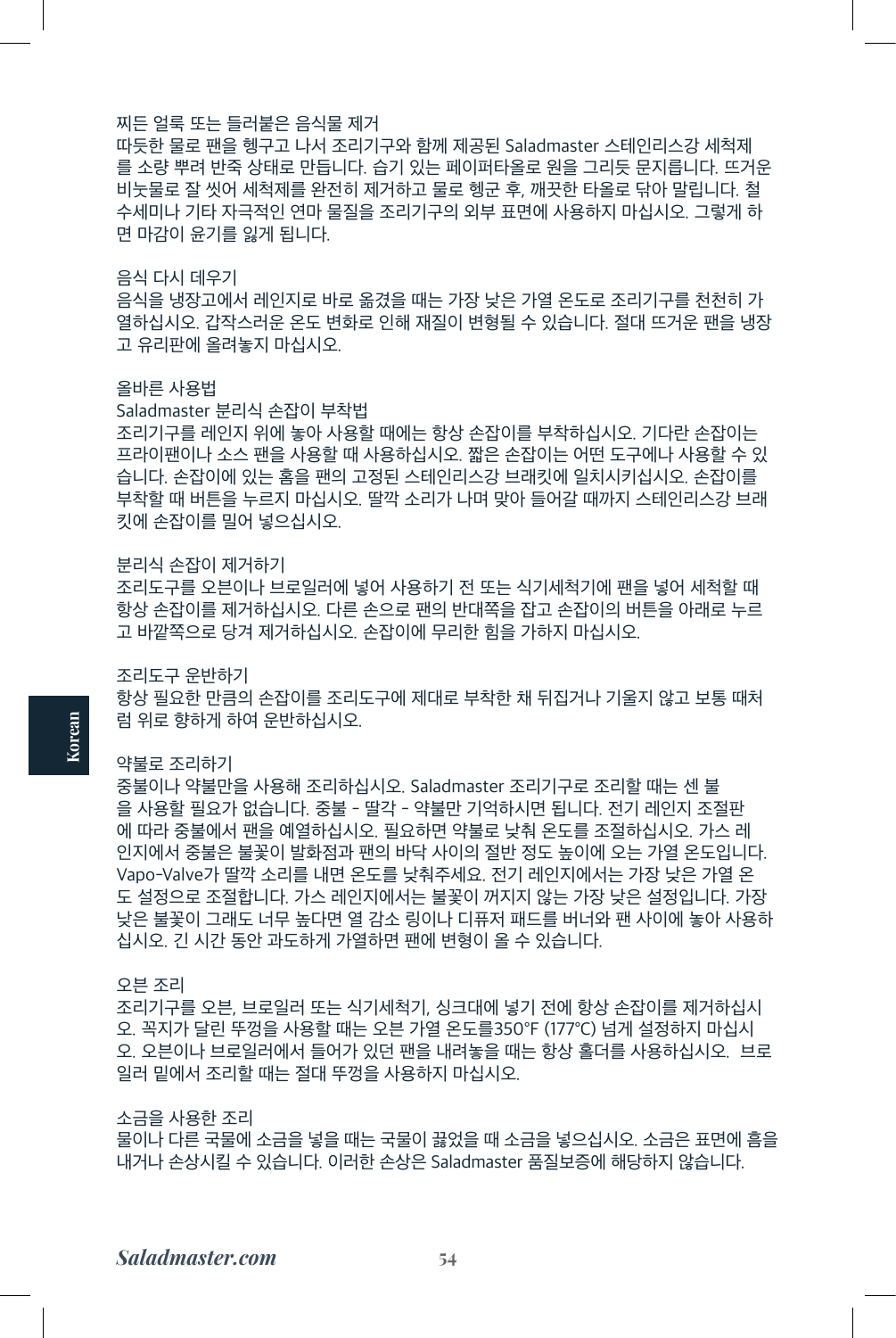### 찌든 얼룩 또는 들러붙은 음식물 제거

따듯한 물로 팬을 헹구고 나서 조리기구와 함께 제공된 Saladmaster 스테인리스강 세척제를 소량 뿌려 반죽 상태로 만듭니다. 습기 있는 페이퍼타올로 원을 그리듯 문지릅니다. 뜨거운 비눗물로 잘 씻어 세척제를 완전히 제거하고 물로 헹군 후, 깨끗한 타올로 닦아 말립니다. 철수세미나 기타 자극적인 연마 물질을 조리기구의 외부 표면에 사용하지 마십시오. 그렇게 하면 마감이 윤기를 잃게 됩니다.

### 음식 다시 데우기

음식을 냉장고에서 레인지로 바로 옮겼을 때는 가장 낮은 가열 온도로 조리기구를 천천히 가열하십시오. 갑작스러운 온도 변화로 인해 재질이 변형될 수 있습니다. 절대 뜨거운 팬을 냉장고 유리판에 올려놓지 마십시오.

## 올바른 사용법

### Saladmaster 분리식 손잡이 부착법

조리기구를 레인지 위에 놓아 사용할 때에는 항상 손잡이를 부착하십시오. 기다란 손잡이는 프라이팬이나 소스 팬을 사용할 때 사용하십시오. 짧은 손잡이는 어떤 도구에나 사용할 수 있습니다. 손잡이에 있는 홈을 팬의 고정된 스테인리스강 브래킷에 일치시키십시오. 손잡이를 부착할 때 버튼을 누르지 마십시오. 딸깍 소리가 나며 맞아 들어갈 때까지 스테인리스강 브래킷에 손잡이를 밀어 넣으십시오.

### 분리식 손잡이 제거하기

조리도구를 오븐이나 브로일러에 넣어 사용하기 전 또는 식기세척기에 팬을 넣어 세척할 때 항상 손잡이를 제거하십시오. 다른 손으로 팬의 반대쪽을 잡고 손잡이의 버튼을 아래로 누르고 바깥쪽으로 당겨 제거하십시오. 손잡이에 무리한 힘을 가하지 마십시오.

### 조리도구 운반하기

항상 필요한 만큼의 손잡이를 조리도구에 제대로 부착한 채 뒤집거나 기울지 않고 보통 때처럼 위로 향하게 하여 운반하십시오.

### 약불로 조리하기

중불이나 약불만을 사용해 조리하십시오. Saladmaster 조리기구로 조리할 때는 센 불을 사용할 필요가 없습니다. 중불 - 딸각 - 약불만 기억하시면 됩니다. 전기 레인지 조절판에 따라 중불에서 팬을 예열하십시오. 필요하면 약불로 낮춰 온도를 조절하십시오. 가스 레인지에서 중불은 불꽃이 발화점과 팬의 바닥 사이의 절반 정도 높이에 오는 가열 온도입니다. Vapo-Valve가 딸깍 소리를 내면 온도를 낮춰주세요. 전기 레인지에서는 가장 낮은 가열 온도 설정으로 조절합니다. 가스 레인지에서는 불꽃이 꺼지지 않는 가장 낮은 설정입니다. 가장 낮은 불꽃이 그래도 너무 높다면 열 감소 링이나 디퓨저 패드를 버너와 팬 사이에 놓아 사용하십시오. 긴 시간 동안 과도하게 가열하면 팬에 변형이 올 수 있습니다.

### 오븐 조리

조리기구를 오븐, 브로일러 또는 식기세척기, 싱크대에 넣기 전에 항상 손잡이를 제거하십시오. 꼭지가 달린 뚜껑을 사용할 때는 오븐 가열 온도를350°F (177°C) 넘게 설정하지 마십시오. 오븐이나 브로일러에서 들어가 있던 팬을 내려놓을 때는 항상 홀더를 사용하십시오.  브로일러 밑에서 조리할 때는 절대 뚜껑을 사용하지 마십시오.

### 소금을 사용한 조리

물이나 다른 국물에 소금을 넣을 때는 국물이 끓었을 때 소금을 넣으십시오. 소금은 표면에 흠을 내거나 손상시킬 수 있습니다. 이러한 손상은 Saladmaster 품질보증에 해당하지 않습니다.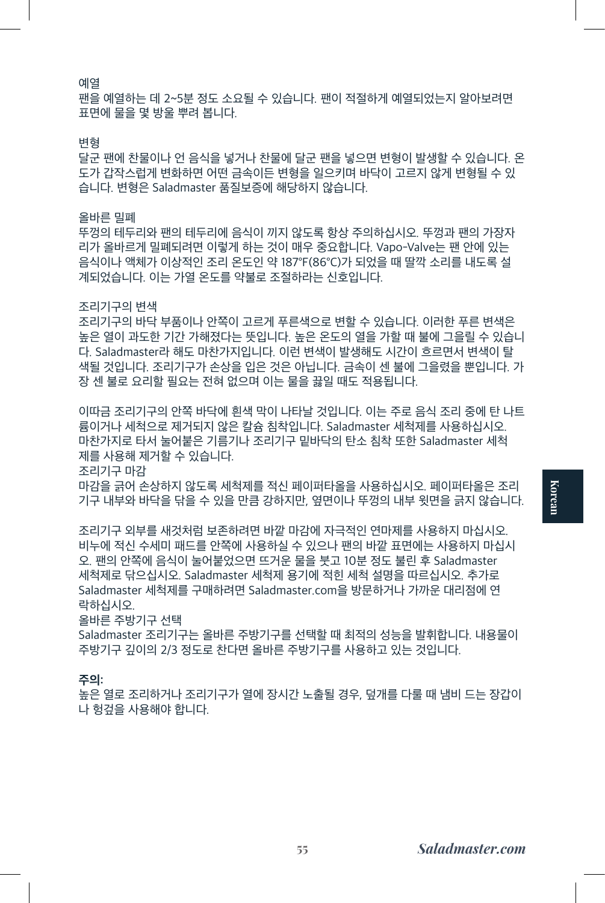### 예열

팬을 예열하는 데 2~5분 정도 소요될 수 있습니다. 팬이 적절하게 예열되었는지 알아보려면 표면에 물을 몇 방울 뿌려 봅니다.

### 변형

달군 팬에 찬물이나 언 음식을 넣거나 찬물에 달군 팬을 넣으면 변형이 발생할 수 있습니다. 온도가 갑작스럽게 변화하면 어떤 금속이든 변형을 일으키며 바닥이 고르지 않게 변형될 수 있습니다. 변형은 Saladmaster 품질보증에 해당하지 않습니다.

### 올바른 밀폐

뚜껑의 테두리와 팬의 테두리에 음식이 끼지 않도록 항상 주의하십시오. 뚜껑과 팬의 가장자리가 올바르게 밀폐되려면 이렇게 하는 것이 매우 중요합니다. Vapo-Valve는 팬 안에 있는 음식이나 액체가 이상적인 조리 온도인 약 187°F(86°C)가 되었을 때 딸깍 소리를 내도록 설계되었습니다. 이는 가열 온도를 약불로 조절하라는 신호입니다.

### 조리기구의 변색

조리기구의 바닥 부품이나 안쪽이 고르게 푸른색으로 변할 수 있습니다. 이러한 푸른 변색은 높은 열이 과도한 기간 가해졌다는 뜻입니다. 높은 온도의 열을 가할 때 불에 그을릴 수 있습니다. Saladmaster라 해도 마찬가지입니다. 이런 변색이 발생해도 시간이 흐르면서 변색이 탈색될 것입니다. 조리기구가 손상을 입은 것은 아닙니다. 금속이 센 불에 그을렸을 뿐입니다. 가장 센 불로 요리할 필요는 전혀 없으며 이는 물을 끓일 때도 적용됩니다.

이따금 조리기구의 안쪽 바닥에 흰색 막이 나타날 것입니다. 이는 주로 음식 조리 중에 탄 나트륨이거나 세척으로 제거되지 않은 칼슘 침착입니다. Saladmaster 세척제를 사용하십시오. 마찬가지로 타서 눌어붙은 기름기나 조리기구 밑바닥의 탄소 침착 또한 Saladmaster 세척제를 사용해 제거할 수 있습니다.

### 조리기구 마감

마감을 긁어 손상하지 않도록 세척제를 적신 페이퍼타올을 사용하십시오. 페이퍼타올은 조리기구 내부와 바닥을 닦을 수 있을 만큼 강하지만, 옆면이나 뚜껑의 내부 윗면을 긁지 않습니다.

조리기구 외부를 새것처럼 보존하려면 바깥 마감에 자극적인 연마제를 사용하지 마십시오. 비누에 적신 수세미 패드를 안쪽에 사용하실 수 있으나 팬의 바깥 표면에는 사용하지 마십시오. 팬의 안쪽에 음식이 눌어붙었으면 뜨거운 물을 붓고 10분 정도 불린 후 Saladmaster 세척제로 닦으십시오. Saladmaster 세척제 용기에 적힌 세척 설명을 따르십시오. 추가로 Saladmaster 세척제를 구매하려면 Saladmaster.com을 방문하거나 가까운 대리점에 연락하십시오.

### 올바른 주방기구 선택

Saladmaster 조리기구는 올바른 주방기구를 선택할 때 최적의 성능을 발휘합니다. 내용물이 주방기구 깊이의 2/3 정도로 찬다면 올바른 주방기구를 사용하고 있는 것입니다.

**주의:**
높은 열로 조리하거나 조리기구가 열에 장시간 노출될 경우, 덮개를 다룰 때 냄비 드는 장갑이나 헝겊을 사용해야 합니다.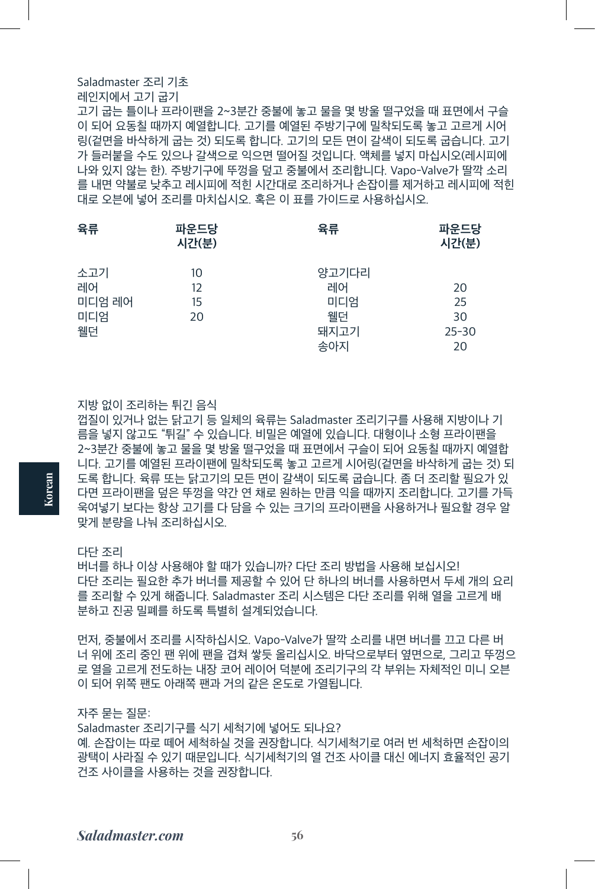# Saladmaster 조리 기초

## 레인지에서 고기 굽기

고기 굽는 틀이나 프라이팬을 2~3분간 중불에 놓고 물을 몇 방울 떨구었을 때 표면에서 구슬이 되어 요동칠 때까지 예열합니다. 고기를 예열된 주방기구에 밀착되도록 놓고 고르게 시어링(겉면을 바삭하게 굽는 것) 되도록 합니다. 고기의 모든 면이 갈색이 되도록 굽습니다. 고기가 들러붙을 수도 있으나 갈색으로 익으면 떨어질 것입니다. 액체를 넣지 마십시오(레시피에 나와 있지 않는 한). 주방기구에 뚜껑을 덮고 중불에서 조리합니다. Vapo-Valve가 딸깍 소리를 내면 약불로 낮추고 레시피에 적힌 시간대로 조리하거나 손잡이를 제거하고 레시피에 적힌 대로 오븐에 넣어 조리를 마치십시오. 혹은 이 표를 가이드로 사용하십시오.

| 육류 | 파운드당 시간(분) | 육류 | 파운드당 시간(분) |
|---|---|---|---|
| 소고기 | 10 | 양고기다리 | |
| 레어 | 12 | 레어 | 20 |
| 미디엄 레어 | 15 | 미디엄 | 25 |
| 미디엄 | 20 | 웰던 | 30 |
| 웰던 | | 돼지고기 | 25-30 |
| | | 송아지 | 20 |

## 지방 없이 조리하는 튀긴 음식

껍질이 있거나 없는 닭고기 등 일체의 육류는 Saladmaster 조리기구를 사용해 지방이나 기름을 넣지 않고도 "튀길" 수 있습니다. 비밀은 예열에 있습니다. 대형이나 소형 프라이팬을 2~3분간 중불에 놓고 물을 몇 방울 떨구었을 때 표면에서 구슬이 되어 요동칠 때까지 예열합니다. 고기를 예열된 프라이팬에 밀착되도록 놓고 고르게 시어링(겉면을 바삭하게 굽는 것) 되도록 합니다. 육류 또는 닭고기의 모든 면이 갈색이 되도록 굽습니다. 좀 더 조리할 필요가 있다면 프라이팬을 덮은 뚜껑을 약간 연 채로 원하는 만큼 익을 때까지 조리합니다. 고기를 가득 욱여넣기 보다는 항상 고기를 다 담을 수 있는 크기의 프라이팬을 사용하거나 필요할 경우 알맞게 분량을 나눠 조리하십시오.

## 다단 조리

버너를 하나 이상 사용해야 할 때가 있습니까? 다단 조리 방법을 사용해 보십시오! 다단 조리는 필요한 추가 버너를 제공할 수 있어 단 하나의 버너를 사용하면서 두세 개의 요리를 조리할 수 있게 해줍니다. Saladmaster 조리 시스템은 다단 조리를 위해 열을 고르게 배분하고 진공 밀폐를 하도록 특별히 설계되었습니다.

먼저, 중불에서 조리를 시작하십시오. Vapo-Valve가 딸깍 소리를 내면 버너를 끄고 다른 버너 위에 조리 중인 팬 위에 팬을 겹쳐 쌓듯 올리십시오. 바닥으로부터 옆면으로, 그리고 뚜껑으로 열을 고르게 전도하는 내장 코어 레이어 덕분에 조리기구의 각 부위는 자체적인 미니 오븐이 되어 위쪽 팬도 아래쪽 팬과 거의 같은 온도로 가열됩니다.

## 자주 묻는 질문:

Saladmaster 조리기구를 식기 세척기에 넣어도 되나요?

예. 손잡이는 따로 떼어 세척하실 것을 권장합니다. 식기세척기로 여러 번 세척하면 손잡이의 광택이 사라질 수 있기 때문입니다. 식기세척기의 열 건조 사이클 대신 에너지 효율적인 공기 건조 사이클을 사용하는 것을 권장합니다.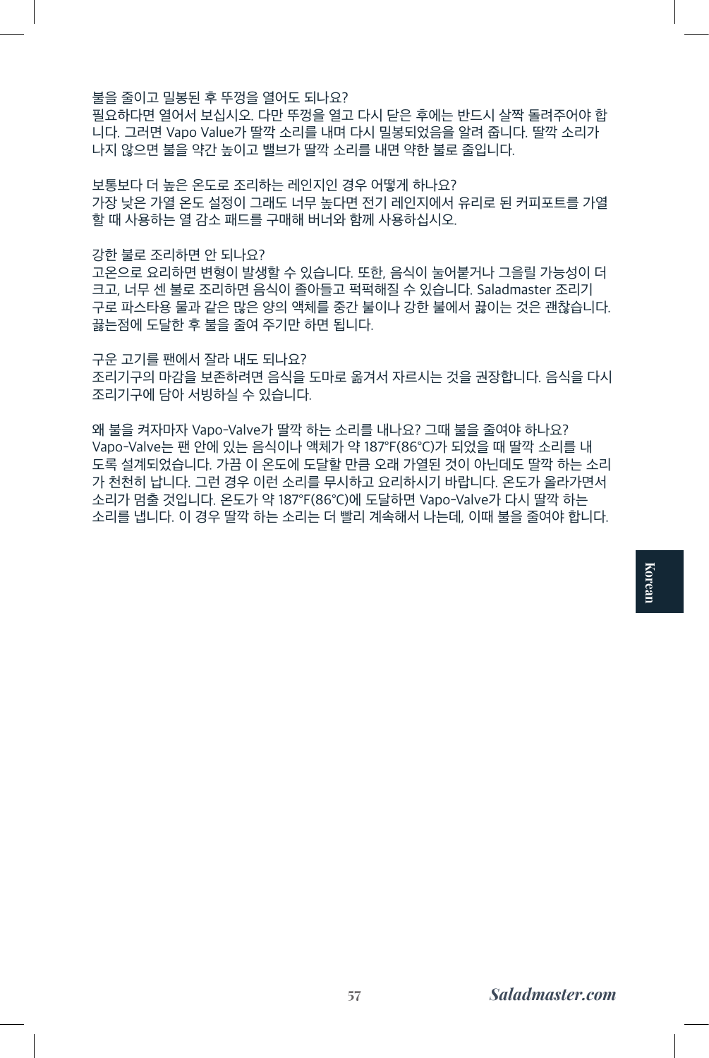불을 줄이고 밀봉된 후 뚜껑을 열어도 되나요?
필요하다면 열어서 보십시오. 다만 뚜껑을 열고 다시 닫은 후에는 반드시 살짝 돌려주어야 합니다. 그러면 Vapo Value가 딸깍 소리를 내며 다시 밀봉되었음을 알려 줍니다. 딸깍 소리가 나지 않으면 불을 약간 높이고 밸브가 딸깍 소리를 내면 약한 불로 줄입니다.

보통보다 더 높은 온도로 조리하는 레인지인 경우 어떻게 하나요?
가장 낮은 가열 온도 설정이 그래도 너무 높다면 전기 레인지에서 유리로 된 커피포트를 가열할 때 사용하는 열 감소 패드를 구매해 버너와 함께 사용하십시오.

강한 불로 조리하면 안 되나요?
고온으로 요리하면 변형이 발생할 수 있습니다. 또한, 음식이 눌어붙거나 그을릴 가능성이 더 크고, 너무 센 불로 조리하면 음식이 졸아들고 퍽퍽해질 수 있습니다. Saladmaster 조리기구로 파스타용 물과 같은 많은 양의 액체를 중간 불이나 강한 불에서 끓이는 것은 괜찮습니다. 끓는점에 도달한 후 불을 줄여 주기만 하면 됩니다.

구운 고기를 팬에서 잘라 내도 되나요?
조리기구의 마감을 보존하려면 음식을 도마로 옮겨서 자르시는 것을 권장합니다. 음식을 다시 조리기구에 담아 서빙하실 수 있습니다.

왜 불을 켜자마자 Vapo-Valve가 딸깍 하는 소리를 내나요? 그때 불을 줄여야 하나요?
Vapo-Valve는 팬 안에 있는 음식이나 액체가 약 187°F(86°C)가 되었을 때 딸깍 소리를 내도록 설계되었습니다. 가끔 이 온도에 도달할 만큼 오래 가열된 것이 아닌데도 딸깍 하는 소리가 천천히 납니다. 그런 경우 이런 소리를 무시하고 요리하시기 바랍니다. 온도가 올라가면서 소리가 멈출 것입니다. 온도가 약 187°F(86°C)에 도달하면 Vapo-Valve가 다시 딸깍 하는 소리를 냅니다. 이 경우 딸깍 하는 소리는 더 빨리 계속해서 나는데, 이때 불을 줄여야 합니다.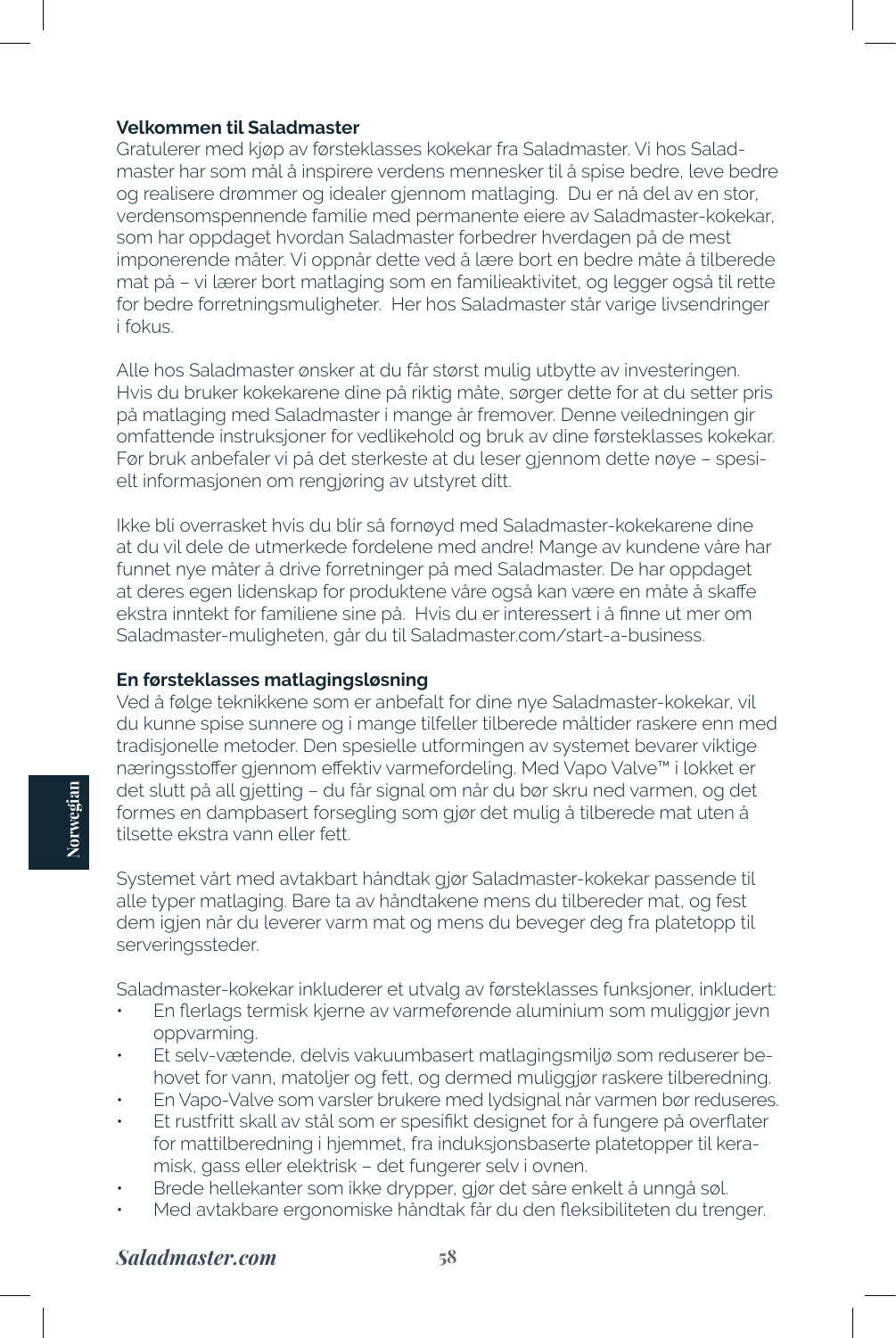**Velkommen til Saladmaster**

Gratulerer med kjøp av førsteklasses kokekar fra Saladmaster. Vi hos Saladmaster har som mål å inspirere verdens mennesker til å spise bedre, leve bedre og realisere drømmer og idealer gjennom matlaging. Du er nå del av en stor, verdensomspennende familie med permanente eiere av Saladmaster-kokekar, som har oppdaget hvordan Saladmaster forbedrer hverdagen på de mest imponerende måter. Vi oppnår dette ved å lære bort en bedre måte å tilberede mat på – vi lærer bort matlaging som en familieaktivitet, og legger også til rette for bedre forretningsmuligheter. Her hos Saladmaster står varige livsendringer i fokus.

Alle hos Saladmaster ønsker at du får størst mulig utbytte av investeringen. Hvis du bruker kokekarene dine på riktig måte, sørger dette for at du setter pris på matlaging med Saladmaster i mange år fremover. Denne veiledningen gir omfattende instruksjoner for vedlikehold og bruk av dine førsteklasses kokekar. Før bruk anbefaler vi på det sterkeste at du leser gjennom dette nøye – spesielt informasjonen om rengjøring av utstyret ditt.

Ikke bli overrasket hvis du blir så fornøyd med Saladmaster-kokekarene dine at du vil dele de utmerkede fordelene med andre! Mange av kundene våre har funnet nye måter å drive forretninger på med Saladmaster. De har oppdaget at deres egen lidenskap for produktene våre også kan være en måte å skaffe ekstra inntekt for familiene sine på. Hvis du er interessert i å finne ut mer om Saladmaster-muligheten, går du til Saladmaster.com/start-a-business.

**En førsteklasses matlagingsløsning**

Ved å følge teknikkene som er anbefalt for dine nye Saladmaster-kokekar, vil du kunne spise sunnere og i mange tilfeller tilberede måltider raskere enn med tradisjonelle metoder. Den spesielle utformingen av systemet bevarer viktige næringsstoffer gjennom effektiv varmefordeling. Med Vapo Valve™ i lokket er det slutt på all gjetting – du får signal om når du bør skru ned varmen, og det formes en dampbasert forsegling som gjør det mulig å tilberede mat uten å tilsette ekstra vann eller fett.

Systemet vårt med avtakbart håndtak gjør Saladmaster-kokekar passende til alle typer matlaging. Bare ta av håndtakene mens du tilbereder mat, og fest dem igjen når du leverer varm mat og mens du beveger deg fra platetopp til serveringssteder.

Saladmaster-kokekar inkluderer et utvalg av førsteklasses funksjoner, inkludert:

- En flerlags termisk kjerne av varmeførende aluminium som muliggjør jevn oppvarming.
- Et selv-vætende, delvis vakuumbasert matlagingsmiljø som reduserer behovet for vann, matoljer og fett, og dermed muliggjør raskere tilberedning.
- En Vapo-Valve som varsler brukere med lydsignal når varmen bør reduseres.
- Et rustfritt skall av stål som er spesifikt designet for å fungere på overflater for mattilberedning i hjemmet, fra induksjonsbaserte platetopper til keramisk, gass eller elektrisk – det fungerer selv i ovnen.
- Brede hellekanter som ikke drypper, gjør det såre enkelt å unngå søl.
- Med avtakbare ergonomiske håndtak får du den fleksibiliteten du trenger.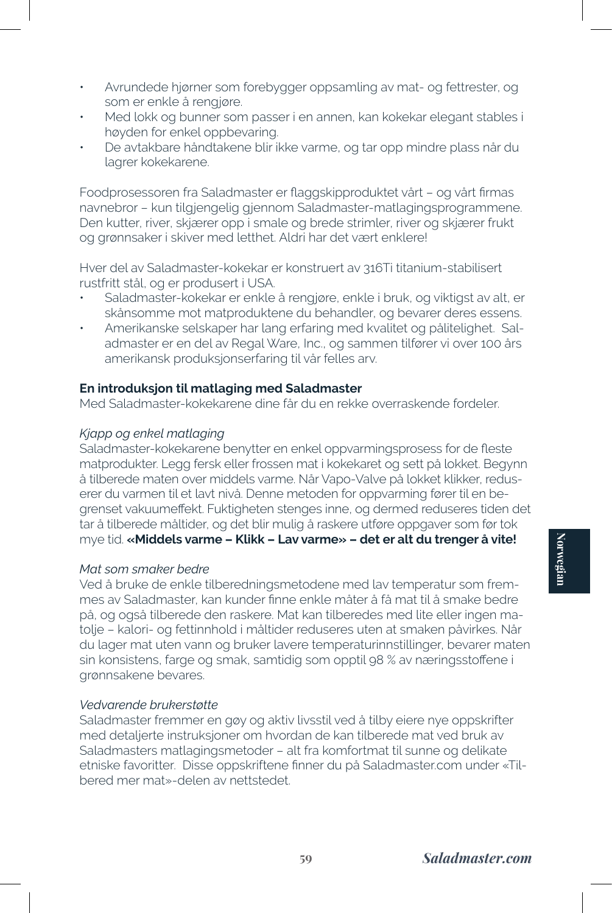- Avrundede hjørner som forebygger oppsamling av mat- og fettrester, og som er enkle å rengjøre.
- Med lokk og bunner som passer i en annen, kan kokekar elegant stables i høyden for enkel oppbevaring.
- De avtakbare håndtakene blir ikke varme, og tar opp mindre plass når du lagrer kokekarene.

Foodprosessoren fra Saladmaster er flaggskipproduktet vårt – og vårt firmas navnebror – kun tilgjengelig gjennom Saladmaster-matlagingsprogrammene. Den kutter, river, skjærer opp i smale og brede strimler, river og skjærer frukt og grønnsaker i skiver med letthet. Aldri har det vært enklere!

Hver del av Saladmaster-kokekar er konstruert av 316Ti titanium-stabilisert rustfritt stål, og er produsert i USA.

- Saladmaster-kokekar er enkle å rengjøre, enkle i bruk, og viktigst av alt, er skånsomme mot matproduktene du behandler, og bevarer deres essens.
- Amerikanske selskaper har lang erfaring med kvalitet og pålitelighet. Saladmaster er en del av Regal Ware, Inc., og sammen tilfører vi over 100 års amerikansk produksjonserfaring til vår felles arv.

**En introduksjon til matlaging med Saladmaster**

Med Saladmaster-kokekarene dine får du en rekke overraskende fordeler.

*Kjapp og enkel matlaging*

Saladmaster-kokekarene benytter en enkel oppvarmingsprosess for de fleste matprodukter. Legg fersk eller frossen mat i kokekaret og sett på lokket. Begynn å tilberede maten over middels varme. Når Vapo-Valve på lokket klikker, reduserer du varmen til et lavt nivå. Denne metoden for oppvarming fører til en begrenset vakuumeffekt. Fuktigheten stenges inne, og dermed reduseres tiden det tar å tilberede måltider, og det blir mulig å raskere utføre oppgaver som før tok mye tid. **«Middels varme – Klikk – Lav varme» – det er alt du trenger å vite!**

*Mat som smaker bedre*

Ved å bruke de enkle tilberedningsmetodene med lav temperatur som fremmes av Saladmaster, kan kunder finne enkle måter å få mat til å smake bedre på, og også tilberede den raskere. Mat kan tilberedes med lite eller ingen matolje – kalori- og fettinnhold i måltider reduseres uten at smaken påvirkes. Når du lager mat uten vann og bruker lavere temperaturinnstillinger, bevarer maten sin konsistens, farge og smak, samtidig som opptil 98 % av næringsstoffene i grønnsakene bevares.

*Vedvarende brukerstøtte*

Saladmaster fremmer en gøy og aktiv livsstil ved å tilby eiere nye oppskrifter med detaljerte instruksjoner om hvordan de kan tilberede mat ved bruk av Saladmasters matlagingsmetoder – alt fra komfortmat til sunne og delikate etniske favoritter. Disse oppskriftene finner du på Saladmaster.com under «Tilbered mer mat»-delen av nettstedet.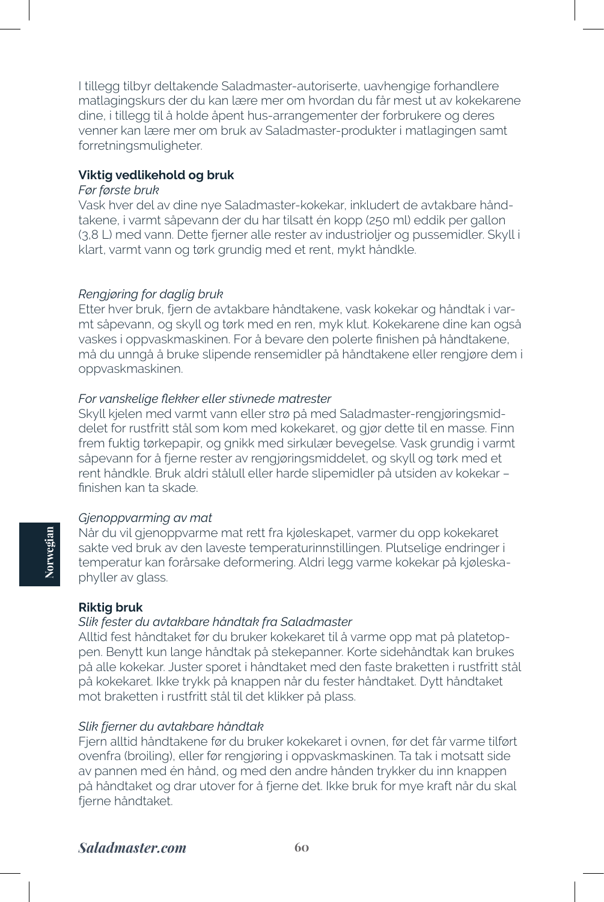I tillegg tilbyr deltakende Saladmaster-autoriserte, uavhengige forhandlere matlagingskurs der du kan lære mer om hvordan du får mest ut av kokekarene dine, i tillegg til å holde åpent hus-arrangementer der forbrukere og deres venner kan lære mer om bruk av Saladmaster-produkter i matlagingen samt forretningsmuligheter.

**Viktig vedlikehold og bruk**

*Før første bruk*

Vask hver del av dine nye Saladmaster-kokekar, inkludert de avtakbare håndtakene, i varmt såpevann der du har tilsatt én kopp (250 ml) eddik per gallon (3,8 L) med vann. Dette fjerner alle rester av industrioljer og pussemidler. Skyll i klart, varmt vann og tørk grundig med et rent, mykt håndkle.

*Rengjøring for daglig bruk*

Etter hver bruk, fjern de avtakbare håndtakene, vask kokekar og håndtak i varmt såpevann, og skyll og tørk med en ren, myk klut. Kokekarene dine kan også vaskes i oppvaskmaskinen. For å bevare den polerte finishen på håndtakene, må du unngå å bruke slipende rensemidler på håndtakene eller rengjøre dem i oppvaskmaskinen.

*For vanskelige flekker eller stivnede matrester*

Skyll kjelen med varmt vann eller strø på med Saladmaster-rengjøringsmiddelet for rustfritt stål som kom med kokekaret, og gjør dette til en masse. Finn frem fuktig tørkepapir, og gnikk med sirkulær bevegelse. Vask grundig i varmt såpevann for å fjerne rester av rengjøringsmiddelet, og skyll og tørk med et rent håndkle. Bruk aldri stålull eller harde slipemidler på utsiden av kokekar – finishen kan ta skade.

*Gjenoppvarming av mat*

Når du vil gjenoppvarme mat rett fra kjøleskapet, varmer du opp kokekaret sakte ved bruk av den laveste temperaturinnstillingen. Plutselige endringer i temperatur kan forårsake deformering. Aldri legg varme kokekar på kjøleskaphyller av glass.

**Riktig bruk**

*Slik fester du avtakbare håndtak fra Saladmaster*

Alltid fest håndtaket før du bruker kokekaret til å varme opp mat på platetoppen. Benytt kun lange håndtak på stekepanner. Korte sidehåndtak kan brukes på alle kokekar. Juster sporet i håndtaket med den faste braketten i rustfritt stål på kokekaret. Ikke trykk på knappen når du fester håndtaket. Dytt håndtaket mot braketten i rustfritt stål til det klikker på plass.

*Slik fjerner du avtakbare håndtak*

Fjern alltid håndtakene før du bruker kokekaret i ovnen, før det får varme tilført ovenfra (broiling), eller før rengjøring i oppvaskmaskinen. Ta tak i motsatt side av pannen med én hånd, og med den andre hånden trykker du inn knappen på håndtaket og drar utover for å fjerne det. Ikke bruk for mye kraft når du skal fjerne håndtaket.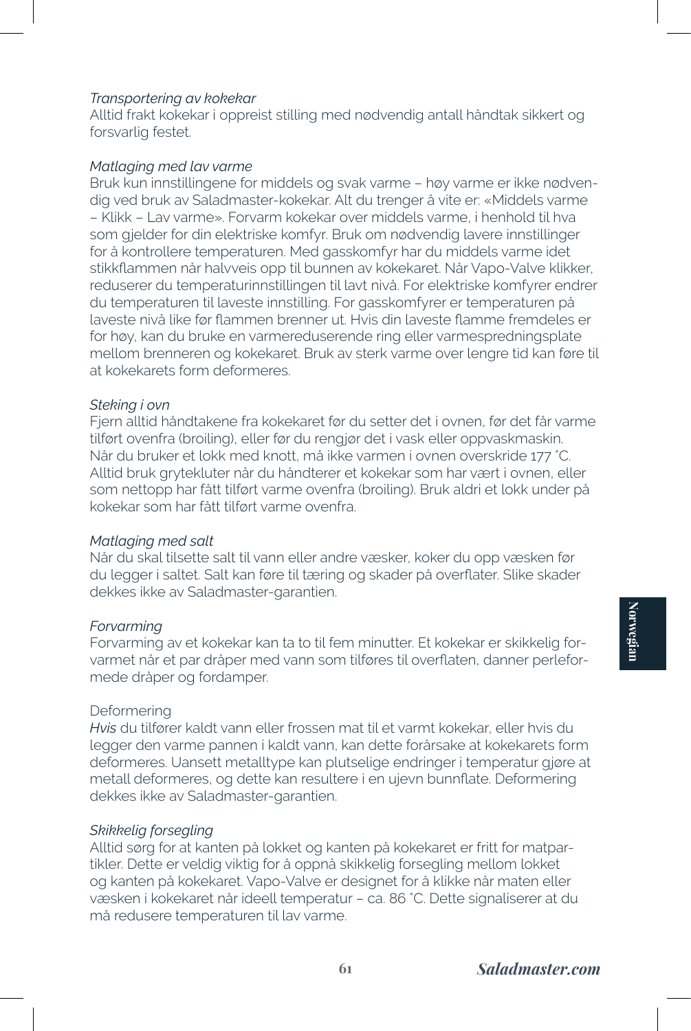*Transportering av kokekar*
Alltid frakt kokekar i oppreist stilling med nødvendig antall håndtak sikkert og forsvarlig festet.

*Matlaging med lav varme*
Bruk kun innstillingene for middels og svak varme – høy varme er ikke nødvendig ved bruk av Saladmaster-kokekar. Alt du trenger å vite er: «Middels varme – Klikk – Lav varme». Forvarm kokekar over middels varme, i henhold til hva som gjelder for din elektriske komfyr. Bruk om nødvendig lavere innstillinger for å kontrollere temperaturen. Med gasskomfyr har du middels varme idet stikkflammen når halvveis opp til bunnen av kokekaret. Når Vapo-Valve klikker, reduserer du temperaturinnstillingen til lavt nivå. For elektriske komfyrer endrer du temperaturen til laveste innstilling. For gasskomfyrer er temperaturen på laveste nivå like før flammen brenner ut. Hvis din laveste flamme fremdeles er for høy, kan du bruke en varmereduserende ring eller varmespredningsplate mellom brenneren og kokekaret. Bruk av sterk varme over lengre tid kan føre til at kokekarets form deformeres.

*Steking i ovn*
Fjern alltid håndtakene fra kokekaret før du setter det i ovnen, før det får varme tilført ovenfra (broiling), eller før du rengjør det i vask eller oppvaskmaskin. Når du bruker et lokk med knott, må ikke varmen i ovnen overskride 177 ˚C. Alltid bruk grytekluter når du håndterer et kokekar som har vært i ovnen, eller som nettopp har fått tilført varme ovenfra (broiling). Bruk aldri et lokk under på kokekar som har fått tilført varme ovenfra.

*Matlaging med salt*
Når du skal tilsette salt til vann eller andre væsker, koker du opp væsken før du legger i saltet. Salt kan føre til tæring og skader på overflater. Slike skader dekkes ikke av Saladmaster-garantien.

*Forvarming*
Forvarming av et kokekar kan ta to til fem minutter. Et kokekar er skikkelig forvarmet når et par dråper med vann som tilføres til overflaten, danner perleformede dråper og fordamper.

Deformering
*Hvis* du tilfører kaldt vann eller frossen mat til et varmt kokekar, eller hvis du legger den varme pannen i kaldt vann, kan dette forårsake at kokekarets form deformeres. Uansett metalltype kan plutselige endringer i temperatur gjøre at metall deformeres, og dette kan resultere i en ujevn bunnflate. Deformering dekkes ikke av Saladmaster-garantien.

*Skikkelig forsegling*
Alltid sørg for at kanten på lokket og kanten på kokekaret er fritt for matpartikler. Dette er veldig viktig for å oppnå skikkelig forsegling mellom lokket og kanten på kokekaret. Vapo-Valve er designet for å klikke når maten eller væsken i kokekaret når ideell temperatur – ca. 86 ˚C. Dette signaliserer at du må redusere temperaturen til lav varme.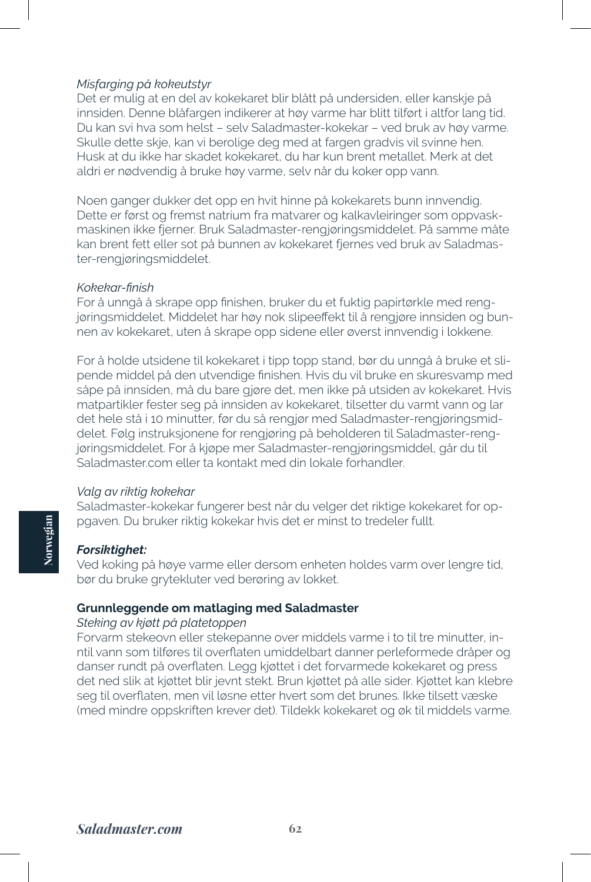*Misfarging på kokeutstyr*

Det er mulig at en del av kokekaret blir blått på undersiden, eller kanskje på innsiden. Denne blåfargen indikerer at høy varme har blitt tilført i altfor lang tid. Du kan svi hva som helst – selv Saladmaster-kokekar – ved bruk av høy varme. Skulle dette skje, kan vi berolige deg med at fargen gradvis vil svinne hen. Husk at du ikke har skadet kokekaret, du har kun brent metallet. Merk at det aldri er nødvendig å bruke høy varme, selv når du koker opp vann.

Noen ganger dukker det opp en hvit hinne på kokekarets bunn innvendig. Dette er først og fremst natrium fra matvarer og kalkavleiringer som oppvaskmaskinen ikke fjerner. Bruk Saladmaster-rengjøringsmiddelet. På samme måte kan brent fett eller sot på bunnen av kokekaret fjernes ved bruk av Saladmaster-rengjøringsmiddelet.

*Kokekar-finish*

For å unngå å skrape opp finishen, bruker du et fuktig papirtørkle med rengjøringsmiddelet. Middelet har høy nok slipeeffekt til å rengjøre innsiden og bunnen av kokekaret, uten å skrape opp sidene eller øverst innvendig i lokkene.

For å holde utsidene til kokekaret i tipp topp stand, bør du unngå å bruke et slipende middel på den utvendige finishen. Hvis du vil bruke en skuresvamp med såpe på innsiden, må du bare gjøre det, men ikke på utsiden av kokekaret. Hvis matpartikler fester seg på innsiden av kokekaret, tilsetter du varmt vann og lar det hele stå i 10 minutter, før du så rengjør med Saladmaster-rengjøringsmiddelet. Følg instruksjonene for rengjøring på beholderen til Saladmaster-rengjøringsmiddelet. For å kjøpe mer Saladmaster-rengjøringsmiddel, går du til Saladmaster.com eller ta kontakt med din lokale forhandler.

*Valg av riktig kokekar*

Saladmaster-kokekar fungerer best når du velger det riktige kokekaret for oppgaven. Du bruker riktig kokekar hvis det er minst to tredeler fullt.

***Forsiktighet:***

Ved koking på høye varme eller dersom enheten holdes varm over lengre tid, bør du bruke grytekluter ved berøring av lokket.

**Grunnleggende om matlaging med Saladmaster**

*Steking av kjøtt på platetoppen*

Forvarm stekeovn eller stekepanne over middels varme i to til tre minutter, inntil vann som tilføres til overflaten umiddelbart danner perleformede dråper og danser rundt på overflaten. Legg kjøttet i det forvarmede kokekaret og press det ned slik at kjøttet blir jevnt stekt. Brun kjøttet på alle sider. Kjøttet kan klebre seg til overflaten, men vil løsne etter hvert som det brunes. Ikke tilsett væske (med mindre oppskriften krever det). Tildekk kokekaret og øk til middels varme.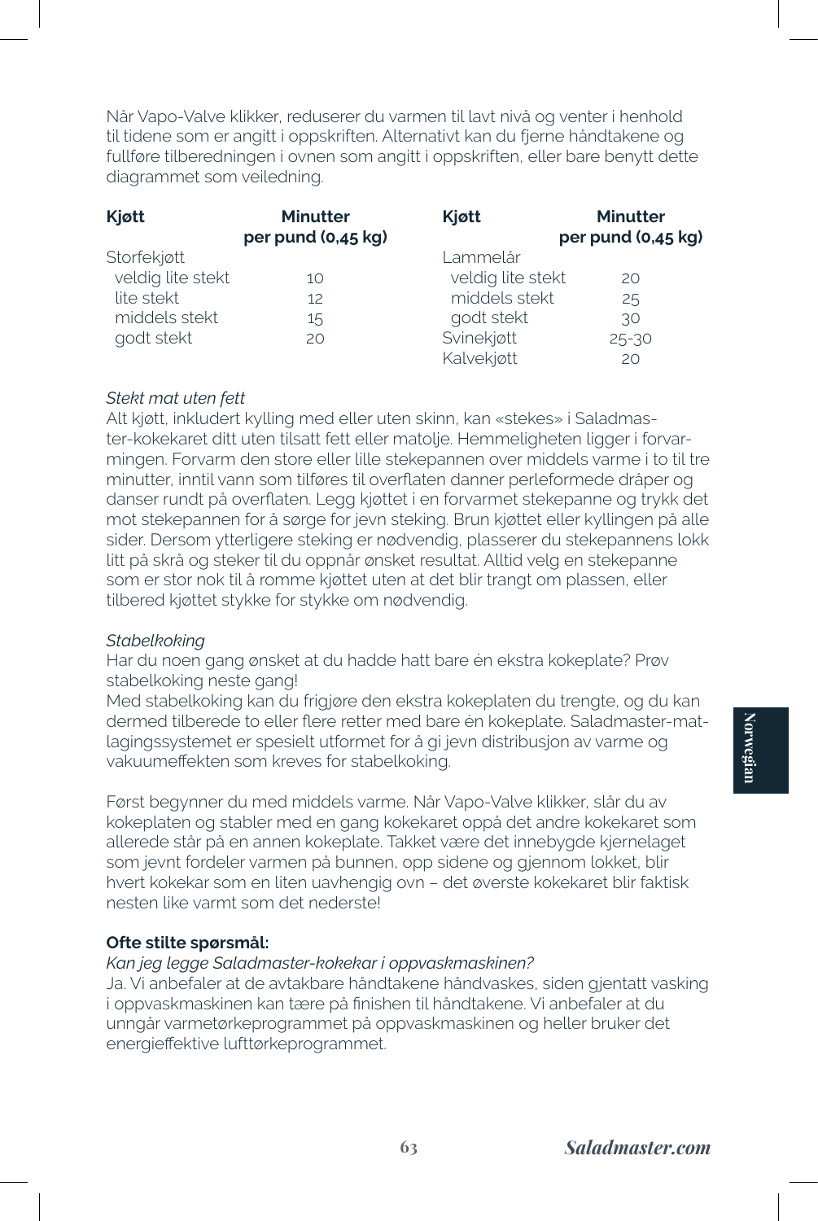Når Vapo-Valve klikker, reduserer du varmen til lavt nivå og venter i henhold til tidene som er angitt i oppskriften. Alternativt kan du fjerne håndtakene og fullføre tilberedningen i ovnen som angitt i oppskriften, eller bare benytt dette diagrammet som veiledning.

| Kjøtt | Minutter per pund (0,45 kg) | Kjøtt | Minutter per pund (0,45 kg) |
|---|---|---|---|
| Storfekjøtt | | Lammelår | |
| veldig lite stekt | 10 | veldig lite stekt | 20 |
| lite stekt | 12 | middels stekt | 25 |
| middels stekt | 15 | godt stekt | 30 |
| godt stekt | 20 | Svinekjøtt | 25-30 |
| | | Kalvekjøtt | 20 |

*Stekt mat uten fett*

Alt kjøtt, inkludert kylling med eller uten skinn, kan «stekes» i Saladmaster-kokekaret ditt uten tilsatt fett eller matolje. Hemmeligheten ligger i forvarmingen. Forvarm den store eller lille stekepannen over middels varme i to til tre minutter, inntil vann som tilføres til overflaten danner perleformede dråper og danser rundt på overflaten. Legg kjøttet i en forvarmet stekepanne og trykk det mot stekepannen for å sørge for jevn steking. Brun kjøttet eller kyllingen på alle sider. Dersom ytterligere steking er nødvendig, plasserer du stekepannens lokk litt på skrå og steker til du oppnår ønsket resultat. Alltid velg en stekepanne som er stor nok til å romme kjøttet uten at det blir trangt om plassen, eller tilbered kjøttet stykke for stykke om nødvendig.

*Stabelkoking*

Har du noen gang ønsket at du hadde hatt bare én ekstra kokeplate? Prøv stabelkoking neste gang!

Med stabelkoking kan du frigjøre den ekstra kokeplaten du trengte, og du kan dermed tilberede to eller flere retter med bare én kokeplate. Saladmaster-matlagingssystemet er spesielt utformet for å gi jevn distribusjon av varme og vakuumeffekten som kreves for stabelkoking.

Først begynner du med middels varme. Når Vapo-Valve klikker, slår du av kokeplaten og stabler med en gang kokekaret oppå det andre kokekaret som allerede står på en annen kokeplate. Takket være det innebygde kjernelaget som jevnt fordeler varmen på bunnen, opp sidene og gjennom lokket, blir hvert kokekar som en liten uavhengig ovn – det øverste kokekaret blir faktisk nesten like varmt som det nederste!

**Ofte stilte spørsmål:**

*Kan jeg legge Saladmaster-kokekar i oppvaskmaskinen?*

Ja. Vi anbefaler at de avtakbare håndtakene håndvaskes, siden gjentatt vasking i oppvaskmaskinen kan tære på finishen til håndtakene. Vi anbefaler at du unngår varmetørkeprogrammet på oppvaskmaskinen og heller bruker det energieffektive lufttørkeprogrammet.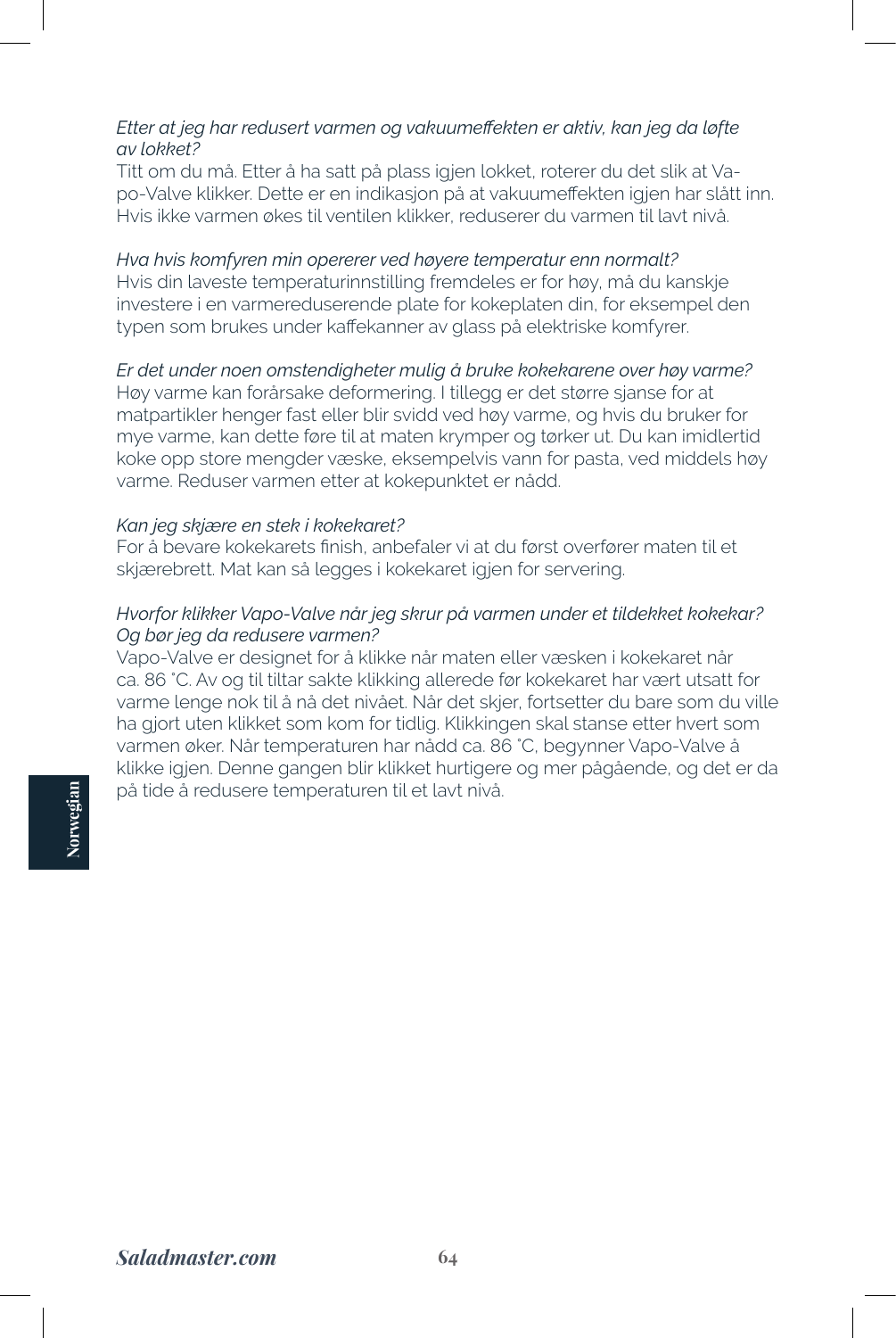*Etter at jeg har redusert varmen og vakuumeffekten er aktiv, kan jeg da løfte av lokket?*

Titt om du må. Etter å ha satt på plass igjen lokket, roterer du det slik at Vapo-Valve klikker. Dette er en indikasjon på at vakuumeffekten igjen har slått inn. Hvis ikke varmen økes til ventilen klikker, reduserer du varmen til lavt nivå.

*Hva hvis komfyren min opererer ved høyere temperatur enn normalt?*

Hvis din laveste temperaturinnstilling fremdeles er for høy, må du kanskje investere i en varmereduserende plate for kokeplaten din, for eksempel den typen som brukes under kaffekanner av glass på elektriske komfyrer.

*Er det under noen omstendigheter mulig å bruke kokekarene over høy varme?*

Høy varme kan forårsake deformering. I tillegg er det større sjanse for at matpartikler henger fast eller blir svidd ved høy varme, og hvis du bruker for mye varme, kan dette føre til at maten krymper og tørker ut. Du kan imidlertid koke opp store mengder væske, eksempelvis vann for pasta, ved middels høy varme. Reduser varmen etter at kokepunktet er nådd.

*Kan jeg skjære en stek i kokekaret?*

For å bevare kokekarets finish, anbefaler vi at du først overfører maten til et skjærebrett. Mat kan så legges i kokekaret igjen for servering.

*Hvorfor klikker Vapo-Valve når jeg skrur på varmen under et tildekket kokekar? Og bør jeg da redusere varmen?*

Vapo-Valve er designet for å klikke når maten eller væsken i kokekaret når ca. 86 ˚C. Av og til tiltar sakte klikking allerede før kokekaret har vært utsatt for varme lenge nok til å nå det nivået. Når det skjer, fortsetter du bare som du ville ha gjort uten klikket som kom for tidlig. Klikkingen skal stanse etter hvert som varmen øker. Når temperaturen har nådd ca. 86 ˚C, begynner Vapo-Valve å klikke igjen. Denne gangen blir klikket hurtigere og mer pågående, og det er da på tide å redusere temperaturen til et lavt nivå.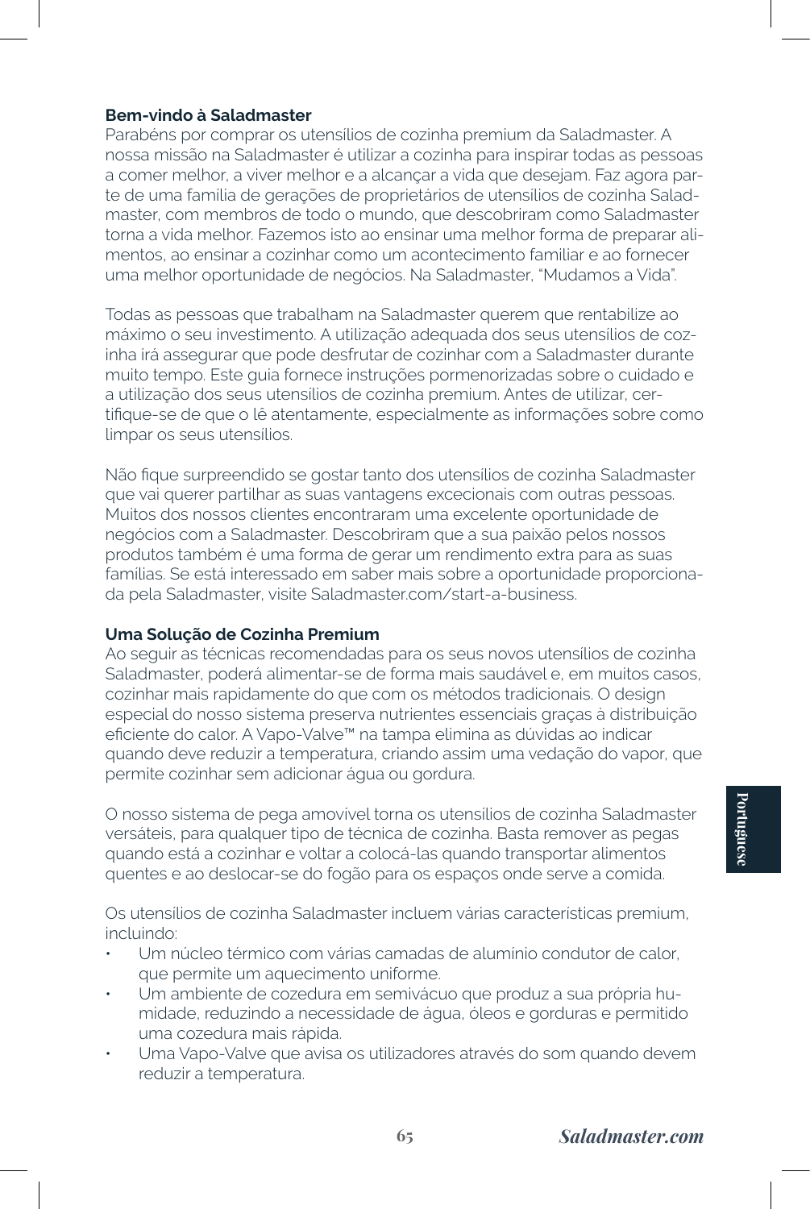## Bem-vindo à Saladmaster

Parabéns por comprar os utensílios de cozinha premium da Saladmaster. A nossa missão na Saladmaster é utilizar a cozinha para inspirar todas as pessoas a comer melhor, a viver melhor e a alcançar a vida que desejam. Faz agora parte de uma família de gerações de proprietários de utensílios de cozinha Saladmaster, com membros de todo o mundo, que descobriram como Saladmaster torna a vida melhor. Fazemos isto ao ensinar uma melhor forma de preparar alimentos, ao ensinar a cozinhar como um acontecimento familiar e ao fornecer uma melhor oportunidade de negócios. Na Saladmaster, "Mudamos a Vida".

Todas as pessoas que trabalham na Saladmaster querem que rentabilize ao máximo o seu investimento. A utilização adequada dos seus utensílios de cozinha irá assegurar que pode desfrutar de cozinhar com a Saladmaster durante muito tempo. Este guia fornece instruções pormenorizadas sobre o cuidado e a utilização dos seus utensílios de cozinha premium. Antes de utilizar, certifique-se de que o lê atentamente, especialmente as informações sobre como limpar os seus utensílios.

Não fique surpreendido se gostar tanto dos utensílios de cozinha Saladmaster que vai querer partilhar as suas vantagens excecionais com outras pessoas. Muitos dos nossos clientes encontraram uma excelente oportunidade de negócios com a Saladmaster. Descobriram que a sua paixão pelos nossos produtos também é uma forma de gerar um rendimento extra para as suas famílias. Se está interessado em saber mais sobre a oportunidade proporcionada pela Saladmaster, visite Saladmaster.com/start-a-business.

## Uma Solução de Cozinha Premium

Ao seguir as técnicas recomendadas para os seus novos utensílios de cozinha Saladmaster, poderá alimentar-se de forma mais saudável e, em muitos casos, cozinhar mais rapidamente do que com os métodos tradicionais. O design especial do nosso sistema preserva nutrientes essenciais graças à distribuição eficiente do calor. A Vapo-Valve™ na tampa elimina as dúvidas ao indicar quando deve reduzir a temperatura, criando assim uma vedação do vapor, que permite cozinhar sem adicionar água ou gordura.

O nosso sistema de pega amovível torna os utensílios de cozinha Saladmaster versáteis, para qualquer tipo de técnica de cozinha. Basta remover as pegas quando está a cozinhar e voltar a colocá-las quando transportar alimentos quentes e ao deslocar-se do fogão para os espaços onde serve a comida.

Os utensílios de cozinha Saladmaster incluem várias características premium, incluindo:

- Um núcleo térmico com várias camadas de alumínio condutor de calor, que permite um aquecimento uniforme.
- Um ambiente de cozedura em semivácuo que produz a sua própria humidade, reduzindo a necessidade de água, óleos e gorduras e permitido uma cozedura mais rápida.
- Uma Vapo-Valve que avisa os utilizadores através do som quando devem reduzir a temperatura.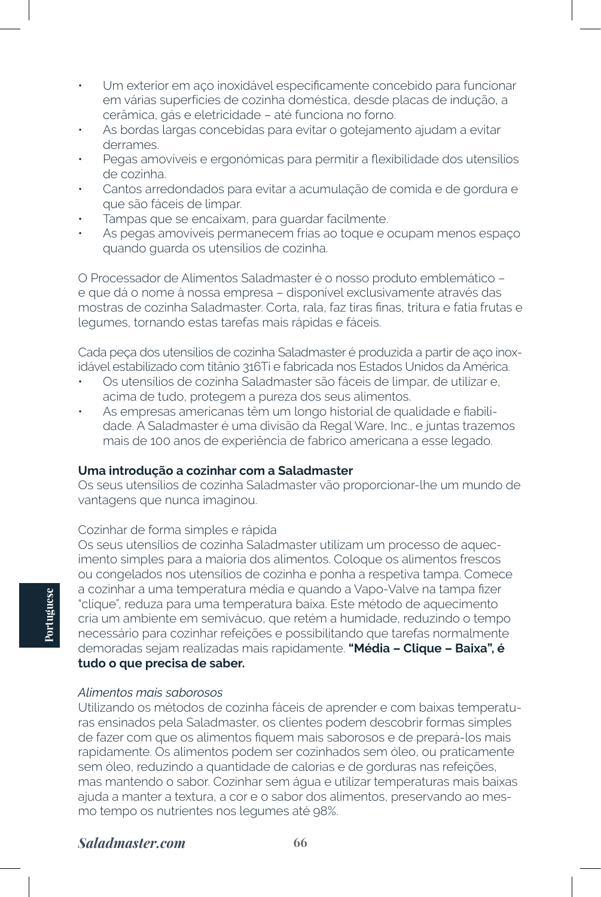- Um exterior em aço inoxidável especificamente concebido para funcionar em várias superfícies de cozinha doméstica, desde placas de indução, a cerâmica, gás e eletricidade – até funciona no forno.
- As bordas largas concebidas para evitar o gotejamento ajudam a evitar derrames.
- Pegas amovíveis e ergonómicas para permitir a flexibilidade dos utensílios de cozinha.
- Cantos arredondados para evitar a acumulação de comida e de gordura e que são fáceis de limpar.
- Tampas que se encaixam, para guardar facilmente.
- As pegas amovíveis permanecem frias ao toque e ocupam menos espaço quando guarda os utensílios de cozinha.

O Processador de Alimentos Saladmaster é o nosso produto emblemático – e que dá o nome à nossa empresa – disponível exclusivamente através das mostras de cozinha Saladmaster. Corta, rala, faz tiras finas, tritura e fatia frutas e legumes, tornando estas tarefas mais rápidas e fáceis.

Cada peça dos utensílios de cozinha Saladmaster é produzida a partir de aço inoxidável estabilizado com titânio 316Ti e fabricada nos Estados Unidos da América.

- Os utensílios de cozinha Saladmaster são fáceis de limpar, de utilizar e, acima de tudo, protegem a pureza dos seus alimentos.
- As empresas americanas têm um longo historial de qualidade e fiabilidade. A Saladmaster é uma divisão da Regal Ware, Inc., e juntas trazemos mais de 100 anos de experiência de fabrico americana a esse legado.

**Uma introdução a cozinhar com a Saladmaster**

Os seus utensílios de cozinha Saladmaster vão proporcionar-lhe um mundo de vantagens que nunca imaginou.

Cozinhar de forma simples e rápida

Os seus utensílios de cozinha Saladmaster utilizam um processo de aquecimento simples para a maioria dos alimentos. Coloque os alimentos frescos ou congelados nos utensílios de cozinha e ponha a respetiva tampa. Comece a cozinhar a uma temperatura média e quando a Vapo-Valve na tampa fizer "clique", reduza para uma temperatura baixa. Este método de aquecimento cria um ambiente em semivácuo, que retém a humidade, reduzindo o tempo necessário para cozinhar refeições e possibilitando que tarefas normalmente demoradas sejam realizadas mais rapidamente. **"Média – Clique – Baixa", é tudo o que precisa de saber.**

*Alimentos mais saborosos*

Utilizando os métodos de cozinha fáceis de aprender e com baixas temperaturas ensinados pela Saladmaster, os clientes podem descobrir formas simples de fazer com que os alimentos fiquem mais saborosos e de prepará-los mais rapidamente. Os alimentos podem ser cozinhados sem óleo, ou praticamente sem óleo, reduzindo a quantidade de calorias e de gorduras nas refeições, mas mantendo o sabor. Cozinhar sem água e utilizar temperaturas mais baixas ajuda a manter a textura, a cor e o sabor dos alimentos, preservando ao mesmo tempo os nutrientes nos legumes até 98%.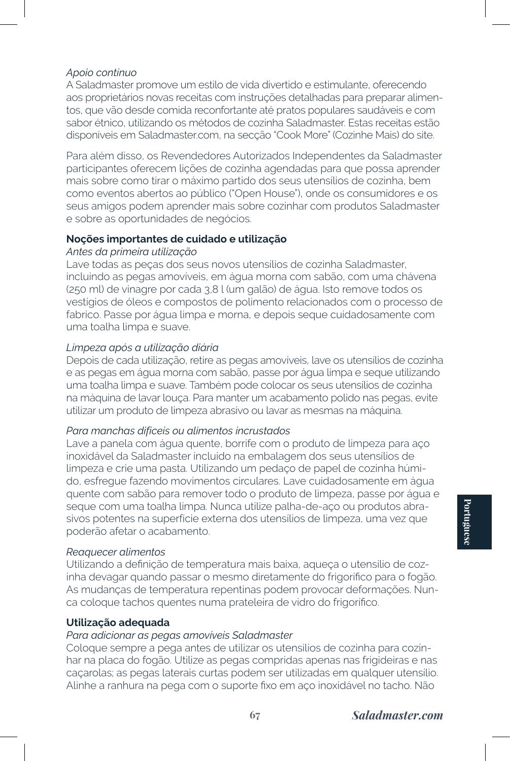*Apoio contínuo*

A Saladmaster promove um estilo de vida divertido e estimulante, oferecendo aos proprietários novas receitas com instruções detalhadas para preparar alimentos, que vão desde comida reconfortante até pratos populares saudáveis e com sabor étnico, utilizando os métodos de cozinha Saladmaster. Estas receitas estão disponíveis em Saladmaster.com, na secção "Cook More" (Cozinhe Mais) do site.

Para além disso, os Revendedores Autorizados Independentes da Saladmaster participantes oferecem lições de cozinha agendadas para que possa aprender mais sobre como tirar o máximo partido dos seus utensílios de cozinha, bem como eventos abertos ao público ("Open House"), onde os consumidores e os seus amigos podem aprender mais sobre cozinhar com produtos Saladmaster e sobre as oportunidades de negócios.

**Noções importantes de cuidado e utilização**

*Antes da primeira utilização*

Lave todas as peças dos seus novos utensílios de cozinha Saladmaster, incluindo as pegas amovíveis, em água morna com sabão, com uma chávena (250 ml) de vinagre por cada 3,8 l (um galão) de água. Isto remove todos os vestígios de óleos e compostos de polimento relacionados com o processo de fabrico. Passe por água limpa e morna, e depois seque cuidadosamente com uma toalha limpa e suave.

*Limpeza após a utilização diária*

Depois de cada utilização, retire as pegas amovíveis, lave os utensílios de cozinha e as pegas em água morna com sabão, passe por água limpa e seque utilizando uma toalha limpa e suave. Também pode colocar os seus utensílios de cozinha na máquina de lavar louça. Para manter um acabamento polido nas pegas, evite utilizar um produto de limpeza abrasivo ou lavar as mesmas na máquina.

*Para manchas difíceis ou alimentos incrustados*

Lave a panela com água quente, borrife com o produto de limpeza para aço inoxidável da Saladmaster incluído na embalagem dos seus utensílios de limpeza e crie uma pasta. Utilizando um pedaço de papel de cozinha húmido, esfregue fazendo movimentos circulares. Lave cuidadosamente em água quente com sabão para remover todo o produto de limpeza, passe por água e seque com uma toalha limpa. Nunca utilize palha-de-aço ou produtos abrasivos potentes na superfície externa dos utensílios de limpeza, uma vez que poderão afetar o acabamento.

*Reaquecer alimentos*

Utilizando a definição de temperatura mais baixa, aqueça o utensílio de cozinha devagar quando passar o mesmo diretamente do frigorífico para o fogão. As mudanças de temperatura repentinas podem provocar deformações. Nunca coloque tachos quentes numa prateleira de vidro do frigorífico.

**Utilização adequada**

*Para adicionar as pegas amovíveis Saladmaster*

Coloque sempre a pega antes de utilizar os utensílios de cozinha para cozinhar na placa do fogão. Utilize as pegas compridas apenas nas frigideiras e nas caçarolas; as pegas laterais curtas podem ser utilizadas em qualquer utensílio. Alinhe a ranhura na pega com o suporte fixo em aço inoxidável no tacho. Não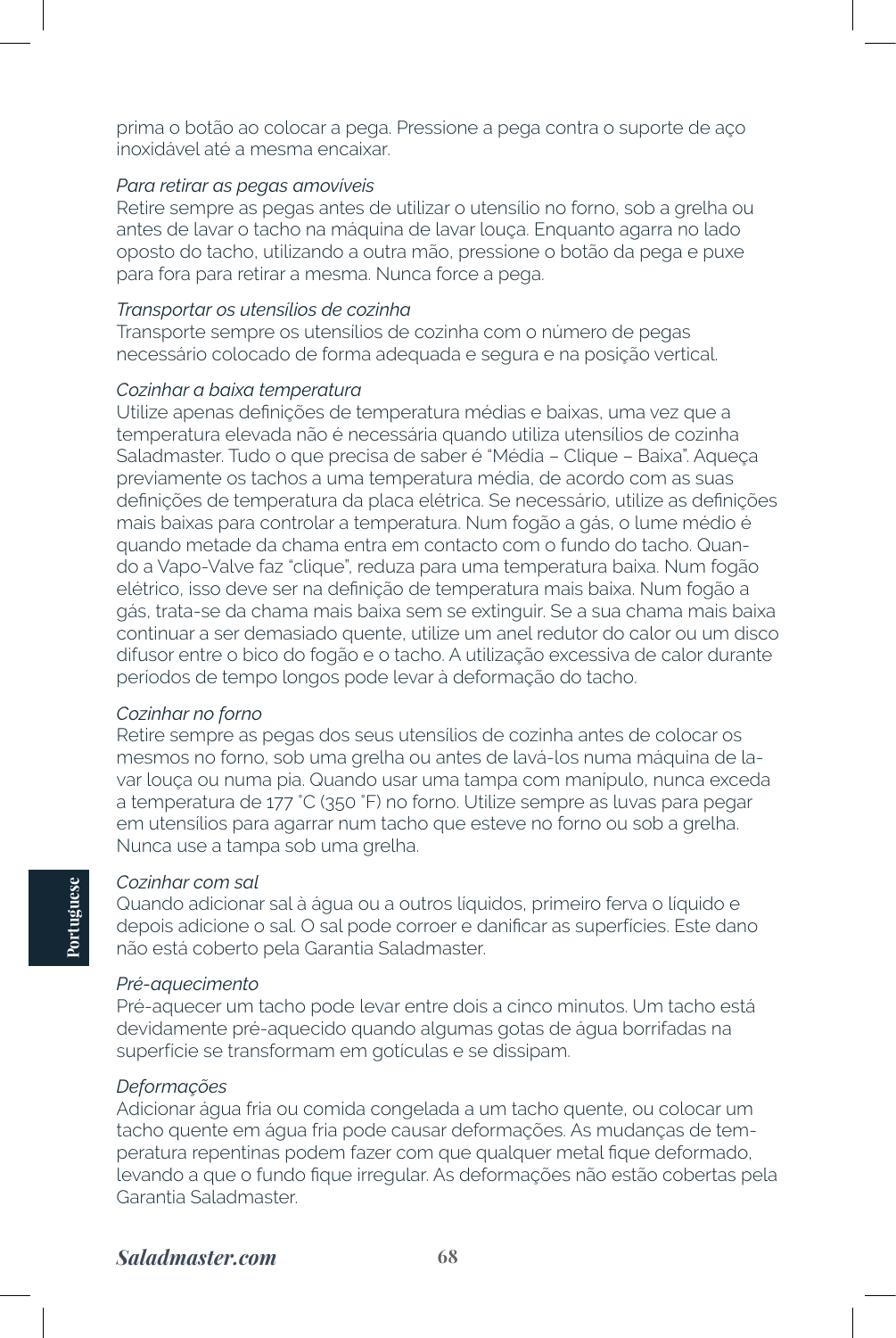prima o botão ao colocar a pega. Pressione a pega contra o suporte de aço inoxidável até a mesma encaixar.

*Para retirar as pegas amovíveis*

Retire sempre as pegas antes de utilizar o utensílio no forno, sob a grelha ou antes de lavar o tacho na máquina de lavar louça. Enquanto agarra no lado oposto do tacho, utilizando a outra mão, pressione o botão da pega e puxe para fora para retirar a mesma. Nunca force a pega.

*Transportar os utensílios de cozinha*

Transporte sempre os utensílios de cozinha com o número de pegas necessário colocado de forma adequada e segura e na posição vertical.

*Cozinhar a baixa temperatura*

Utilize apenas definições de temperatura médias e baixas, uma vez que a temperatura elevada não é necessária quando utiliza utensílios de cozinha Saladmaster. Tudo o que precisa de saber é "Média – Clique – Baixa". Aqueça previamente os tachos a uma temperatura média, de acordo com as suas definições de temperatura da placa elétrica. Se necessário, utilize as definições mais baixas para controlar a temperatura. Num fogão a gás, o lume médio é quando metade da chama entra em contacto com o fundo do tacho. Quando a Vapo-Valve faz "clique", reduza para uma temperatura baixa. Num fogão elétrico, isso deve ser na definição de temperatura mais baixa. Num fogão a gás, trata-se da chama mais baixa sem se extinguir. Se a sua chama mais baixa continuar a ser demasiado quente, utilize um anel redutor do calor ou um disco difusor entre o bico do fogão e o tacho. A utilização excessiva de calor durante períodos de tempo longos pode levar à deformação do tacho.

*Cozinhar no forno*

Retire sempre as pegas dos seus utensílios de cozinha antes de colocar os mesmos no forno, sob uma grelha ou antes de lavá-los numa máquina de lavar louça ou numa pia. Quando usar uma tampa com manípulo, nunca exceda a temperatura de 177 ˚C (350 ˚F) no forno. Utilize sempre as luvas para pegar em utensílios para agarrar num tacho que esteve no forno ou sob a grelha. Nunca use a tampa sob uma grelha.

*Cozinhar com sal*

Quando adicionar sal à água ou a outros líquidos, primeiro ferva o líquido e depois adicione o sal. O sal pode corroer e danificar as superfícies. Este dano não está coberto pela Garantia Saladmaster.

*Pré-aquecimento*

Pré-aquecer um tacho pode levar entre dois a cinco minutos. Um tacho está devidamente pré-aquecido quando algumas gotas de água borrifadas na superfície se transformam em gotículas e se dissipam.

*Deformações*

Adicionar água fria ou comida congelada a um tacho quente, ou colocar um tacho quente em água fria pode causar deformações. As mudanças de temperatura repentinas podem fazer com que qualquer metal fique deformado, levando a que o fundo fique irregular. As deformações não estão cobertas pela Garantia Saladmaster.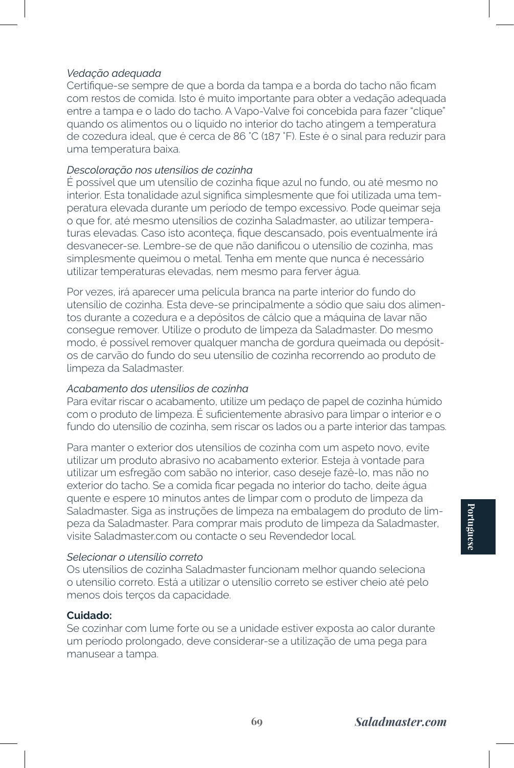*Vedação adequada*
Certifique-se sempre de que a borda da tampa e a borda do tacho não ficam com restos de comida. Isto é muito importante para obter a vedação adequada entre a tampa e o lado do tacho. A Vapo-Valve foi concebida para fazer "clique" quando os alimentos ou o líquido no interior do tacho atingem a temperatura de cozedura ideal, que é cerca de 86 ˚C (187 ˚F). Este é o sinal para reduzir para uma temperatura baixa.

*Descoloração nos utensílios de cozinha*
É possível que um utensílio de cozinha fique azul no fundo, ou até mesmo no interior. Esta tonalidade azul significa simplesmente que foi utilizada uma temperatura elevada durante um período de tempo excessivo. Pode queimar seja o que for, até mesmo utensílios de cozinha Saladmaster, ao utilizar temperaturas elevadas. Caso isto aconteça, fique descansado, pois eventualmente irá desvanecer-se. Lembre-se de que não danificou o utensílio de cozinha, mas simplesmente queimou o metal. Tenha em mente que nunca é necessário utilizar temperaturas elevadas, nem mesmo para ferver água.

Por vezes, irá aparecer uma película branca na parte interior do fundo do utensílio de cozinha. Esta deve-se principalmente a sódio que saiu dos alimentos durante a cozedura e a depósitos de cálcio que a máquina de lavar não consegue remover. Utilize o produto de limpeza da Saladmaster. Do mesmo modo, é possível remover qualquer mancha de gordura queimada ou depósitos de carvão do fundo do seu utensílio de cozinha recorrendo ao produto de limpeza da Saladmaster.

*Acabamento dos utensílios de cozinha*
Para evitar riscar o acabamento, utilize um pedaço de papel de cozinha húmido com o produto de limpeza. É suficientemente abrasivo para limpar o interior e o fundo do utensílio de cozinha, sem riscar os lados ou a parte interior das tampas.

Para manter o exterior dos utensílios de cozinha com um aspeto novo, evite utilizar um produto abrasivo no acabamento exterior. Esteja à vontade para utilizar um esfregão com sabão no interior, caso deseje fazê-lo, mas não no exterior do tacho. Se a comida ficar pegada no interior do tacho, deite água quente e espere 10 minutos antes de limpar com o produto de limpeza da Saladmaster. Siga as instruções de limpeza na embalagem do produto de limpeza da Saladmaster. Para comprar mais produto de limpeza da Saladmaster, visite Saladmaster.com ou contacte o seu Revendedor local.

*Selecionar o utensílio correto*
Os utensílios de cozinha Saladmaster funcionam melhor quando seleciona o utensílio correto. Está a utilizar o utensílio correto se estiver cheio até pelo menos dois terços da capacidade.

**Cuidado:**
Se cozinhar com lume forte ou se a unidade estiver exposta ao calor durante um período prolongado, deve considerar-se a utilização de uma pega para manusear a tampa.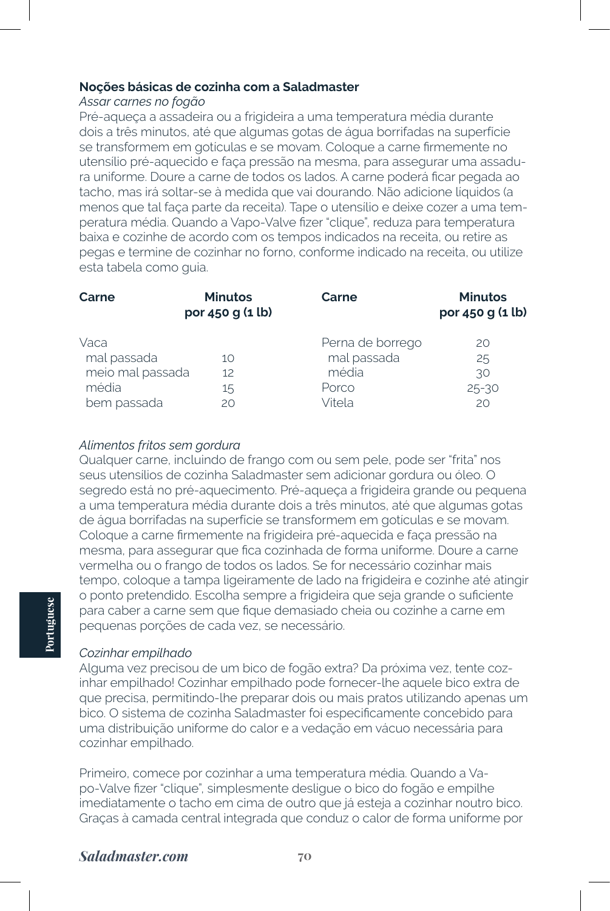**Noções básicas de cozinha com a Saladmaster**

*Assar carnes no fogão*

Pré-aqueça a assadeira ou a frigideira a uma temperatura média durante dois a três minutos, até que algumas gotas de água borrifadas na superfície se transformem em gotículas e se movam. Coloque a carne firmemente no utensílio pré-aquecido e faça pressão na mesma, para assegurar uma assadura uniforme. Doure a carne de todos os lados. A carne poderá ficar pegada ao tacho, mas irá soltar-se à medida que vai dourando. Não adicione líquidos (a menos que tal faça parte da receita). Tape o utensílio e deixe cozer a uma temperatura média. Quando a Vapo-Valve fizer "clique", reduza para temperatura baixa e cozinhe de acordo com os tempos indicados na receita, ou retire as pegas e termine de cozinhar no forno, conforme indicado na receita, ou utilize esta tabela como guia.

| Carne | Minutos por 450 g (1 lb) | Carne | Minutos por 450 g (1 lb) |
|---|---|---|---|
| Vaca | | Perna de borrego | 20 |
| mal passada | 10 | mal passada | 25 |
| meio mal passada | 12 | média | 30 |
| média | 15 | Porco | 25-30 |
| bem passada | 20 | Vitela | 20 |

*Alimentos fritos sem gordura*

Qualquer carne, incluindo de frango com ou sem pele, pode ser "frita" nos seus utensílios de cozinha Saladmaster sem adicionar gordura ou óleo. O segredo está no pré-aquecimento. Pré-aqueça a frigideira grande ou pequena a uma temperatura média durante dois a três minutos, até que algumas gotas de água borrifadas na superfície se transformem em gotículas e se movam. Coloque a carne firmemente na frigideira pré-aquecida e faça pressão na mesma, para assegurar que fica cozinhada de forma uniforme. Doure a carne vermelha ou o frango de todos os lados. Se for necessário cozinhar mais tempo, coloque a tampa ligeiramente de lado na frigideira e cozinhe até atingir o ponto pretendido. Escolha sempre a frigideira que seja grande o suficiente para caber a carne sem que fique demasiado cheia ou cozinhe a carne em pequenas porções de cada vez, se necessário.

*Cozinhar empilhado*

Alguma vez precisou de um bico de fogão extra? Da próxima vez, tente cozinhar empilhado! Cozinhar empilhado pode fornecer-lhe aquele bico extra de que precisa, permitindo-lhe preparar dois ou mais pratos utilizando apenas um bico. O sistema de cozinha Saladmaster foi especificamente concebido para uma distribuição uniforme do calor e a vedação em vácuo necessária para cozinhar empilhado.

Primeiro, comece por cozinhar a uma temperatura média. Quando a Vapo-Valve fizer "clique", simplesmente desligue o bico do fogão e empilhe imediatamente o tacho em cima de outro que já esteja a cozinhar noutro bico. Graças à camada central integrada que conduz o calor de forma uniforme por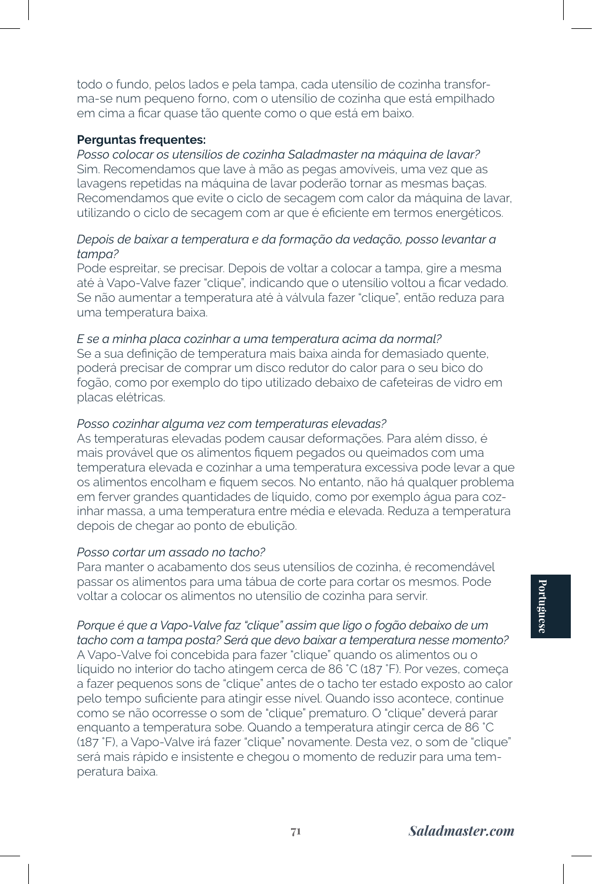todo o fundo, pelos lados e pela tampa, cada utensílio de cozinha transforma-se num pequeno forno, com o utensílio de cozinha que está empilhado em cima a ficar quase tão quente como o que está em baixo.

**Perguntas frequentes:**

*Posso colocar os utensílios de cozinha Saladmaster na máquina de lavar?*
Sim. Recomendamos que lave à mão as pegas amovíveis, uma vez que as lavagens repetidas na máquina de lavar poderão tornar as mesmas baças. Recomendamos que evite o ciclo de secagem com calor da máquina de lavar, utilizando o ciclo de secagem com ar que é eficiente em termos energéticos.

*Depois de baixar a temperatura e da formação da vedação, posso levantar a tampa?*
Pode espreitar, se precisar. Depois de voltar a colocar a tampa, gire a mesma até à Vapo-Valve fazer "clique", indicando que o utensílio voltou a ficar vedado. Se não aumentar a temperatura até à válvula fazer "clique", então reduza para uma temperatura baixa.

*E se a minha placa cozinhar a uma temperatura acima da normal?*
Se a sua definição de temperatura mais baixa ainda for demasiado quente, poderá precisar de comprar um disco redutor do calor para o seu bico do fogão, como por exemplo do tipo utilizado debaixo de cafeteiras de vidro em placas elétricas.

*Posso cozinhar alguma vez com temperaturas elevadas?*
As temperaturas elevadas podem causar deformações. Para além disso, é mais provável que os alimentos fiquem pegados ou queimados com uma temperatura elevada e cozinhar a uma temperatura excessiva pode levar a que os alimentos encolham e fiquem secos. No entanto, não há qualquer problema em ferver grandes quantidades de líquido, como por exemplo água para cozinhar massa, a uma temperatura entre média e elevada. Reduza a temperatura depois de chegar ao ponto de ebulição.

*Posso cortar um assado no tacho?*
Para manter o acabamento dos seus utensílios de cozinha, é recomendável passar os alimentos para uma tábua de corte para cortar os mesmos. Pode voltar a colocar os alimentos no utensílio de cozinha para servir.

*Porque é que a Vapo-Valve faz "clique" assim que ligo o fogão debaixo de um tacho com a tampa posta? Será que devo baixar a temperatura nesse momento?*
A Vapo-Valve foi concebida para fazer "clique" quando os alimentos ou o líquido no interior do tacho atingem cerca de 86 ˚C (187 ˚F). Por vezes, começa a fazer pequenos sons de "clique" antes de o tacho ter estado exposto ao calor pelo tempo suficiente para atingir esse nível. Quando isso acontece, continue como se não ocorresse o som de "clique" prematuro. O "clique" deverá parar enquanto a temperatura sobe. Quando a temperatura atingir cerca de 86 ˚C (187 ˚F), a Vapo-Valve irá fazer "clique" novamente. Desta vez, o som de "clique" será mais rápido e insistente e chegou o momento de reduzir para uma temperatura baixa.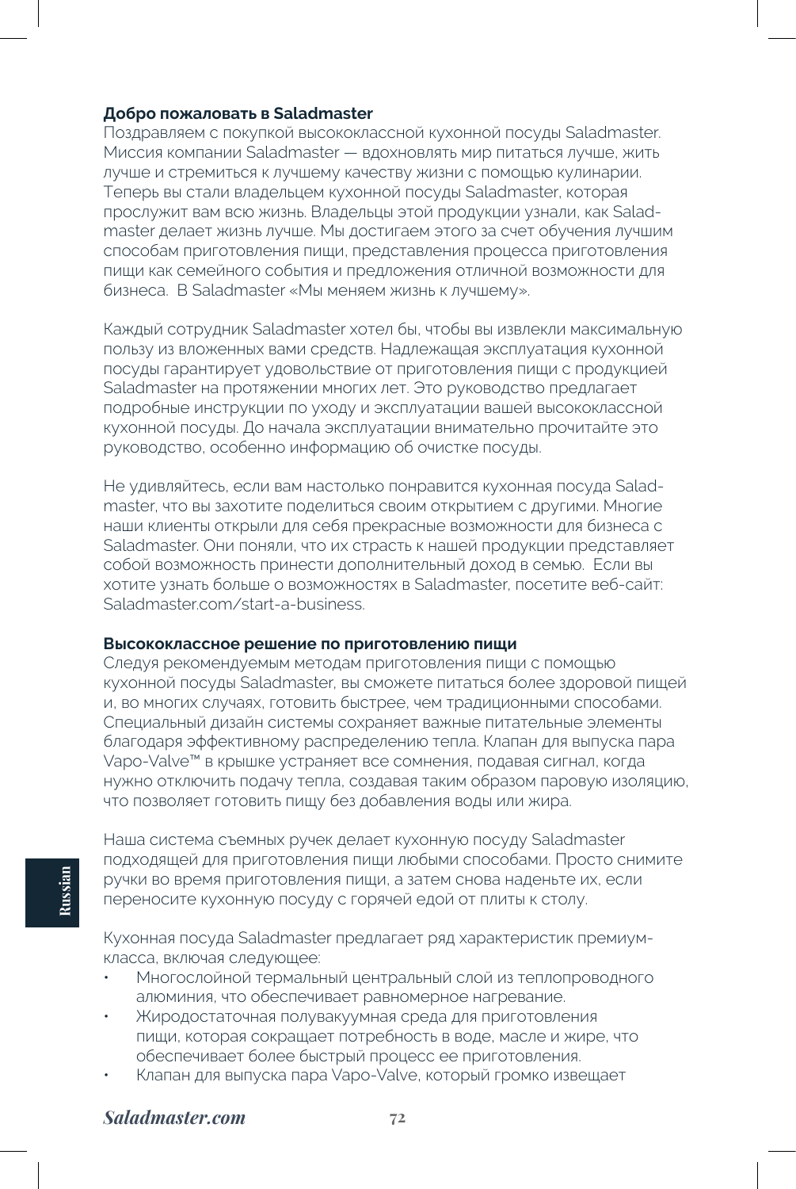**Добро пожаловать в Saladmaster**

Поздравляем с покупкой высококлассной кухонной посуды Saladmaster. Миссия компании Saladmaster — вдохновлять мир питаться лучше, жить лучше и стремиться к лучшему качеству жизни с помощью кулинарии. Теперь вы стали владельцем кухонной посуды Saladmaster, которая прослужит вам всю жизнь. Владельцы этой продукции узнали, как Saladmaster делает жизнь лучше. Мы достигаем этого за счет обучения лучшим способам приготовления пищи, представления процесса приготовления пищи как семейного события и предложения отличной возможности для бизнеса.  В Saladmaster «Мы меняем жизнь к лучшему».

Каждый сотрудник Saladmaster хотел бы, чтобы вы извлекли максимальную пользу из вложенных вами средств. Надлежащая эксплуатация кухонной посуды гарантирует удовольствие от приготовления пищи с продукцией Saladmaster на протяжении многих лет. Это руководство предлагает подробные инструкции по уходу и эксплуатации вашей высококлассной кухонной посуды. До начала эксплуатации внимательно прочитайте это руководство, особенно информацию об очистке посуды.

Не удивляйтесь, если вам настолько понравится кухонная посуда Saladmaster, что вы захотите поделиться своим открытием с другими. Многие наши клиенты открыли для себя прекрасные возможности для бизнеса с Saladmaster. Они поняли, что их страсть к нашей продукции представляет собой возможность принести дополнительный доход в семью.  Если вы хотите узнать больше о возможностях в Saladmaster, посетите веб-сайт: Saladmaster.com/start-a-business.

**Высококлассное решение по приготовлению пищи**

Следуя рекомендуемым методам приготовления пищи с помощью кухонной посуды Saladmaster, вы сможете питаться более здоровой пищей и, во многих случаях, готовить быстрее, чем традиционными способами. Специальный дизайн системы сохраняет важные питательные элементы благодаря эффективному распределению тепла. Клапан для выпуска пара Vapo-Valve™ в крышке устраняет все сомнения, подавая сигнал, когда нужно отключить подачу тепла, создавая таким образом паровую изоляцию, что позволяет готовить пищу без добавления воды или жира.

Наша система съемных ручек делает кухонную посуду Saladmaster подходящей для приготовления пищи любыми способами. Просто снимите ручки во время приготовления пищи, а затем снова наденьте их, если переносите кухонную посуду с горячей едой от плиты к столу.

Кухонная посуда Saladmaster предлагает ряд характеристик премиум-класса, включая следующее:

- Многослойной термальный центральный слой из теплопроводного алюминия, что обеспечивает равномерное нагревание.
- Жиродостаточная полувакуумная среда для приготовления пищи, которая сокращает потребность в воде, масле и жире, что обеспечивает более быстрый процесс ее приготовления.
- Клапан для выпуска пара Vapo-Valve, который громко извещает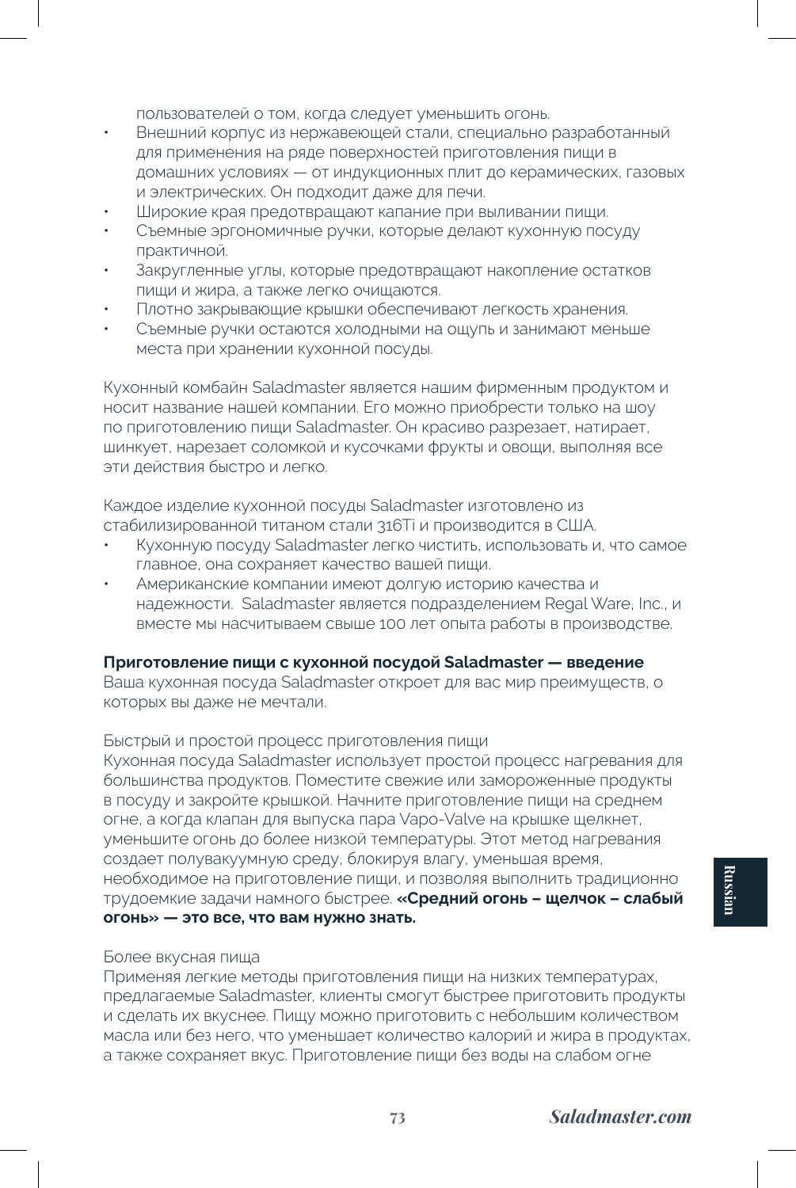пользователей о том, когда следует уменьшить огонь.

- Внешний корпус из нержавеющей стали, специально разработанный для применения на ряде поверхностей приготовления пищи в домашних условиях — от индукционных плит до керамических, газовых и электрических. Он подходит даже для печи.
- Широкие края предотвращают капание при выливании пищи.
- Съемные эргономичные ручки, которые делают кухонную посуду практичной.
- Закругленные углы, которые предотвращают накопление остатков пищи и жира, а также легко очищаются.
- Плотно закрывающие крышки обеспечивают легкость хранения.
- Съемные ручки остаются холодными на ощупь и занимают меньше места при хранении кухонной посуды.

Кухонный комбайн Saladmaster является нашим фирменным продуктом и носит название нашей компании. Его можно приобрести только на шоу по приготовлению пищи Saladmaster. Он красиво разрезает, натирает, шинкует, нарезает соломкой и кусочками фрукты и овощи, выполняя все эти действия быстро и легко.

Каждое изделие кухонной посуды Saladmaster изготовлено из стабилизированной титаном стали 316Ti и производится в США.

- Кухонную посуду Saladmaster легко чистить, использовать и, что самое главное, она сохраняет качество вашей пищи.
- Американские компании имеют долгую историю качества и надежности. Saladmaster является подразделением Regal Ware, Inc., и вместе мы насчитываем свыше 100 лет опыта работы в производстве.

**Приготовление пищи с кухонной посудой Saladmaster — введение**

Ваша кухонная посуда Saladmaster откроет для вас мир преимуществ, о которых вы даже не мечтали.

Быстрый и простой процесс приготовления пищи

Кухонная посуда Saladmaster использует простой процесс нагревания для большинства продуктов. Поместите свежие или замороженные продукты в посуду и закройте крышкой. Начните приготовление пищи на среднем огне, а когда клапан для выпуска пара Vapo-Valve на крышке щелкнет, уменьшите огонь до более низкой температуры. Этот метод нагревания создает полувакуумную среду, блокируя влагу, уменьшая время, необходимое на приготовление пищи, и позволяя выполнить традиционно трудоемкие задачи намного быстрее. **«Средний огонь – щелчок – слабый огонь» — это все, что вам нужно знать.**

Более вкусная пища

Применяя легкие методы приготовления пищи на низких температурах, предлагаемые Saladmaster, клиенты смогут быстрее приготовить продукты и сделать их вкуснее. Пищу можно приготовить с небольшим количеством масла или без него, что уменьшает количество калорий и жира в продуктах, а также сохраняет вкус. Приготовление пищи без воды на слабом огне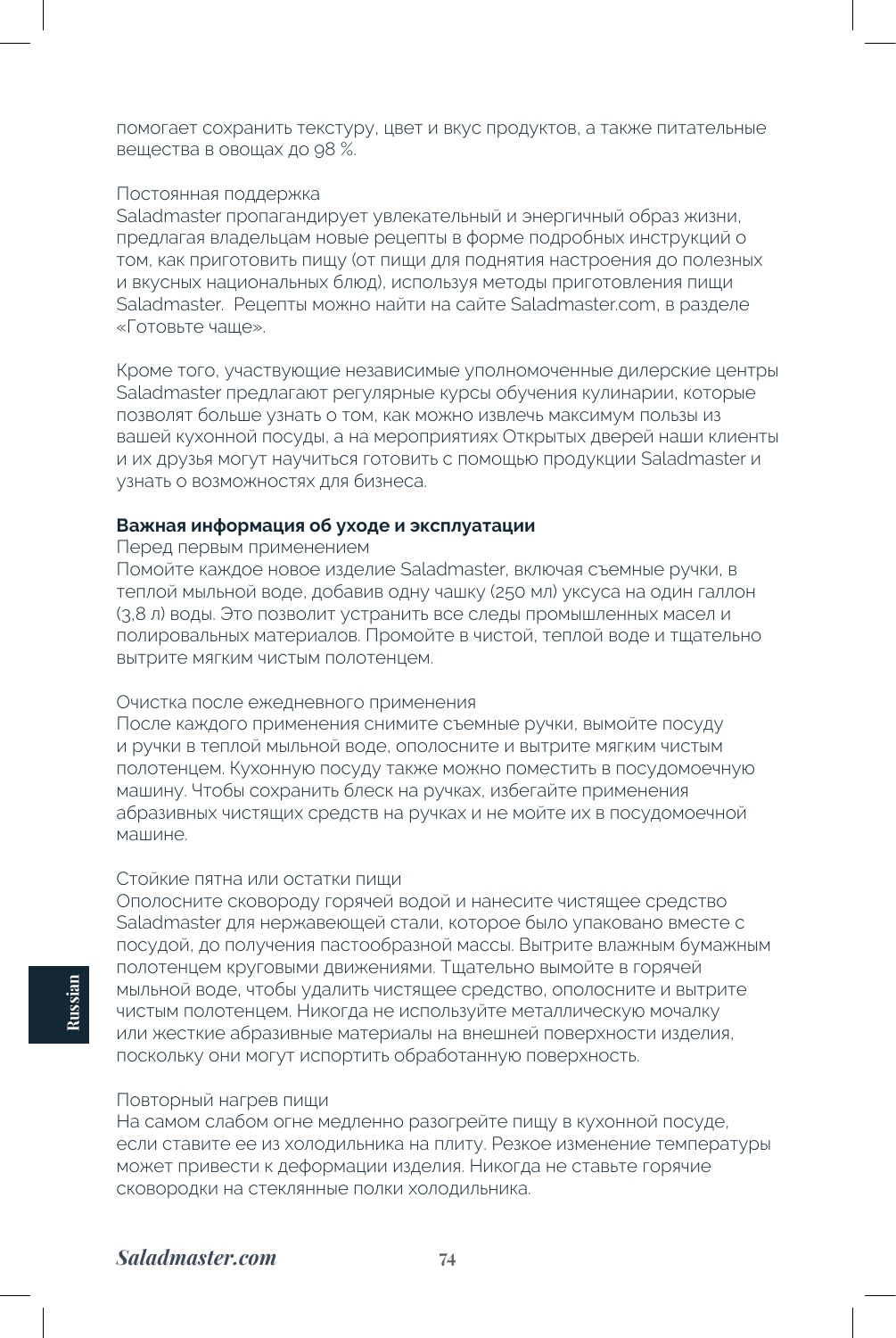помогает сохранить текстуру, цвет и вкус продуктов, а также питательные вещества в овощах до 98 %.

Постоянная поддержка

Saladmaster пропагандирует увлекательный и энергичный образ жизни, предлагая владельцам новые рецепты в форме подробных инструкций о том, как приготовить пищу (от пищи для поднятия настроения до полезных и вкусных национальных блюд), используя методы приготовления пищи Saladmaster. Рецепты можно найти на сайте Saladmaster.com, в разделе «Готовьте чаще».

Кроме того, участвующие независимые уполномоченные дилерские центры Saladmaster предлагают регулярные курсы обучения кулинарии, которые позволят больше узнать о том, как можно извлечь максимум пользы из вашей кухонной посуды, а на мероприятиях Открытых дверей наши клиенты и их друзья могут научиться готовить с помощью продукции Saladmaster и узнать о возможностях для бизнеса.

**Важная информация об уходе и эксплуатации**

Перед первым применением

Помойте каждое новое изделие Saladmaster, включая съемные ручки, в теплой мыльной воде, добавив одну чашку (250 мл) уксуса на один галлон (3,8 л) воды. Это позволит устранить все следы промышленных масел и полировальных материалов. Промойте в чистой, теплой воде и тщательно вытрите мягким чистым полотенцем.

Очистка после ежедневного применения

После каждого применения снимите съемные ручки, вымойте посуду и ручки в теплой мыльной воде, ополосните и вытрите мягким чистым полотенцем. Кухонную посуду также можно поместить в посудомоечную машину. Чтобы сохранить блеск на ручках, избегайте применения абразивных чистящих средств на ручках и не мойте их в посудомоечной машине.

Стойкие пятна или остатки пищи

Ополосните сковороду горячей водой и нанесите чистящее средство Saladmaster для нержавеющей стали, которое было упаковано вместе с посудой, до получения пастообразной массы. Вытрите влажным бумажным полотенцем круговыми движениями. Тщательно вымойте в горячей мыльной воде, чтобы удалить чистящее средство, ополосните и вытрите чистым полотенцем. Никогда не используйте металлическую мочалку или жесткие абразивные материалы на внешней поверхности изделия, поскольку они могут испортить обработанную поверхность.

Повторный нагрев пищи

На самом слабом огне медленно разогрейте пищу в кухонной посуде, если ставите ее из холодильника на плиту. Резкое изменение температуры может привести к деформации изделия. Никогда не ставьте горячие сковородки на стеклянные полки холодильника.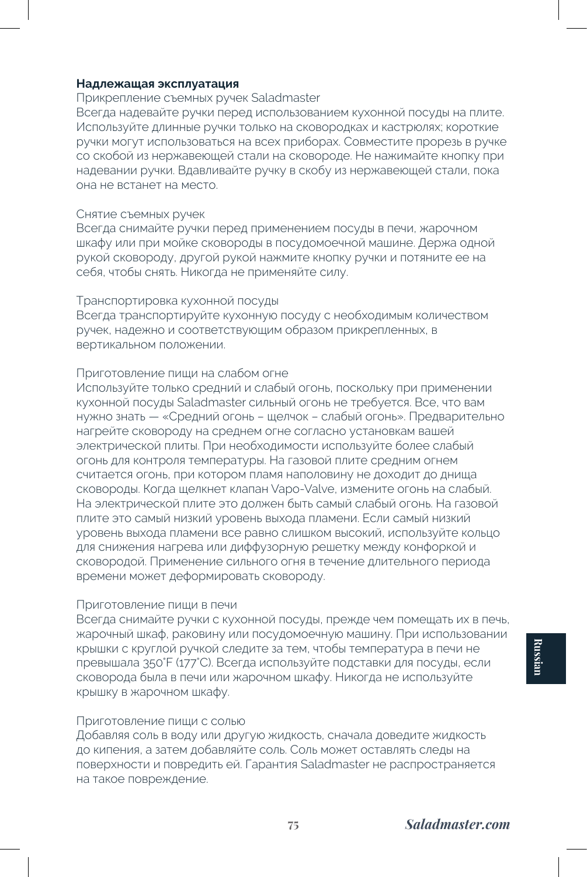## Надлежащая эксплуатация

### Прикрепление съемных ручек Saladmaster

Всегда надевайте ручки перед использованием кухонной посуды на плите. Используйте длинные ручки только на сковородках и кастрюлях; короткие ручки могут использоваться на всех приборах. Совместите прорезь в ручке со скобой из нержавеющей стали на сковороде. Не нажимайте кнопку при надевании ручки. Вдавливайте ручку в скобу из нержавеющей стали, пока она не встанет на место.

### Снятие съемных ручек

Всегда снимайте ручки перед применением посуды в печи, жарочном шкафу или при мойке сковороды в посудомоечной машине. Держа одной рукой сковороду, другой рукой нажмите кнопку ручки и потяните ее на себя, чтобы снять. Никогда не применяйте силу.

### Транспортировка кухонной посуды

Всегда транспортируйте кухонную посуду с необходимым количеством ручек, надежно и соответствующим образом прикрепленных, в вертикальном положении.

### Приготовление пищи на слабом огне

Используйте только средний и слабый огонь, поскольку при применении кухонной посуды Saladmaster сильный огонь не требуется. Все, что вам нужно знать — «Средний огонь – щелчок – слабый огонь». Предварительно нагрейте сковороду на среднем огне согласно установкам вашей электрической плиты. При необходимости используйте более слабый огонь для контроля температуры. На газовой плите средним огнем считается огонь, при котором пламя наполовину не доходит до днища сковороды. Когда щелкнет клапан Vapo-Valve, измените огонь на слабый. На электрической плите это должен быть самый слабый огонь. На газовой плите это самый низкий уровень выхода пламени. Если самый низкий уровень выхода пламени все равно слишком высокий, используйте кольцо для снижения нагрева или диффузорную решетку между конфоркой и сковородой. Применение сильного огня в течение длительного периода времени может деформировать сковороду.

### Приготовление пищи в печи

Всегда снимайте ручки с кухонной посуды, прежде чем помещать их в печь, жарочный шкаф, раковину или посудомоечную машину. При использовании крышки с круглой ручкой следите за тем, чтобы температура в печи не превышала 350°F (177°C). Всегда используйте подставки для посуды, если сковорода была в печи или жарочном шкафу. Никогда не используйте крышку в жарочном шкафу.

### Приготовление пищи с солью

Добавляя соль в воду или другую жидкость, сначала доведите жидкость до кипения, а затем добавляйте соль. Соль может оставлять следы на поверхности и повредить ей. Гарантия Saladmaster не распространяется на такое повреждение.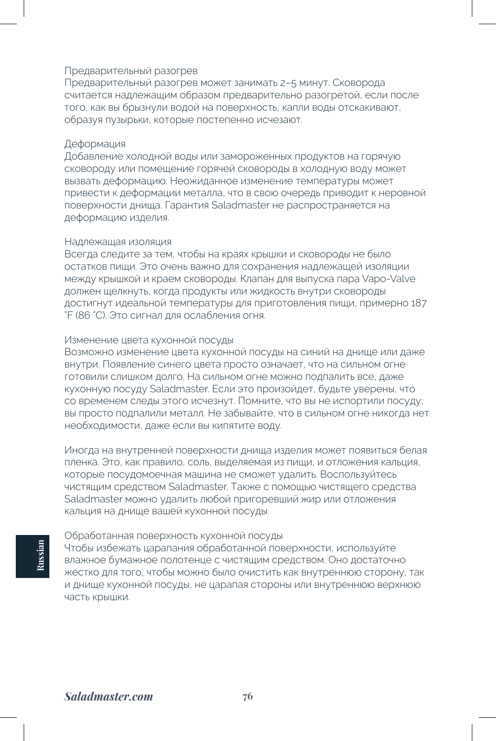### Предварительный разогрев

Предварительный разогрев может занимать 2–5 минут. Сковорода считается надлежащим образом предварительно разогретой, если после того, как вы брызнули водой на поверхность, капли воды отскакивают, образуя пузырьки, которые постепенно исчезают.

### Деформация

Добавление холодной воды или замороженных продуктов на горячую сковороду или помещение горячей сковороды в холодную воду может вызвать деформацию. Неожиданное изменение температуры может привести к деформации металла, что в свою очередь приводит к неровной поверхности днища. Гарантия Saladmaster не распространяется на деформацию изделия.

### Надлежащая изоляция

Всегда следите за тем, чтобы на краях крышки и сковороды не было остатков пищи. Это очень важно для сохранения надлежащей изоляции между крышкой и краем сковороды. Клапан для выпуска пара Vapo-Valve должен щелкнуть, когда продукты или жидкость внутри сковороды достигнут идеальной температуры для приготовления пищи, примерно 187 ˚F (86 ˚C). Это сигнал для ослабления огня.

### Изменение цвета кухонной посуды

Возможно изменение цвета кухонной посуды на синий на днище или даже внутри. Появление синего цвета просто означает, что на сильном огне готовили слишком долго. На сильном огне можно подпалить все, даже кухонную посуду Saladmaster. Если это произойдет, будьте уверены, что со временем следы этого исчезнут. Помните, что вы не испортили посуду; вы просто подпалили металл. Не забывайте, что в сильном огне никогда нет необходимости, даже если вы кипятите воду.

Иногда на внутренней поверхности днища изделия может появиться белая пленка. Это, как правило, соль, выделяемая из пищи, и отложения кальция, которые посудомоечная машина не сможет удалить. Воспользуйтесь чистящим средством Saladmaster. Также с помощью чистящего средства Saladmaster можно удалить любой пригоревший жир или отложения кальция на днище вашей кухонной посуды.

### Обработанная поверхность кухонной посуды

Чтобы избежать царапания обработанной поверхности, используйте влажное бумажное полотенце с чистящим средством. Оно достаточно жестко для того, чтобы можно было очистить как внутреннюю сторону, так и днище кухонной посуды, не царапая стороны или внутреннюю верхнюю часть крышки.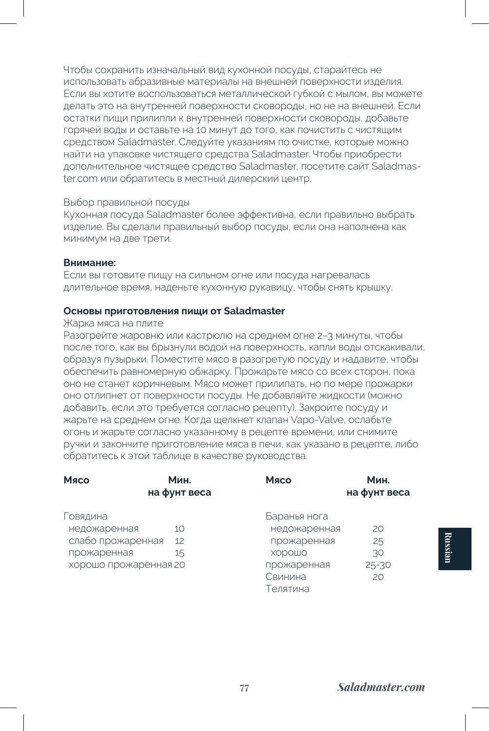Чтобы сохранить изначальный вид кухонной посуды, старайтесь не использовать абразивные материалы на внешней поверхности изделия. Если вы хотите воспользоваться металлической губкой с мылом, вы можете делать это на внутренней поверхности сковороды, но не на внешней. Если остатки пищи прилипли к внутренней поверхности сковороды, добавьте горячей воды и оставьте на 10 минут до того, как почистить с чистящим средством Saladmaster. Следуйте указаниям по очистке, которые можно найти на упаковке чистящего средства Saladmaster. Чтобы приобрести дополнительное чистящее средство Saladmaster, посетите сайт Saladmaster.com или обратитесь в местный дилерский центр.

Выбор правильной посуды

Кухонная посуда Saladmaster более эффективна, если правильно выбрать изделие. Вы сделали правильный выбор посуды, если она наполнена как минимум на две трети.

**Внимание:**

Если вы готовите пищу на сильном огне или посуда нагревалась длительное время, наденьте кухонную рукавицу, чтобы снять крышку.

**Основы приготовления пищи от Saladmaster**

Жарка мяса на плите

Разогрейте жаровню или кастрюлю на среднем огне 2–3 минуты, чтобы после того, как вы брызнули водой на поверхность, капли воды отскакивали, образуя пузырьки. Поместите мясо в разогретую посуду и надавите, чтобы обеспечить равномерную обжарку. Прожарьте мясо со всех сторон, пока оно не станет коричневым. Мясо может прилипать, но по мере прожарки оно отлипнет от поверхности посуды. Не добавляйте жидкости (можно добавить, если это требуется согласно рецепту). Закройте посуду и жарьте на среднем огне. Когда щелкнет клапан Vapo-Valve, ослабьте огонь и жарьте согласно указанному в рецепте времени, или снимите ручки и закончите приготовление мяса в печи, как указано в рецепте, либо обратитесь к этой таблице в качестве руководства.

| **Мясо** | **Мин. на фунт веса** | **Мясо** | **Мин. на фунт веса** |
|---|---|---|---|
| Говядина | | Баранья нога | |
| недожаренная | 10 | недожаренная | 20 |
| слабо прожаренная | 12 | прожаренная | 25 |
| прожаренная | 15 | хорошо прожаренная | 30 |
| хорошо прожаренная | 20 | | 25-30 |
| | | Свинина | 20 |
| | | Телятина | |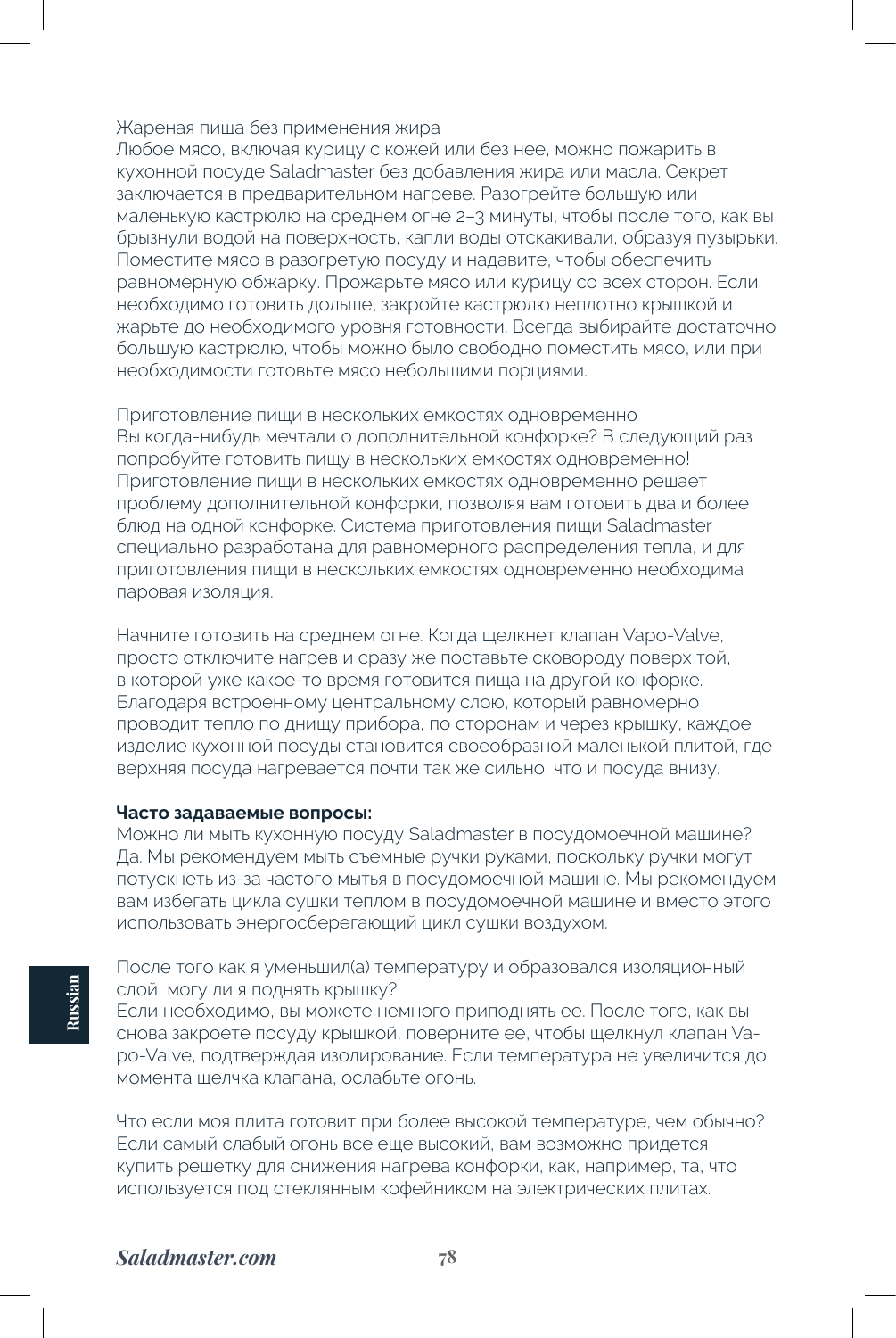Жареная пища без применения жира
Любое мясо, включая курицу с кожей или без нее, можно пожарить в кухонной посуде Saladmaster без добавления жира или масла. Секрет заключается в предварительном нагреве. Разогрейте большую или маленькую кастрюлю на среднем огне 2–3 минуты, чтобы после того, как вы брызнули водой на поверхность, капли воды отскакивали, образуя пузырьки. Поместите мясо в разогретую посуду и надавите, чтобы обеспечить равномерную обжарку. Прожарьте мясо или курицу со всех сторон. Если необходимо готовить дольше, закройте кастрюлю неплотно крышкой и жарьте до необходимого уровня готовности. Всегда выбирайте достаточно большую кастрюлю, чтобы можно было свободно поместить мясо, или при необходимости готовьте мясо небольшими порциями.

Приготовление пищи в нескольких емкостях одновременно
Вы когда-нибудь мечтали о дополнительной конфорке? В следующий раз попробуйте готовить пищу в нескольких емкостях одновременно! Приготовление пищи в нескольких емкостях одновременно решает проблему дополнительной конфорки, позволяя вам готовить два и более блюд на одной конфорке. Система приготовления пищи Saladmaster специально разработана для равномерного распределения тепла, и для приготовления пищи в нескольких емкостях одновременно необходима паровая изоляция.

Начните готовить на среднем огне. Когда щелкнет клапан Vapo-Valve, просто отключите нагрев и сразу же поставьте сковороду поверх той, в которой уже какое-то время готовится пища на другой конфорке. Благодаря встроенному центральному слою, который равномерно проводит тепло по днищу прибора, по сторонам и через крышку, каждое изделие кухонной посуды становится своеобразной маленькой плитой, где верхняя посуда нагревается почти так же сильно, что и посуда внизу.

**Часто задаваемые вопросы:**
Можно ли мыть кухонную посуду Saladmaster в посудомоечной машине?
Да. Мы рекомендуем мыть съемные ручки руками, поскольку ручки могут потускнеть из-за частого мытья в посудомоечной машине. Мы рекомендуем вам избегать цикла сушки теплом в посудомоечной машине и вместо этого использовать энергосберегающий цикл сушки воздухом.

После того как я уменьшил(а) температуру и образовался изоляционный слой, могу ли я поднять крышку?
Если необходимо, вы можете немного приподнять ее. После того, как вы снова закроете посуду крышкой, поверните ее, чтобы щелкнул клапан Vapo-Valve, подтверждая изолирование. Если температура не увеличится до момента щелчка клапана, ослабьте огонь.

Что если моя плита готовит при более высокой температуре, чем обычно?
Если самый слабый огонь все еще высокий, вам возможно придется купить решетку для снижения нагрева конфорки, как, например, та, что используется под стеклянным кофейником на электрических плитах.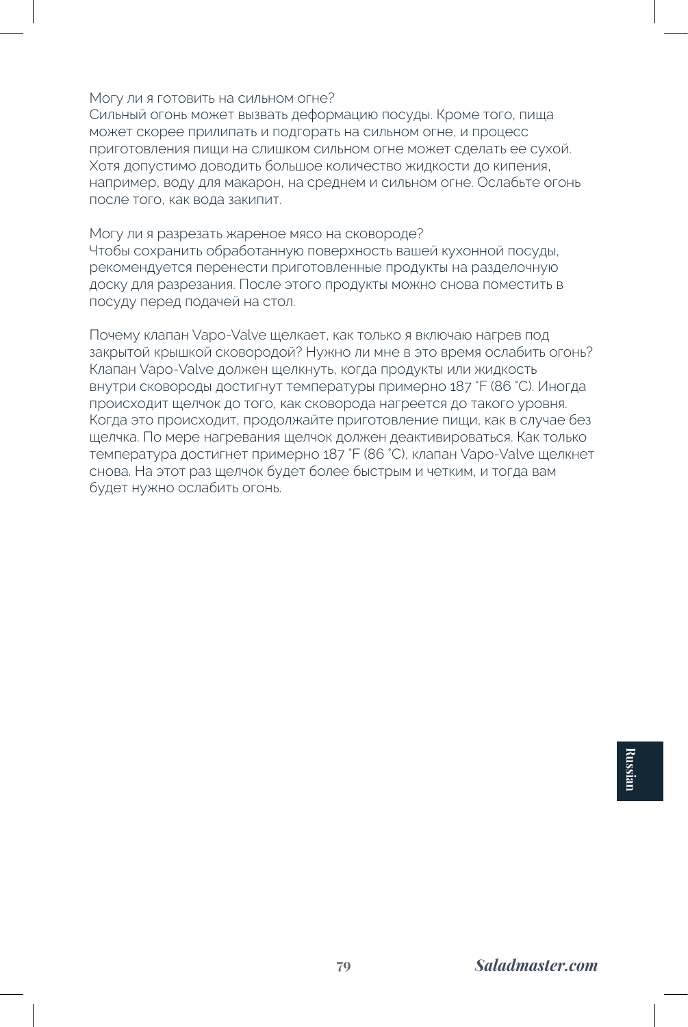Могу ли я готовить на сильном огне?

Сильный огонь может вызвать деформацию посуды. Кроме того, пища может скорее прилипать и подгорать на сильном огне, и процесс приготовления пищи на слишком сильном огне может сделать ее сухой. Хотя допустимо доводить большое количество жидкости до кипения, например, воду для макарон, на среднем и сильном огне. Ослабьте огонь после того, как вода закипит.

Могу ли я разрезать жареное мясо на сковороде?

Чтобы сохранить обработанную поверхность вашей кухонной посуды, рекомендуется перенести приготовленные продукты на разделочную доску для разрезания. После этого продукты можно снова поместить в посуду перед подачей на стол.

Почему клапан Vapo-Valve щелкает, как только я включаю нагрев под закрытой крышкой сковородой? Нужно ли мне в это время ослабить огонь?

Клапан Vapo-Valve должен щелкнуть, когда продукты или жидкость внутри сковороды достигнут температуры примерно 187 ˚F (86 ˚C). Иногда происходит щелчок до того, как сковорода нагреется до такого уровня. Когда это происходит, продолжайте приготовление пищи, как в случае без щелчка. По мере нагревания щелчок должен деактивироваться. Как только температура достигнет примерно 187 ˚F (86 ˚C), клапан Vapo-Valve щелкнет снова. На этот раз щелчок будет более быстрым и четким, и тогда вам будет нужно ослабить огонь.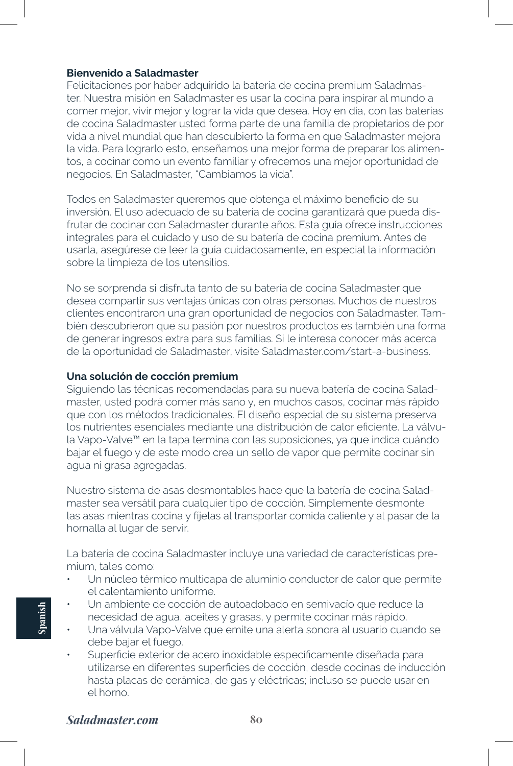**Bienvenido a Saladmaster**

Felicitaciones por haber adquirido la batería de cocina premium Saladmaster. Nuestra misión en Saladmaster es usar la cocina para inspirar al mundo a comer mejor, vivir mejor y lograr la vida que desea. Hoy en día, con las baterías de cocina Saladmaster usted forma parte de una familia de propietarios de por vida a nivel mundial que han descubierto la forma en que Saladmaster mejora la vida. Para lograrlo esto, enseñamos una mejor forma de preparar los alimentos, a cocinar como un evento familiar y ofrecemos una mejor oportunidad de negocios. En Saladmaster, "Cambiamos la vida".

Todos en Saladmaster queremos que obtenga el máximo beneficio de su inversión. El uso adecuado de su batería de cocina garantizará que pueda disfrutar de cocinar con Saladmaster durante años. Esta guía ofrece instrucciones integrales para el cuidado y uso de su batería de cocina premium. Antes de usarla, asegúrese de leer la guía cuidadosamente, en especial la información sobre la limpieza de los utensilios.

No se sorprenda si disfruta tanto de su batería de cocina Saladmaster que desea compartir sus ventajas únicas con otras personas. Muchos de nuestros clientes encontraron una gran oportunidad de negocios con Saladmaster. También descubrieron que su pasión por nuestros productos es también una forma de generar ingresos extra para sus familias. Si le interesa conocer más acerca de la oportunidad de Saladmaster, visite Saladmaster.com/start-a-business.

**Una solución de cocción premium**

Siguiendo las técnicas recomendadas para su nueva batería de cocina Saladmaster, usted podrá comer más sano y, en muchos casos, cocinar más rápido que con los métodos tradicionales. El diseño especial de su sistema preserva los nutrientes esenciales mediante una distribución de calor eficiente. La válvula Vapo-Valve™ en la tapa termina con las suposiciones, ya que indica cuándo bajar el fuego y de este modo crea un sello de vapor que permite cocinar sin agua ni grasa agregadas.

Nuestro sistema de asas desmontables hace que la batería de cocina Saladmaster sea versátil para cualquier tipo de cocción. Simplemente desmonte las asas mientras cocina y fíjelas al transportar comida caliente y al pasar de la hornalla al lugar de servir.

La batería de cocina Saladmaster incluye una variedad de características premium, tales como:

- Un núcleo térmico multicapa de aluminio conductor de calor que permite el calentamiento uniforme.
- Un ambiente de cocción de autoadobado en semivacío que reduce la necesidad de agua, aceites y grasas, y permite cocinar más rápido.
- Una válvula Vapo-Valve que emite una alerta sonora al usuario cuando se debe bajar el fuego.
- Superficie exterior de acero inoxidable específicamente diseñada para utilizarse en diferentes superficies de cocción, desde cocinas de inducción hasta placas de cerámica, de gas y eléctricas; incluso se puede usar en el horno.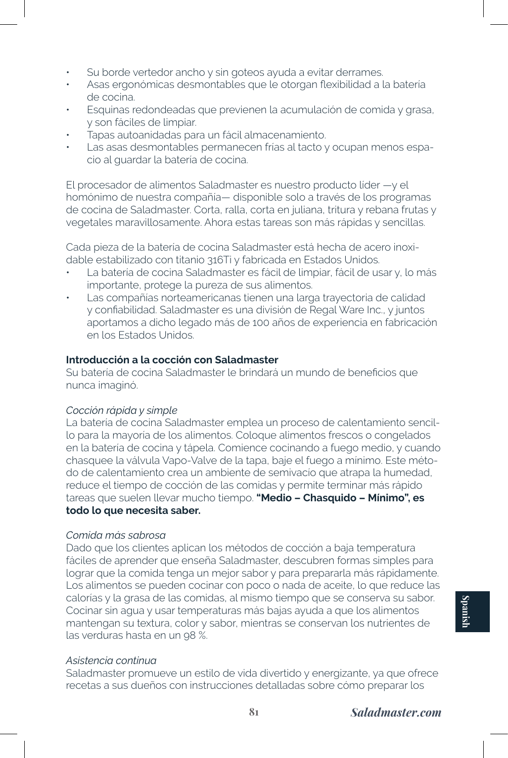- Su borde vertedor ancho y sin goteos ayuda a evitar derrames.
- Asas ergonómicas desmontables que le otorgan flexibilidad a la batería de cocina.
- Esquinas redondeadas que previenen la acumulación de comida y grasa, y son fáciles de limpiar.
- Tapas autoanidadas para un fácil almacenamiento.
- Las asas desmontables permanecen frías al tacto y ocupan menos espacio al guardar la batería de cocina.

El procesador de alimentos Saladmaster es nuestro producto líder —y el homónimo de nuestra compañía— disponible solo a través de los programas de cocina de Saladmaster. Corta, ralla, corta en juliana, tritura y rebana frutas y vegetales maravillosamente. Ahora estas tareas son más rápidas y sencillas.

Cada pieza de la batería de cocina Saladmaster está hecha de acero inoxidable estabilizado con titanio 316Ti y fabricada en Estados Unidos.

- La batería de cocina Saladmaster es fácil de limpiar, fácil de usar y, lo más importante, protege la pureza de sus alimentos.
- Las compañías norteamericanas tienen una larga trayectoria de calidad y confiabilidad. Saladmaster es una división de Regal Ware Inc., y juntos aportamos a dicho legado más de 100 años de experiencia en fabricación en los Estados Unidos.

**Introducción a la cocción con Saladmaster**

Su batería de cocina Saladmaster le brindará un mundo de beneficios que nunca imaginó.

*Cocción rápida y simple*

La batería de cocina Saladmaster emplea un proceso de calentamiento sencillo para la mayoría de los alimentos. Coloque alimentos frescos o congelados en la batería de cocina y tápela. Comience cocinando a fuego medio, y cuando chasquee la válvula Vapo-Valve de la tapa, baje el fuego a mínimo. Este método de calentamiento crea un ambiente de semivacío que atrapa la humedad, reduce el tiempo de cocción de las comidas y permite terminar más rápido tareas que suelen llevar mucho tiempo. **"Medio – Chasquido – Mínimo", es todo lo que necesita saber.**

*Comida más sabrosa*

Dado que los clientes aplican los métodos de cocción a baja temperatura fáciles de aprender que enseña Saladmaster, descubren formas simples para lograr que la comida tenga un mejor sabor y para prepararla más rápidamente. Los alimentos se pueden cocinar con poco o nada de aceite, lo que reduce las calorías y la grasa de las comidas, al mismo tiempo que se conserva su sabor. Cocinar sin agua y usar temperaturas más bajas ayuda a que los alimentos mantengan su textura, color y sabor, mientras se conservan los nutrientes de las verduras hasta en un 98 %.

*Asistencia continua*

Saladmaster promueve un estilo de vida divertido y energizante, ya que ofrece recetas a sus dueños con instrucciones detalladas sobre cómo preparar los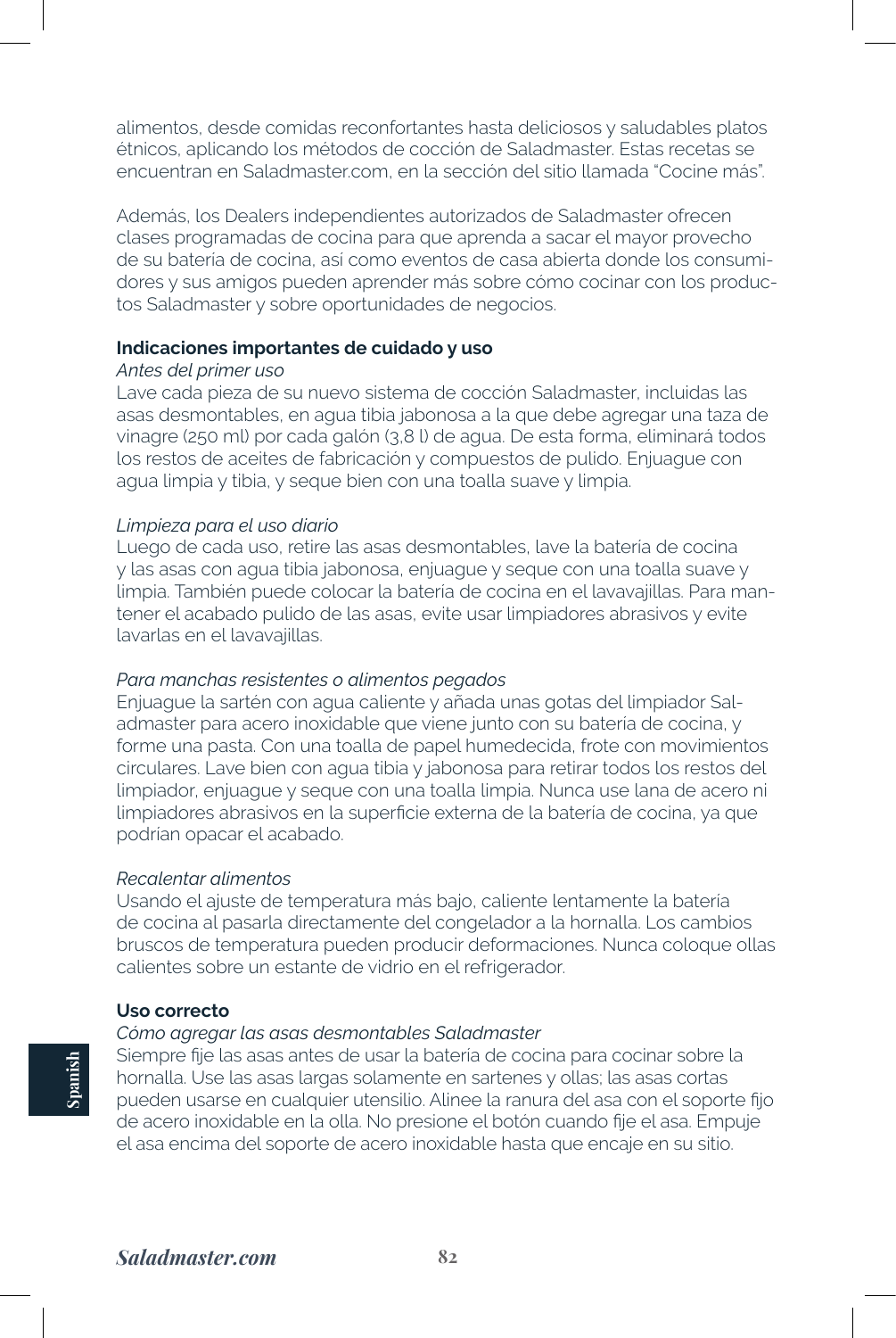alimentos, desde comidas reconfortantes hasta deliciosos y saludables platos étnicos, aplicando los métodos de cocción de Saladmaster. Estas recetas se encuentran en Saladmaster.com, en la sección del sitio llamada "Cocine más".

Además, los Dealers independientes autorizados de Saladmaster ofrecen clases programadas de cocina para que aprenda a sacar el mayor provecho de su batería de cocina, así como eventos de casa abierta donde los consumidores y sus amigos pueden aprender más sobre cómo cocinar con los productos Saladmaster y sobre oportunidades de negocios.

**Indicaciones importantes de cuidado y uso**

*Antes del primer uso*

Lave cada pieza de su nuevo sistema de cocción Saladmaster, incluidas las asas desmontables, en agua tibia jabonosa a la que debe agregar una taza de vinagre (250 ml) por cada galón (3,8 l) de agua. De esta forma, eliminará todos los restos de aceites de fabricación y compuestos de pulido. Enjuague con agua limpia y tibia, y seque bien con una toalla suave y limpia.

*Limpieza para el uso diario*

Luego de cada uso, retire las asas desmontables, lave la batería de cocina y las asas con agua tibia jabonosa, enjuague y seque con una toalla suave y limpia. También puede colocar la batería de cocina en el lavavajillas. Para mantener el acabado pulido de las asas, evite usar limpiadores abrasivos y evite lavarlas en el lavavajillas.

*Para manchas resistentes o alimentos pegados*

Enjuague la sartén con agua caliente y añada unas gotas del limpiador Saladmaster para acero inoxidable que viene junto con su batería de cocina, y forme una pasta. Con una toalla de papel humedecida, frote con movimientos circulares. Lave bien con agua tibia y jabonosa para retirar todos los restos del limpiador, enjuague y seque con una toalla limpia. Nunca use lana de acero ni limpiadores abrasivos en la superficie externa de la batería de cocina, ya que podrían opacar el acabado.

*Recalentar alimentos*

Usando el ajuste de temperatura más bajo, caliente lentamente la batería de cocina al pasarla directamente del congelador a la hornalla. Los cambios bruscos de temperatura pueden producir deformaciones. Nunca coloque ollas calientes sobre un estante de vidrio en el refrigerador.

**Uso correcto**

*Cómo agregar las asas desmontables Saladmaster*

Siempre fije las asas antes de usar la batería de cocina para cocinar sobre la hornalla. Use las asas largas solamente en sartenes y ollas; las asas cortas pueden usarse en cualquier utensilio. Alinee la ranura del asa con el soporte fijo de acero inoxidable en la olla. No presione el botón cuando fije el asa. Empuje el asa encima del soporte de acero inoxidable hasta que encaje en su sitio.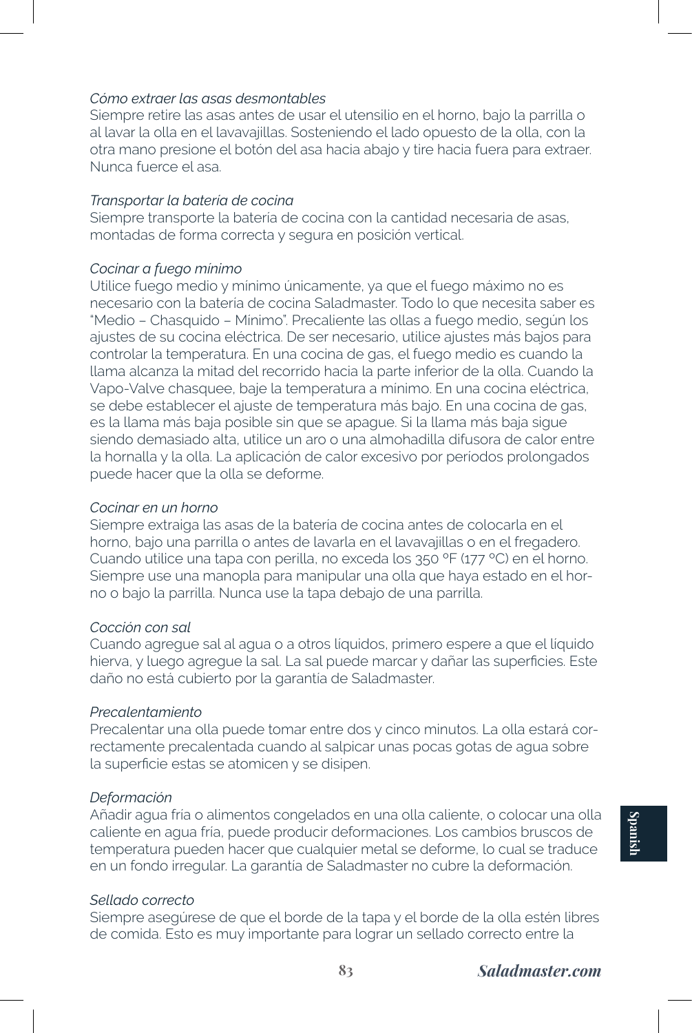*Cómo extraer las asas desmontables*
Siempre retire las asas antes de usar el utensilio en el horno, bajo la parrilla o al lavar la olla en el lavavajillas. Sosteniendo el lado opuesto de la olla, con la otra mano presione el botón del asa hacia abajo y tire hacia fuera para extraer. Nunca fuerce el asa.

*Transportar la batería de cocina*
Siempre transporte la batería de cocina con la cantidad necesaria de asas, montadas de forma correcta y segura en posición vertical.

*Cocinar a fuego mínimo*
Utilice fuego medio y mínimo únicamente, ya que el fuego máximo no es necesario con la batería de cocina Saladmaster. Todo lo que necesita saber es "Medio – Chasquido – Mínimo". Precaliente las ollas a fuego medio, según los ajustes de su cocina eléctrica. De ser necesario, utilice ajustes más bajos para controlar la temperatura. En una cocina de gas, el fuego medio es cuando la llama alcanza la mitad del recorrido hacia la parte inferior de la olla. Cuando la Vapo-Valve chasquee, baje la temperatura a mínimo. En una cocina eléctrica, se debe establecer el ajuste de temperatura más bajo. En una cocina de gas, es la llama más baja posible sin que se apague. Si la llama más baja sigue siendo demasiado alta, utilice un aro o una almohadilla difusora de calor entre la hornalla y la olla. La aplicación de calor excesivo por períodos prolongados puede hacer que la olla se deforme.

*Cocinar en un horno*
Siempre extraiga las asas de la batería de cocina antes de colocarla en el horno, bajo una parrilla o antes de lavarla en el lavavajillas o en el fregadero. Cuando utilice una tapa con perilla, no exceda los 350 °F (177 °C) en el horno. Siempre use una manopla para manipular una olla que haya estado en el horno o bajo la parrilla. Nunca use la tapa debajo de una parrilla.

*Cocción con sal*
Cuando agregue sal al agua o a otros líquidos, primero espere a que el líquido hierva, y luego agregue la sal. La sal puede marcar y dañar las superficies. Este daño no está cubierto por la garantía de Saladmaster.

*Precalentamiento*
Precalentar una olla puede tomar entre dos y cinco minutos. La olla estará correctamente precalentada cuando al salpicar unas pocas gotas de agua sobre la superficie estas se atomicen y se disipen.

*Deformación*
Añadir agua fría o alimentos congelados en una olla caliente, o colocar una olla caliente en agua fría, puede producir deformaciones. Los cambios bruscos de temperatura pueden hacer que cualquier metal se deforme, lo cual se traduce en un fondo irregular. La garantía de Saladmaster no cubre la deformación.

*Sellado correcto*
Siempre asegúrese de que el borde de la tapa y el borde de la olla estén libres de comida. Esto es muy importante para lograr un sellado correcto entre la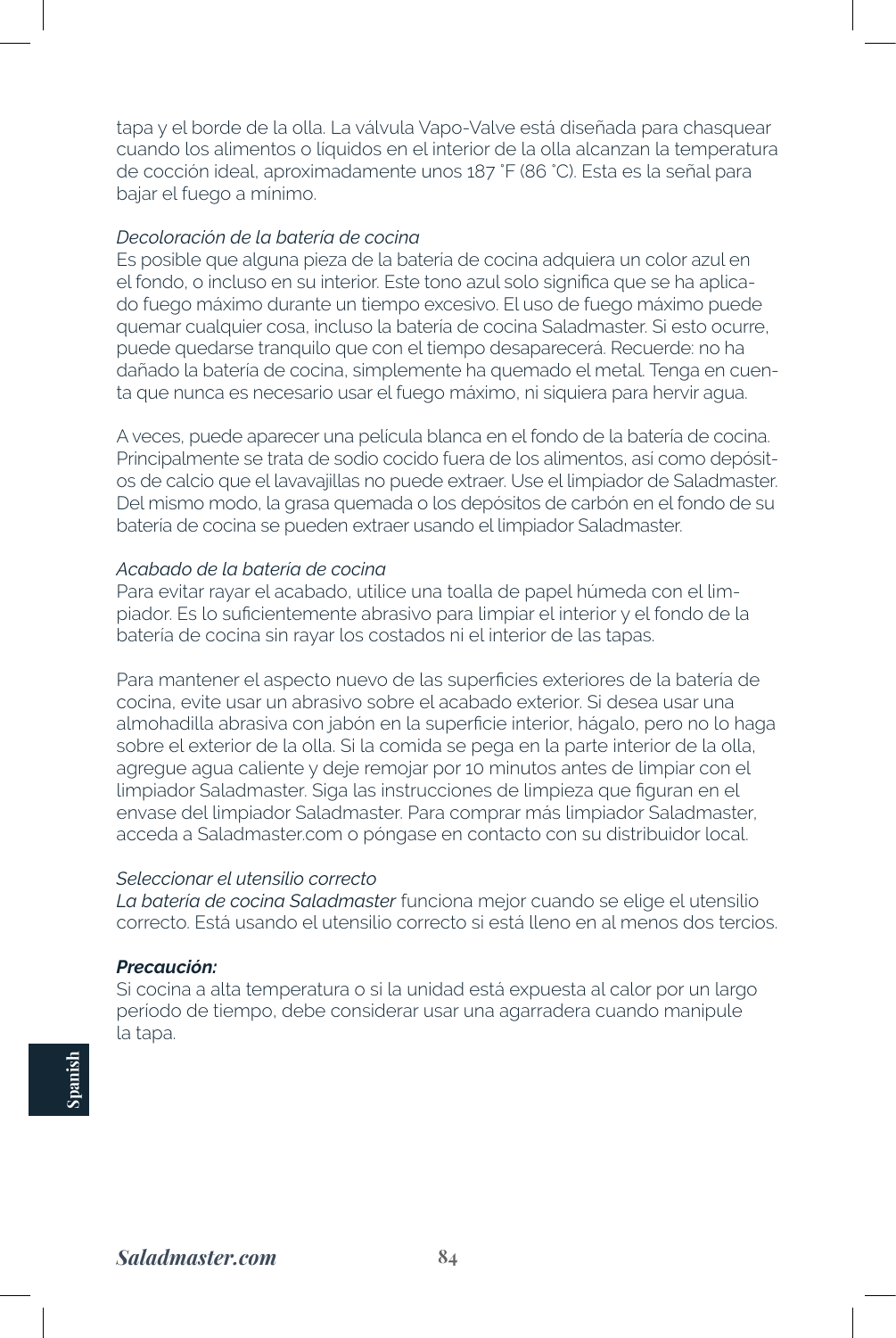tapa y el borde de la olla. La válvula Vapo-Valve está diseñada para chasquear cuando los alimentos o líquidos en el interior de la olla alcanzan la temperatura de cocción ideal, aproximadamente unos 187 ˚F (86 ˚C). Esta es la señal para bajar el fuego a mínimo.

*Decoloración de la batería de cocina*

Es posible que alguna pieza de la batería de cocina adquiera un color azul en el fondo, o incluso en su interior. Este tono azul solo significa que se ha aplicado fuego máximo durante un tiempo excesivo. El uso de fuego máximo puede quemar cualquier cosa, incluso la batería de cocina Saladmaster. Si esto ocurre, puede quedarse tranquilo que con el tiempo desaparecerá. Recuerde: no ha dañado la batería de cocina, simplemente ha quemado el metal. Tenga en cuenta que nunca es necesario usar el fuego máximo, ni siquiera para hervir agua.

A veces, puede aparecer una película blanca en el fondo de la batería de cocina. Principalmente se trata de sodio cocido fuera de los alimentos, así como depósitos de calcio que el lavavajillas no puede extraer. Use el limpiador de Saladmaster. Del mismo modo, la grasa quemada o los depósitos de carbón en el fondo de su batería de cocina se pueden extraer usando el limpiador Saladmaster.

*Acabado de la batería de cocina*

Para evitar rayar el acabado, utilice una toalla de papel húmeda con el limpiador. Es lo suficientemente abrasivo para limpiar el interior y el fondo de la batería de cocina sin rayar los costados ni el interior de las tapas.

Para mantener el aspecto nuevo de las superficies exteriores de la batería de cocina, evite usar un abrasivo sobre el acabado exterior. Si desea usar una almohadilla abrasiva con jabón en la superficie interior, hágalo, pero no lo haga sobre el exterior de la olla. Si la comida se pega en la parte interior de la olla, agregue agua caliente y deje remojar por 10 minutos antes de limpiar con el limpiador Saladmaster. Siga las instrucciones de limpieza que figuran en el envase del limpiador Saladmaster. Para comprar más limpiador Saladmaster, acceda a Saladmaster.com o póngase en contacto con su distribuidor local.

*Seleccionar el utensilio correcto*

*La batería de cocina Saladmaster* funciona mejor cuando se elige el utensilio correcto. Está usando el utensilio correcto si está lleno en al menos dos tercios.

***Precaución:***

Si cocina a alta temperatura o si la unidad está expuesta al calor por un largo periodo de tiempo, debe considerar usar una agarradera cuando manipule la tapa.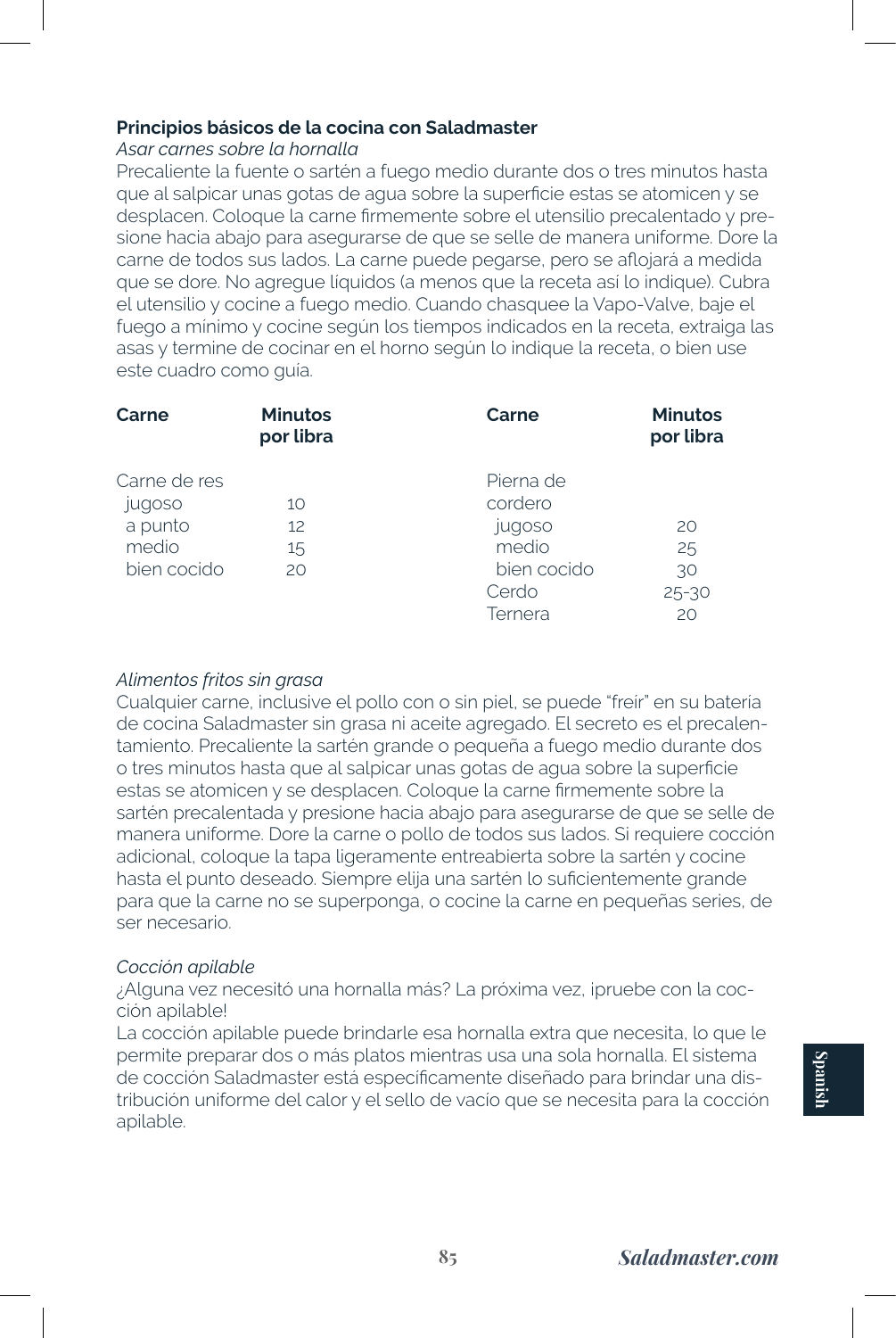## Principios básicos de la cocina con Saladmaster

*Asar carnes sobre la hornalla*

Precaliente la fuente o sartén a fuego medio durante dos o tres minutos hasta que al salpicar unas gotas de agua sobre la superficie estas se atomicen y se desplacen. Coloque la carne firmemente sobre el utensilio precalentado y presione hacia abajo para asegurarse de que se selle de manera uniforme. Dore la carne de todos sus lados. La carne puede pegarse, pero se aflojará a medida que se dore. No agregue líquidos (a menos que la receta así lo indique). Cubra el utensilio y cocine a fuego medio. Cuando chasquee la Vapo-Valve, baje el fuego a mínimo y cocine según los tiempos indicados en la receta, extraiga las asas y termine de cocinar en el horno según lo indique la receta, o bien use este cuadro como guía.

| Carne | Minutos por libra | Carne | Minutos por libra |
|---|---|---|---|
| Carne de res | | Pierna de cordero | |
| jugoso | 10 | jugoso | 20 |
| a punto | 12 | medio | 25 |
| medio | 15 | bien cocido | 30 |
| bien cocido | 20 | Cerdo | 25-30 |
| | | Ternera | 20 |

*Alimentos fritos sin grasa*

Cualquier carne, inclusive el pollo con o sin piel, se puede "freír" en su batería de cocina Saladmaster sin grasa ni aceite agregado. El secreto es el precalentamiento. Precaliente la sartén grande o pequeña a fuego medio durante dos o tres minutos hasta que al salpicar unas gotas de agua sobre la superficie estas se atomicen y se desplacen. Coloque la carne firmemente sobre la sartén precalentada y presione hacia abajo para asegurarse de que se selle de manera uniforme. Dore la carne o pollo de todos sus lados. Si requiere cocción adicional, coloque la tapa ligeramente entreabierta sobre la sartén y cocine hasta el punto deseado. Siempre elija una sartén lo suficientemente grande para que la carne no se superponga, o cocine la carne en pequeñas series, de ser necesario.

*Cocción apilable*

¿Alguna vez necesitó una hornalla más? La próxima vez, ¡pruebe con la cocción apilable!

La cocción apilable puede brindarle esa hornalla extra que necesita, lo que le permite preparar dos o más platos mientras usa una sola hornalla. El sistema de cocción Saladmaster está específicamente diseñado para brindar una distribución uniforme del calor y el sello de vacío que se necesita para la cocción apilable.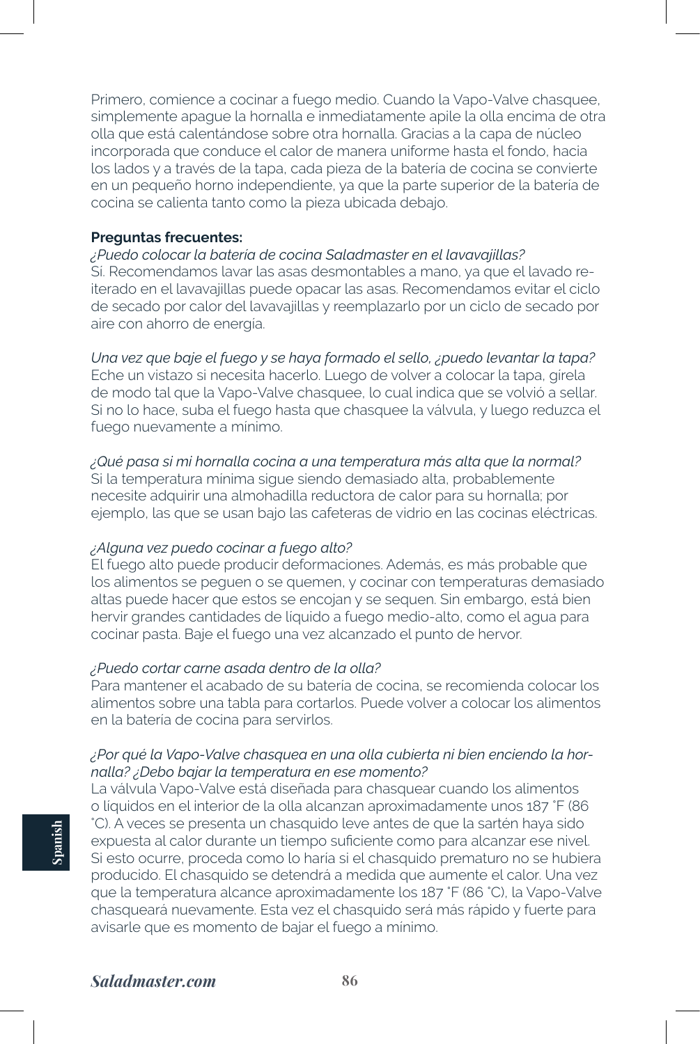Primero, comience a cocinar a fuego medio. Cuando la Vapo-Valve chasquee, simplemente apague la hornalla e inmediatamente apile la olla encima de otra olla que está calentándose sobre otra hornalla. Gracias a la capa de núcleo incorporada que conduce el calor de manera uniforme hasta el fondo, hacia los lados y a través de la tapa, cada pieza de la batería de cocina se convierte en un pequeño horno independiente, ya que la parte superior de la batería de cocina se calienta tanto como la pieza ubicada debajo.

**Preguntas frecuentes:**

*¿Puedo colocar la batería de cocina Saladmaster en el lavavajillas?*
Sí. Recomendamos lavar las asas desmontables a mano, ya que el lavado reiterado en el lavavajillas puede opacar las asas. Recomendamos evitar el ciclo de secado por calor del lavavajillas y reemplazarlo por un ciclo de secado por aire con ahorro de energía.

*Una vez que baje el fuego y se haya formado el sello, ¿puedo levantar la tapa?*
Eche un vistazo si necesita hacerlo. Luego de volver a colocar la tapa, gírela de modo tal que la Vapo-Valve chasquee, lo cual indica que se volvió a sellar. Si no lo hace, suba el fuego hasta que chasquee la válvula, y luego reduzca el fuego nuevamente a mínimo.

*¿Qué pasa si mi hornalla cocina a una temperatura más alta que la normal?*
Si la temperatura mínima sigue siendo demasiado alta, probablemente necesite adquirir una almohadilla reductora de calor para su hornalla; por ejemplo, las que se usan bajo las cafeteras de vidrio en las cocinas eléctricas.

*¿Alguna vez puedo cocinar a fuego alto?*
El fuego alto puede producir deformaciones. Además, es más probable que los alimentos se peguen o se quemen, y cocinar con temperaturas demasiado altas puede hacer que estos se encojan y se sequen. Sin embargo, está bien hervir grandes cantidades de líquido a fuego medio-alto, como el agua para cocinar pasta. Baje el fuego una vez alcanzado el punto de hervor.

*¿Puedo cortar carne asada dentro de la olla?*
Para mantener el acabado de su batería de cocina, se recomienda colocar los alimentos sobre una tabla para cortarlos. Puede volver a colocar los alimentos en la batería de cocina para servirlos.

*¿Por qué la Vapo-Valve chasquea en una olla cubierta ni bien enciendo la hornalla? ¿Debo bajar la temperatura en ese momento?*
La válvula Vapo-Valve está diseñada para chasquear cuando los alimentos o líquidos en el interior de la olla alcanzan aproximadamente unos 187 ˚F (86 ˚C). A veces se presenta un chasquido leve antes de que la sartén haya sido expuesta al calor durante un tiempo suficiente como para alcanzar ese nivel. Si esto ocurre, proceda como lo haría si el chasquido prematuro no se hubiera producido. El chasquido se detendrá a medida que aumente el calor. Una vez que la temperatura alcance aproximadamente los 187 ˚F (86 ˚C), la Vapo-Valve chasqueará nuevamente. Esta vez el chasquido será más rápido y fuerte para avisarle que es momento de bajar el fuego a mínimo.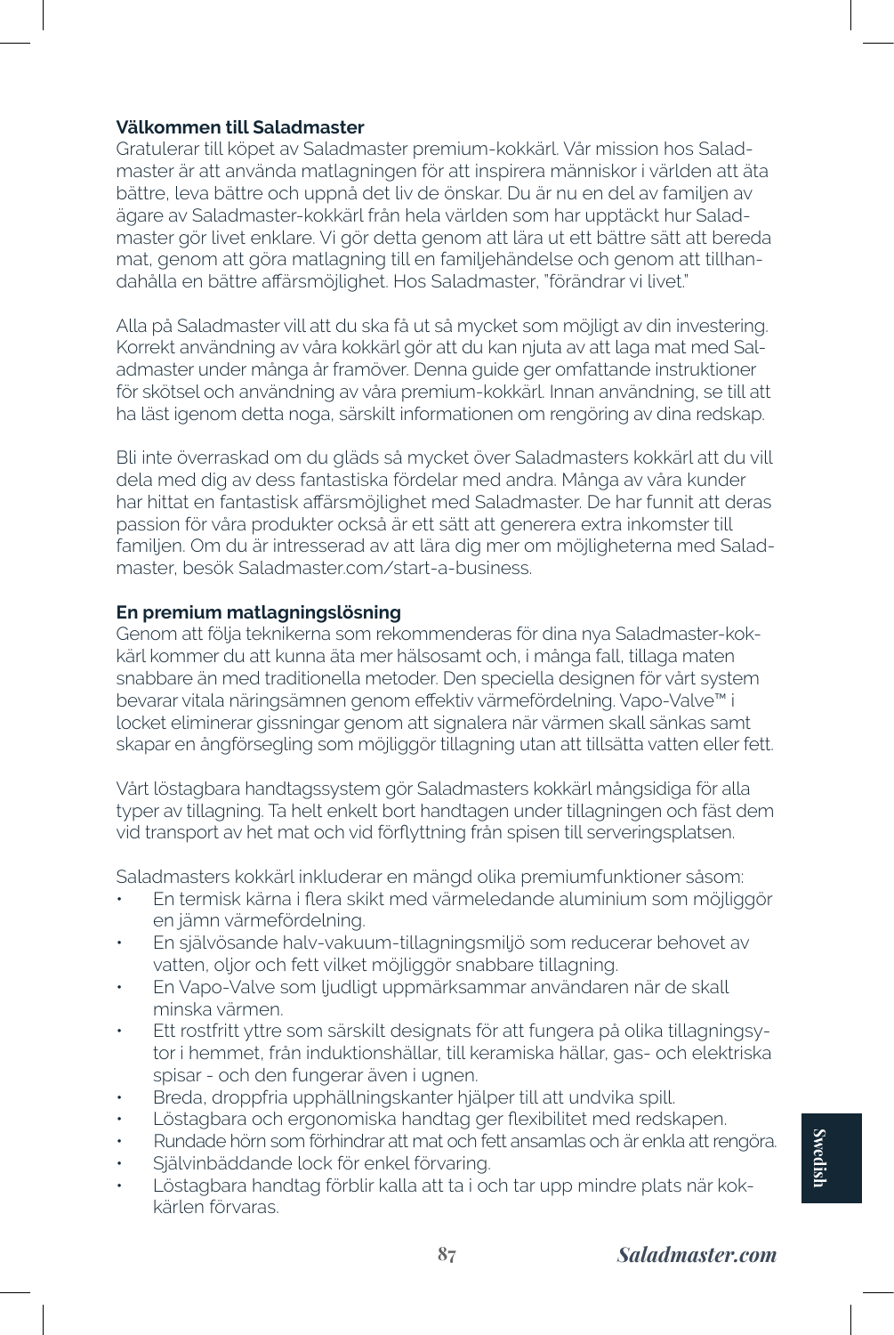**Välkommen till Saladmaster**

Gratulerar till köpet av Saladmaster premium-kokkärl. Vår mission hos Saladmaster är att använda matlagningen för att inspirera människor i världen att äta bättre, leva bättre och uppnå det liv de önskar. Du är nu en del av familjen av ägare av Saladmaster-kokkärl från hela världen som har upptäckt hur Saladmaster gör livet enklare. Vi gör detta genom att lära ut ett bättre sätt att bereda mat, genom att göra matlagning till en familjehändelse och genom att tillhandahålla en bättre affärsmöjlighet. Hos Saladmaster, "förändrar vi livet."

Alla på Saladmaster vill att du ska få ut så mycket som möjligt av din investering. Korrekt användning av våra kokkärl gör att du kan njuta av att laga mat med Saladmaster under många år framöver. Denna guide ger omfattande instruktioner för skötsel och användning av våra premium-kokkärl. Innan användning, se till att ha läst igenom detta noga, särskilt informationen om rengöring av dina redskap.

Bli inte överraskad om du gläds så mycket över Saladmasters kokkärl att du vill dela med dig av dess fantastiska fördelar med andra. Många av våra kunder har hittat en fantastisk affärsmöjlighet med Saladmaster. De har funnit att deras passion för våra produkter också är ett sätt att generera extra inkomster till familjen. Om du är intresserad av att lära dig mer om möjligheterna med Saladmaster, besök Saladmaster.com/start-a-business.

**En premium matlagningslösning**

Genom att följa teknikerna som rekommenderas för dina nya Saladmaster-kokkärl kommer du att kunna äta mer hälsosamt och, i många fall, tillaga maten snabbare än med traditionella metoder. Den speciella designen för vårt system bevarar vitala näringsämnen genom effektiv värmefördelning. Vapo-Valve™ i locket eliminerar gissningar genom att signalera när värmen skall sänkas samt skapar en ångförsegling som möjliggör tillagning utan att tillsätta vatten eller fett.

Vårt löstagbara handtagssystem gör Saladmasters kokkärl mångsidiga för alla typer av tillagning. Ta helt enkelt bort handtagen under tillagningen och fäst dem vid transport av het mat och vid förflyttning från spisen till serveringsplatsen.

Saladmasters kokkärl inkluderar en mängd olika premiumfunktioner såsom:

- En termisk kärna i flera skikt med värmeledande aluminium som möjliggör en jämn värmefördelning.
- En självösande halv-vakuum-tillagningsmiljö som reducerar behovet av vatten, oljor och fett vilket möjliggör snabbare tillagning.
- En Vapo-Valve som ljudligt uppmärksammar användaren när de skall minska värmen.
- Ett rostfritt yttre som särskilt designats för att fungera på olika tillagningsytor i hemmet, från induktionshällar, till keramiska hällar, gas- och elektriska spisar - och den fungerar även i ugnen.
- Breda, droppfria upphällningskanter hjälper till att undvika spill.
- Löstagbara och ergonomiska handtag ger flexibilitet med redskapen.
- Rundade hörn som förhindrar att mat och fett ansamlas och är enkla att rengöra.
- Självinbäddande lock för enkel förvaring.
- Löstagbara handtag förblir kalla att ta i och tar upp mindre plats när kokkärlen förvaras.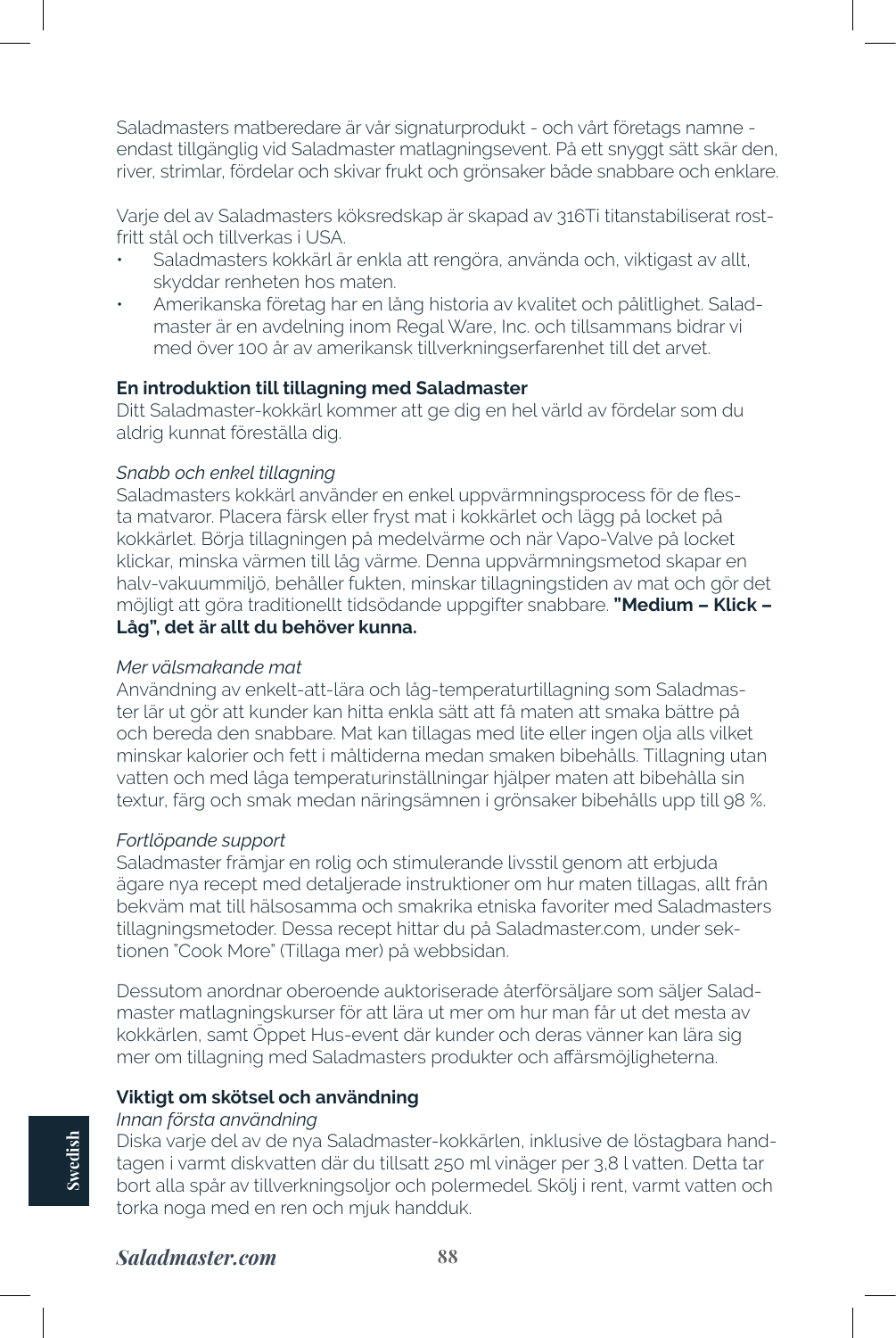Saladmasters matberedare är vår signaturprodukt - och vårt företags namne - endast tillgänglig vid Saladmaster matlagningsevent. På ett snyggt sätt skär den, river, strimlar, fördelar och skivar frukt och grönsaker både snabbare och enklare.

Varje del av Saladmasters köksredskap är skapad av 316Ti titanstabiliserat rostfritt stål och tillverkas i USA.

- Saladmasters kokkärl är enkla att rengöra, använda och, viktigast av allt, skyddar renheten hos maten.
- Amerikanska företag har en lång historia av kvalitet och pålitlighet. Saladmaster är en avdelning inom Regal Ware, Inc. och tillsammans bidrar vi med över 100 år av amerikansk tillverkningserfarenhet till det arvet.

**En introduktion till tillagning med Saladmaster**

Ditt Saladmaster-kokkärl kommer att ge dig en hel värld av fördelar som du aldrig kunnat föreställa dig.

*Snabb och enkel tillagning*

Saladmasters kokkärl använder en enkel uppvärmningsprocess för de flesta matvaror. Placera färsk eller fryst mat i kokkärlet och lägg på locket på kokkärlet. Börja tillagningen på medelvärme och när Vapo-Valve på locket klickar, minska värmen till låg värme. Denna uppvärmningsmetod skapar en halv-vakuummiljö, behåller fukten, minskar tillagningstiden av mat och gör det möjligt att göra traditionellt tidsödande uppgifter snabbare. **"Medium – Klick – Låg", det är allt du behöver kunna.**

*Mer välsmakande mat*

Användning av enkelt-att-lära och låg-temperaturtillagning som Saladmaster lär ut gör att kunder kan hitta enkla sätt att få maten att smaka bättre på och bereda den snabbare. Mat kan tillagas med lite eller ingen olja alls vilket minskar kalorier och fett i måltiderna medan smaken bibehålls. Tillagning utan vatten och med låga temperaturinställningar hjälper maten att bibehålla sin textur, färg och smak medan näringsämnen i grönsaker bibehålls upp till 98 %.

*Fortlöpande support*

Saladmaster främjar en rolig och stimulerande livsstil genom att erbjuda ägare nya recept med detaljerade instruktioner om hur maten tillagas, allt från bekväm mat till hälsosamma och smakrika etniska favoriter med Saladmasters tillagningsmetoder. Dessa recept hittar du på Saladmaster.com, under sektionen "Cook More" (Tillaga mer) på webbsidan.

Dessutom anordnar oberoende auktoriserade återförsäljare som säljer Saladmaster matlagningskurser för att lära ut mer om hur man får ut det mesta av kokkärlen, samt Öppet Hus-event där kunder och deras vänner kan lära sig mer om tillagning med Saladmasters produkter och affärsmöjligheterna.

**Viktigt om skötsel och användning**

*Innan första användning*

Diska varje del av de nya Saladmaster-kokkärlen, inklusive de löstagbara handtagen i varmt diskvatten där du tillsatt 250 ml vinäger per 3,8 l vatten. Detta tar bort alla spår av tillverkningsoljor och polermedel. Skölj i rent, varmt vatten och torka noga med en ren och mjuk handduk.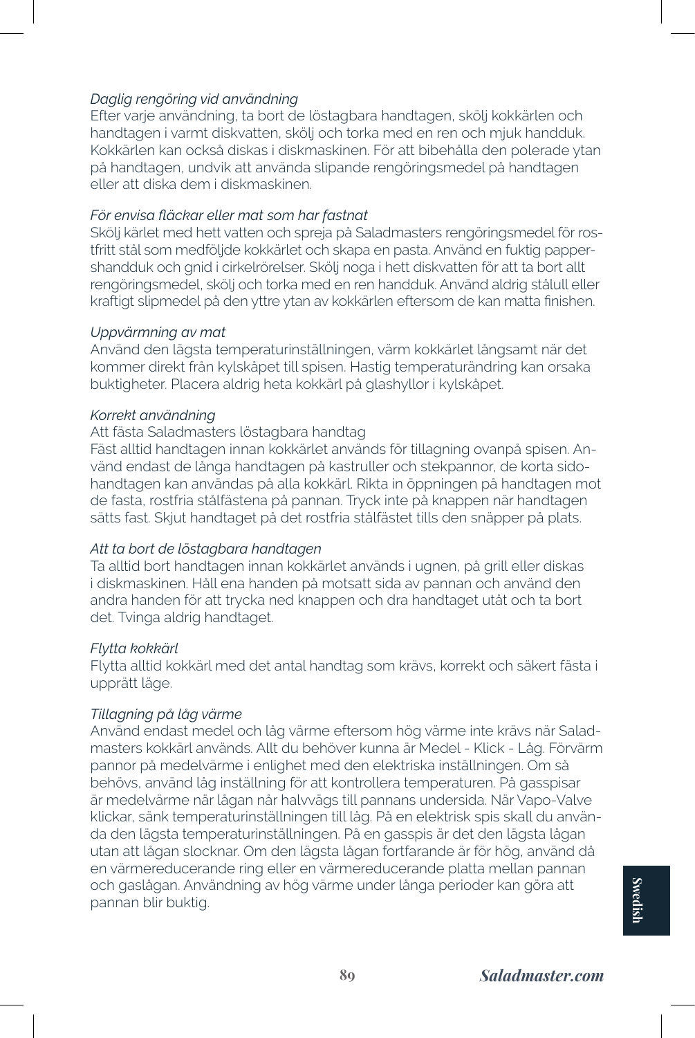*Daglig rengöring vid användning*

Efter varje användning, ta bort de löstagbara handtagen, skölj kokkärlen och handtagen i varmt diskvatten, skölj och torka med en ren och mjuk handduk. Kokkärlen kan också diskas i diskmaskinen. För att bibehålla den polerade ytan på handtagen, undvik att använda slipande rengöringsmedel på handtagen eller att diska dem i diskmaskinen.

*För envisa fläckar eller mat som har fastnat*

Skölj kärlet med hett vatten och spreja på Saladmasters rengöringsmedel för rostfritt stål som medföljde kokkärlet och skapa en pasta. Använd en fuktig pappershandduk och gnid i cirkelrörelser. Skölj noga i hett diskvatten för att ta bort allt rengöringsmedel, skölj och torka med en ren handduk. Använd aldrig stålull eller kraftigt slipmedel på den yttre ytan av kokkärlen eftersom de kan matta finishen.

*Uppvärmning av mat*

Använd den lägsta temperaturinställningen, värm kokkärlet långsamt när det kommer direkt från kylskåpet till spisen. Hastig temperaturändring kan orsaka buktigheter. Placera aldrig heta kokkärl på glashyllor i kylskåpet.

*Korrekt användning*

Att fästa Saladmasters löstagbara handtag

Fäst alltid handtagen innan kokkärlet används för tillagning ovanpå spisen. Använd endast de långa handtagen på kastruller och stekpannor, de korta sidohandtagen kan användas på alla kokkärl. Rikta in öppningen på handtagen mot de fasta, rostfria stålfästena på pannan. Tryck inte på knappen när handtagen sätts fast. Skjut handtaget på det rostfria stålfästet tills den snäpper på plats.

*Att ta bort de löstagbara handtagen*

Ta alltid bort handtagen innan kokkärlet används i ugnen, på grill eller diskas i diskmaskinen. Håll ena handen på motsatt sida av pannan och använd den andra handen för att trycka ned knappen och dra handtaget utåt och ta bort det. Tvinga aldrig handtaget.

*Flytta kokkärl*

Flytta alltid kokkärl med det antal handtag som krävs, korrekt och säkert fästa i upprätt läge.

*Tillagning på låg värme*

Använd endast medel och låg värme eftersom hög värme inte krävs när Saladmasters kokkärl används. Allt du behöver kunna är Medel - Klick - Låg. Förvärm pannor på medelvärme i enlighet med den elektriska inställningen. Om så behövs, använd låg inställning för att kontrollera temperaturen. På gasspisar är medelvärme när lågan når halvvägs till pannans undersida. När Vapo-Valve klickar, sänk temperaturinställningen till låg. På en elektrisk spis skall du använda den lägsta temperaturinställningen. På en gasspis är det den lägsta lågan utan att lågan slocknar. Om den lägsta lågan fortfarande är för hög, använd då en värmereducerande ring eller en värmereducerande platta mellan pannan och gaslågan. Användning av hög värme under långa perioder kan göra att pannan blir buktig.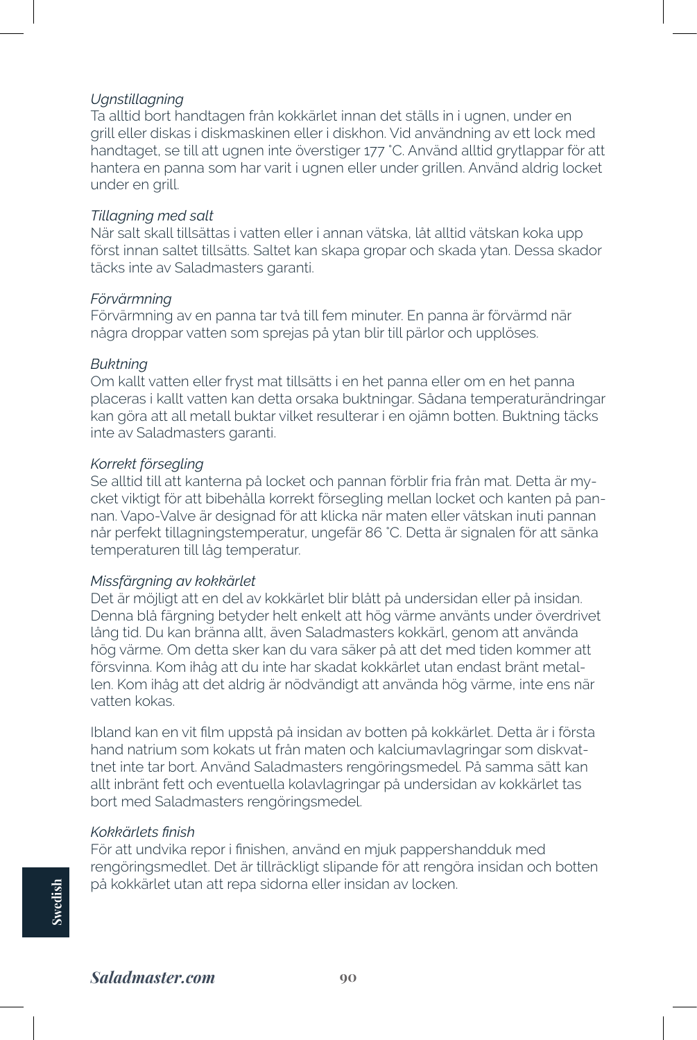*Ugnstillagning*
Ta alltid bort handtagen från kokkärlet innan det ställs in i ugnen, under en grill eller diskas i diskmaskinen eller i diskhon. Vid användning av ett lock med handtaget, se till att ugnen inte överstiger 177 °C. Använd alltid grytlappar för att hantera en panna som har varit i ugnen eller under grillen. Använd aldrig locket under en grill.

*Tillagning med salt*
När salt skall tillsättas i vatten eller i annan vätska, låt alltid vätskan koka upp först innan saltet tillsätts. Saltet kan skapa gropar och skada ytan. Dessa skador täcks inte av Saladmasters garanti.

*Förvärmning*
Förvärmning av en panna tar två till fem minuter. En panna är förvärmd när några droppar vatten som sprejas på ytan blir till pärlor och upplöses.

*Buktning*
Om kallt vatten eller fryst mat tillsätts i en het panna eller om en het panna placeras i kallt vatten kan detta orsaka buktningar. Sådana temperaturändringar kan göra att all metall buktar vilket resulterar i en ojämn botten. Buktning täcks inte av Saladmasters garanti.

*Korrekt försegling*
Se alltid till att kanterna på locket och pannan förblir fria från mat. Detta är mycket viktigt för att bibehålla korrekt försegling mellan locket och kanten på pannan. Vapo-Valve är designad för att klicka när maten eller vätskan inuti pannan når perfekt tillagningstemperatur, ungefär 86 °C. Detta är signalen för att sänka temperaturen till låg temperatur.

*Missfärgning av kokkärlet*
Det är möjligt att en del av kokkärlet blir blått på undersidan eller på insidan. Denna blå färgning betyder helt enkelt att hög värme använts under överdrivet lång tid. Du kan bränna allt, även Saladmasters kokkärl, genom att använda hög värme. Om detta sker kan du vara säker på att det med tiden kommer att försvinna. Kom ihåg att du inte har skadat kokkärlet utan endast bränt metallen. Kom ihåg att det aldrig är nödvändigt att använda hög värme, inte ens när vatten kokas.

Ibland kan en vit film uppstå på insidan av botten på kokkärlet. Detta är i första hand natrium som kokats ut från maten och kalciumavlagringar som diskvattnet inte tar bort. Använd Saladmasters rengöringsmedel. På samma sätt kan allt inbränt fett och eventuella kolavlagringar på undersidan av kokkärlet tas bort med Saladmasters rengöringsmedel.

*Kokkärlets finish*
För att undvika repor i finishen, använd en mjuk pappershandduk med rengöringsmedlet. Det är tillräckligt slipande för att rengöra insidan och botten på kokkärlet utan att repa sidorna eller insidan av locken.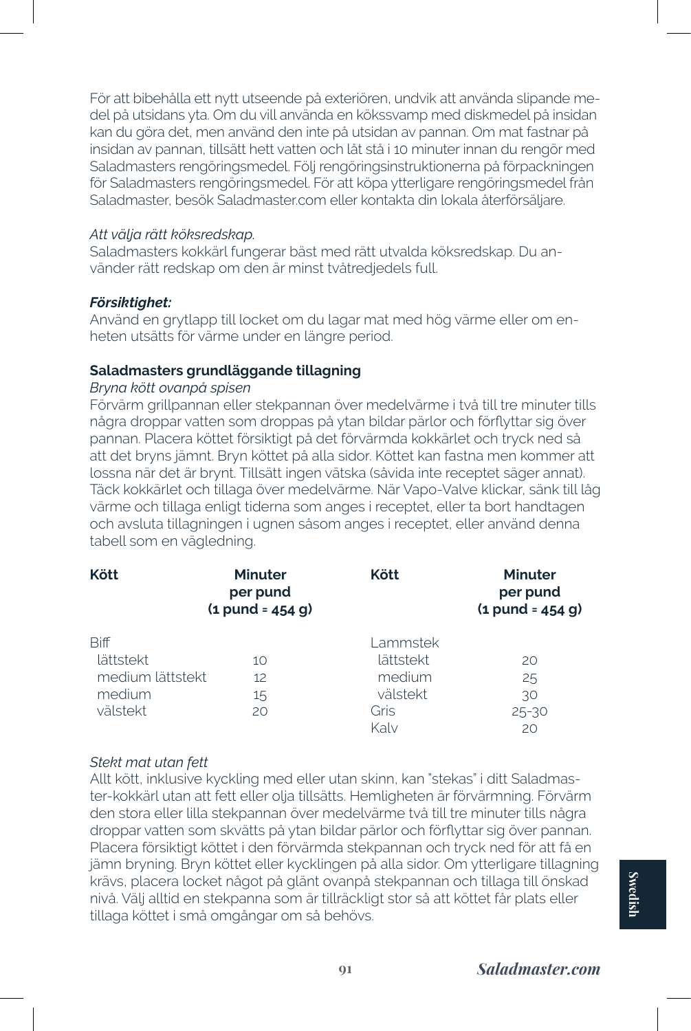För att bibehålla ett nytt utseende på exteriören, undvik att använda slipande medel på utsidans yta. Om du vill använda en kökssvamp med diskmedel på insidan kan du göra det, men använd den inte på utsidan av pannan. Om mat fastnar på insidan av pannan, tillsätt hett vatten och låt stå i 10 minuter innan du rengör med Saladmasters rengöringsmedel. Följ rengöringsinstruktionerna på förpackningen för Saladmasters rengöringsmedel. För att köpa ytterligare rengöringsmedel från Saladmaster, besök Saladmaster.com eller kontakta din lokala återförsäljare.

*Att välja rätt köksredskap.*
Saladmasters kokkärl fungerar bäst med rätt utvalda köksredskap. Du använder rätt redskap om den är minst tvåtredjedels full.

***Försiktighet:***
Använd en grytlapp till locket om du lagar mat med hög värme eller om enheten utsätts för värme under en längre period.

**Saladmasters grundläggande tillagning**

*Bryna kött ovanpå spisen*
Förvärm grillpannan eller stekpannan över medelvärme i två till tre minuter tills några droppar vatten som droppas på ytan bildar pärlor och förflyttar sig över pannan. Placera köttet försiktigt på det förvärmda kokkärlet och tryck ned så att det bryns jämnt. Bryn köttet på alla sidor. Köttet kan fastna men kommer att lossna när det är brynt. Tillsätt ingen vätska (såvida inte receptet säger annat). Täck kokkärlet och tillaga över medelvärme. När Vapo-Valve klickar, sänk till låg värme och tillaga enligt tiderna som anges i receptet, eller ta bort handtagen och avsluta tillagningen i ugnen såsom anges i receptet, eller använd denna tabell som en vägledning.

| Kött | Minuter per pund (1 pund = 454 g) | Kött | Minuter per pund (1 pund = 454 g) |
|---|---|---|---|
| Biff | | Lammstek | |
| lättstekt | 10 | lättstekt | 20 |
| medium lättstekt | 12 | medium | 25 |
| medium | 15 | välstekt | 30 |
| välstekt | 20 | Gris | 25-30 |
| | | Kalv | 20 |

*Stekt mat utan fett*
Allt kött, inklusive kyckling med eller utan skinn, kan "stekas" i ditt Saladmaster-kokkärl utan att fett eller olja tillsätts. Hemligheten är förvärmning. Förvärm den stora eller lilla stekpannan över medelvärme två till tre minuter tills några droppar vatten som skvätts på ytan bildar pärlor och förflyttar sig över pannan. Placera försiktigt köttet i den förvärmda stekpannan och tryck ned för att få en jämn bryning. Bryn köttet eller kycklingen på alla sidor. Om ytterligare tillagning krävs, placera locket något på glänt ovanpå stekpannan och tillaga till önskad nivå. Välj alltid en stekpanna som är tillräckligt stor så att köttet får plats eller tillaga köttet i små omgångar om så behövs.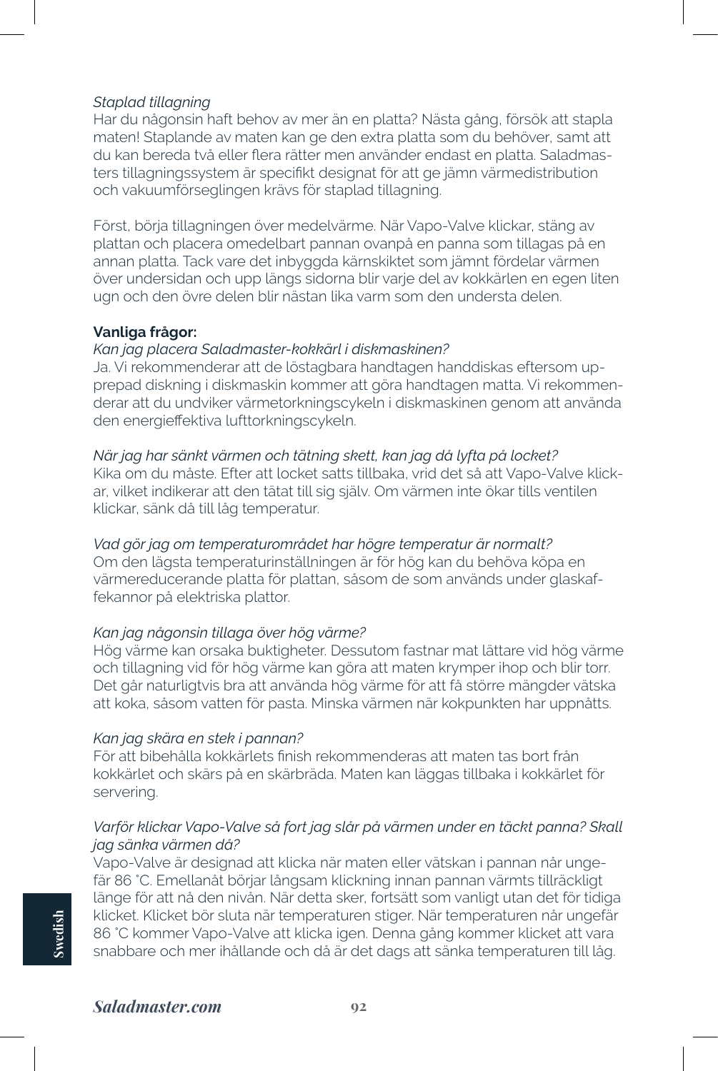*Staplad tillagning*

Har du någonsin haft behov av mer än en platta? Nästa gång, försök att stapla maten! Staplande av maten kan ge den extra platta som du behöver, samt att du kan bereda två eller flera rätter men använder endast en platta. Saladmasters tillagningssystem är specifikt designat för att ge jämn värmedistribution och vakuumförseglingen krävs för staplad tillagning.

Först, börja tillagningen över medelvärme. När Vapo-Valve klickar, stäng av plattan och placera omedelbart pannan ovanpå en panna som tillagas på en annan platta. Tack vare det inbyggda kärnskiktet som jämnt fördelar värmen över undersidan och upp längs sidorna blir varje del av kokkärlen en egen liten ugn och den övre delen blir nästan lika varm som den understa delen.

**Vanliga frågor:**

*Kan jag placera Saladmaster-kokkärl i diskmaskinen?*

Ja. Vi rekommenderar att de löstagbara handtagen handdiskas eftersom upprepad diskning i diskmaskin kommer att göra handtagen matta. Vi rekommenderar att du undviker värmetorkningscykeln i diskmaskinen genom att använda den energieffektiva lufttorkningscykeln.

*När jag har sänkt värmen och tätning skett, kan jag då lyfta på locket?*

Kika om du måste. Efter att locket satts tillbaka, vrid det så att Vapo-Valve klickar, vilket indikerar att den tätat till sig själv. Om värmen inte ökar tills ventilen klickar, sänk då till låg temperatur.

*Vad gör jag om temperaturområdet har högre temperatur är normalt?*

Om den lägsta temperaturinställningen är för hög kan du behöva köpa en värmereducerande platta för plattan, såsom de som används under glaskaffekannor på elektriska plattor.

*Kan jag någonsin tillaga över hög värme?*

Hög värme kan orsaka buktigheter. Dessutom fastnar mat lättare vid hög värme och tillagning vid för hög värme kan göra att maten krymper ihop och blir torr. Det går naturligtvis bra att använda hög värme för att få större mängder vätska att koka, såsom vatten för pasta. Minska värmen när kokpunkten har uppnåtts.

*Kan jag skära en stek i pannan?*

För att bibehålla kokkärlets finish rekommenderas att maten tas bort från kokkärlet och skärs på en skärbräda. Maten kan läggas tillbaka i kokkärlet för servering.

*Varför klickar Vapo-Valve så fort jag slår på värmen under en täckt panna? Skall jag sänka värmen då?*

Vapo-Valve är designad att klicka när maten eller vätskan i pannan når ungefär 86 ˚C. Emellanåt börjar långsam klickning innan pannan värmts tillräckligt länge för att nå den nivån. När detta sker, fortsätt som vanligt utan det för tidiga klicket. Klicket bör sluta när temperaturen stiger. När temperaturen når ungefär 86 ˚C kommer Vapo-Valve att klicka igen. Denna gång kommer klicket att vara snabbare och mer ihållande och då är det dags att sänka temperaturen till låg.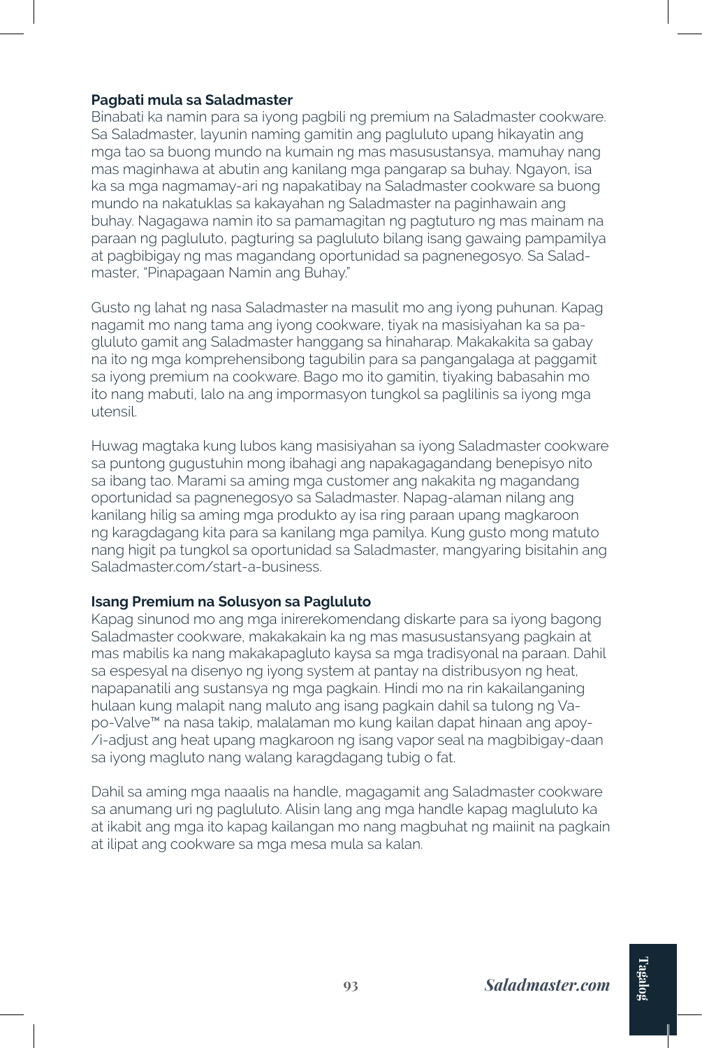## Pagbati mula sa Saladmaster

Binabati ka namin para sa iyong pagbili ng premium na Saladmaster cookware. Sa Saladmaster, layunin naming gamitin ang pagluluto upang hikayatin ang mga tao sa buong mundo na kumain ng mas masusustansya, mamuhay nang mas maginhawa at abutin ang kanilang mga pangarap sa buhay. Ngayon, isa ka sa mga nagmamay-ari ng napakatibay na Saladmaster cookware sa buong mundo na nakatuklas sa kakayahan ng Saladmaster na paginhawain ang buhay. Nagagawa namin ito sa pamamagitan ng pagtuturo ng mas mainam na paraan ng pagluluto, pagturing sa pagluluto bilang isang gawaing pampamilya at pagbibigay ng mas magandang oportunidad sa pagnenegosyo. Sa Saladmaster, "Pinapagaan Namin ang Buhay."

Gusto ng lahat ng nasa Saladmaster na masulit mo ang iyong puhunan. Kapag nagamit mo nang tama ang iyong cookware, tiyak na masisiyahan ka sa pagluluto gamit ang Saladmaster hanggang sa hinaharap. Makakakita sa gabay na ito ng mga komprehensibong tagubilin para sa pangangalaga at paggamit sa iyong premium na cookware. Bago mo ito gamitin, tiyaking babasahin mo ito nang mabuti, lalo na ang impormasyon tungkol sa paglilinis sa iyong mga utensil.

Huwag magtaka kung lubos kang masisiyahan sa iyong Saladmaster cookware sa puntong gugustuhin mong ibahagi ang napakagagandang benepisyo nito sa ibang tao. Marami sa aming mga customer ang nakakita ng magandang oportunidad sa pagnenegosyo sa Saladmaster. Napag-alaman nilang ang kanilang hilig sa aming mga produkto ay isa ring paraan upang magkaroon ng karagdagang kita para sa kanilang mga pamilya. Kung gusto mong matuto nang higit pa tungkol sa oportunidad sa Saladmaster, mangyaring bisitahin ang Saladmaster.com/start-a-business.

## Isang Premium na Solusyon sa Pagluluto

Kapag sinunod mo ang mga inirerekomendang diskarte para sa iyong bagong Saladmaster cookware, makakakain ka ng mas masusustansyang pagkain at mas mabilis ka nang makakapagluto kaysa sa mga tradisyonal na paraan. Dahil sa espesyal na disenyo ng iyong system at pantay na distribusyon ng heat, napapanatili ang sustansya ng mga pagkain. Hindi mo na rin kakailanganing hulaan kung malapit nang maluto ang isang pagkain dahil sa tulong ng Vapo-Valve™ na nasa takip, malalaman mo kung kailan dapat hinaan ang apoy/i-adjust ang heat upang magkaroon ng isang vapor seal na magbibigay-daan sa iyong magluto nang walang karagdagang tubig o fat.

Dahil sa aming mga naaalis na handle, magagamit ang Saladmaster cookware sa anumang uri ng pagluluto. Alisin lang ang mga handle kapag magluluto ka at ikabit ang mga ito kapag kailangan mo nang magbuhat ng maiinit na pagkain at ilipat ang cookware sa mga mesa mula sa kalan.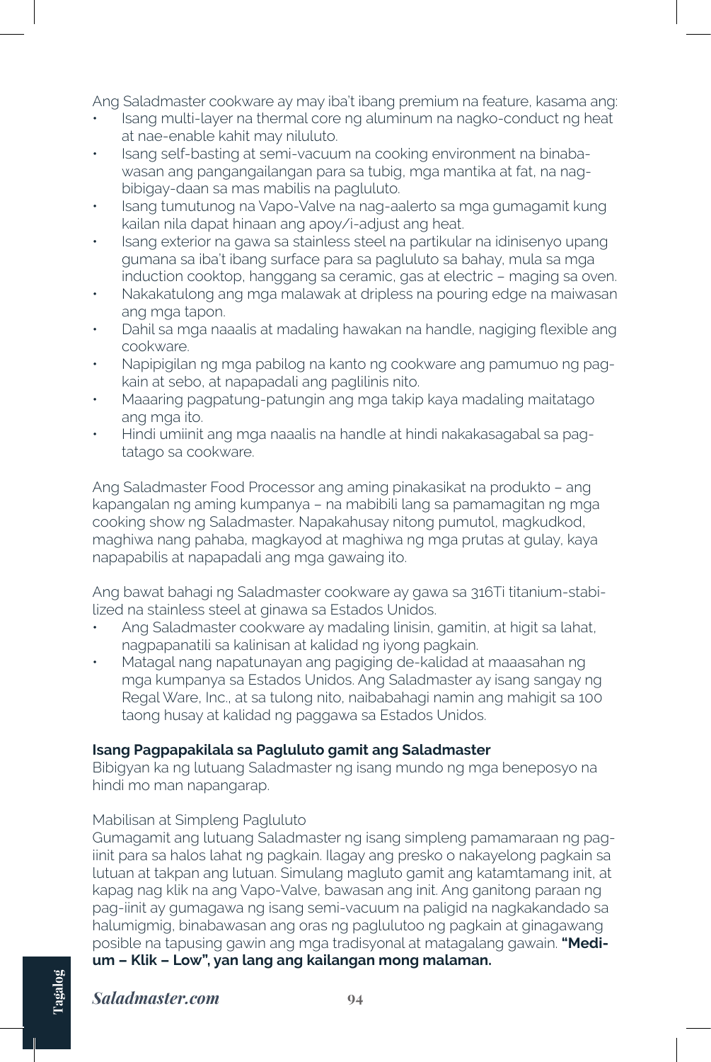Ang Saladmaster cookware ay may iba't ibang premium na feature, kasama ang:

- Isang multi-layer na thermal core ng aluminum na nagko-conduct ng heat at nae-enable kahit may niluluto.
- Isang self-basting at semi-vacuum na cooking environment na binabawasan ang pangangailangan para sa tubig, mga mantika at fat, na nagbibigay-daan sa mas mabilis na pagluluto.
- Isang tumutunog na Vapo-Valve na nag-aalerto sa mga gumagamit kung kailan nila dapat hinaan ang apoy/i-adjust ang heat.
- Isang exterior na gawa sa stainless steel na partikular na idinisenyo upang gumana sa iba't ibang surface para sa pagluluto sa bahay, mula sa mga induction cooktop, hanggang sa ceramic, gas at electric – maging sa oven.
- Nakakatulong ang mga malawak at dripless na pouring edge na maiwasan ang mga tapon.
- Dahil sa mga naaalis at madaling hawakan na handle, nagiging flexible ang cookware.
- Napipigilan ng mga pabilog na kanto ng cookware ang pamumuo ng pagkain at sebo, at napapadali ang paglilinis nito.
- Maaaring pagpatung-patungin ang mga takip kaya madaling maitatago ang mga ito.
- Hindi umiinit ang mga naaalis na handle at hindi nakakasagabal sa pagtatago sa cookware.

Ang Saladmaster Food Processor ang aming pinakasikat na produkto – ang kapangalan ng aming kumpanya – na mabibili lang sa pamamagitan ng mga cooking show ng Saladmaster. Napakahusay nitong pumutol, magkudkod, maghiwa nang pahaba, magkayod at maghiwa ng mga prutas at gulay, kaya napapabilis at napapadali ang mga gawaing ito.

Ang bawat bahagi ng Saladmaster cookware ay gawa sa 316Ti titanium-stabilized na stainless steel at ginawa sa Estados Unidos.

- Ang Saladmaster cookware ay madaling linisin, gamitin, at higit sa lahat, nagpapanatili sa kalinisan at kalidad ng iyong pagkain.
- Matagal nang napatunayan ang pagiging de-kalidad at maaasahan ng mga kumpanya sa Estados Unidos. Ang Saladmaster ay isang sangay ng Regal Ware, Inc., at sa tulong nito, naibabahagi namin ang mahigit sa 100 taong husay at kalidad ng paggawa sa Estados Unidos.

**Isang Pagpapakilala sa Pagluluto gamit ang Saladmaster**

Bibigyan ka ng lutuang Saladmaster ng isang mundo ng mga beneposyo na hindi mo man napangarap.

Mabilisan at Simpleng Pagluluto

Gumagamit ang lutuang Saladmaster ng isang simpleng pamamaraan ng pag-iinit para sa halos lahat ng pagkain. Ilagay ang presko o nakayelong pagkain sa lutuan at takpan ang lutuan. Simulang magluto gamit ang katamtamang init, at kapag nag klik na ang Vapo-Valve, bawasan ang init. Ang ganitong paraan ng pag-iinit ay gumagawa ng isang semi-vacuum na paligid na nagkakandado sa halumigmig, binabawasan ang oras ng paglulutoo ng pagkain at ginagawang posible na tapusing gawin ang mga tradisyonal at matagalang gawain. **"Medium – Klik – Low", yan lang ang kailangan mong malaman.**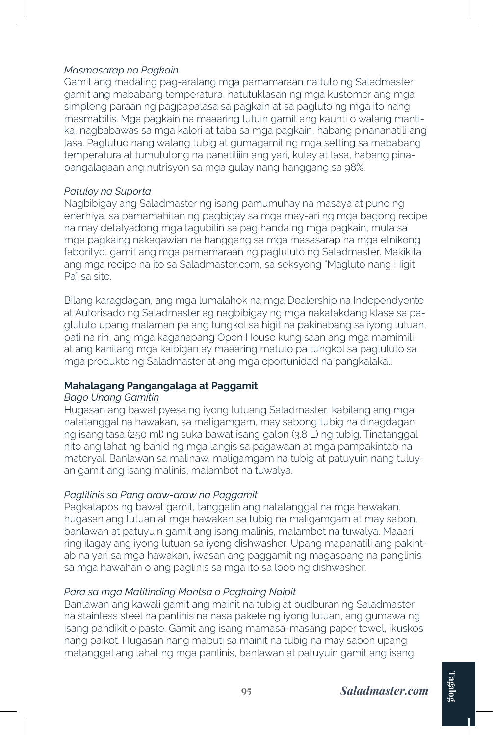*Masmasarap na Pagkain*

Gamit ang madaling pag-aralang mga pamamaraan na tuto ng Saladmaster gamit ang mababang temperatura, natutuklasan ng mga kustomer ang mga simpleng paraan ng pagpapalasa sa pagkain at sa pagluto ng mga ito nang masmabilis. Mga pagkain na maaaring lutuin gamit ang kaunti o walang mantika, nagbabawas sa mga kalori at taba sa mga pagkain, habang pinananatili ang lasa. Paglutuo nang walang tubig at gumagamit ng mga setting sa mababang temperatura at tumutulong na panatiliiin ang yari, kulay at lasa, habang pinapangalagaan ang nutrisyon sa mga gulay nang hanggang sa 98%.

*Patuloy na Suporta*

Nagbibigay ang Saladmaster ng isang pamumuhay na masaya at puno ng enerhiya, sa pamamahitan ng pagbigay sa mga may-ari ng mga bagong recipe na may detalyadong mga tagubilin sa pag handa ng mga pagkain, mula sa mga pagkaing nakagawian na hanggang sa mga masasarap na mga etnikong faborityo, gamit ang mga pamamaraan ng pagluluto ng Saladmaster. Makikita ang mga recipe na ito sa Saladmaster.com, sa seksyong "Magluto nang Higit Pa" sa site.

Bilang karagdagan, ang mga lumalahok na mga Dealership na Independyente at Autorisado ng Saladmaster ag nagbibigay ng mga nakatakdang klase sa pagluluto upang malaman pa ang tungkol sa higit na pakinabang sa iyong lutuan, pati na rin, ang mga kaganapang Open House kung saan ang mga mamimili at ang kanilang mga kaibigan ay maaaring matuto pa tungkol sa pagluluto sa mga produkto ng Saladmaster at ang mga oportunidad na pangkalakal.

**Mahalagang Pangangalaga at Paggamit**

*Bago Unang Gamitin*

Hugasan ang bawat pyesa ng iyong lutuang Saladmaster, kabilang ang mga natatanggal na hawakan, sa maligamgam, may sabong tubig na dinagdagan ng isang tasa (250 ml) ng suka bawat isang galon (3.8 L) ng tubig. Tinatanggal nito ang lahat ng bahid ng mga langis sa pagawaan at mga pampakintab na materyal. Banlawan sa malinaw, maligamgam na tubig at patuyuin nang tuluyan gamit ang isang malinis, malambot na tuwalya.

*Paglilinis sa Pang araw-araw na Paggamit*

Pagkatapos ng bawat gamit, tanggalin ang natatanggal na mga hawakan, hugasan ang lutuan at mga hawakan sa tubig na maligamgam at may sabon, banlawan at patuyuin gamit ang isang malinis, malambot na tuwalya. Maaari ring ilagay ang iyong lutuan sa iyong dishwasher. Upang mapanatili ang pakintab na yari sa mga hawakan, iwasan ang paggamit ng magaspang na panglinis sa mga hawahan o ang paglinis sa mga ito sa loob ng dishwasher.

*Para sa mga Matitinding Mantsa o Pagkaing Naipit*

Banlawan ang kawali gamit ang mainit na tubig at budburan ng Saladmaster na stainless steel na panlinis na nasa pakete ng iyong lutuan, ang gumawa ng isang pandikit o paste. Gamit ang isang mamasa-masang paper towel, ikuskos nang paikot. Hugasan nang mabuti sa mainit na tubig na may sabon upang matanggal ang lahat ng mga panlinis, banlawan at patuyuin gamit ang isang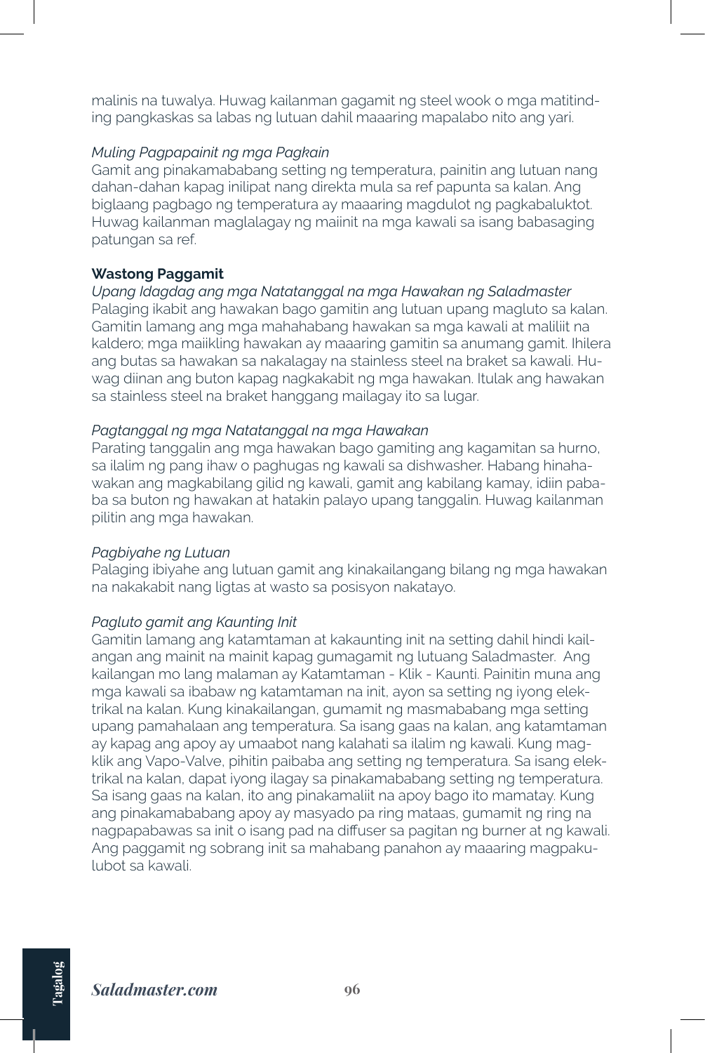malinis na tuwalya. Huwag kailanman gagamit ng steel wook o mga matitinding pangkaskas sa labas ng lutuan dahil maaaring mapalabo nito ang yari.

*Muling Pagpapainit ng mga Pagkain*

Gamit ang pinakamababang setting ng temperatura, painitin ang lutuan nang dahan-dahan kapag inilipat nang direkta mula sa ref papunta sa kalan. Ang biglaang pagbago ng temperatura ay maaaring magdulot ng pagkabaluktot. Huwag kailanman maglalagay ng maiinit na mga kawali sa isang babasaging patungan sa ref.

**Wastong Paggamit**

*Upang Idagdag ang mga Natatanggal na mga Hawakan ng Saladmaster*

Palaging ikabit ang hawakan bago gamitin ang lutuan upang magluto sa kalan. Gamitin lamang ang mga mahahabang hawakan sa mga kawali at maliliit na kaldero; mga maiikling hawakan ay maaaring gamitin sa anumang gamit. Ihilera ang butas sa hawakan sa nakalagay na stainless steel na braket sa kawali. Huwag diinan ang buton kapag nagkakabit ng mga hawakan. Itulak ang hawakan sa stainless steel na braket hanggang mailagay ito sa lugar.

*Pagtanggal ng mga Natatanggal na mga Hawakan*

Parating tanggalin ang mga hawakan bago gamiting ang kagamitan sa hurno, sa ilalim ng pang ihaw o paghugas ng kawali sa dishwasher. Habang hinahawakan ang magkabilang gilid ng kawali, gamit ang kabilang kamay, idiin pababa sa buton ng hawakan at hatakin palayo upang tanggalin. Huwag kailanman pilitin ang mga hawakan.

*Pagbiyahe ng Lutuan*

Palaging ibiyahe ang lutuan gamit ang kinakailangang bilang ng mga hawakan na nakakabit nang ligtas at wasto sa posisyon nakatayo.

*Pagluto gamit ang Kaunting Init*

Gamitin lamang ang katamtaman at kakaunting init na setting dahil hindi kailangan ang mainit na mainit kapag gumagamit ng lutuang Saladmaster. Ang kailangan mo lang malaman ay Katamtaman - Klik - Kaunti. Painitin muna ang mga kawali sa ibabaw ng katamtaman na init, ayon sa setting ng iyong elektrikal na kalan. Kung kinakailangan, gumamit ng masmababang mga setting upang pamahalaan ang temperatura. Sa isang gaas na kalan, ang katamtaman ay kapag ang apoy ay umaabot nang kalahati sa ilalim ng kawali. Kung magklik ang Vapo-Valve, pihitin paibaba ang setting ng temperatura. Sa isang elektrikal na kalan, dapat iyong ilagay sa pinakamababang setting ng temperatura. Sa isang gaas na kalan, ito ang pinakamaliit na apoy bago ito mamatay. Kung ang pinakamababang apoy ay masyado pa ring mataas, gumamit ng ring na nagpapabawas sa init o isang pad na diffuser sa pagitan ng burner at ng kawali. Ang paggamit ng sobrang init sa mahabang panahon ay maaaring magpakulubot sa kawali.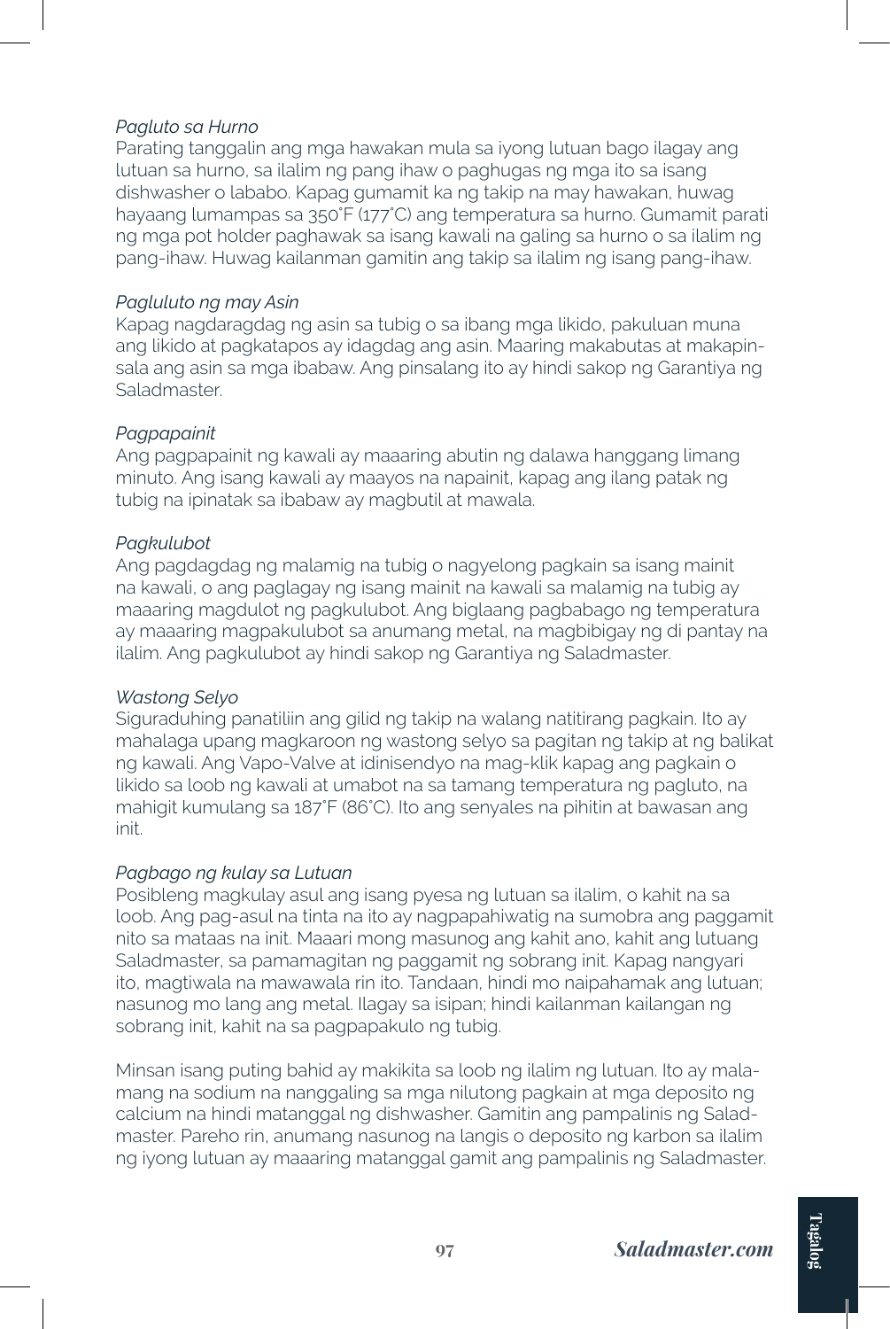*Pagluto sa Hurno*

Parating tanggalin ang mga hawakan mula sa iyong lutuan bago ilagay ang lutuan sa hurno, sa ilalim ng pang ihaw o paghugas ng mga ito sa isang dishwasher o lababo. Kapag gumamit ka ng takip na may hawakan, huwag hayaang lumampas sa 350˚F (177˚C) ang temperatura sa hurno. Gumamit parati ng mga pot holder paghawak sa isang kawali na galing sa hurno o sa ilalim ng pang-ihaw. Huwag kailanman gamitin ang takip sa ilalim ng isang pang-ihaw.

*Pagluluto ng may Asin*

Kapag nagdaragdag ng asin sa tubig o sa ibang mga likido, pakuluan muna ang likido at pagkatapos ay idagdag ang asin. Maaring makabutas at makapinsala ang asin sa mga ibabaw. Ang pinsalang ito ay hindi sakop ng Garantiya ng Saladmaster.

*Pagpapainit*

Ang pagpapainit ng kawali ay maaaring abutin ng dalawa hanggang limang minuto. Ang isang kawali ay maayos na napainit, kapag ang ilang patak ng tubig na ipinatak sa ibabaw ay magbutil at mawala.

*Pagkulubot*

Ang pagdagdag ng malamig na tubig o nagyelong pagkain sa isang mainit na kawali, o ang paglagay ng isang mainit na kawali sa malamig na tubig ay maaaring magdulot ng pagkulubot. Ang biglaang pagbabago ng temperatura ay maaaring magpakulubot sa anumang metal, na magbibigay ng di pantay na ilalim. Ang pagkulubot ay hindi sakop ng Garantiya ng Saladmaster.

*Wastong Selyo*

Siguraduhing panatiliin ang gilid ng takip na walang natitirang pagkain. Ito ay mahalaga upang magkaroon ng wastong selyo sa pagitan ng takip at ng balikat ng kawali. Ang Vapo-Valve at idinisendyo na mag-klik kapag ang pagkain o likido sa loob ng kawali at umabot na sa tamang temperatura ng pagluto, na mahigit kumulang sa 187˚F (86˚C). Ito ang senyales na pihitin at bawasan ang init.

*Pagbago ng kulay sa Lutuan*

Posibleng magkulay asul ang isang pyesa ng lutuan sa ilalim, o kahit na sa loob. Ang pag-asul na tinta na ito ay nagpapahiwatig na sumobra ang paggamit nito sa mataas na init. Maaari mong masunog ang kahit ano, kahit ang lutuang Saladmaster, sa pamamagitan ng paggamit ng sobrang init. Kapag nangyari ito, magtiwala na mawawala rin ito. Tandaan, hindi mo naipahamak ang lutuan; nasunog mo lang ang metal. Ilagay sa isipan; hindi kailanman kailangan ng sobrang init, kahit na sa pagpapakulo ng tubig.

Minsan isang puting bahid ay makikita sa loob ng ilalim ng lutuan. Ito ay malamang na sodium na nanggaling sa mga nilutong pagkain at mga deposito ng calcium na hindi matanggal ng dishwasher. Gamitin ang pampalinis ng Saladmaster. Pareho rin, anumang nasunog na langis o deposito ng karbon sa ilalim ng iyong lutuan ay maaaring matanggal gamit ang pampalinis ng Saladmaster.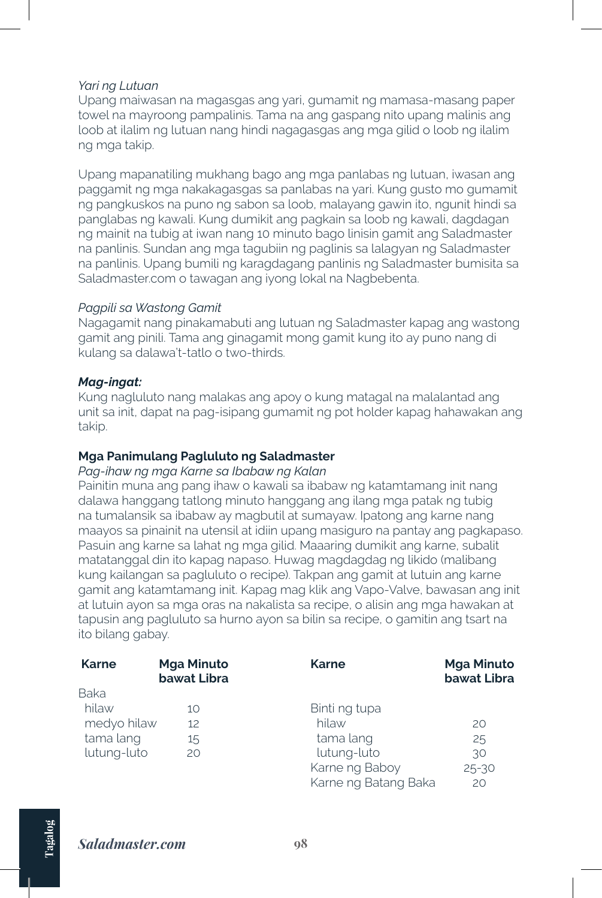*Yari ng Lutuan*

Upang maiwasan na magasgas ang yari, gumamit ng mamasa-masang paper towel na mayroong pampalinis. Tama na ang gaspang nito upang malinis ang loob at ilalim ng lutuan nang hindi nagagasgas ang mga gilid o loob ng ilalim ng mga takip.

Upang mapanatiling mukhang bago ang mga panlabas ng lutuan, iwasan ang paggamit ng mga nakakagasgas sa panlabas na yari. Kung gusto mo gumamit ng pangkuskos na puno ng sabon sa loob, malayang gawin ito, ngunit hindi sa panglabas ng kawali. Kung dumikit ang pagkain sa loob ng kawali, dagdagan ng mainit na tubig at iwan nang 10 minuto bago linisin gamit ang Saladmaster na panlinis. Sundan ang mga tagubiin ng paglinis sa lalagyan ng Saladmaster na panlinis. Upang bumili ng karagdagang panlinis ng Saladmaster bumisita sa Saladmaster.com o tawagan ang iyong lokal na Nagbebenta.

*Pagpili sa Wastong Gamit*

Nagagamit nang pinakamabuti ang lutuan ng Saladmaster kapag ang wastong gamit ang pinili. Tama ang ginagamit mong gamit kung ito ay puno nang di kulang sa dalawa't-tatlo o two-thirds.

***Mag-ingat:***

Kung nagluluto nang malakas ang apoy o kung matagal na malalantad ang unit sa init, dapat na pag-isipang gumamit ng pot holder kapag hahawakan ang takip.

**Mga Panimulang Pagluluto ng Saladmaster**

*Pag-ihaw ng mga Karne sa Ibabaw ng Kalan*

Painitin muna ang pang ihaw o kawali sa ibabaw ng katamtamang init nang dalawa hanggang tatlong minuto hanggang ang ilang mga patak ng tubig na tumalansik sa ibabaw ay magbutil at sumayaw. Ipatong ang karne nang maayos sa pinainit na utensil at idiin upang masiguro na pantay ang pagkapaso. Pasuin ang karne sa lahat ng mga gilid. Maaaring dumikit ang karne, subalit matatanggal din ito kapag napaso. Huwag magdagdag ng likido (malibang kung kailangan sa pagluluto o recipe). Takpan ang gamit at lutuin ang karne gamit ang katamtamang init. Kapag mag klik ang Vapo-Valve, bawasan ang init at lutuin ayon sa mga oras na nakalista sa recipe, o alisin ang mga hawakan at tapusin ang pagluluto sa hurno ayon sa bilin sa recipe, o gamitin ang tsart na ito bilang gabay.

| Karne | Mga Minuto bawat Libra | Karne | Mga Minuto bawat Libra |
|---|---|---|---|
| Baka | | | |
| hilaw | 10 | Binti ng tupa | |
| medyo hilaw | 12 | hilaw | 20 |
| tama lang | 15 | tama lang | 25 |
| lutung-luto | 20 | lutung-luto | 30 |
| | | Karne ng Baboy | 25-30 |
| | | Karne ng Batang Baka | 20 |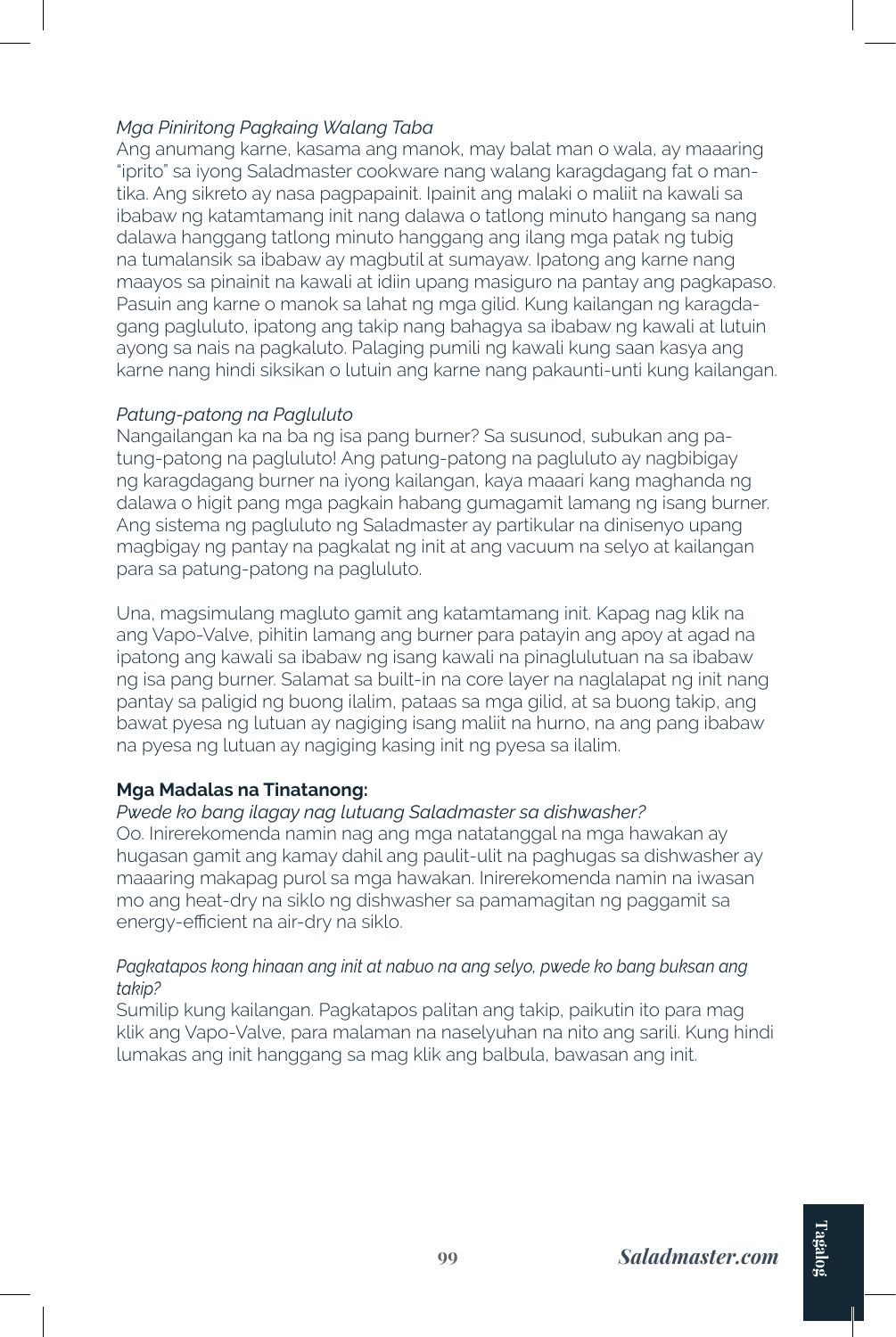*Mga Piniritong Pagkaing Walang Taba*
Ang anumang karne, kasama ang manok, may balat man o wala, ay maaaring "iprito" sa iyong Saladmaster cookware nang walang karagdagang fat o mantika. Ang sikreto ay nasa pagpapainit. Ipainit ang malaki o maliit na kawali sa ibabaw ng katamtamang init nang dalawa o tatlong minuto hangang sa nang dalawa hanggang tatlong minuto hanggang ang ilang mga patak ng tubig na tumalansik sa ibabaw ay magbutil at sumayaw. Ipatong ang karne nang maayos sa pinainit na kawali at idiin upang masiguro na pantay ang pagkapaso. Pasuin ang karne o manok sa lahat ng mga gilid. Kung kailangan ng karagdagang pagluluto, ipatong ang takip nang bahagya sa ibabaw ng kawali at lutuin ayong sa nais na pagkaluto. Palaging pumili ng kawali kung saan kasya ang karne nang hindi siksikan o lutuin ang karne nang pakaunti-unti kung kailangan.

*Patung-patong na Pagluluto*
Nangailangan ka na ba ng isa pang burner? Sa susunod, subukan ang patung-patong na pagluluto! Ang patung-patong na pagluluto ay nagbibigay ng karagdagang burner na iyong kailangan, kaya maaari kang maghanda ng dalawa o higit pang mga pagkain habang gumagamit lamang ng isang burner. Ang sistema ng pagluluto ng Saladmaster ay partikular na dinisenyo upang magbigay ng pantay na pagkalat ng init at ang vacuum na selyo at kailangan para sa patung-patong na pagluluto.

Una, magsimulang magluto gamit ang katamtamang init. Kapag nag klik na ang Vapo-Valve, pihitin lamang ang burner para patayin ang apoy at agad na ipatong ang kawali sa ibabaw ng isang kawali na pinaglulutuan na sa ibabaw ng isa pang burner. Salamat sa built-in na core layer na naglalapat ng init nang pantay sa paligid ng buong ilalim, pataas sa mga gilid, at sa buong takip, ang bawat pyesa ng lutuan ay nagiging isang maliit na hurno, na ang pang ibabaw na pyesa ng lutuan ay nagiging kasing init ng pyesa sa ilalim.

**Mga Madalas na Tinatanong:**

*Pwede ko bang ilagay nag lutuang Saladmaster sa dishwasher?*
Oo. Inirerekomenda namin nag ang mga natatanggal na mga hawakan ay hugasan gamit ang kamay dahil ang paulit-ulit na paghugas sa dishwasher ay maaaring makapag purol sa mga hawakan. Inirerekomenda namin na iwasan mo ang heat-dry na siklo ng dishwasher sa pamamagitan ng paggamit sa energy-efficient na air-dry na siklo.

*Pagkatapos kong hinaan ang init at nabuo na ang selyo, pwede ko bang buksan ang takip?*
Sumilip kung kailangan. Pagkatapos palitan ang takip, paikutin ito para mag klik ang Vapo-Valve, para malaman na naselyuhan na nito ang sarili. Kung hindi lumakas ang init hanggang sa mag klik ang balbula, bawasan ang init.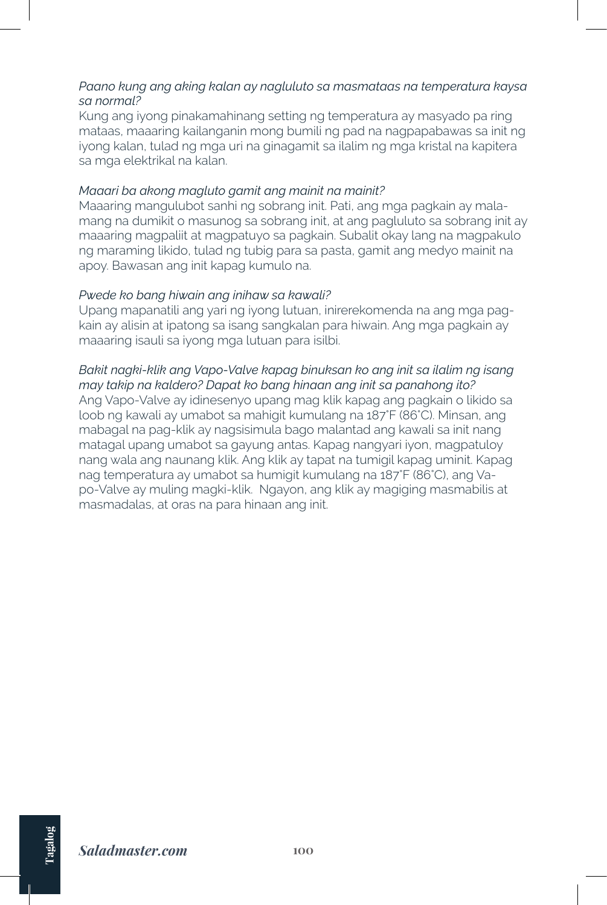*Paano kung ang aking kalan ay nagluluto sa masmataas na temperatura kaysa sa normal?*
Kung ang iyong pinakamahinang setting ng temperatura ay masyado pa ring mataas, maaaring kailanganin mong bumili ng pad na nagpapabawas sa init ng iyong kalan, tulad ng mga uri na ginagamit sa ilalim ng mga kristal na kapitera sa mga elektrikal na kalan.

*Maaari ba akong magluto gamit ang mainit na mainit?*
Maaaring mangulubot sanhi ng sobrang init. Pati, ang mga pagkain ay malamang na dumikit o masunog sa sobrang init, at ang pagluluto sa sobrang init ay maaaring magpaliit at magpatuyo sa pagkain. Subalit okay lang na magpakulo ng maraming likido, tulad ng tubig para sa pasta, gamit ang medyo mainit na apoy. Bawasan ang init kapag kumulo na.

*Pwede ko bang hiwain ang inihaw sa kawali?*
Upang mapanatili ang yari ng iyong lutuan, inirerekomenda na ang mga pagkain ay alisin at ipatong sa isang sangkalan para hiwain. Ang mga pagkain ay maaaring isauli sa iyong mga lutuan para isilbi.

*Bakit nagki-klik ang Vapo-Valve kapag binuksan ko ang init sa ilalim ng isang may takip na kaldero? Dapat ko bang hinaan ang init sa panahong ito?*
Ang Vapo-Valve ay idinesenyo upang mag klik kapag ang pagkain o likido sa loob ng kawali ay umabot sa mahigit kumulang na 187˚F (86˚C). Minsan, ang mabagal na pag-klik ay nagsisimula bago malantad ang kawali sa init nang matagal upang umabot sa gayung antas. Kapag nangyari iyon, magpatuloy nang wala ang naunang klik. Ang klik ay tapat na tumigil kapag uminit. Kapag nag temperatura ay umabot sa humigit kumulang na 187˚F (86˚C), ang Vapo-Valve ay muling magki-klik. Ngayon, ang klik ay magiging masmabilis at masmadalas, at oras na para hinaan ang init.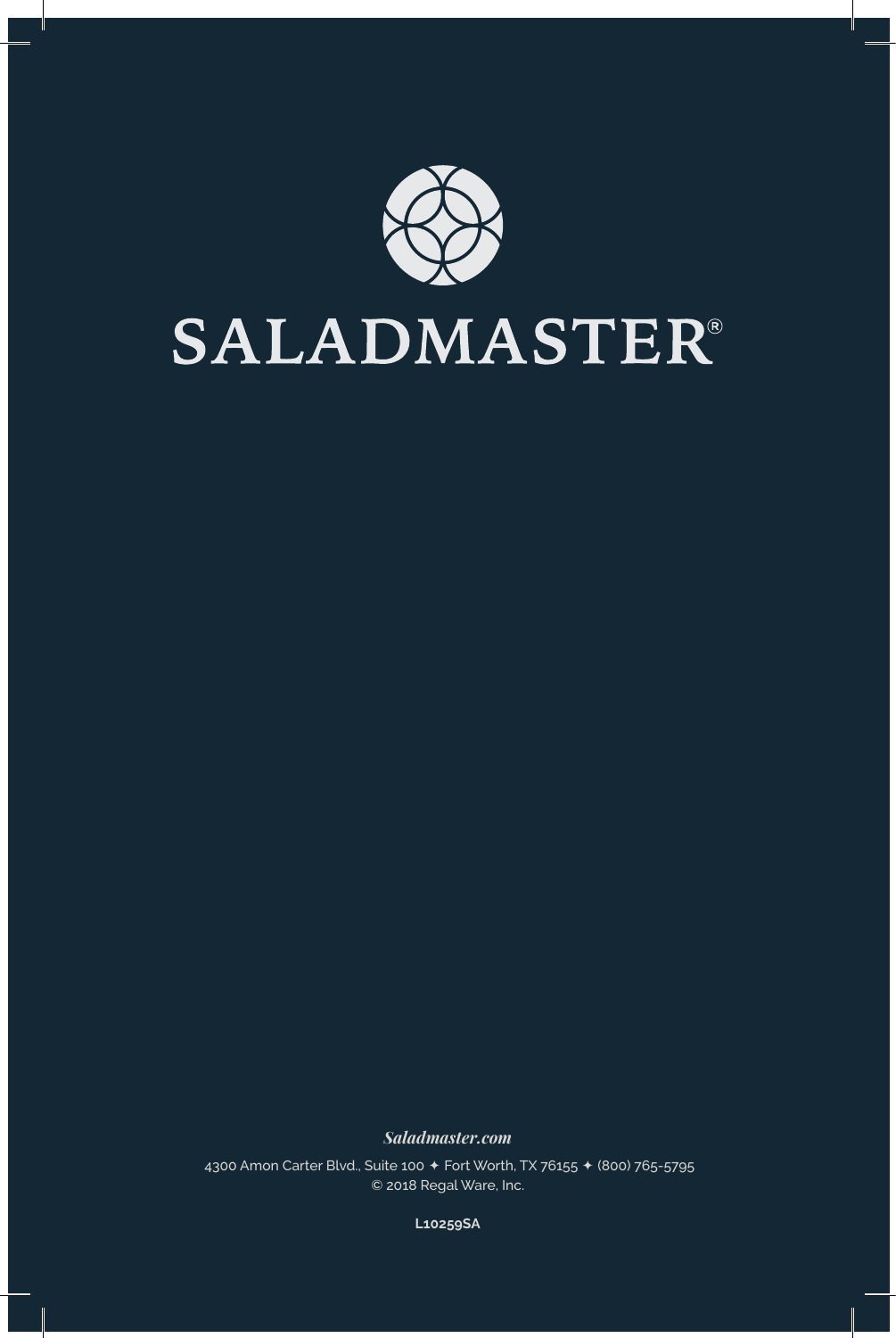# SALADMASTER®

*Saladmaster.com*

4300 Amon Carter Blvd., Suite 100 ✦ Fort Worth, TX 76155 ✦ (800) 765-5795
© 2018 Regal Ware, Inc.

**L10259SA**